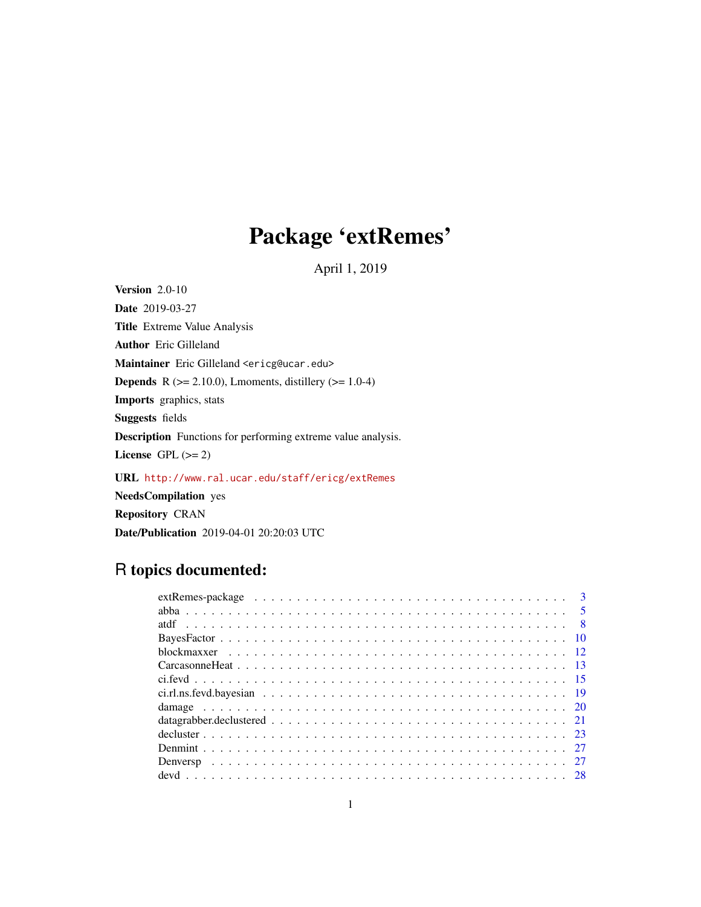# Package 'extRemes'

April 1, 2019

**Version** 2.0-10

**Date** 2019-03-27

**Title** Extreme Value Analysis

**Author** Eric Gilleland

**Maintainer** Eric Gilleland <ericg@ucar.edu>

**Depends** R (>= 2.10.0), Lmoments, distillery (>= 1.0-4)

**Imports** graphics, stats

**Suggests** fields

**Description** Functions for performing extreme value analysis.

**License** GPL (>= 2)

**URL** http://www.ral.ucar.edu/staff/ericg/extRemes

**NeedsCompilation** yes

**Repository** CRAN

**Date/Publication** 2019-04-01 20:20:03 UTC

## R topics documented:

| | |
|---|---|
| extRemes-package | 3 |
| abba | 5 |
| atdf | 8 |
| BayesFactor | 10 |
| blockmaxxer | 12 |
| CarcasonneHeat | 13 |
| ci.fevd | 15 |
| ci.rl.ns.fevd.bayesian | 19 |
| damage | 20 |
| datagrabber.declustered | 21 |
| decluster | 23 |
| Denmint | 27 |
| Denversp | 27 |
| devd | 28 |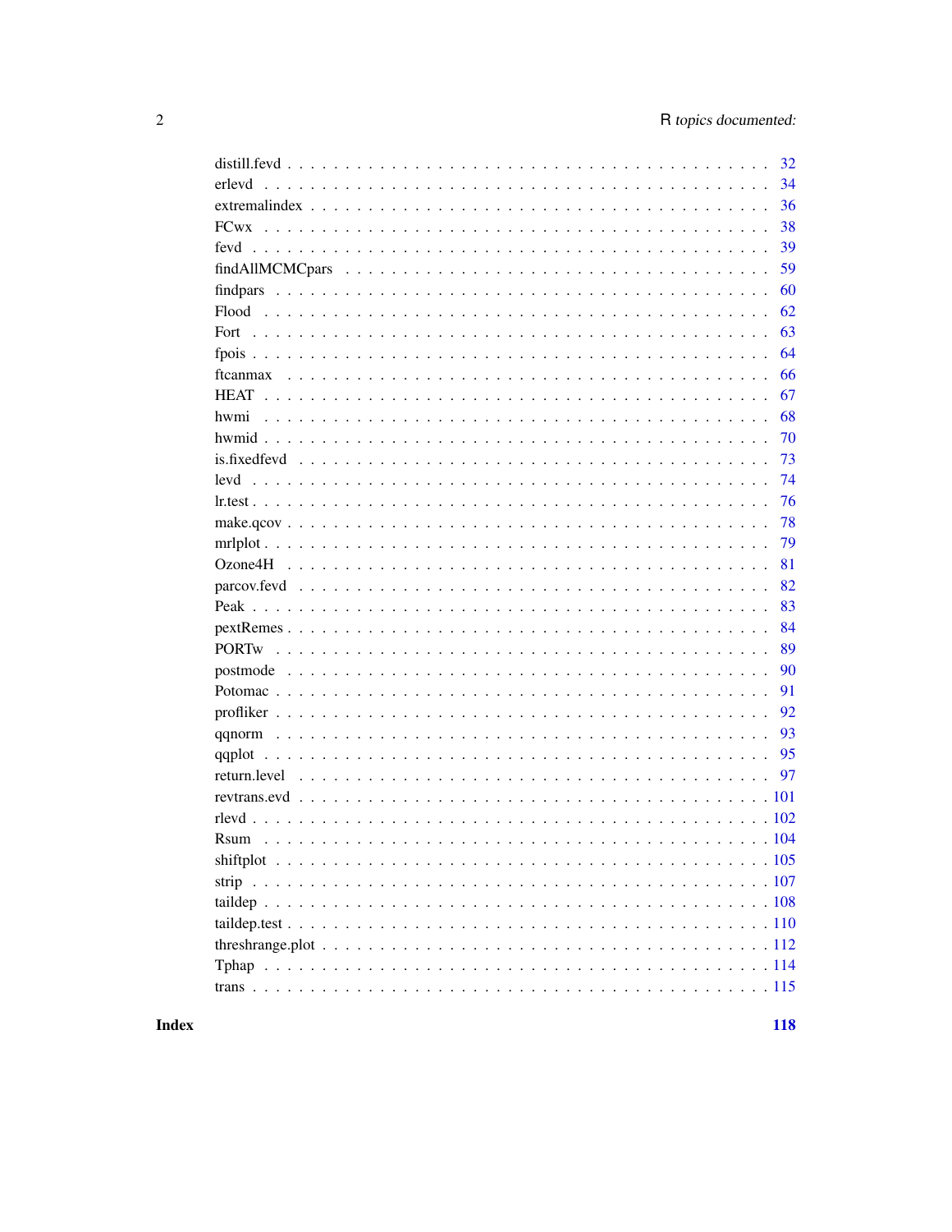| | |
|---|---|
| distill.fevd | 32 |
| erlevd | 34 |
| extremalindex | 36 |
| FCwx | 38 |
| fevd | 39 |
| findAllMCMCpars | 59 |
| findpars | 60 |
| Flood | 62 |
| Fort | 63 |
| fpois | 64 |
| ftcanmax | 66 |
| HEAT | 67 |
| hwmi | 68 |
| hwmid | 70 |
| is.fixedfevd | 73 |
| levd | 74 |
| lr.test | 76 |
| make.qcov | 78 |
| mrlplot | 79 |
| Ozone4H | 81 |
| parcov.fevd | 82 |
| Peak | 83 |
| pextRemes | 84 |
| PORTw | 89 |
| postmode | 90 |
| Potomac | 91 |
| profliker | 92 |
| qqnorm | 93 |
| qqplot | 95 |
| return.level | 97 |
| revtrans.evd | 101 |
| rlevd | 102 |
| Rsum | 104 |
| shiftplot | 105 |
| strip | 107 |
| taildep | 108 |
| taildep.test | 110 |
| threshrange.plot | 112 |
| Tphap | 114 |
| trans | 115 |

**Index** **118**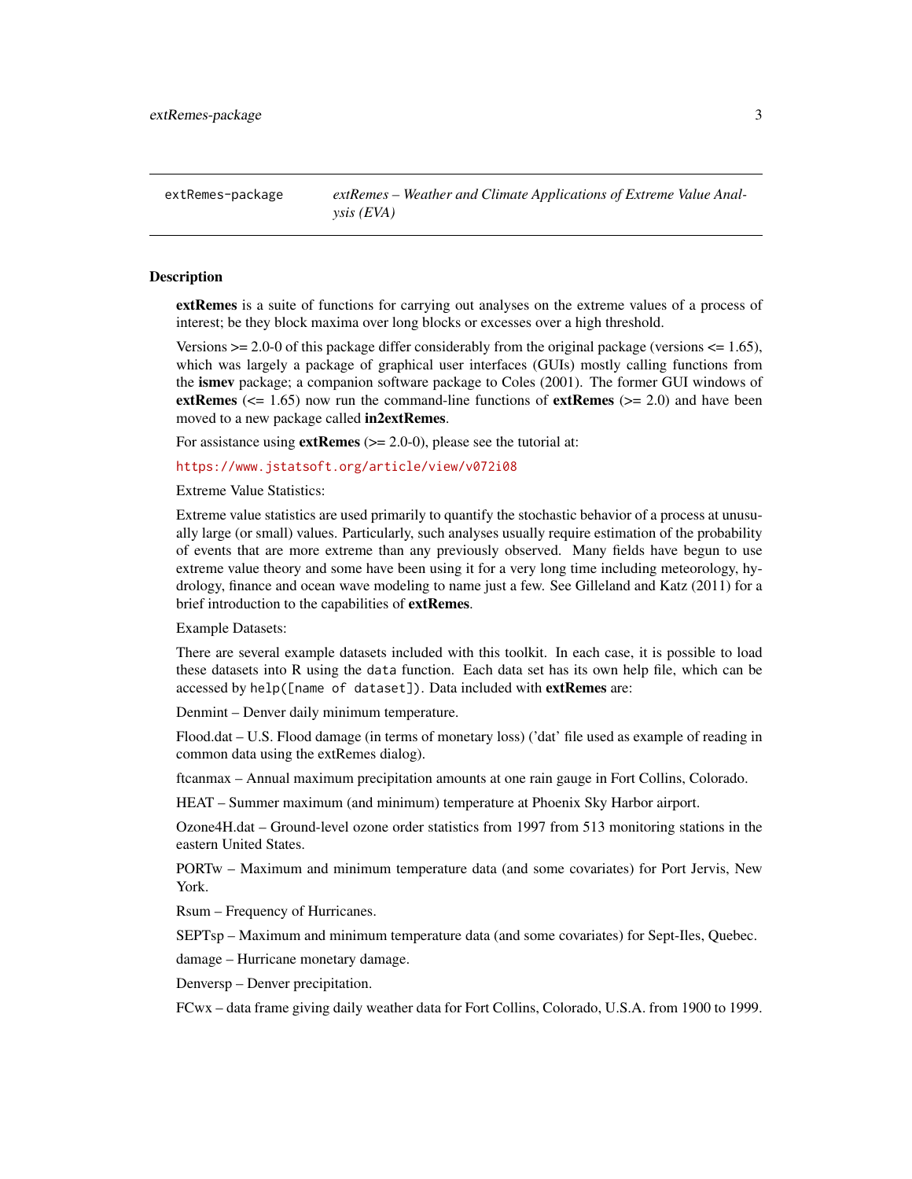extRemes-package — *extRemes – Weather and Climate Applications of Extreme Value Analysis (EVA)*

## Description

**extRemes** is a suite of functions for carrying out analyses on the extreme values of a process of interest; be they block maxima over long blocks or excesses over a high threshold.

Versions >= 2.0-0 of this package differ considerably from the original package (versions <= 1.65), which was largely a package of graphical user interfaces (GUIs) mostly calling functions from the **ismev** package; a companion software package to Coles (2001). The former GUI windows of **extRemes** (<= 1.65) now run the command-line functions of **extRemes** (>= 2.0) and have been moved to a new package called **in2extRemes**.

For assistance using **extRemes** (>= 2.0-0), please see the tutorial at:

https://www.jstatsoft.org/article/view/v072i08

Extreme Value Statistics:

Extreme value statistics are used primarily to quantify the stochastic behavior of a process at unusually large (or small) values. Particularly, such analyses usually require estimation of the probability of events that are more extreme than any previously observed. Many fields have begun to use extreme value theory and some have been using it for a very long time including meteorology, hydrology, finance and ocean wave modeling to name just a few. See Gilleland and Katz (2011) for a brief introduction to the capabilities of **extRemes**.

Example Datasets:

There are several example datasets included with this toolkit. In each case, it is possible to load these datasets into R using the `data` function. Each data set has its own help file, which can be accessed by `help([name of dataset])`. Data included with **extRemes** are:

Denmint – Denver daily minimum temperature.

Flood.dat – U.S. Flood damage (in terms of monetary loss) ('dat' file used as example of reading in common data using the extRemes dialog).

ftcanmax – Annual maximum precipitation amounts at one rain gauge in Fort Collins, Colorado.

HEAT – Summer maximum (and minimum) temperature at Phoenix Sky Harbor airport.

Ozone4H.dat – Ground-level ozone order statistics from 1997 from 513 monitoring stations in the eastern United States.

PORTw – Maximum and minimum temperature data (and some covariates) for Port Jervis, New York.

Rsum – Frequency of Hurricanes.

SEPTsp – Maximum and minimum temperature data (and some covariates) for Sept-Iles, Quebec.

damage – Hurricane monetary damage.

Denversp – Denver precipitation.

FCwx – data frame giving daily weather data for Fort Collins, Colorado, U.S.A. from 1900 to 1999.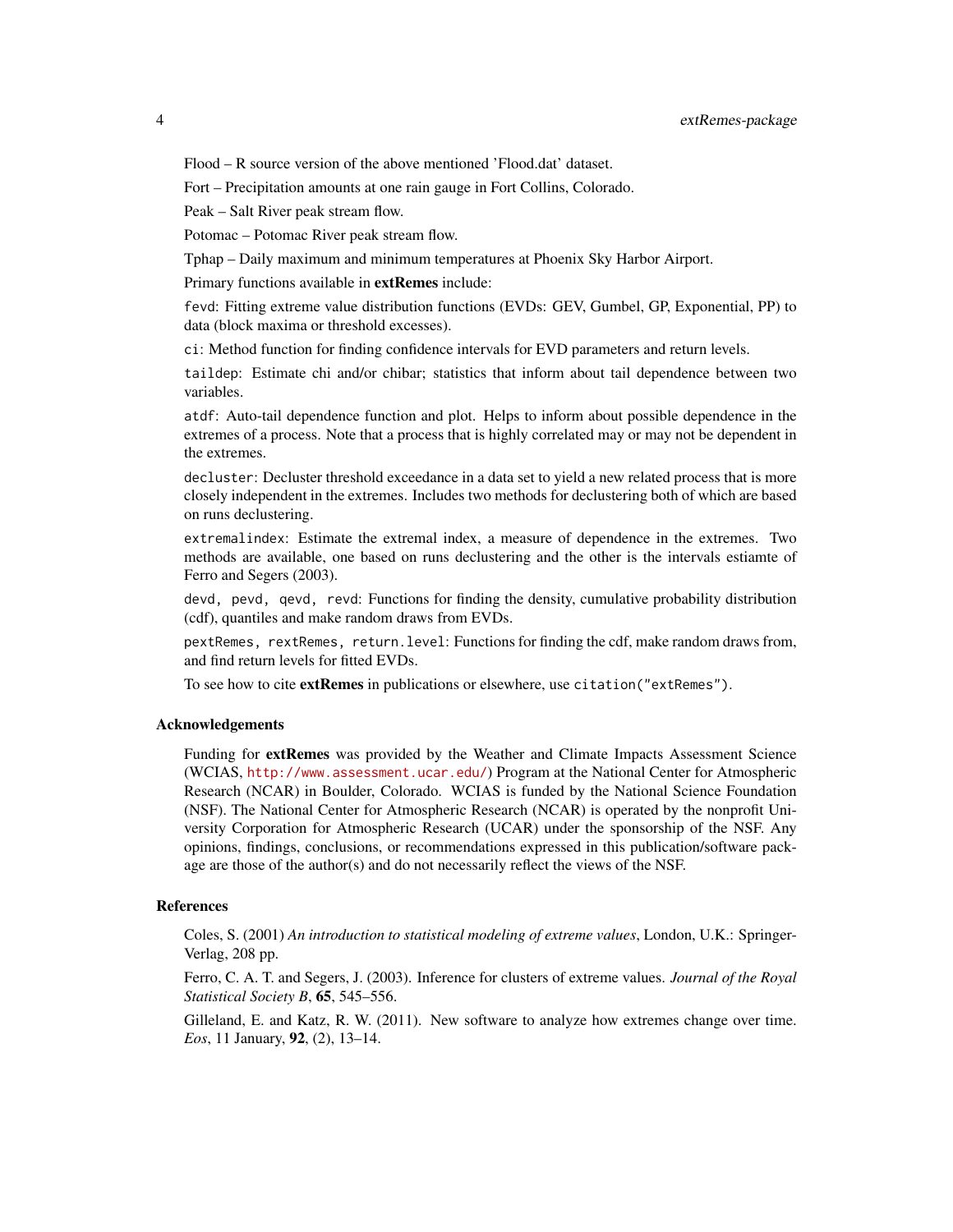Flood – R source version of the above mentioned 'Flood.dat' dataset.

Fort – Precipitation amounts at one rain gauge in Fort Collins, Colorado.

Peak – Salt River peak stream flow.

Potomac – Potomac River peak stream flow.

Tphap – Daily maximum and minimum temperatures at Phoenix Sky Harbor Airport.

Primary functions available in **extRemes** include:

`fevd`: Fitting extreme value distribution functions (EVDs: GEV, Gumbel, GP, Exponential, PP) to data (block maxima or threshold excesses).

`ci`: Method function for finding confidence intervals for EVD parameters and return levels.

`taildep`: Estimate chi and/or chibar; statistics that inform about tail dependence between two variables.

`atdf`: Auto-tail dependence function and plot. Helps to inform about possible dependence in the extremes of a process. Note that a process that is highly correlated may or may not be dependent in the extremes.

`decluster`: Decluster threshold exceedance in a data set to yield a new related process that is more closely independent in the extremes. Includes two methods for declustering both of which are based on runs declustering.

`extremalindex`: Estimate the extremal index, a measure of dependence in the extremes. Two methods are available, one based on runs declustering and the other is the intervals estiamte of Ferro and Segers (2003).

`devd, pevd, qevd, revd`: Functions for finding the density, cumulative probability distribution (cdf), quantiles and make random draws from EVDs.

`pextRemes, rextRemes, return.level`: Functions for finding the cdf, make random draws from, and find return levels for fitted EVDs.

To see how to cite **extRemes** in publications or elsewhere, use `citation("extRemes")`.

### Acknowledgements

Funding for **extRemes** was provided by the Weather and Climate Impacts Assessment Science (WCIAS, http://www.assessment.ucar.edu/) Program at the National Center for Atmospheric Research (NCAR) in Boulder, Colorado. WCIAS is funded by the National Science Foundation (NSF). The National Center for Atmospheric Research (NCAR) is operated by the nonprofit University Corporation for Atmospheric Research (UCAR) under the sponsorship of the NSF. Any opinions, findings, conclusions, or recommendations expressed in this publication/software package are those of the author(s) and do not necessarily reflect the views of the NSF.

### References

Coles, S. (2001) *An introduction to statistical modeling of extreme values*, London, U.K.: Springer-Verlag, 208 pp.

Ferro, C. A. T. and Segers, J. (2003). Inference for clusters of extreme values. *Journal of the Royal Statistical Society B*, **65**, 545–556.

Gilleland, E. and Katz, R. W. (2011). New software to analyze how extremes change over time. *Eos*, 11 January, **92**, (2), 13–14.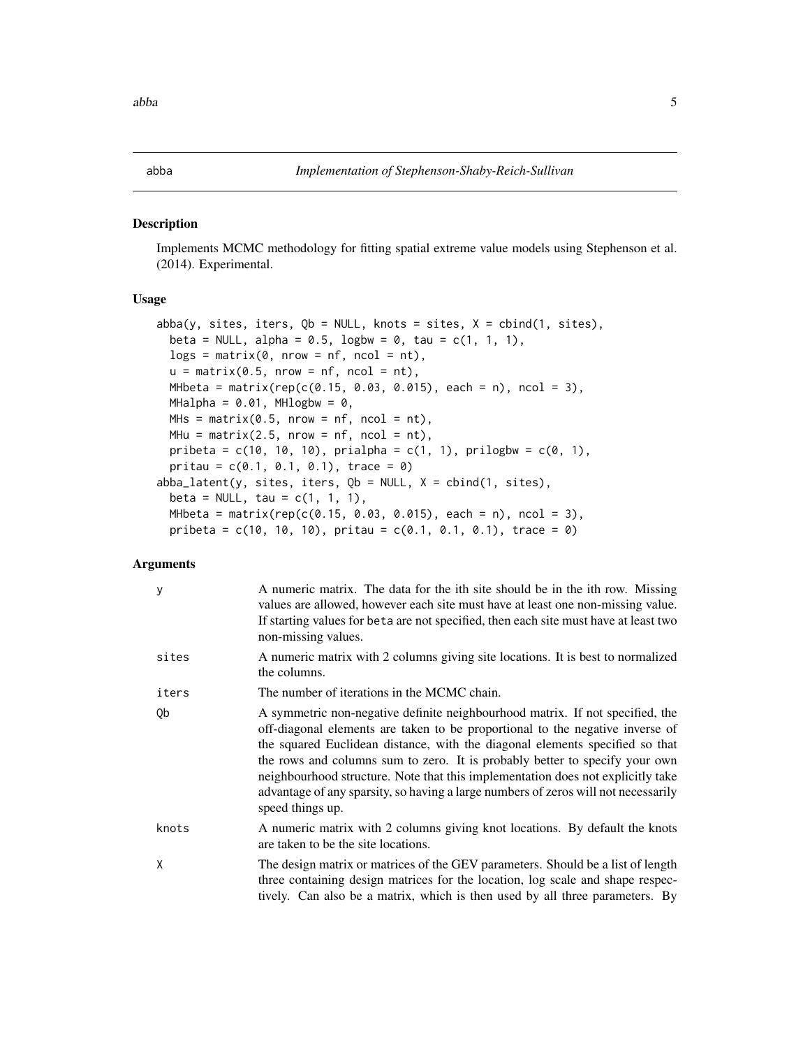abba *Implementation of Stephenson-Shaby-Reich-Sullivan*

## Description

Implements MCMC methodology for fitting spatial extreme value models using Stephenson et al. (2014). Experimental.

## Usage

```
abba(y, sites, iters, Qb = NULL, knots = sites, X = cbind(1, sites),
  beta = NULL, alpha = 0.5, logbw = 0, tau = c(1, 1, 1),
  logs = matrix(0, nrow = nf, ncol = nt),
  u = matrix(0.5, nrow = nf, ncol = nt),
  MHbeta = matrix(rep(c(0.15, 0.03, 0.015), each = n), ncol = 3),
  MHalpha = 0.01, MHlogbw = 0,
  MHs = matrix(0.5, nrow = nf, ncol = nt),
  MHu = matrix(2.5, nrow = nf, ncol = nt),
  pribeta = c(10, 10, 10), prialpha = c(1, 1), prilogbw = c(0, 1),
  pritau = c(0.1, 0.1, 0.1), trace = 0)
abba_latent(y, sites, iters, Qb = NULL, X = cbind(1, sites),
  beta = NULL, tau = c(1, 1, 1),
  MHbeta = matrix(rep(c(0.15, 0.03, 0.015), each = n), ncol = 3),
  pribeta = c(10, 10, 10), pritau = c(0.1, 0.1, 0.1), trace = 0)
```

## Arguments

| | |
|---|---|
| y | A numeric matrix. The data for the ith site should be in the ith row. Missing values are allowed, however each site must have at least one non-missing value. If starting values for beta are not specified, then each site must have at least two non-missing values. |
| sites | A numeric matrix with 2 columns giving site locations. It is best to normalized the columns. |
| iters | The number of iterations in the MCMC chain. |
| Qb | A symmetric non-negative definite neighbourhood matrix. If not specified, the off-diagonal elements are taken to be proportional to the negative inverse of the squared Euclidean distance, with the diagonal elements specified so that the rows and columns sum to zero. It is probably better to specify your own neighbourhood structure. Note that this implementation does not explicitly take advantage of any sparsity, so having a large numbers of zeros will not necessarily speed things up. |
| knots | A numeric matrix with 2 columns giving knot locations. By default the knots are taken to be the site locations. |
| X | The design matrix or matrices of the GEV parameters. Should be a list of length three containing design matrices for the location, log scale and shape respectively. Can also be a matrix, which is then used by all three parameters. By |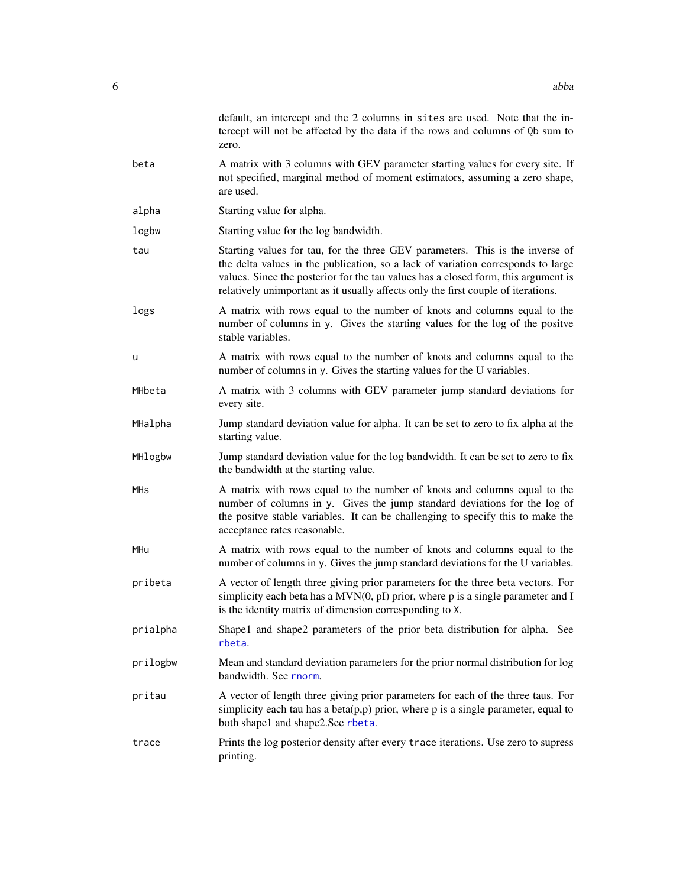default, an intercept and the 2 columns in `sites` are used. Note that the intercept will not be affected by the data if the rows and columns of `Qb` sum to zero.

| | |
|---|---|
| `beta` | A matrix with 3 columns with GEV parameter starting values for every site. If not specified, marginal method of moment estimators, assuming a zero shape, are used. |
| `alpha` | Starting value for alpha. |
| `logbw` | Starting value for the log bandwidth. |
| `tau` | Starting values for tau, for the three GEV parameters. This is the inverse of the delta values in the publication, so a lack of variation corresponds to large values. Since the posterior for the tau values has a closed form, this argument is relatively unimportant as it usually affects only the first couple of iterations. |
| `logs` | A matrix with rows equal to the number of knots and columns equal to the number of columns in `y`. Gives the starting values for the log of the positve stable variables. |
| `u` | A matrix with rows equal to the number of knots and columns equal to the number of columns in `y`. Gives the starting values for the U variables. |
| `MHbeta` | A matrix with 3 columns with GEV parameter jump standard deviations for every site. |
| `MHalpha` | Jump standard deviation value for alpha. It can be set to zero to fix alpha at the starting value. |
| `MHlogbw` | Jump standard deviation value for the log bandwidth. It can be set to zero to fix the bandwidth at the starting value. |
| `MHs` | A matrix with rows equal to the number of knots and columns equal to the number of columns in `y`. Gives the jump standard deviations for the log of the positve stable variables. It can be challenging to specify this to make the acceptance rates reasonable. |
| `MHu` | A matrix with rows equal to the number of knots and columns equal to the number of columns in `y`. Gives the jump standard deviations for the U variables. |
| `pribeta` | A vector of length three giving prior parameters for the three beta vectors. For simplicity each beta has a MVN(0, pI) prior, where p is a single parameter and I is the identity matrix of dimension corresponding to `X`. |
| `prialpha` | Shape1 and shape2 parameters of the prior beta distribution for alpha. See `rbeta`. |
| `prilogbw` | Mean and standard deviation parameters for the prior normal distribution for log bandwidth. See `rnorm`. |
| `pritau` | A vector of length three giving prior parameters for each of the three taus. For simplicity each tau has a beta(p,p) prior, where p is a single parameter, equal to both shape1 and shape2.See `rbeta`. |
| `trace` | Prints the log posterior density after every `trace` iterations. Use zero to supress printing. |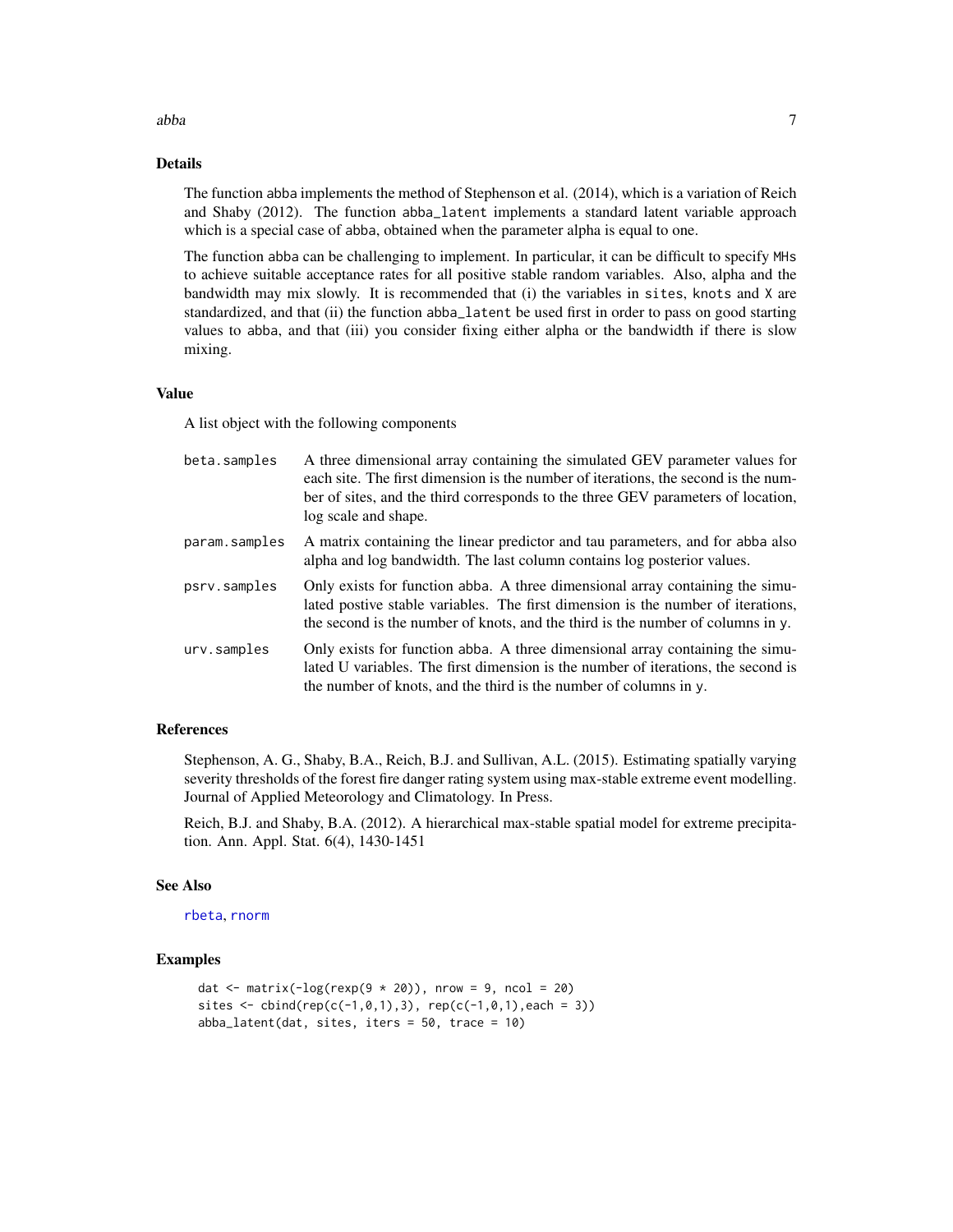## Details

The function abba implements the method of Stephenson et al. (2014), which is a variation of Reich and Shaby (2012). The function abba_latent implements a standard latent variable approach which is a special case of abba, obtained when the parameter alpha is equal to one.

The function abba can be challenging to implement. In particular, it can be difficult to specify MHs to achieve suitable acceptance rates for all positive stable random variables. Also, alpha and the bandwidth may mix slowly. It is recommended that (i) the variables in sites, knots and X are standardized, and that (ii) the function abba_latent be used first in order to pass on good starting values to abba, and that (iii) you consider fixing either alpha or the bandwidth if there is slow mixing.

## Value

A list object with the following components

| | |
|---|---|
| beta.samples | A three dimensional array containing the simulated GEV parameter values for each site. The first dimension is the number of iterations, the second is the number of sites, and the third corresponds to the three GEV parameters of location, log scale and shape. |
| param.samples | A matrix containing the linear predictor and tau parameters, and for abba also alpha and log bandwidth. The last column contains log posterior values. |
| psrv.samples | Only exists for function abba. A three dimensional array containing the simulated postive stable variables. The first dimension is the number of iterations, the second is the number of knots, and the third is the number of columns in y. |
| urv.samples | Only exists for function abba. A three dimensional array containing the simulated U variables. The first dimension is the number of iterations, the second is the number of knots, and the third is the number of columns in y. |

## References

Stephenson, A. G., Shaby, B.A., Reich, B.J. and Sullivan, A.L. (2015). Estimating spatially varying severity thresholds of the forest fire danger rating system using max-stable extreme event modelling. Journal of Applied Meteorology and Climatology. In Press.

Reich, B.J. and Shaby, B.A. (2012). A hierarchical max-stable spatial model for extreme precipitation. Ann. Appl. Stat. 6(4), 1430-1451

## See Also

rbeta, rnorm

## Examples

```
dat <- matrix(-log(rexp(9 * 20)), nrow = 9, ncol = 20)
sites <- cbind(rep(c(-1,0,1),3), rep(c(-1,0,1),each = 3))
abba_latent(dat, sites, iters = 50, trace = 10)
```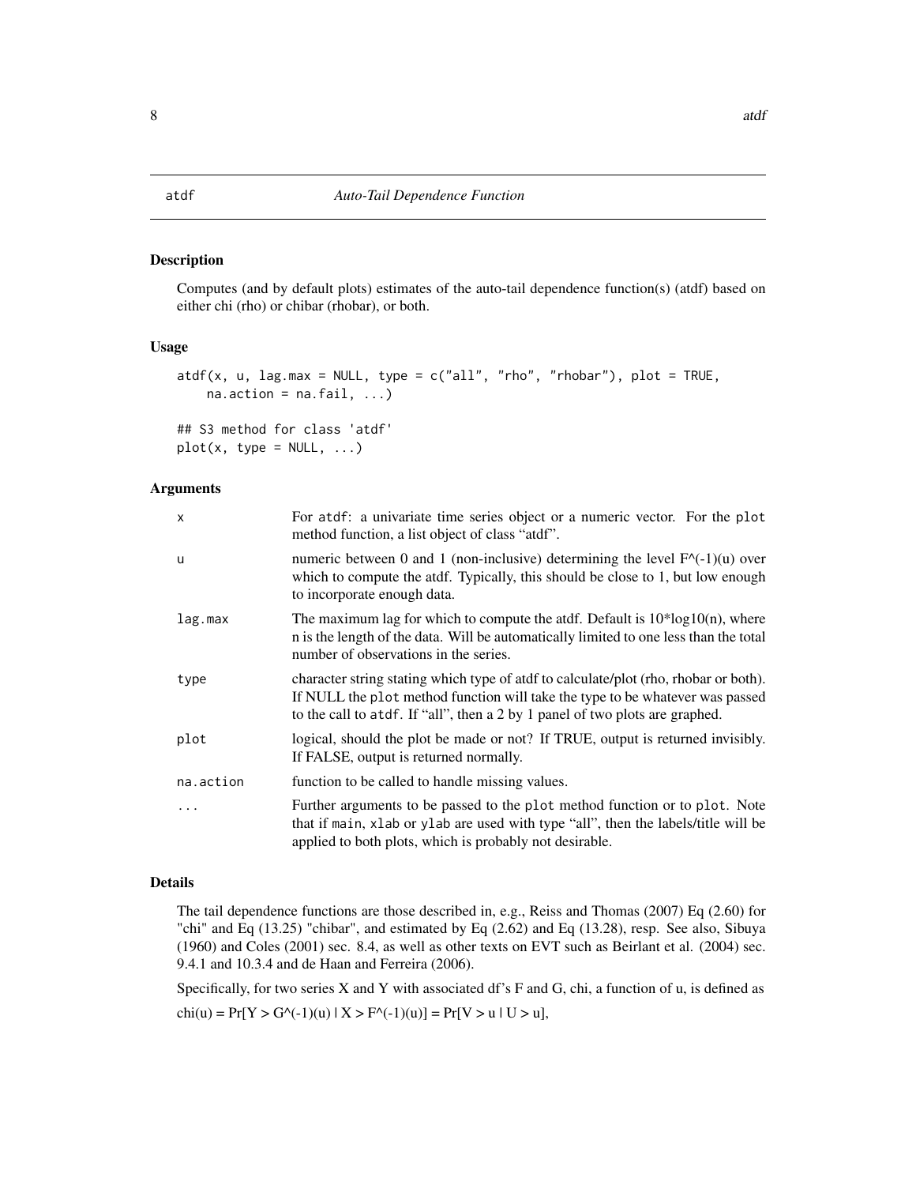# atdf — *Auto-Tail Dependence Function*

## Description

Computes (and by default plots) estimates of the auto-tail dependence function(s) (atdf) based on either chi (rho) or chibar (rhobar), or both.

## Usage

```
atdf(x, u, lag.max = NULL, type = c("all", "rho", "rhobar"), plot = TRUE,
    na.action = na.fail, ...)

## S3 method for class 'atdf'
plot(x, type = NULL, ...)
```

## Arguments

| | |
|---|---|
| `x` | For `atdf`: a univariate time series object or a numeric vector. For the `plot` method function, a list object of class "atdf". |
| `u` | numeric between 0 and 1 (non-inclusive) determining the level F^(-1)(u) over which to compute the atdf. Typically, this should be close to 1, but low enough to incorporate enough data. |
| `lag.max` | The maximum lag for which to compute the atdf. Default is 10*log10(n), where n is the length of the data. Will be automatically limited to one less than the total number of observations in the series. |
| `type` | character string stating which type of atdf to calculate/plot (rho, rhobar or both). If NULL the `plot` method function will take the type to be whatever was passed to the call to `atdf`. If "all", then a 2 by 1 panel of two plots are graphed. |
| `plot` | logical, should the plot be made or not? If TRUE, output is returned invisibly. If FALSE, output is returned normally. |
| `na.action` | function to be called to handle missing values. |
| `...` | Further arguments to be passed to the `plot` method function or to `plot`. Note that if `main`, `xlab` or `ylab` are used with type "all", then the labels/title will be applied to both plots, which is probably not desirable. |

## Details

The tail dependence functions are those described in, e.g., Reiss and Thomas (2007) Eq (2.60) for "chi" and Eq (13.25) "chibar", and estimated by Eq (2.62) and Eq (13.28), resp. See also, Sibuya (1960) and Coles (2001) sec. 8.4, as well as other texts on EVT such as Beirlant et al. (2004) sec. 9.4.1 and 10.3.4 and de Haan and Ferreira (2006).

Specifically, for two series X and Y with associated df's F and G, chi, a function of u, is defined as

chi(u) = Pr[Y > G^(-1)(u) | X > F^(-1)(u)] = Pr[V > u | U > u],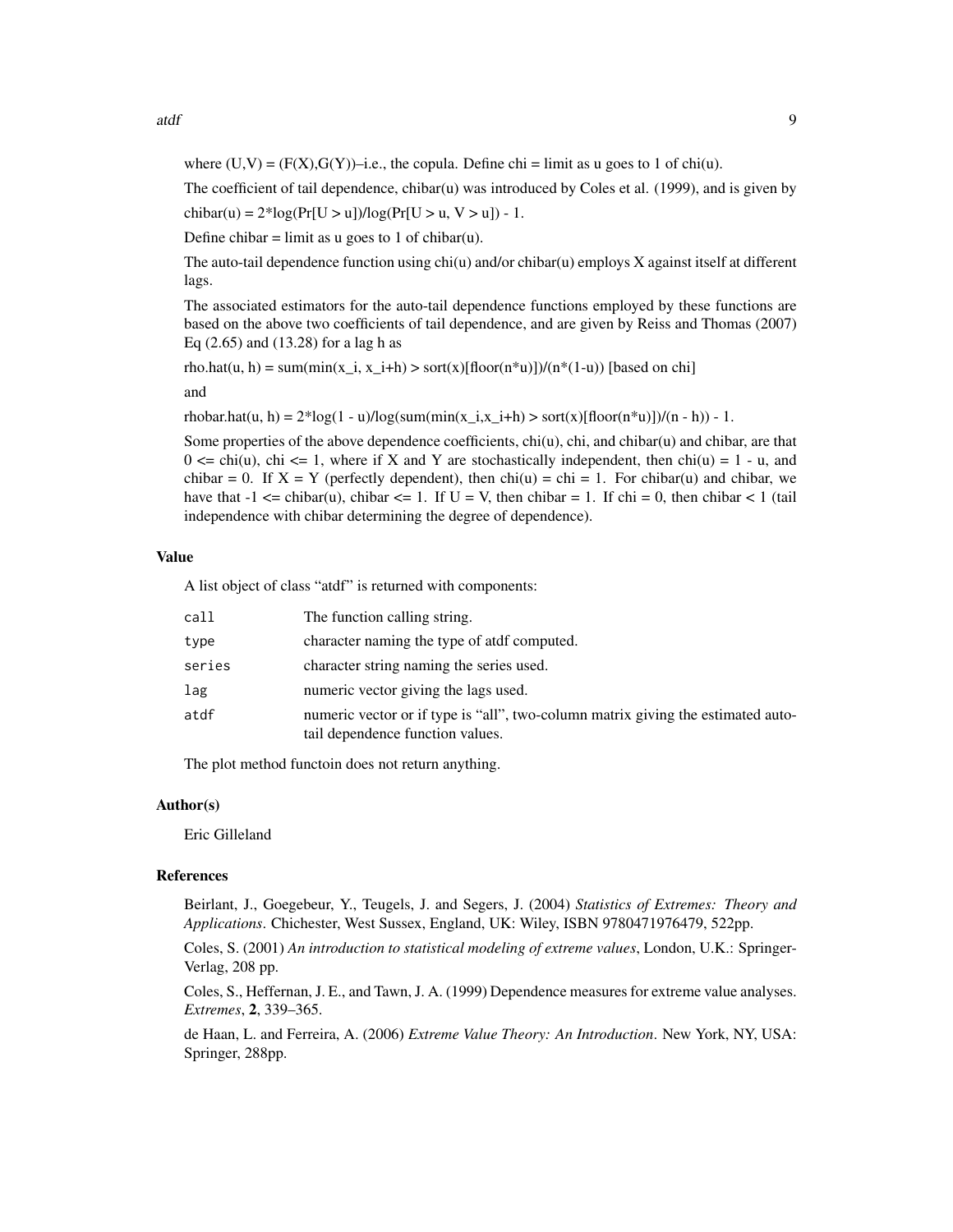where (U,V) = (F(X),G(Y))–i.e., the copula. Define chi = limit as u goes to 1 of chi(u).

The coefficient of tail dependence, chibar(u) was introduced by Coles et al. (1999), and is given by

chibar(u) = 2*log(Pr[U > u])/log(Pr[U > u, V > u]) - 1.

Define chibar = limit as u goes to 1 of chibar(u).

The auto-tail dependence function using chi(u) and/or chibar(u) employs X against itself at different lags.

The associated estimators for the auto-tail dependence functions employed by these functions are based on the above two coefficients of tail dependence, and are given by Reiss and Thomas (2007) Eq (2.65) and (13.28) for a lag h as

rho.hat(u, h) = sum(min(x_i, x_i+h) > sort(x)[floor(n*u)])/(n*(1-u)) [based on chi]

and

rhobar.hat(u, h) = 2*log(1 - u)/log(sum(min(x_i,x_i+h) > sort(x)[floor(n*u)])/(n - h)) - 1.

Some properties of the above dependence coefficients, chi(u), chi, and chibar(u) and chibar, are that 0 <= chi(u), chi <= 1, where if X and Y are stochastically independent, then chi(u) = 1 - u, and chibar = 0. If X = Y (perfectly dependent), then chi(u) = chi = 1. For chibar(u) and chibar, we have that -1 <= chibar(u), chibar <= 1. If U = V, then chibar = 1. If chi = 0, then chibar < 1 (tail independence with chibar determining the degree of dependence).

### Value

A list object of class "atdf" is returned with components:

| | |
|---|---|
| `call` | The function calling string. |
| `type` | character naming the type of atdf computed. |
| `series` | character string naming the series used. |
| `lag` | numeric vector giving the lags used. |
| `atdf` | numeric vector or if type is "all", two-column matrix giving the estimated auto-tail dependence function values. |

The plot method functoin does not return anything.

### Author(s)

Eric Gilleland

### References

Beirlant, J., Goegebeur, Y., Teugels, J. and Segers, J. (2004) *Statistics of Extremes: Theory and Applications*. Chichester, West Sussex, England, UK: Wiley, ISBN 9780471976479, 522pp.

Coles, S. (2001) *An introduction to statistical modeling of extreme values*, London, U.K.: Springer-Verlag, 208 pp.

Coles, S., Heffernan, J. E., and Tawn, J. A. (1999) Dependence measures for extreme value analyses. *Extremes*, **2**, 339–365.

de Haan, L. and Ferreira, A. (2006) *Extreme Value Theory: An Introduction*. New York, NY, USA: Springer, 288pp.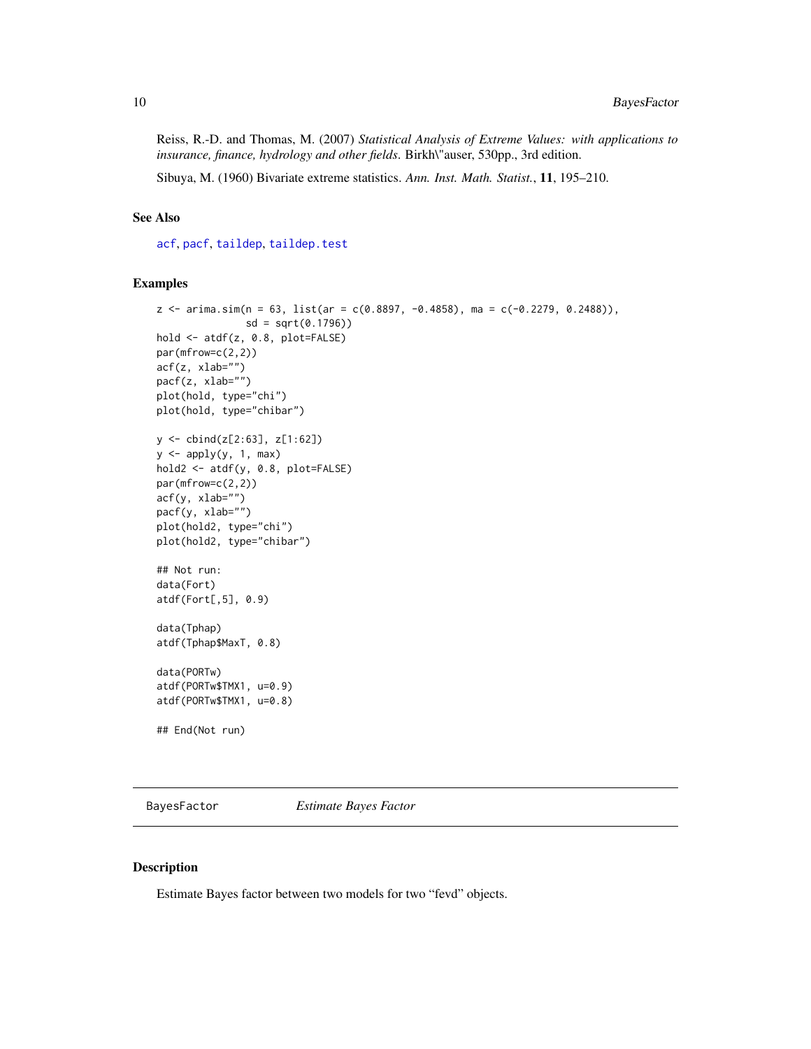Reiss, R.-D. and Thomas, M. (2007) *Statistical Analysis of Extreme Values: with applications to insurance, finance, hydrology and other fields*. Birkh\"auser, 530pp., 3rd edition.

Sibuya, M. (1960) Bivariate extreme statistics. *Ann. Inst. Math. Statist.*, **11**, 195–210.

## See Also

acf, pacf, taildep, taildep.test

## Examples

```
z <- arima.sim(n = 63, list(ar = c(0.8897, -0.4858), ma = c(-0.2279, 0.2488)),
               sd = sqrt(0.1796))
hold <- atdf(z, 0.8, plot=FALSE)
par(mfrow=c(2,2))
acf(z, xlab="")
pacf(z, xlab="")
plot(hold, type="chi")
plot(hold, type="chibar")

y <- cbind(z[2:63], z[1:62])
y <- apply(y, 1, max)
hold2 <- atdf(y, 0.8, plot=FALSE)
par(mfrow=c(2,2))
acf(y, xlab="")
pacf(y, xlab="")
plot(hold2, type="chi")
plot(hold2, type="chibar")

## Not run:
data(Fort)
atdf(Fort[,5], 0.9)

data(Tphap)
atdf(Tphap$MaxT, 0.8)

data(PORTw)
atdf(PORTw$TMX1, u=0.9)
atdf(PORTw$TMX1, u=0.8)

## End(Not run)
```

---

# BayesFactor *Estimate Bayes Factor*

## Description

Estimate Bayes factor between two models for two "fevd" objects.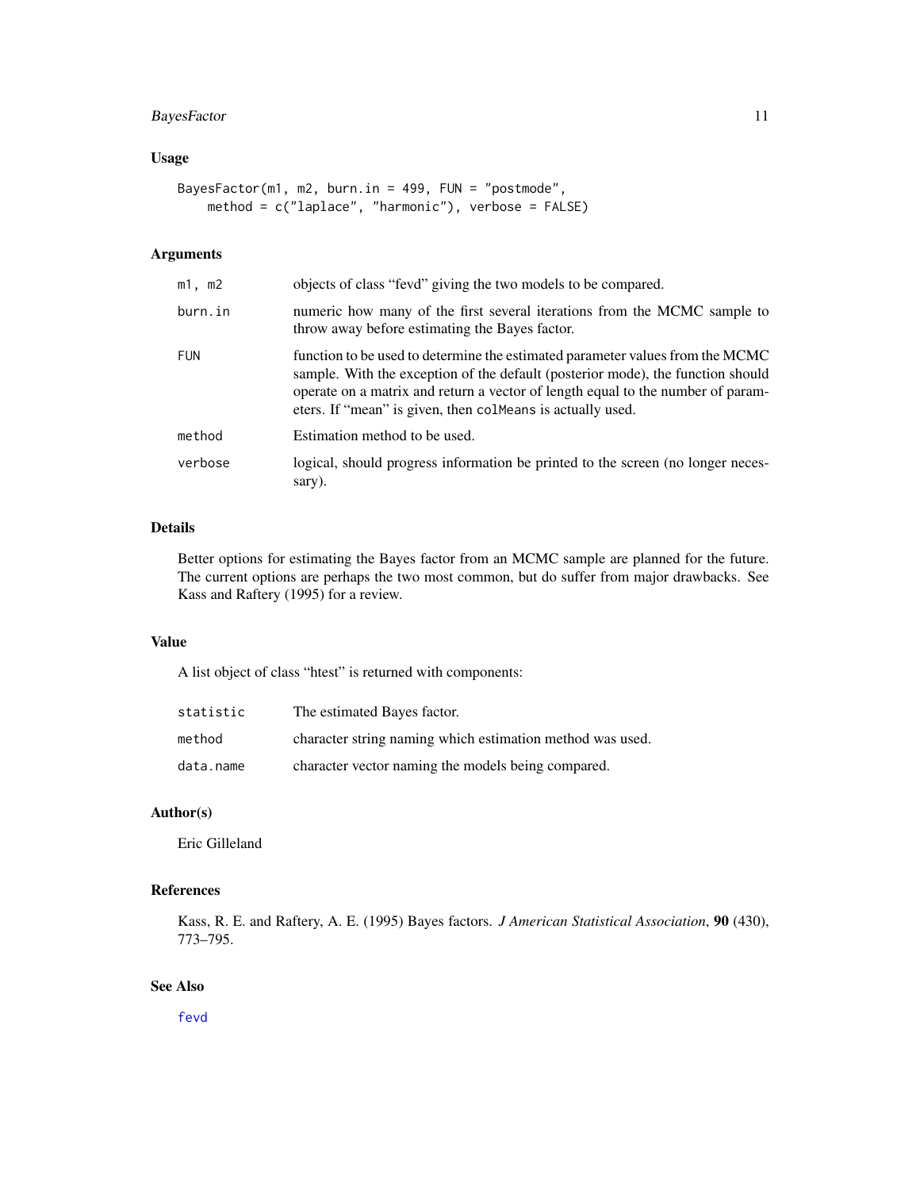### Usage

```
BayesFactor(m1, m2, burn.in = 499, FUN = "postmode",
    method = c("laplace", "harmonic"), verbose = FALSE)
```

### Arguments

| | |
|---|---|
| m1, m2 | objects of class "fevd" giving the two models to be compared. |
| burn.in | numeric how many of the first several iterations from the MCMC sample to throw away before estimating the Bayes factor. |
| FUN | function to be used to determine the estimated parameter values from the MCMC sample. With the exception of the default (posterior mode), the function should operate on a matrix and return a vector of length equal to the number of parameters. If "mean" is given, then `colMeans` is actually used. |
| method | Estimation method to be used. |
| verbose | logical, should progress information be printed to the screen (no longer necessary). |

### Details

Better options for estimating the Bayes factor from an MCMC sample are planned for the future. The current options are perhaps the two most common, but do suffer from major drawbacks. See Kass and Raftery (1995) for a review.

### Value

A list object of class "htest" is returned with components:

| | |
|---|---|
| statistic | The estimated Bayes factor. |
| method | character string naming which estimation method was used. |
| data.name | character vector naming the models being compared. |

### Author(s)

Eric Gilleland

### References

Kass, R. E. and Raftery, A. E. (1995) Bayes factors. *J American Statistical Association*, **90** (430), 773–795.

### See Also

fevd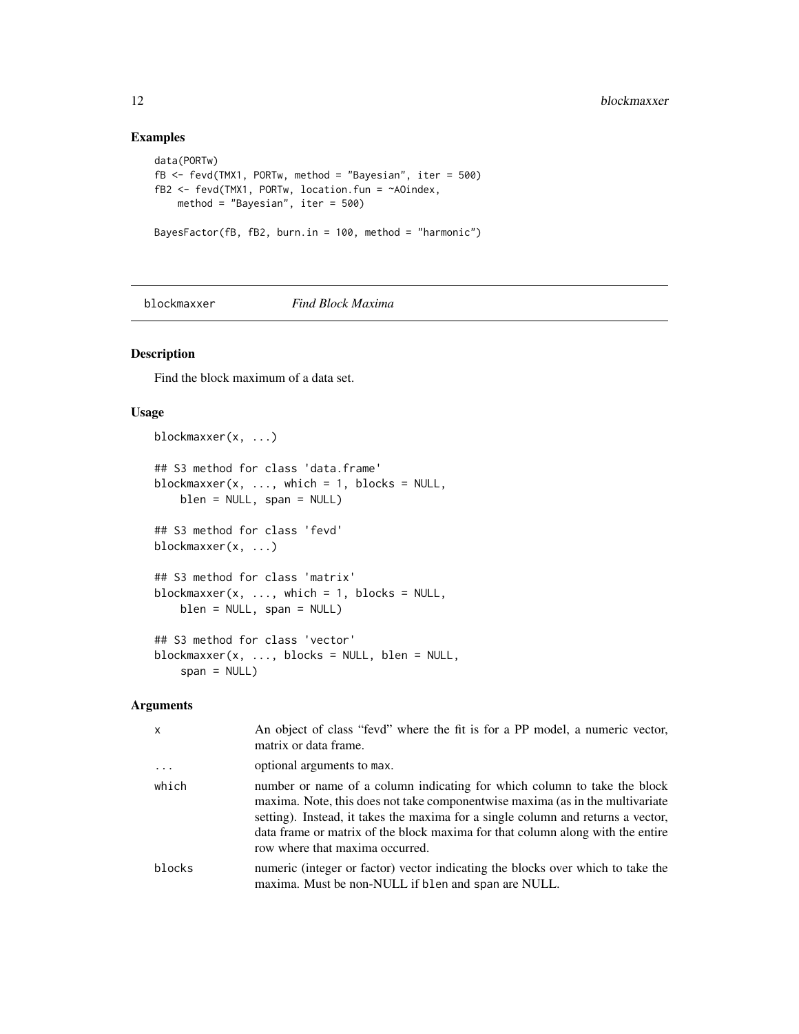## Examples

```
data(PORTw)
fB <- fevd(TMX1, PORTw, method = "Bayesian", iter = 500)
fB2 <- fevd(TMX1, PORTw, location.fun = ~AOindex,
    method = "Bayesian", iter = 500)

BayesFactor(fB, fB2, burn.in = 100, method = "harmonic")
```

---

# blockmaxxer — *Find Block Maxima*

---

## Description

Find the block maximum of a data set.

## Usage

```
blockmaxxer(x, ...)

## S3 method for class 'data.frame'
blockmaxxer(x, ..., which = 1, blocks = NULL,
    blen = NULL, span = NULL)

## S3 method for class 'fevd'
blockmaxxer(x, ...)

## S3 method for class 'matrix'
blockmaxxer(x, ..., which = 1, blocks = NULL,
    blen = NULL, span = NULL)

## S3 method for class 'vector'
blockmaxxer(x, ..., blocks = NULL, blen = NULL,
    span = NULL)
```

## Arguments

| | |
|---|---|
| x | An object of class "fevd" where the fit is for a PP model, a numeric vector, matrix or data frame. |
| ... | optional arguments to max. |
| which | number or name of a column indicating for which column to take the block maxima. Note, this does not take componentwise maxima (as in the multivariate setting). Instead, it takes the maxima for a single column and returns a vector, data frame or matrix of the block maxima for that column along with the entire row where that maxima occurred. |
| blocks | numeric (integer or factor) vector indicating the blocks over which to take the maxima. Must be non-NULL if blen and span are NULL. |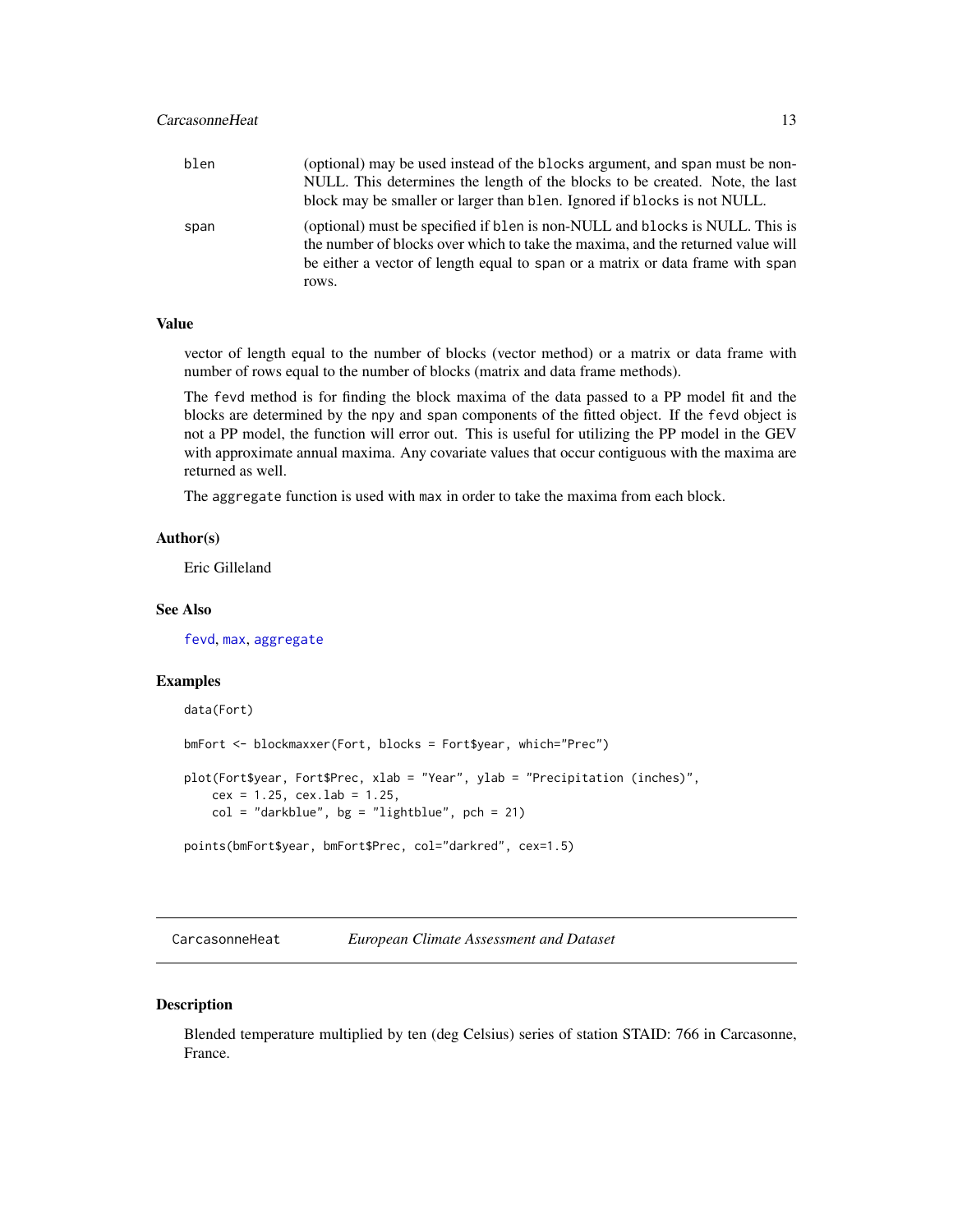| | |
|---|---|
| blen | (optional) may be used instead of the blocks argument, and span must be non-NULL. This determines the length of the blocks to be created. Note, the last block may be smaller or larger than blen. Ignored if blocks is not NULL. |
| span | (optional) must be specified if blen is non-NULL and blocks is NULL. This is the number of blocks over which to take the maxima, and the returned value will be either a vector of length equal to span or a matrix or data frame with span rows. |

### Value

vector of length equal to the number of blocks (vector method) or a matrix or data frame with number of rows equal to the number of blocks (matrix and data frame methods).

The fevd method is for finding the block maxima of the data passed to a PP model fit and the blocks are determined by the npy and span components of the fitted object. If the fevd object is not a PP model, the function will error out. This is useful for utilizing the PP model in the GEV with approximate annual maxima. Any covariate values that occur contiguous with the maxima are returned as well.

The aggregate function is used with max in order to take the maxima from each block.

### Author(s)

Eric Gilleland

### See Also

fevd, max, aggregate

### Examples

```
data(Fort)

bmFort <- blockmaxxer(Fort, blocks = Fort$year, which="Prec")

plot(Fort$year, Fort$Prec, xlab = "Year", ylab = "Precipitation (inches)",
    cex = 1.25, cex.lab = 1.25,
    col = "darkblue", bg = "lightblue", pch = 21)

points(bmFort$year, bmFort$Prec, col="darkred", cex=1.5)
```

---

## CarcasonneHeat &nbsp;&nbsp;&nbsp; *European Climate Assessment and Dataset*

### Description

Blended temperature multiplied by ten (deg Celsius) series of station STAID: 766 in Carcasonne, France.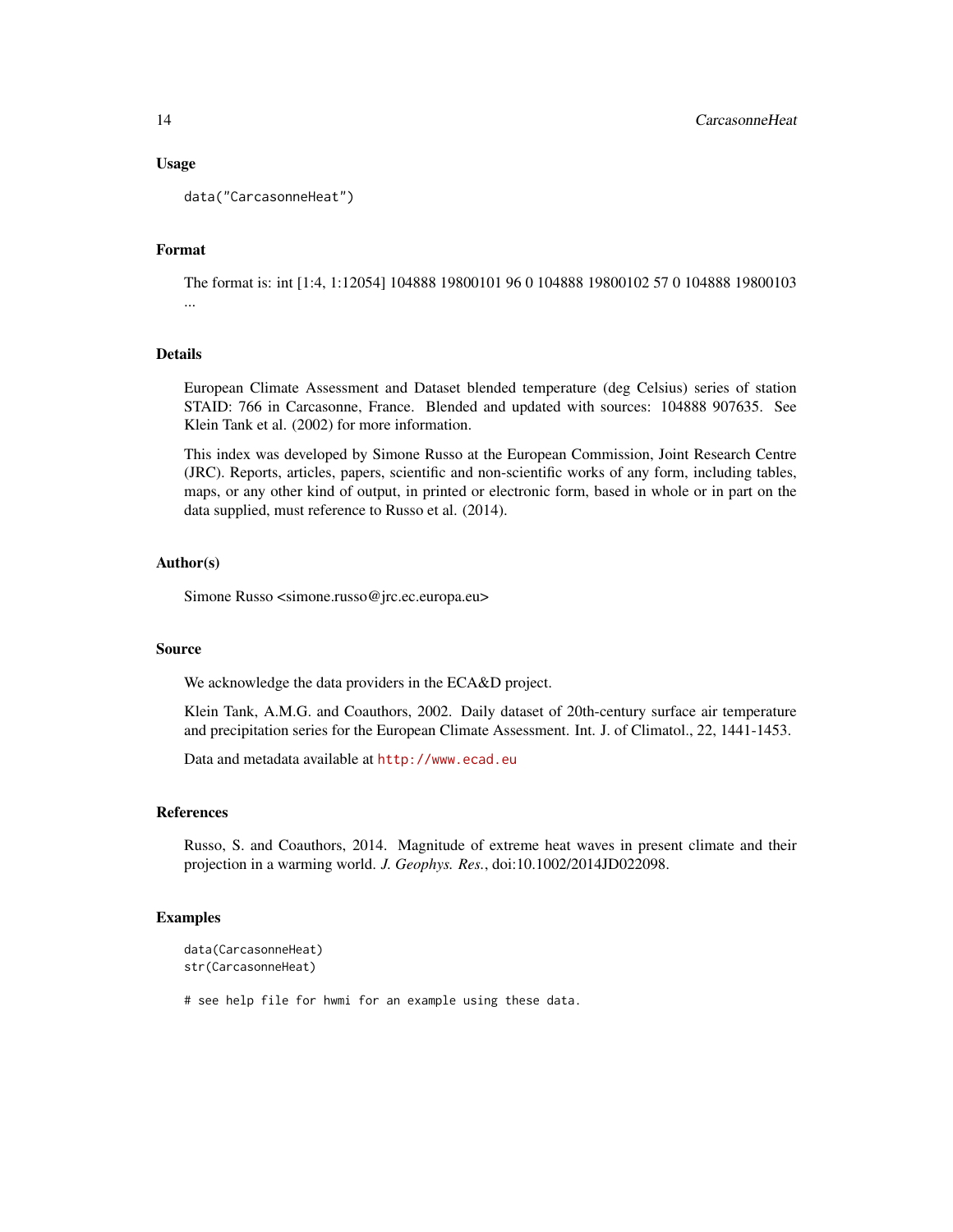### Usage

```
data("CarcasonneHeat")
```

### Format

The format is: int [1:4, 1:12054] 104888 19800101 96 0 104888 19800102 57 0 104888 19800103 ...

### Details

European Climate Assessment and Dataset blended temperature (deg Celsius) series of station STAID: 766 in Carcasonne, France. Blended and updated with sources: 104888 907635. See Klein Tank et al. (2002) for more information.

This index was developed by Simone Russo at the European Commission, Joint Research Centre (JRC). Reports, articles, papers, scientific and non-scientific works of any form, including tables, maps, or any other kind of output, in printed or electronic form, based in whole or in part on the data supplied, must reference to Russo et al. (2014).

### Author(s)

Simone Russo <simone.russo@jrc.ec.europa.eu>

### Source

We acknowledge the data providers in the ECA&D project.

Klein Tank, A.M.G. and Coauthors, 2002. Daily dataset of 20th-century surface air temperature and precipitation series for the European Climate Assessment. Int. J. of Climatol., 22, 1441-1453.

Data and metadata available at http://www.ecad.eu

### References

Russo, S. and Coauthors, 2014. Magnitude of extreme heat waves in present climate and their projection in a warming world. *J. Geophys. Res.*, doi:10.1002/2014JD022098.

### Examples

```
data(CarcasonneHeat)
str(CarcasonneHeat)

# see help file for hwmi for an example using these data.
```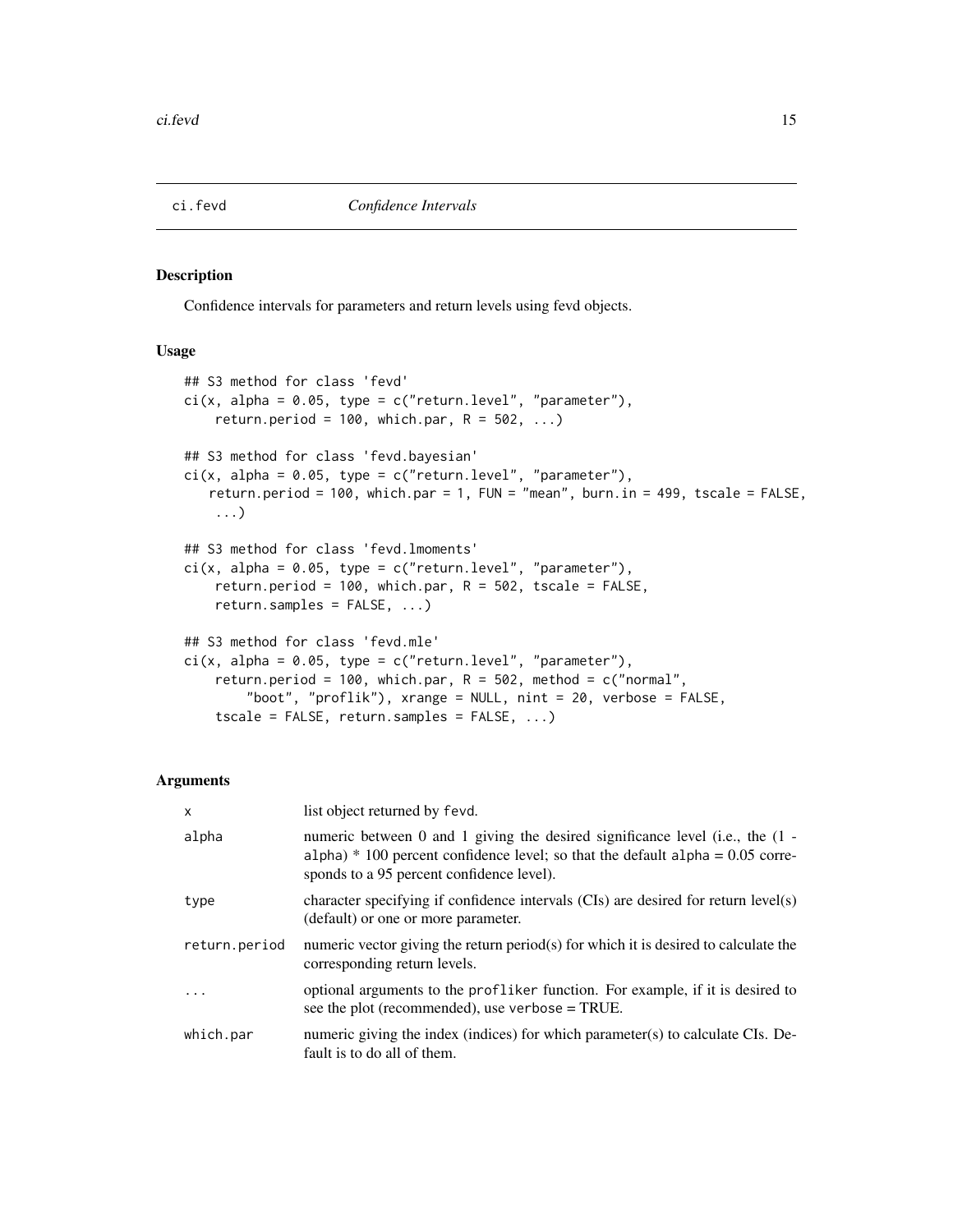## ci.fevd *Confidence Intervals*

### Description

Confidence intervals for parameters and return levels using fevd objects.

### Usage

```
## S3 method for class 'fevd'
ci(x, alpha = 0.05, type = c("return.level", "parameter"),
    return.period = 100, which.par, R = 502, ...)

## S3 method for class 'fevd.bayesian'
ci(x, alpha = 0.05, type = c("return.level", "parameter"),
   return.period = 100, which.par = 1, FUN = "mean", burn.in = 499, tscale = FALSE,
    ...)

## S3 method for class 'fevd.lmoments'
ci(x, alpha = 0.05, type = c("return.level", "parameter"),
    return.period = 100, which.par, R = 502, tscale = FALSE,
    return.samples = FALSE, ...)

## S3 method for class 'fevd.mle'
ci(x, alpha = 0.05, type = c("return.level", "parameter"),
    return.period = 100, which.par, R = 502, method = c("normal",
        "boot", "proflik"), xrange = NULL, nint = 20, verbose = FALSE,
    tscale = FALSE, return.samples = FALSE, ...)
```

### Arguments

| | |
|---|---|
| x | list object returned by fevd. |
| alpha | numeric between 0 and 1 giving the desired significance level (i.e., the (1 - alpha) * 100 percent confidence level; so that the default alpha = 0.05 corresponds to a 95 percent confidence level). |
| type | character specifying if confidence intervals (CIs) are desired for return level(s) (default) or one or more parameter. |
| return.period | numeric vector giving the return period(s) for which it is desired to calculate the corresponding return levels. |
| ... | optional arguments to the profliker function. For example, if it is desired to see the plot (recommended), use verbose = TRUE. |
| which.par | numeric giving the index (indices) for which parameter(s) to calculate CIs. Default is to do all of them. |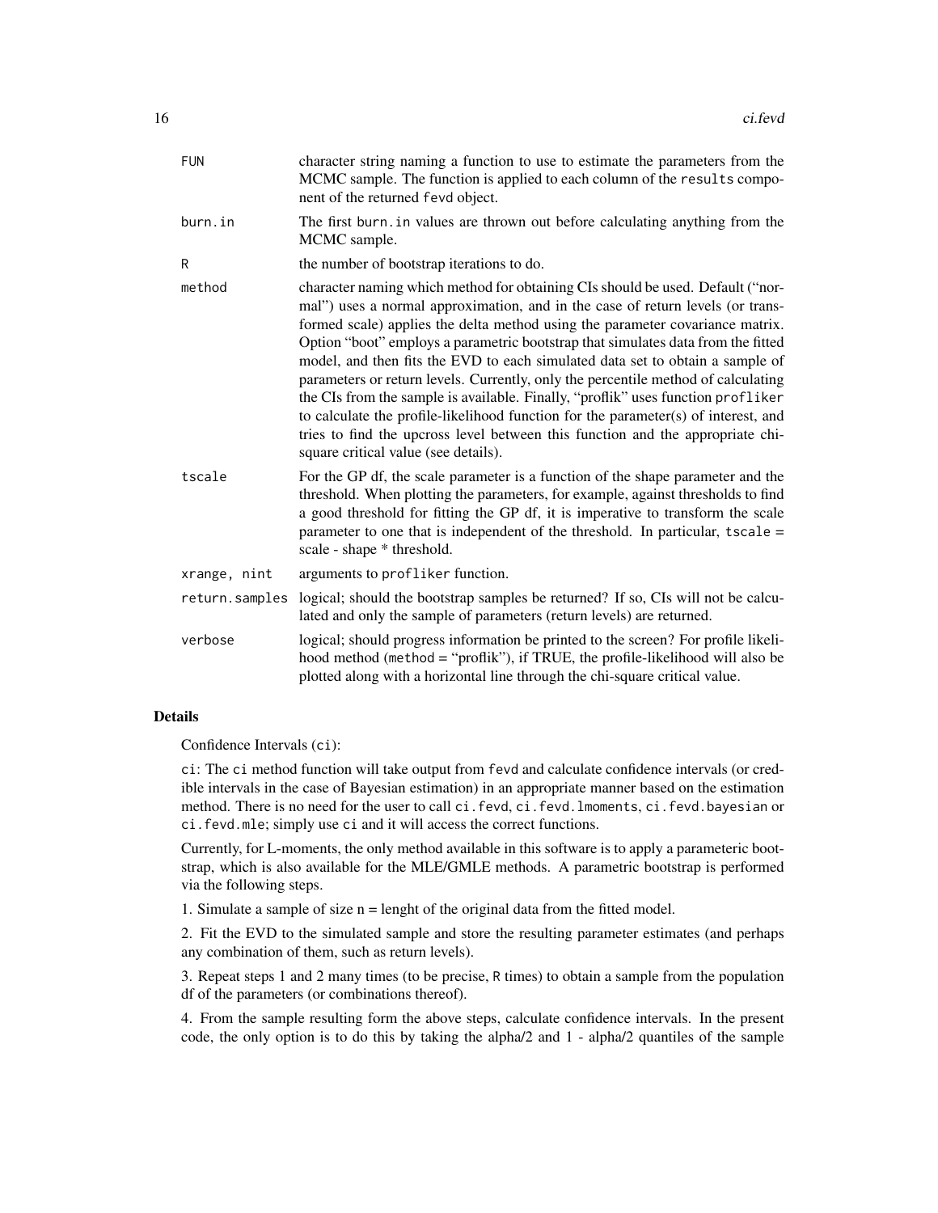| | |
|---|---|
| `FUN` | character string naming a function to use to estimate the parameters from the MCMC sample. The function is applied to each column of the `results` component of the returned `fevd` object. |
| `burn.in` | The first `burn.in` values are thrown out before calculating anything from the MCMC sample. |
| `R` | the number of bootstrap iterations to do. |
| `method` | character naming which method for obtaining CIs should be used. Default ("normal") uses a normal approximation, and in the case of return levels (or transformed scale) applies the delta method using the parameter covariance matrix. Option "boot" employs a parametric bootstrap that simulates data from the fitted model, and then fits the EVD to each simulated data set to obtain a sample of parameters or return levels. Currently, only the percentile method of calculating the CIs from the sample is available. Finally, "proflik" uses function `profliker` to calculate the profile-likelihood function for the parameter(s) of interest, and tries to find the upcross level between this function and the appropriate chi-square critical value (see details). |
| `tscale` | For the GP df, the scale parameter is a function of the shape parameter and the threshold. When plotting the parameters, for example, against thresholds to find a good threshold for fitting the GP df, it is imperative to transform the scale parameter to one that is independent of the threshold. In particular, `tscale = scale - shape * threshold`. |
| `xrange, nint` | arguments to `profliker` function. |
| `return.samples` | logical; should the bootstrap samples be returned? If so, CIs will not be calculated and only the sample of parameters (return levels) are returned. |
| `verbose` | logical; should progress information be printed to the screen? For profile likelihood method (`method = "proflik"`), if TRUE, the profile-likelihood will also be plotted along with a horizontal line through the chi-square critical value. |

## Details

Confidence Intervals (`ci`):

`ci`: The `ci` method function will take output from `fevd` and calculate confidence intervals (or credible intervals in the case of Bayesian estimation) in an appropriate manner based on the estimation method. There is no need for the user to call `ci.fevd`, `ci.fevd.lmoments`, `ci.fevd.bayesian` or `ci.fevd.mle`; simply use `ci` and it will access the correct functions.

Currently, for L-moments, the only method available in this software is to apply a parameteric bootstrap, which is also available for the MLE/GMLE methods. A parametric bootstrap is performed via the following steps.

1. Simulate a sample of size n = lenght of the original data from the fitted model.

2. Fit the EVD to the simulated sample and store the resulting parameter estimates (and perhaps any combination of them, such as return levels).

3. Repeat steps 1 and 2 many times (to be precise, `R` times) to obtain a sample from the population df of the parameters (or combinations thereof).

4. From the sample resulting form the above steps, calculate confidence intervals. In the present code, the only option is to do this by taking the alpha/2 and 1 - alpha/2 quantiles of the sample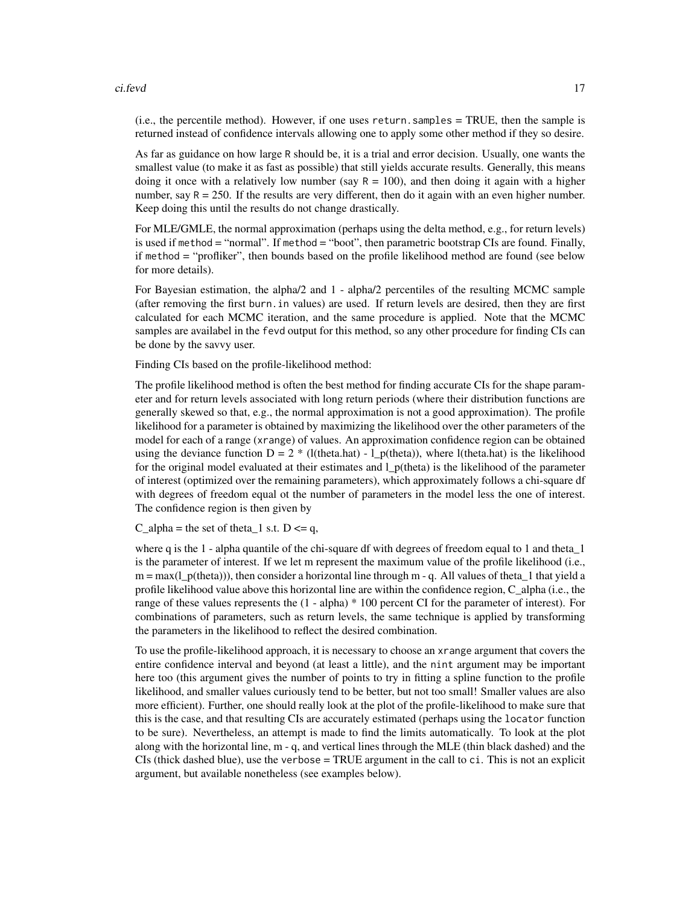(i.e., the percentile method). However, if one uses `return.samples` = TRUE, then the sample is returned instead of confidence intervals allowing one to apply some other method if they so desire.

As far as guidance on how large `R` should be, it is a trial and error decision. Usually, one wants the smallest value (to make it as fast as possible) that still yields accurate results. Generally, this means doing it once with a relatively low number (say `R` = 100), and then doing it again with a higher number, say `R` = 250. If the results are very different, then do it again with an even higher number. Keep doing this until the results do not change drastically.

For MLE/GMLE, the normal approximation (perhaps using the delta method, e.g., for return levels) is used if `method` = "normal". If `method` = "boot", then parametric bootstrap CIs are found. Finally, if `method` = "profliker", then bounds based on the profile likelihood method are found (see below for more details).

For Bayesian estimation, the alpha/2 and 1 - alpha/2 percentiles of the resulting MCMC sample (after removing the first `burn.in` values) are used. If return levels are desired, then they are first calculated for each MCMC iteration, and the same procedure is applied. Note that the MCMC samples are availabel in the `fevd` output for this method, so any other procedure for finding CIs can be done by the savvy user.

Finding CIs based on the profile-likelihood method:

The profile likelihood method is often the best method for finding accurate CIs for the shape parameter and for return levels associated with long return periods (where their distribution functions are generally skewed so that, e.g., the normal approximation is not a good approximation). The profile likelihood for a parameter is obtained by maximizing the likelihood over the other parameters of the model for each of a range (`xrange`) of values. An approximation confidence region can be obtained using the deviance function D = 2 * (l(theta.hat) - l_p(theta)), where l(theta.hat) is the likelihood for the original model evaluated at their estimates and l_p(theta) is the likelihood of the parameter of interest (optimized over the remaining parameters), which approximately follows a chi-square df with degrees of freedom equal ot the number of parameters in the model less the one of interest. The confidence region is then given by

C_alpha = the set of theta_1 s.t. D <= q,

where q is the 1 - alpha quantile of the chi-square df with degrees of freedom equal to 1 and theta_1 is the parameter of interest. If we let m represent the maximum value of the profile likelihood (i.e., m = max(l_p(theta))), then consider a horizontal line through m - q. All values of theta_1 that yield a profile likelihood value above this horizontal line are within the confidence region, C_alpha (i.e., the range of these values represents the (1 - alpha) * 100 percent CI for the parameter of interest). For combinations of parameters, such as return levels, the same technique is applied by transforming the parameters in the likelihood to reflect the desired combination.

To use the profile-likelihood approach, it is necessary to choose an `xrange` argument that covers the entire confidence interval and beyond (at least a little), and the `nint` argument may be important here too (this argument gives the number of points to try in fitting a spline function to the profile likelihood, and smaller values curiously tend to be better, but not too small! Smaller values are also more efficient). Further, one should really look at the plot of the profile-likelihood to make sure that this is the case, and that resulting CIs are accurately estimated (perhaps using the `locator` function to be sure). Nevertheless, an attempt is made to find the limits automatically. To look at the plot along with the horizontal line, m - q, and vertical lines through the MLE (thin black dashed) and the CIs (thick dashed blue), use the `verbose` = TRUE argument in the call to `ci`. This is not an explicit argument, but available nonetheless (see examples below).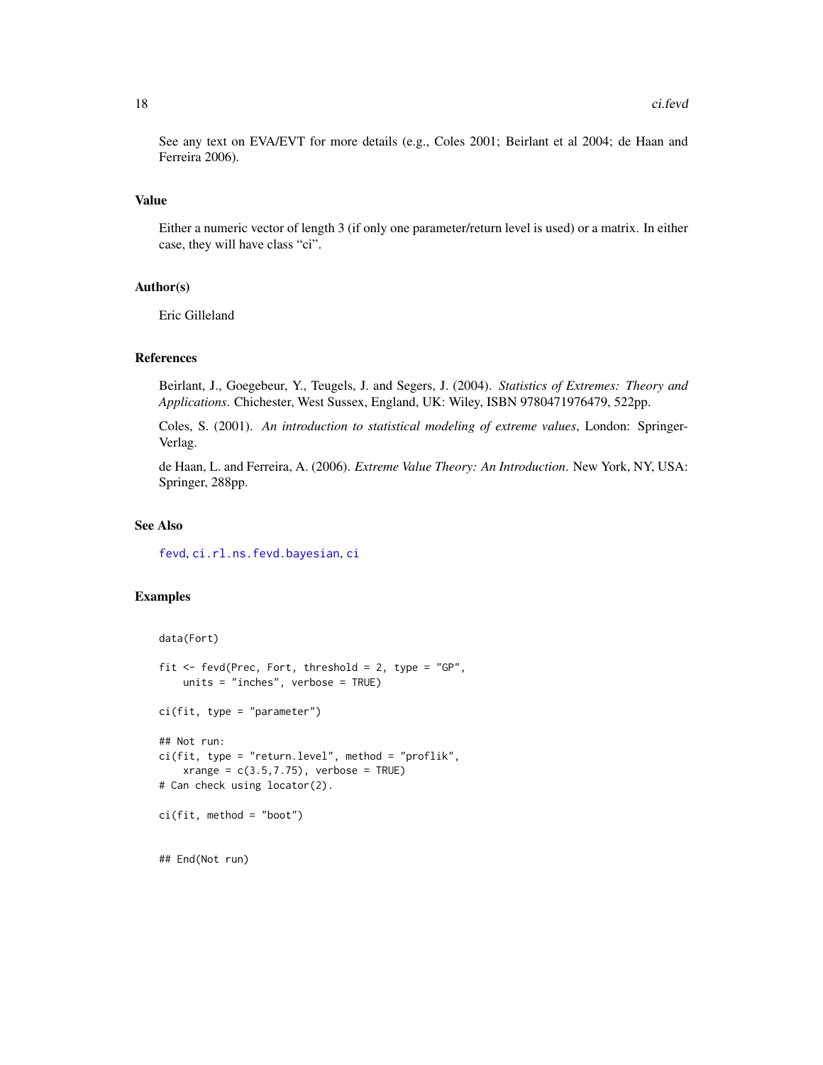See any text on EVA/EVT for more details (e.g., Coles 2001; Beirlant et al 2004; de Haan and Ferreira 2006).

### Value

Either a numeric vector of length 3 (if only one parameter/return level is used) or a matrix. In either case, they will have class "ci".

### Author(s)

Eric Gilleland

### References

Beirlant, J., Goegebeur, Y., Teugels, J. and Segers, J. (2004). *Statistics of Extremes: Theory and Applications*. Chichester, West Sussex, England, UK: Wiley, ISBN 9780471976479, 522pp.

Coles, S. (2001). *An introduction to statistical modeling of extreme values*, London: Springer-Verlag.

de Haan, L. and Ferreira, A. (2006). *Extreme Value Theory: An Introduction*. New York, NY, USA: Springer, 288pp.

### See Also

fevd, ci.rl.ns.fevd.bayesian, ci

### Examples

```
data(Fort)

fit <- fevd(Prec, Fort, threshold = 2, type = "GP",
    units = "inches", verbose = TRUE)

ci(fit, type = "parameter")

## Not run:
ci(fit, type = "return.level", method = "proflik",
    xrange = c(3.5,7.75), verbose = TRUE)
# Can check using locator(2).

ci(fit, method = "boot")


## End(Not run)
```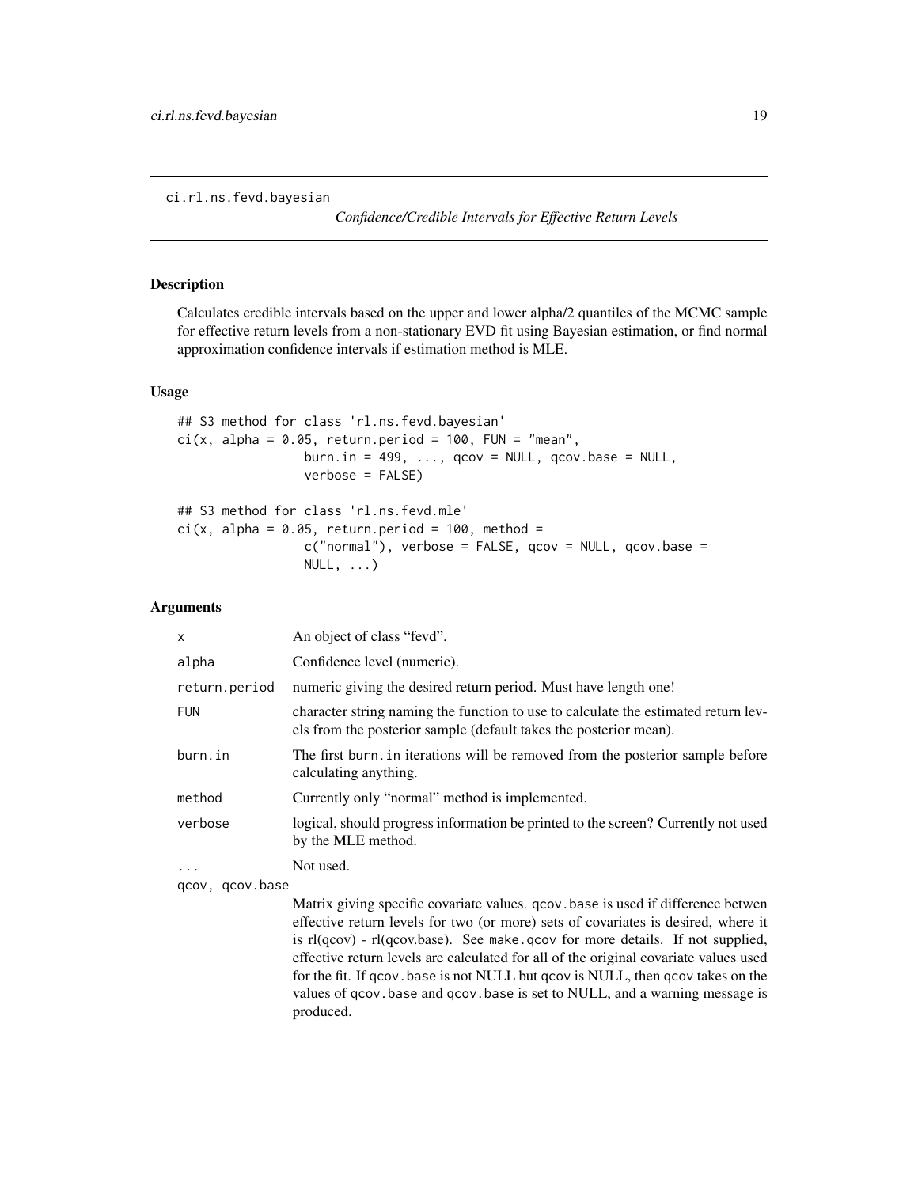ci.rl.ns.fevd.bayesian *Confidence/Credible Intervals for Effective Return Levels*

## Description

Calculates credible intervals based on the upper and lower alpha/2 quantiles of the MCMC sample for effective return levels from a non-stationary EVD fit using Bayesian estimation, or find normal approximation confidence intervals if estimation method is MLE.

## Usage

```
## S3 method for class 'rl.ns.fevd.bayesian'
ci(x, alpha = 0.05, return.period = 100, FUN = "mean",
                 burn.in = 499, ..., qcov = NULL, qcov.base = NULL,
                 verbose = FALSE)

## S3 method for class 'rl.ns.fevd.mle'
ci(x, alpha = 0.05, return.period = 100, method =
                 c("normal"), verbose = FALSE, qcov = NULL, qcov.base =
                 NULL, ...)
```

## Arguments

| | |
|---|---|
| x | An object of class "fevd". |
| alpha | Confidence level (numeric). |
| return.period | numeric giving the desired return period. Must have length one! |
| FUN | character string naming the function to use to calculate the estimated return levels from the posterior sample (default takes the posterior mean). |
| burn.in | The first burn.in iterations will be removed from the posterior sample before calculating anything. |
| method | Currently only "normal" method is implemented. |
| verbose | logical, should progress information be printed to the screen? Currently not used by the MLE method. |
| ... | Not used. |
| qcov, qcov.base | Matrix giving specific covariate values. qcov.base is used if difference betwen effective return levels for two (or more) sets of covariates is desired, where it is rl(qcov) - rl(qcov.base). See make.qcov for more details. If not supplied, effective return levels are calculated for all of the original covariate values used for the fit. If qcov.base is not NULL but qcov is NULL, then qcov takes on the values of qcov.base and qcov.base is set to NULL, and a warning message is produced. |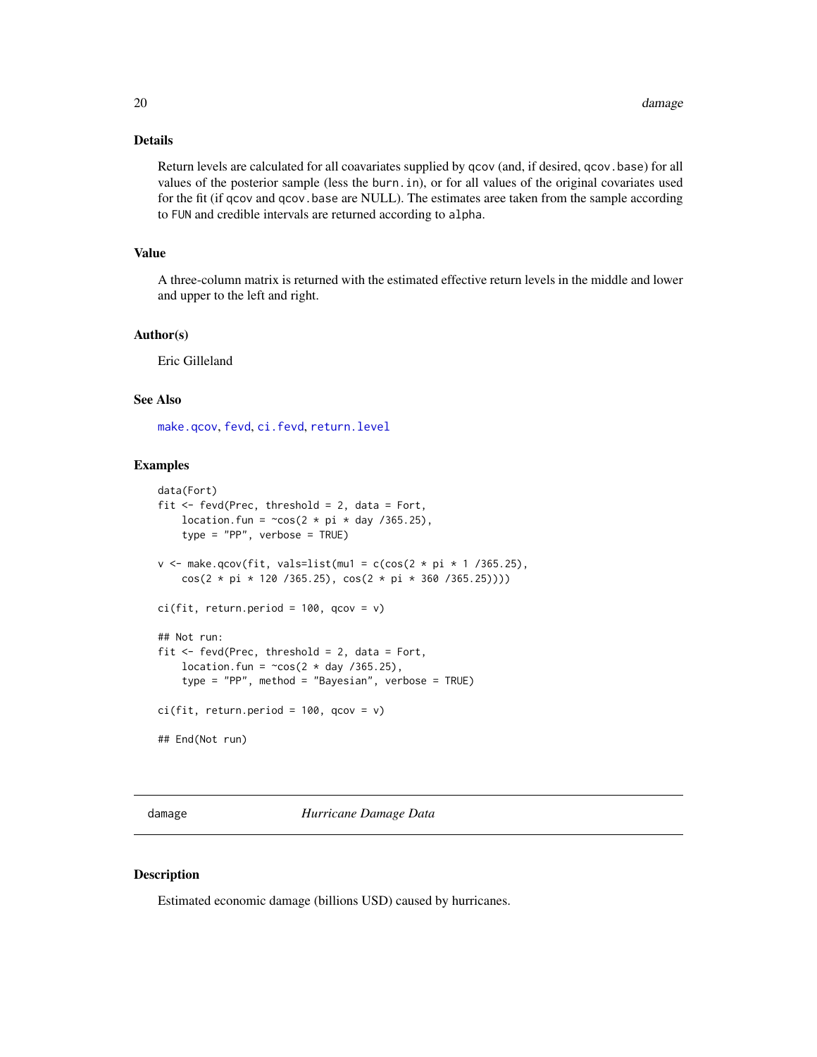## Details

Return levels are calculated for all coavariates supplied by qcov (and, if desired, qcov.base) for all values of the posterior sample (less the burn.in), or for all values of the original covariates used for the fit (if qcov and qcov.base are NULL). The estimates aree taken from the sample according to FUN and credible intervals are returned according to alpha.

## Value

A three-column matrix is returned with the estimated effective return levels in the middle and lower and upper to the left and right.

## Author(s)

Eric Gilleland

## See Also

make.qcov, fevd, ci.fevd, return.level

## Examples

```
data(Fort)
fit <- fevd(Prec, threshold = 2, data = Fort,
    location.fun = ~cos(2 * pi * day /365.25),
    type = "PP", verbose = TRUE)

v <- make.qcov(fit, vals=list(mu1 = c(cos(2 * pi * 1 /365.25),
    cos(2 * pi * 120 /365.25), cos(2 * pi * 360 /365.25))))

ci(fit, return.period = 100, qcov = v)

## Not run:
fit <- fevd(Prec, threshold = 2, data = Fort,
    location.fun = ~cos(2 * day /365.25),
    type = "PP", method = "Bayesian", verbose = TRUE)

ci(fit, return.period = 100, qcov = v)

## End(Not run)
```

---

# damage *Hurricane Damage Data*

## Description

Estimated economic damage (billions USD) caused by hurricanes.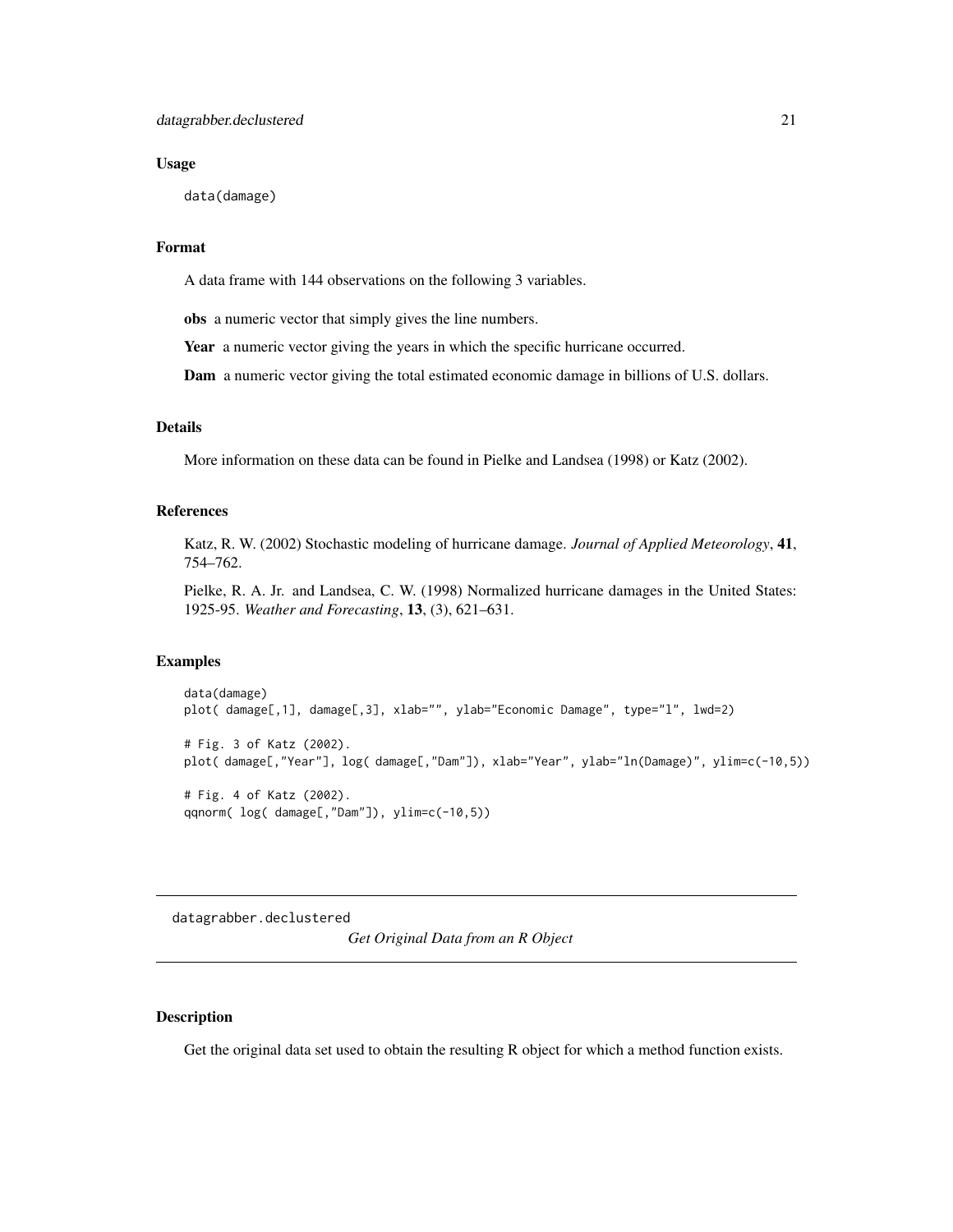### Usage

```
data(damage)
```

### Format

A data frame with 144 observations on the following 3 variables.

**obs** a numeric vector that simply gives the line numbers.

**Year** a numeric vector giving the years in which the specific hurricane occurred.

**Dam** a numeric vector giving the total estimated economic damage in billions of U.S. dollars.

### Details

More information on these data can be found in Pielke and Landsea (1998) or Katz (2002).

### References

Katz, R. W. (2002) Stochastic modeling of hurricane damage. *Journal of Applied Meteorology*, **41**, 754–762.

Pielke, R. A. Jr. and Landsea, C. W. (1998) Normalized hurricane damages in the United States: 1925-95. *Weather and Forecasting*, **13**, (3), 621–631.

### Examples

```
data(damage)
plot( damage[,1], damage[,3], xlab="", ylab="Economic Damage", type="l", lwd=2)

# Fig. 3 of Katz (2002).
plot( damage[,"Year"], log( damage[,"Dam"]), xlab="Year", ylab="ln(Damage)", ylim=c(-10,5))

# Fig. 4 of Katz (2002).
qqnorm( log( damage[,"Dam"]), ylim=c(-10,5))
```

---

## datagrabber.declustered *Get Original Data from an R Object*

---

### Description

Get the original data set used to obtain the resulting R object for which a method function exists.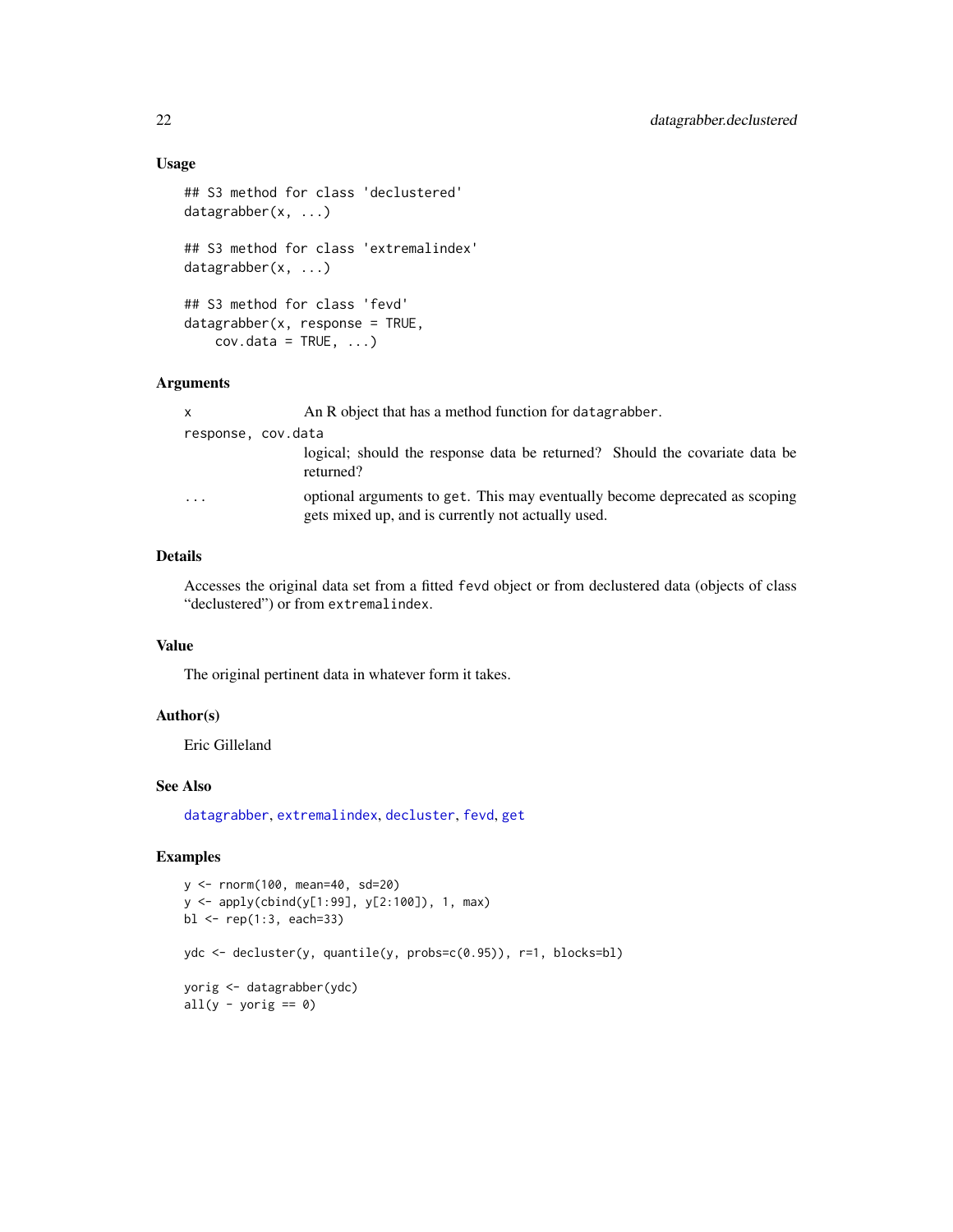## Usage

```
## S3 method for class 'declustered'
datagrabber(x, ...)

## S3 method for class 'extremalindex'
datagrabber(x, ...)

## S3 method for class 'fevd'
datagrabber(x, response = TRUE,
    cov.data = TRUE, ...)
```

## Arguments

| | |
|---|---|
| x | An R object that has a method function for `datagrabber`. |
| response, cov.data | logical; should the response data be returned? Should the covariate data be returned? |
| ... | optional arguments to `get`. This may eventually become deprecated as scoping gets mixed up, and is currently not actually used. |

## Details

Accesses the original data set from a fitted `fevd` object or from declustered data (objects of class "declustered") or from `extremalindex`.

## Value

The original pertinent data in whatever form it takes.

## Author(s)

Eric Gilleland

## See Also

`datagrabber`, `extremalindex`, `decluster`, `fevd`, `get`

## Examples

```
y <- rnorm(100, mean=40, sd=20)
y <- apply(cbind(y[1:99], y[2:100]), 1, max)
bl <- rep(1:3, each=33)

ydc <- decluster(y, quantile(y, probs=c(0.95)), r=1, blocks=bl)

yorig <- datagrabber(ydc)
all(y - yorig == 0)
```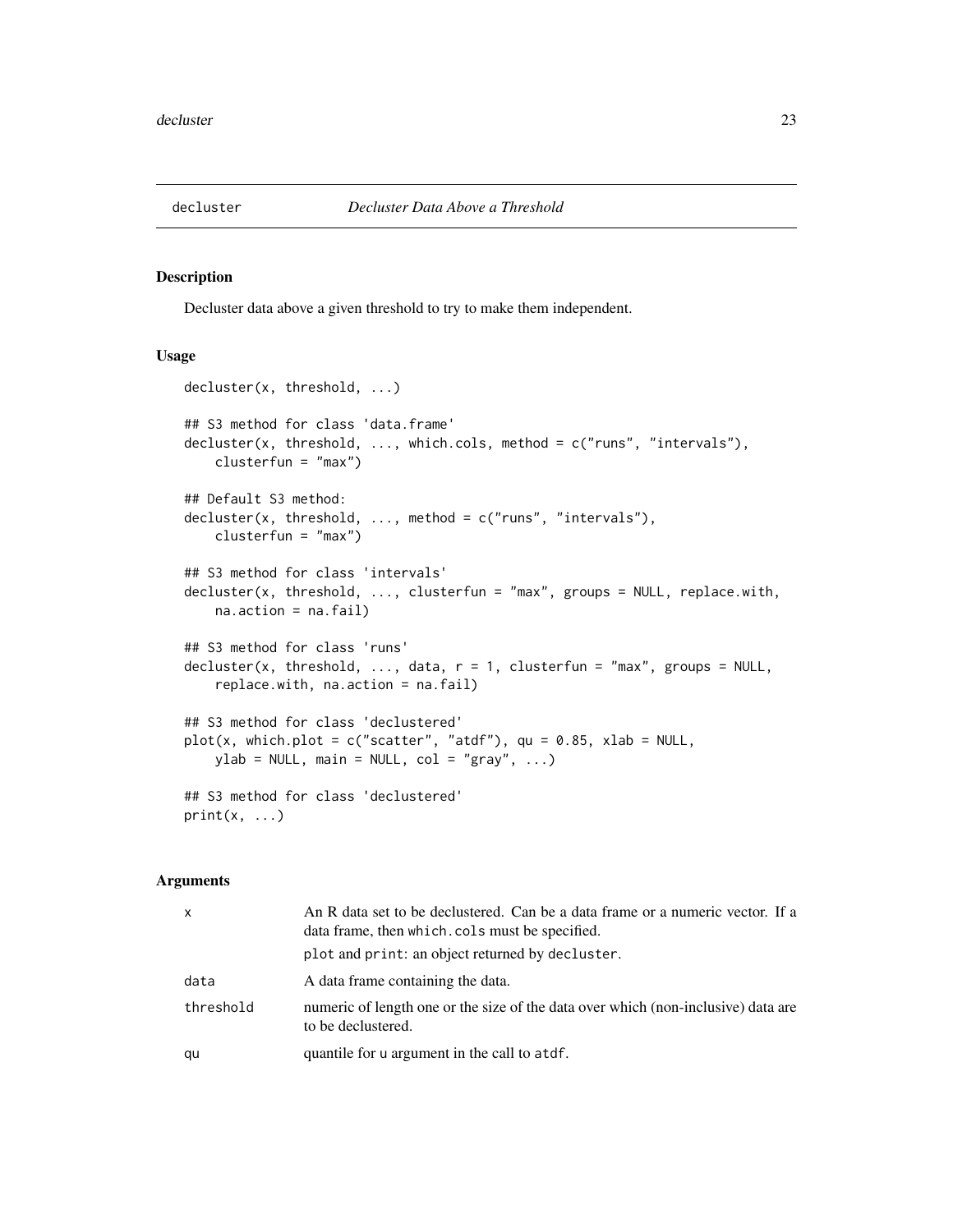## decluster — *Decluster Data Above a Threshold*

### Description

Decluster data above a given threshold to try to make them independent.

### Usage

```
decluster(x, threshold, ...)

## S3 method for class 'data.frame'
decluster(x, threshold, ..., which.cols, method = c("runs", "intervals"),
    clusterfun = "max")

## Default S3 method:
decluster(x, threshold, ..., method = c("runs", "intervals"),
    clusterfun = "max")

## S3 method for class 'intervals'
decluster(x, threshold, ..., clusterfun = "max", groups = NULL, replace.with,
    na.action = na.fail)

## S3 method for class 'runs'
decluster(x, threshold, ..., data, r = 1, clusterfun = "max", groups = NULL,
    replace.with, na.action = na.fail)

## S3 method for class 'declustered'
plot(x, which.plot = c("scatter", "atdf"), qu = 0.85, xlab = NULL,
    ylab = NULL, main = NULL, col = "gray", ...)

## S3 method for class 'declustered'
print(x, ...)
```

### Arguments

| | |
|---|---|
| `x` | An R data set to be declustered. Can be a data frame or a numeric vector. If a data frame, then `which.cols` must be specified.<br>`plot` and `print`: an object returned by `decluster`. |
| `data` | A data frame containing the data. |
| `threshold` | numeric of length one or the size of the data over which (non-inclusive) data are to be declustered. |
| `qu` | quantile for `u` argument in the call to `atdf`. |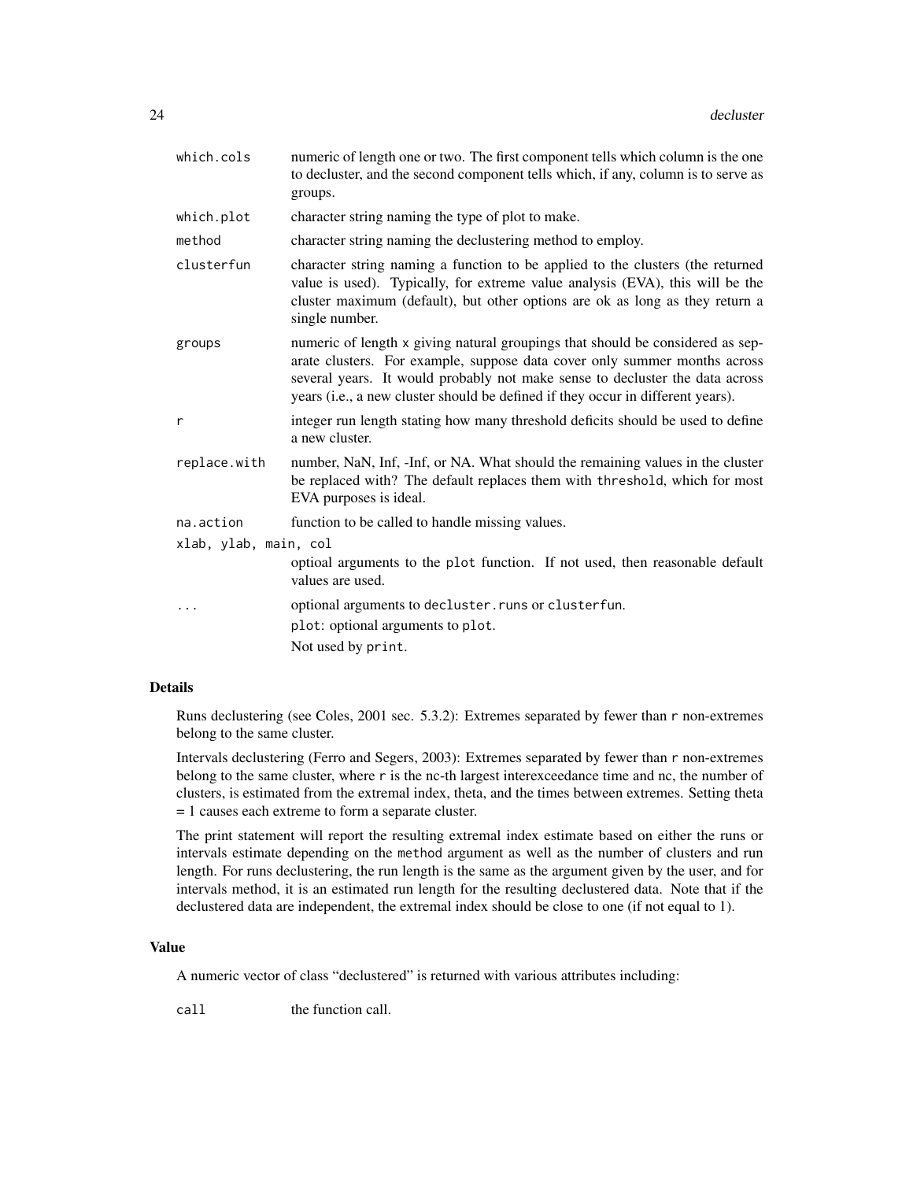| | |
|---|---|
| `which.cols` | numeric of length one or two. The first component tells which column is the one to decluster, and the second component tells which, if any, column is to serve as groups. |
| `which.plot` | character string naming the type of plot to make. |
| `method` | character string naming the declustering method to employ. |
| `clusterfun` | character string naming a function to be applied to the clusters (the returned value is used). Typically, for extreme value analysis (EVA), this will be the cluster maximum (default), but other options are ok as long as they return a single number. |
| `groups` | numeric of length x giving natural groupings that should be considered as separate clusters. For example, suppose data cover only summer months across several years. It would probably not make sense to decluster the data across years (i.e., a new cluster should be defined if they occur in different years). |
| `r` | integer run length stating how many threshold deficits should be used to define a new cluster. |
| `replace.with` | number, NaN, Inf, -Inf, or NA. What should the remaining values in the cluster be replaced with? The default replaces them with `threshold`, which for most EVA purposes is ideal. |
| `na.action` | function to be called to handle missing values. |
| `xlab, ylab, main, col` | optioal arguments to the `plot` function. If not used, then reasonable default values are used. |
| `...` | optional arguments to `decluster.runs` or `clusterfun`. `plot`: optional arguments to `plot`. Not used by `print`. |

### Details

Runs declustering (see Coles, 2001 sec. 5.3.2): Extremes separated by fewer than `r` non-extremes belong to the same cluster.

Intervals declustering (Ferro and Segers, 2003): Extremes separated by fewer than `r` non-extremes belong to the same cluster, where `r` is the nc-th largest interexceedance time and nc, the number of clusters, is estimated from the extremal index, theta, and the times between extremes. Setting theta = 1 causes each extreme to form a separate cluster.

The print statement will report the resulting extremal index estimate based on either the runs or intervals estimate depending on the `method` argument as well as the number of clusters and run length. For runs declustering, the run length is the same as the argument given by the user, and for intervals method, it is an estimated run length for the resulting declustered data. Note that if the declustered data are independent, the extremal index should be close to one (if not equal to 1).

### Value

A numeric vector of class "declustered" is returned with various attributes including:

| | |
|---|---|
| `call` | the function call. |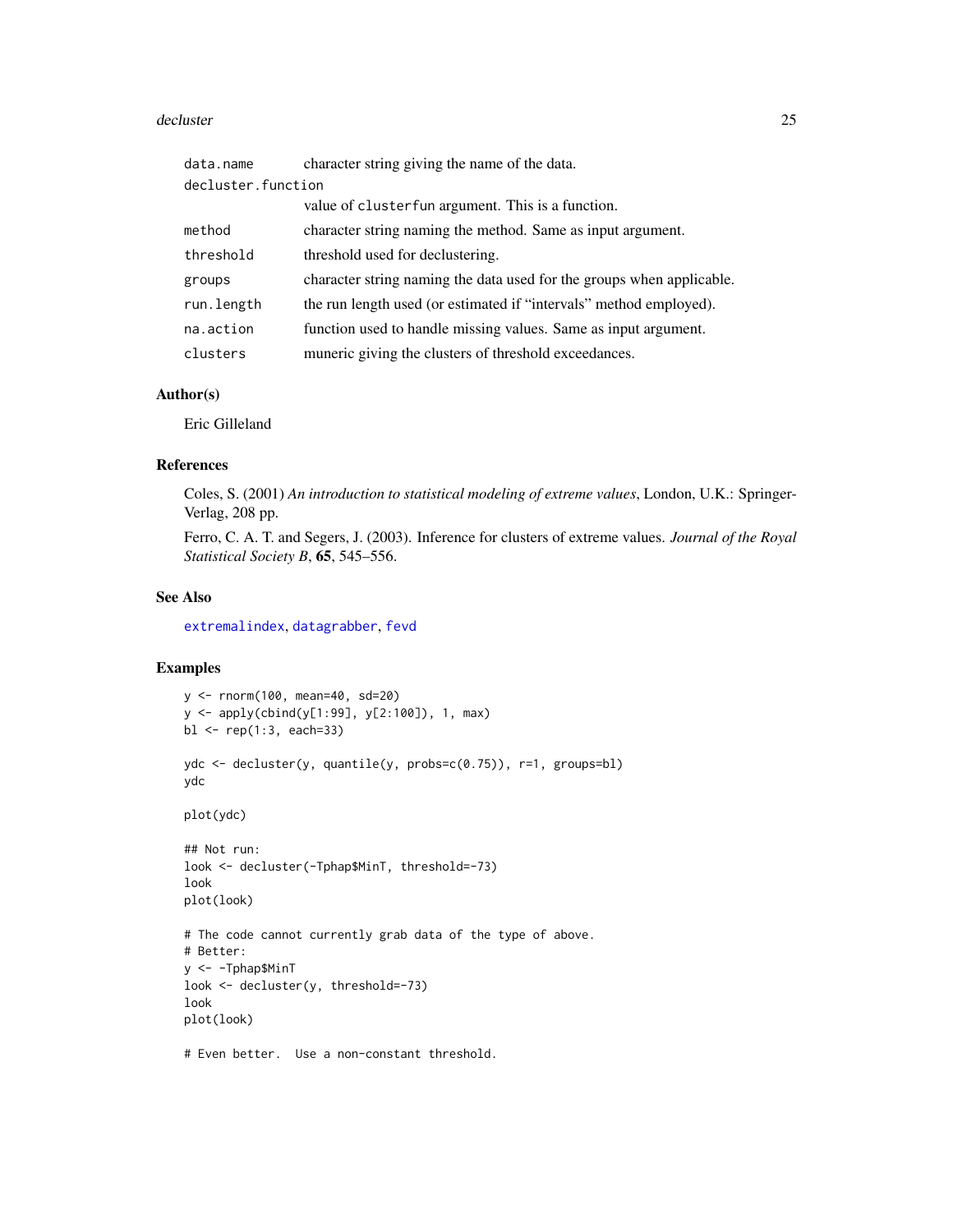| | |
|---|---|
| `data.name` | character string giving the name of the data. |
| `decluster.function` | value of `clusterfun` argument. This is a function. |
| `method` | character string naming the method. Same as input argument. |
| `threshold` | threshold used for declustering. |
| `groups` | character string naming the data used for the groups when applicable. |
| `run.length` | the run length used (or estimated if "intervals" method employed). |
| `na.action` | function used to handle missing values. Same as input argument. |
| `clusters` | muneric giving the clusters of threshold exceedances. |

## Author(s)

Eric Gilleland

## References

Coles, S. (2001) *An introduction to statistical modeling of extreme values*, London, U.K.: Springer-Verlag, 208 pp.

Ferro, C. A. T. and Segers, J. (2003). Inference for clusters of extreme values. *Journal of the Royal Statistical Society B*, **65**, 545–556.

## See Also

`extremalindex`, `datagrabber`, `fevd`

## Examples

```
y <- rnorm(100, mean=40, sd=20)
y <- apply(cbind(y[1:99], y[2:100]), 1, max)
bl <- rep(1:3, each=33)

ydc <- decluster(y, quantile(y, probs=c(0.75)), r=1, groups=bl)
ydc

plot(ydc)

## Not run:
look <- decluster(-Tphap$MinT, threshold=-73)
look
plot(look)

# The code cannot currently grab data of the type of above.
# Better:
y <- -Tphap$MinT
look <- decluster(y, threshold=-73)
look
plot(look)

# Even better.  Use a non-constant threshold.
```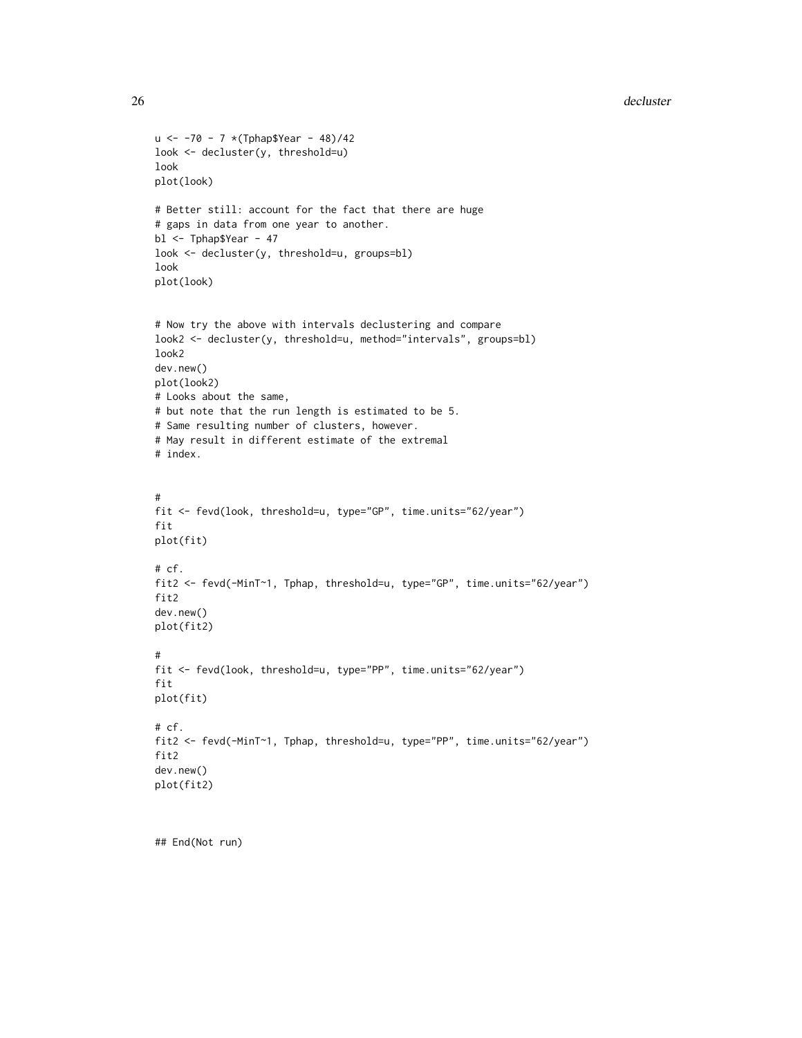```
u <- -70 - 7 *(Tphap$Year - 48)/42
look <- decluster(y, threshold=u)
look
plot(look)

# Better still: account for the fact that there are huge
# gaps in data from one year to another.
bl <- Tphap$Year - 47
look <- decluster(y, threshold=u, groups=bl)
look
plot(look)


# Now try the above with intervals declustering and compare
look2 <- decluster(y, threshold=u, method="intervals", groups=bl)
look2
dev.new()
plot(look2)
# Looks about the same,
# but note that the run length is estimated to be 5.
# Same resulting number of clusters, however.
# May result in different estimate of the extremal
# index.


#
fit <- fevd(look, threshold=u, type="GP", time.units="62/year")
fit
plot(fit)

# cf.
fit2 <- fevd(-MinT~1, Tphap, threshold=u, type="GP", time.units="62/year")
fit2
dev.new()
plot(fit2)

#
fit <- fevd(look, threshold=u, type="PP", time.units="62/year")
fit
plot(fit)

# cf.
fit2 <- fevd(-MinT~1, Tphap, threshold=u, type="PP", time.units="62/year")
fit2
dev.new()
plot(fit2)



## End(Not run)
```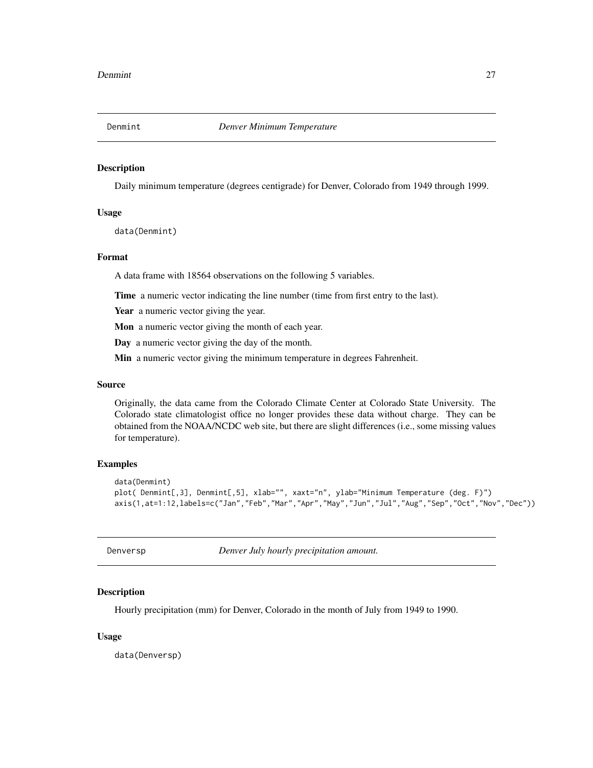## Denmint — *Denver Minimum Temperature*

### Description

Daily minimum temperature (degrees centigrade) for Denver, Colorado from 1949 through 1999.

### Usage

```
data(Denmint)
```

### Format

A data frame with 18564 observations on the following 5 variables.

**Time** a numeric vector indicating the line number (time from first entry to the last).

**Year** a numeric vector giving the year.

**Mon** a numeric vector giving the month of each year.

**Day** a numeric vector giving the day of the month.

**Min** a numeric vector giving the minimum temperature in degrees Fahrenheit.

### Source

Originally, the data came from the Colorado Climate Center at Colorado State University. The Colorado state climatologist office no longer provides these data without charge. They can be obtained from the NOAA/NCDC web site, but there are slight differences (i.e., some missing values for temperature).

### Examples

```
data(Denmint)
plot( Denmint[,3], Denmint[,5], xlab="", xaxt="n", ylab="Minimum Temperature (deg. F)")
axis(1,at=1:12,labels=c("Jan","Feb","Mar","Apr","May","Jun","Jul","Aug","Sep","Oct","Nov","Dec"))
```

## Denversp — *Denver July hourly precipitation amount.*

### Description

Hourly precipitation (mm) for Denver, Colorado in the month of July from 1949 to 1990.

### Usage

```
data(Denversp)
```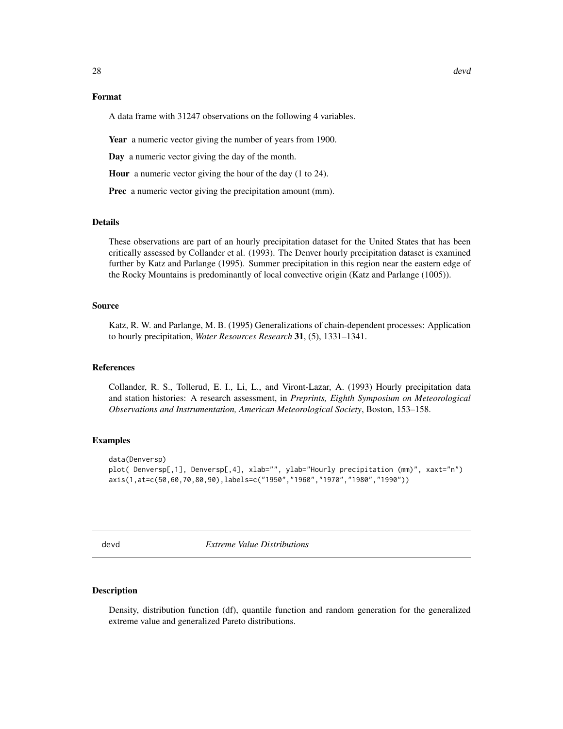### Format

A data frame with 31247 observations on the following 4 variables.

**Year** a numeric vector giving the number of years from 1900.

**Day** a numeric vector giving the day of the month.

**Hour** a numeric vector giving the hour of the day (1 to 24).

**Prec** a numeric vector giving the precipitation amount (mm).

### Details

These observations are part of an hourly precipitation dataset for the United States that has been critically assessed by Collander et al. (1993). The Denver hourly precipitation dataset is examined further by Katz and Parlange (1995). Summer precipitation in this region near the eastern edge of the Rocky Mountains is predominantly of local convective origin (Katz and Parlange (1005)).

### Source

Katz, R. W. and Parlange, M. B. (1995) Generalizations of chain-dependent processes: Application to hourly precipitation, *Water Resources Research* **31**, (5), 1331–1341.

### References

Collander, R. S., Tollerud, E. I., Li, L., and Viront-Lazar, A. (1993) Hourly precipitation data and station histories: A research assessment, in *Preprints, Eighth Symposium on Meteorological Observations and Instrumentation, American Meteorological Society*, Boston, 153–158.

### Examples

```
data(Denversp)
plot( Denversp[,1], Denversp[,4], xlab="", ylab="Hourly precipitation (mm)", xaxt="n")
axis(1,at=c(50,60,70,80,90),labels=c("1950","1960","1970","1980","1990"))
```

---

## devd *Extreme Value Distributions*

---

### Description

Density, distribution function (df), quantile function and random generation for the generalized extreme value and generalized Pareto distributions.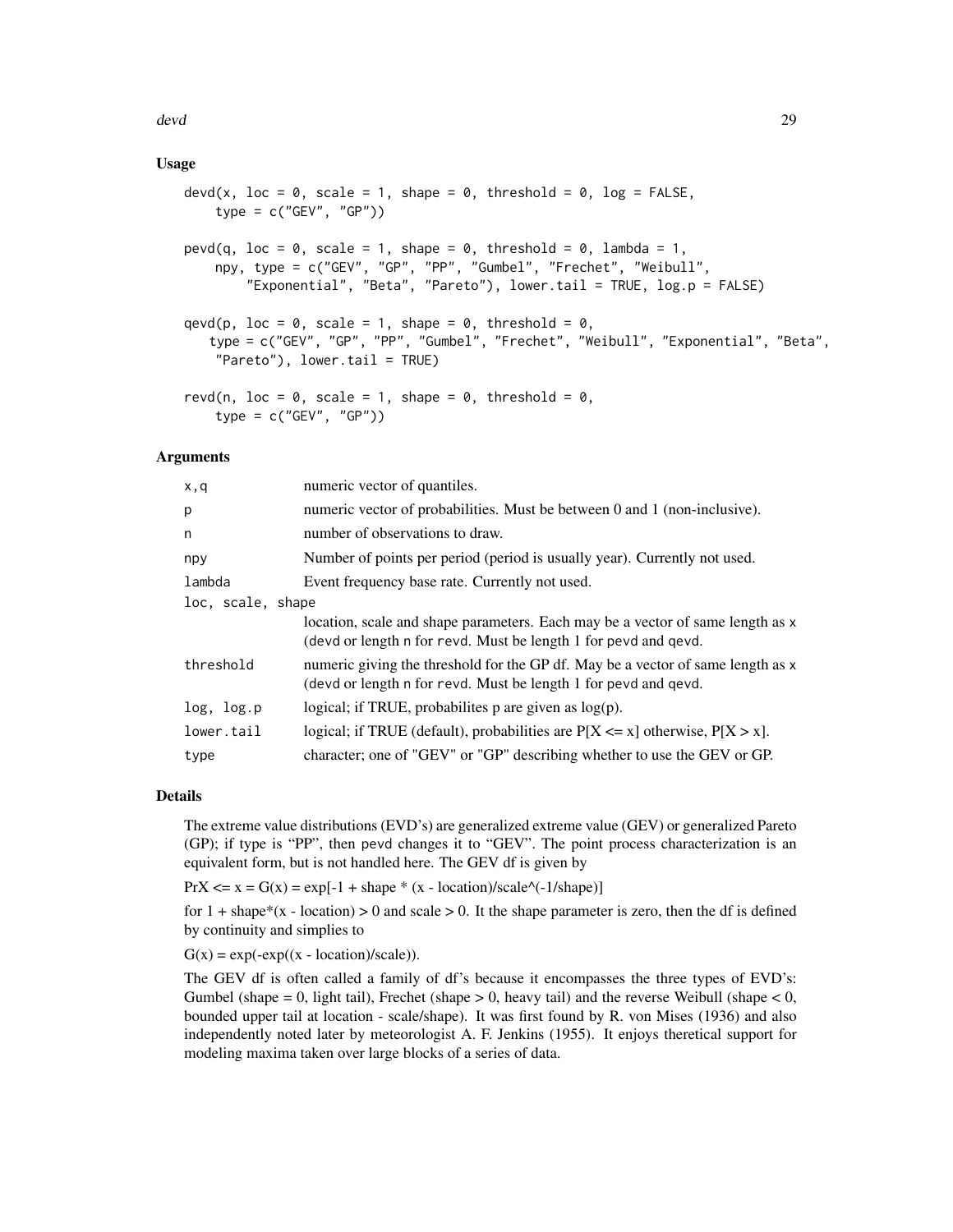## Usage

```
devd(x, loc = 0, scale = 1, shape = 0, threshold = 0, log = FALSE,
    type = c("GEV", "GP"))

pevd(q, loc = 0, scale = 1, shape = 0, threshold = 0, lambda = 1,
    npy, type = c("GEV", "GP", "PP", "Gumbel", "Frechet", "Weibull",
        "Exponential", "Beta", "Pareto"), lower.tail = TRUE, log.p = FALSE)

qevd(p, loc = 0, scale = 1, shape = 0, threshold = 0,
   type = c("GEV", "GP", "PP", "Gumbel", "Frechet", "Weibull", "Exponential", "Beta",
    "Pareto"), lower.tail = TRUE)

revd(n, loc = 0, scale = 1, shape = 0, threshold = 0,
    type = c("GEV", "GP"))
```

## Arguments

| | |
|---|---|
| x,q | numeric vector of quantiles. |
| p | numeric vector of probabilities. Must be between 0 and 1 (non-inclusive). |
| n | number of observations to draw. |
| npy | Number of points per period (period is usually year). Currently not used. |
| lambda | Event frequency base rate. Currently not used. |
| loc, scale, shape | location, scale and shape parameters. Each may be a vector of same length as x (devd or length n for revd. Must be length 1 for pevd and qevd. |
| threshold | numeric giving the threshold for the GP df. May be a vector of same length as x (devd or length n for revd. Must be length 1 for pevd and qevd. |
| log, log.p | logical; if TRUE, probabilites p are given as log(p). |
| lower.tail | logical; if TRUE (default), probabilities are P[X <= x] otherwise, P[X > x]. |
| type | character; one of "GEV" or "GP" describing whether to use the GEV or GP. |

## Details

The extreme value distributions (EVD's) are generalized extreme value (GEV) or generalized Pareto (GP); if type is "PP", then pevd changes it to "GEV". The point process characterization is an equivalent form, but is not handled here. The GEV df is given by

PrX <= x = G(x) = exp[-1 + shape * (x - location)/scale^(-1/shape)]

for 1 + shape*(x - location) > 0 and scale > 0. It the shape parameter is zero, then the df is defined by continuity and simplies to

G(x) = exp(-exp((x - location)/scale)).

The GEV df is often called a family of df's because it encompasses the three types of EVD's: Gumbel (shape = 0, light tail), Frechet (shape > 0, heavy tail) and the reverse Weibull (shape < 0, bounded upper tail at location - scale/shape). It was first found by R. von Mises (1936) and also independently noted later by meteorologist A. F. Jenkins (1955). It enjoys theretical support for modeling maxima taken over large blocks of a series of data.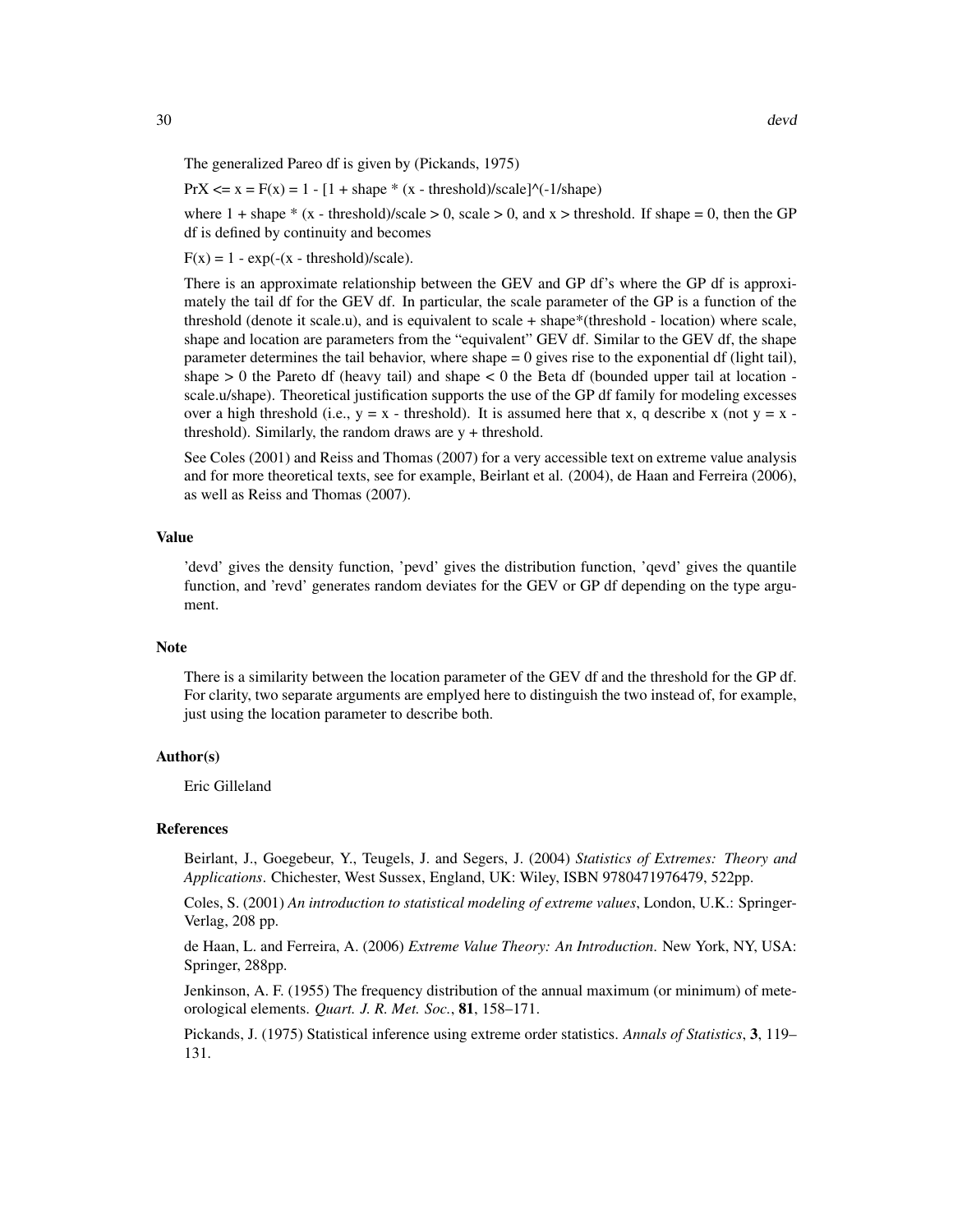The generalized Pareo df is given by (Pickands, 1975)

PrX <= x = F(x) = 1 - [1 + shape * (x - threshold)/scale]^(-1/shape)

where 1 + shape * (x - threshold)/scale > 0, scale > 0, and x > threshold. If shape = 0, then the GP df is defined by continuity and becomes

F(x) = 1 - exp(-(x - threshold)/scale).

There is an approximate relationship between the GEV and GP df's where the GP df is approximately the tail df for the GEV df. In particular, the scale parameter of the GP is a function of the threshold (denote it scale.u), and is equivalent to scale + shape*(threshold - location) where scale, shape and location are parameters from the "equivalent" GEV df. Similar to the GEV df, the shape parameter determines the tail behavior, where shape = 0 gives rise to the exponential df (light tail), shape > 0 the Pareto df (heavy tail) and shape < 0 the Beta df (bounded upper tail at location - scale.u/shape). Theoretical justification supports the use of the GP df family for modeling excesses over a high threshold (i.e., y = x - threshold). It is assumed here that `x`, `q` describe x (not y = x - threshold). Similarly, the random draws are y + threshold.

See Coles (2001) and Reiss and Thomas (2007) for a very accessible text on extreme value analysis and for more theoretical texts, see for example, Beirlant et al. (2004), de Haan and Ferreira (2006), as well as Reiss and Thomas (2007).

### Value

'devd' gives the density function, 'pevd' gives the distribution function, 'qevd' gives the quantile function, and 'revd' generates random deviates for the GEV or GP df depending on the type argument.

### Note

There is a similarity between the location parameter of the GEV df and the threshold for the GP df. For clarity, two separate arguments are emplyed here to distinguish the two instead of, for example, just using the location parameter to describe both.

### Author(s)

Eric Gilleland

### References

Beirlant, J., Goegebeur, Y., Teugels, J. and Segers, J. (2004) *Statistics of Extremes: Theory and Applications*. Chichester, West Sussex, England, UK: Wiley, ISBN 9780471976479, 522pp.

Coles, S. (2001) *An introduction to statistical modeling of extreme values*, London, U.K.: Springer-Verlag, 208 pp.

de Haan, L. and Ferreira, A. (2006) *Extreme Value Theory: An Introduction*. New York, NY, USA: Springer, 288pp.

Jenkinson, A. F. (1955) The frequency distribution of the annual maximum (or minimum) of meteorological elements. *Quart. J. R. Met. Soc.*, **81**, 158–171.

Pickands, J. (1975) Statistical inference using extreme order statistics. *Annals of Statistics*, **3**, 119–131.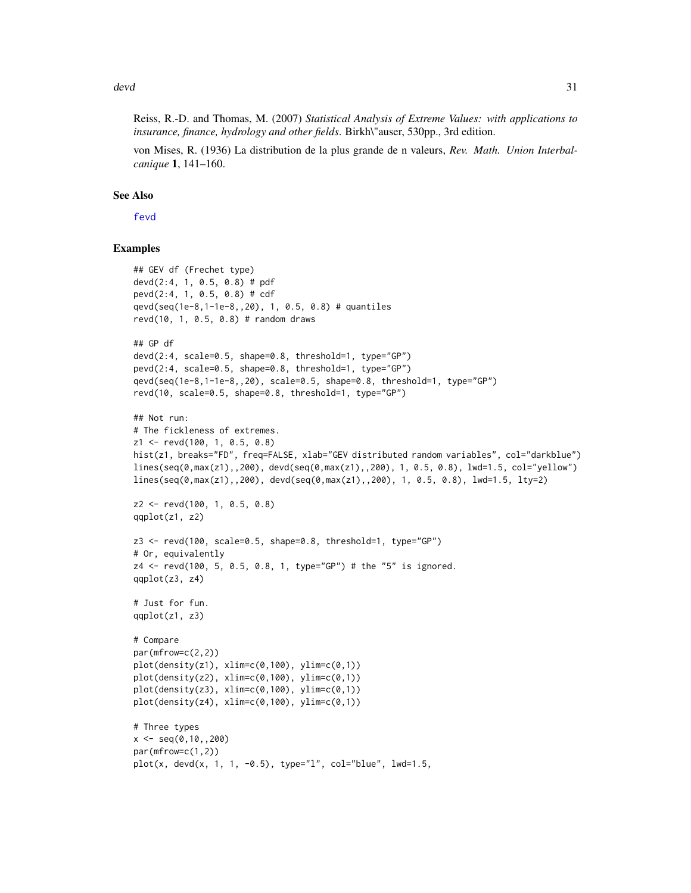Reiss, R.-D. and Thomas, M. (2007) *Statistical Analysis of Extreme Values: with applications to insurance, finance, hydrology and other fields*. Birkh\"auser, 530pp., 3rd edition.

von Mises, R. (1936) La distribution de la plus grande de n valeurs, *Rev. Math. Union Interbalcanique* **1**, 141–160.

## See Also

fevd

## Examples

```
## GEV df (Frechet type)
devd(2:4, 1, 0.5, 0.8) # pdf
pevd(2:4, 1, 0.5, 0.8) # cdf
qevd(seq(1e-8,1-1e-8,,20), 1, 0.5, 0.8) # quantiles
revd(10, 1, 0.5, 0.8) # random draws

## GP df
devd(2:4, scale=0.5, shape=0.8, threshold=1, type="GP")
pevd(2:4, scale=0.5, shape=0.8, threshold=1, type="GP")
qevd(seq(1e-8,1-1e-8,,20), scale=0.5, shape=0.8, threshold=1, type="GP")
revd(10, scale=0.5, shape=0.8, threshold=1, type="GP")

## Not run:
# The fickleness of extremes.
z1 <- revd(100, 1, 0.5, 0.8)
hist(z1, breaks="FD", freq=FALSE, xlab="GEV distributed random variables", col="darkblue")
lines(seq(0,max(z1),,200), devd(seq(0,max(z1),,200), 1, 0.5, 0.8), lwd=1.5, col="yellow")
lines(seq(0,max(z1),,200), devd(seq(0,max(z1),,200), 1, 0.5, 0.8), lwd=1.5, lty=2)

z2 <- revd(100, 1, 0.5, 0.8)
qqplot(z1, z2)

z3 <- revd(100, scale=0.5, shape=0.8, threshold=1, type="GP")
# Or, equivalently
z4 <- revd(100, 5, 0.5, 0.8, 1, type="GP") # the "5" is ignored.
qqplot(z3, z4)

# Just for fun.
qqplot(z1, z3)

# Compare
par(mfrow=c(2,2))
plot(density(z1), xlim=c(0,100), ylim=c(0,1))
plot(density(z2), xlim=c(0,100), ylim=c(0,1))
plot(density(z3), xlim=c(0,100), ylim=c(0,1))
plot(density(z4), xlim=c(0,100), ylim=c(0,1))

# Three types
x <- seq(0,10,,200)
par(mfrow=c(1,2))
plot(x, devd(x, 1, 1, -0.5), type="l", col="blue", lwd=1.5,
```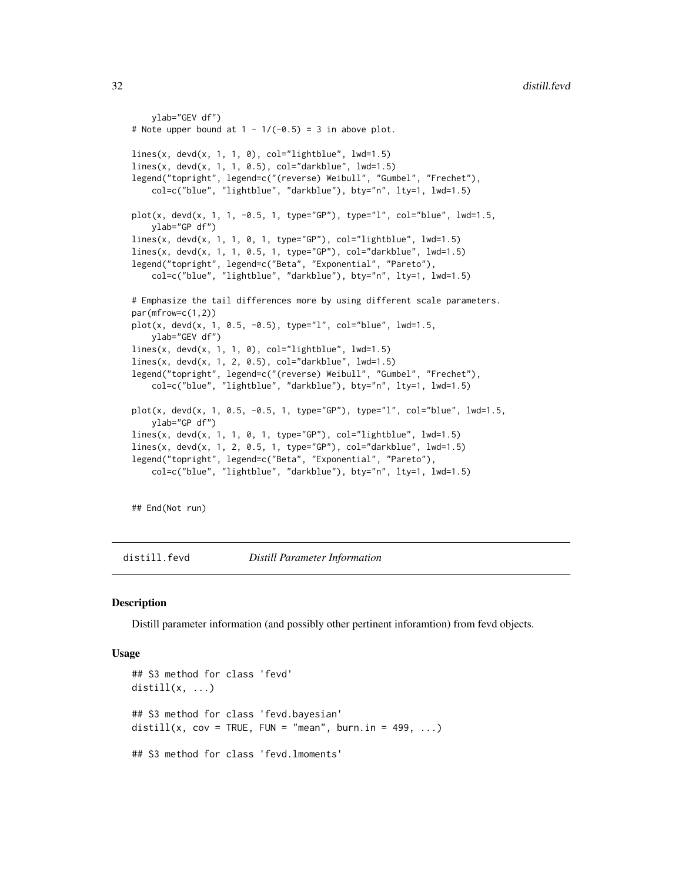```
    ylab="GEV df")
# Note upper bound at 1 - 1/(-0.5) = 3 in above plot.

lines(x, devd(x, 1, 1, 0), col="lightblue", lwd=1.5)
lines(x, devd(x, 1, 1, 0.5), col="darkblue", lwd=1.5)
legend("topright", legend=c("(reverse) Weibull", "Gumbel", "Frechet"),
    col=c("blue", "lightblue", "darkblue"), bty="n", lty=1, lwd=1.5)

plot(x, devd(x, 1, 1, -0.5, 1, type="GP"), type="l", col="blue", lwd=1.5,
    ylab="GP df")
lines(x, devd(x, 1, 1, 0, 1, type="GP"), col="lightblue", lwd=1.5)
lines(x, devd(x, 1, 1, 0.5, 1, type="GP"), col="darkblue", lwd=1.5)
legend("topright", legend=c("Beta", "Exponential", "Pareto"),
    col=c("blue", "lightblue", "darkblue"), bty="n", lty=1, lwd=1.5)

# Emphasize the tail differences more by using different scale parameters.
par(mfrow=c(1,2))
plot(x, devd(x, 1, 0.5, -0.5), type="l", col="blue", lwd=1.5,
    ylab="GEV df")
lines(x, devd(x, 1, 1, 0), col="lightblue", lwd=1.5)
lines(x, devd(x, 1, 2, 0.5), col="darkblue", lwd=1.5)
legend("topright", legend=c("(reverse) Weibull", "Gumbel", "Frechet"),
    col=c("blue", "lightblue", "darkblue"), bty="n", lty=1, lwd=1.5)

plot(x, devd(x, 1, 0.5, -0.5, 1, type="GP"), type="l", col="blue", lwd=1.5,
    ylab="GP df")
lines(x, devd(x, 1, 1, 0, 1, type="GP"), col="lightblue", lwd=1.5)
lines(x, devd(x, 1, 2, 0.5, 1, type="GP"), col="darkblue", lwd=1.5)
legend("topright", legend=c("Beta", "Exponential", "Pareto"),
    col=c("blue", "lightblue", "darkblue"), bty="n", lty=1, lwd=1.5)


## End(Not run)
```

---

`distill.fevd` *Distill Parameter Information*

---

### Description

Distill parameter information (and possibly other pertinent inforamtion) from fevd objects.

### Usage

```
## S3 method for class 'fevd'
distill(x, ...)

## S3 method for class 'fevd.bayesian'
distill(x, cov = TRUE, FUN = "mean", burn.in = 499, ...)

## S3 method for class 'fevd.lmoments'
```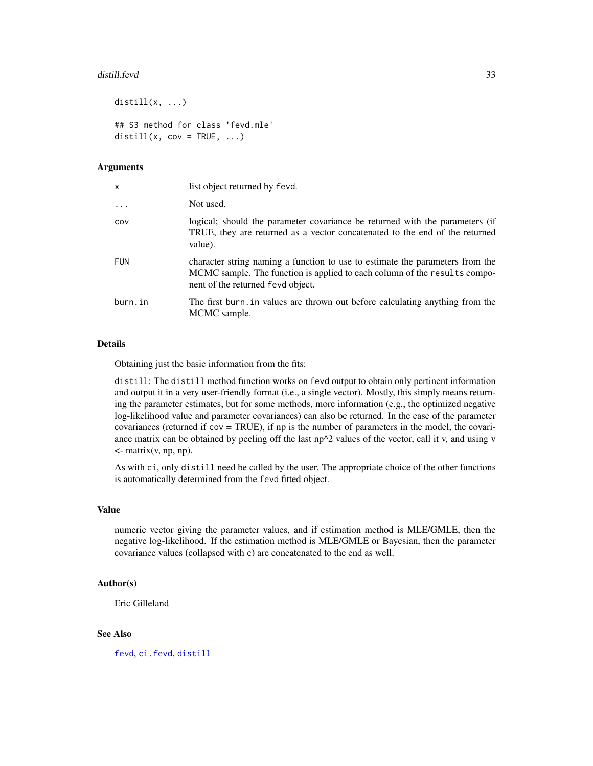```
distill(x, ...)

## S3 method for class 'fevd.mle'
distill(x, cov = TRUE, ...)
```

### Arguments

| | |
|---|---|
| x | list object returned by fevd. |
| ... | Not used. |
| cov | logical; should the parameter covariance be returned with the parameters (if TRUE, they are returned as a vector concatenated to the end of the returned value). |
| FUN | character string naming a function to use to estimate the parameters from the MCMC sample. The function is applied to each column of the results component of the returned fevd object. |
| burn.in | The first burn.in values are thrown out before calculating anything from the MCMC sample. |

### Details

Obtaining just the basic information from the fits:

distill: The distill method function works on fevd output to obtain only pertinent information and output it in a very user-friendly format (i.e., a single vector). Mostly, this simply means returning the parameter estimates, but for some methods, more information (e.g., the optimized negative log-likelihood value and parameter covariances) can also be returned. In the case of the parameter covariances (returned if cov = TRUE), if np is the number of parameters in the model, the covariance matrix can be obtained by peeling off the last np^2 values of the vector, call it v, and using v <- matrix(v, np, np).

As with ci, only distill need be called by the user. The appropriate choice of the other functions is automatically determined from the fevd fitted object.

### Value

numeric vector giving the parameter values, and if estimation method is MLE/GMLE, then the negative log-likelihood. If the estimation method is MLE/GMLE or Bayesian, then the parameter covariance values (collapsed with c) are concatenated to the end as well.

### Author(s)

Eric Gilleland

### See Also

fevd, ci.fevd, distill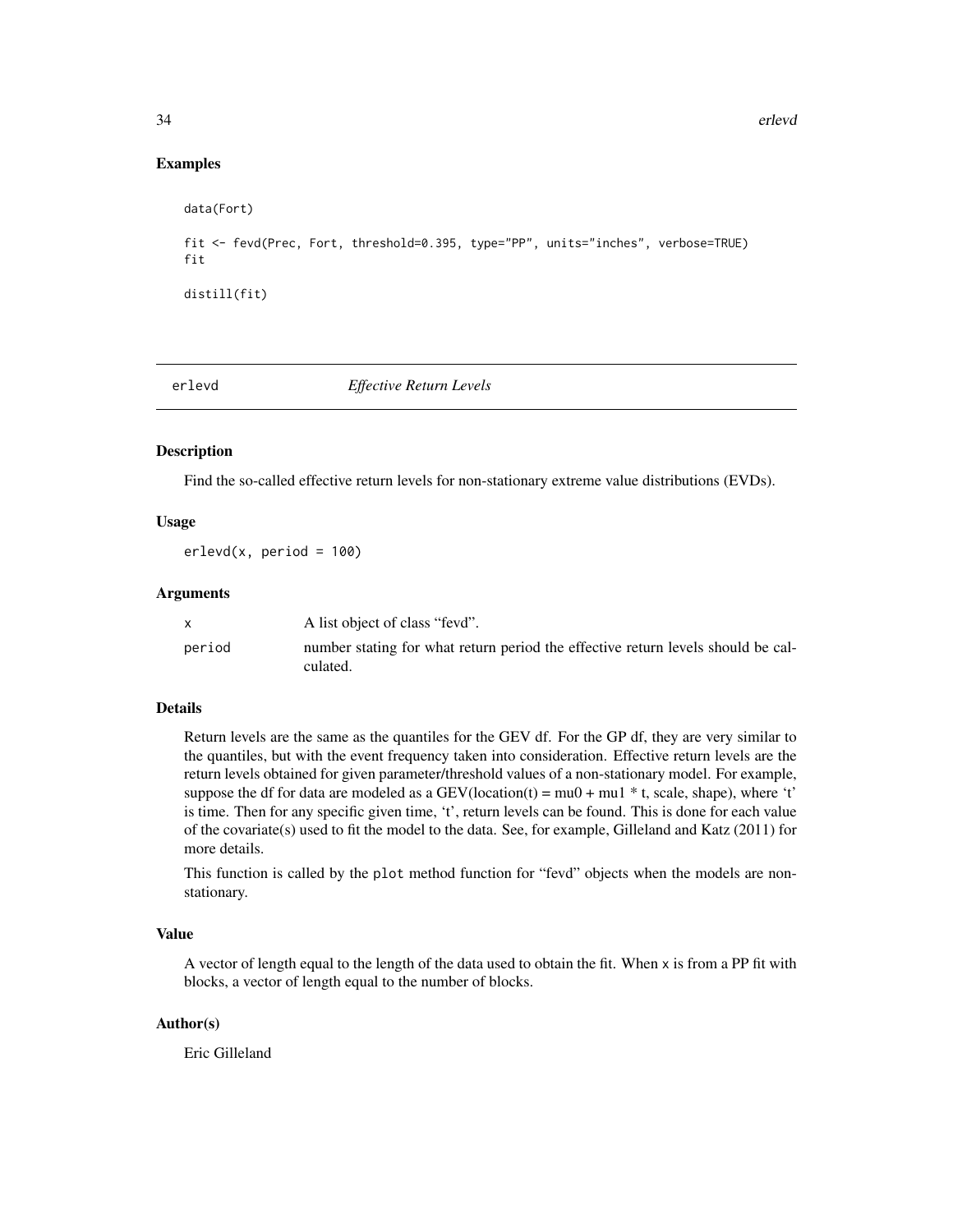## Examples

```
data(Fort)

fit <- fevd(Prec, Fort, threshold=0.395, type="PP", units="inches", verbose=TRUE)
fit

distill(fit)
```

---

# erlevd — *Effective Return Levels*

### Description

Find the so-called effective return levels for non-stationary extreme value distributions (EVDs).

### Usage

```
erlevd(x, period = 100)
```

### Arguments

| | |
|---|---|
| x | A list object of class "fevd". |
| period | number stating for what return period the effective return levels should be calculated. |

### Details

Return levels are the same as the quantiles for the GEV df. For the GP df, they are very similar to the quantiles, but with the event frequency taken into consideration. Effective return levels are the return levels obtained for given parameter/threshold values of a non-stationary model. For example, suppose the df for data are modeled as a GEV(location(t) = mu0 + mu1 * t, scale, shape), where 't' is time. Then for any specific given time, 't', return levels can be found. This is done for each value of the covariate(s) used to fit the model to the data. See, for example, Gilleland and Katz (2011) for more details.

This function is called by the `plot` method function for "fevd" objects when the models are non-stationary.

### Value

A vector of length equal to the length of the data used to obtain the fit. When `x` is from a PP fit with blocks, a vector of length equal to the number of blocks.

### Author(s)

Eric Gilleland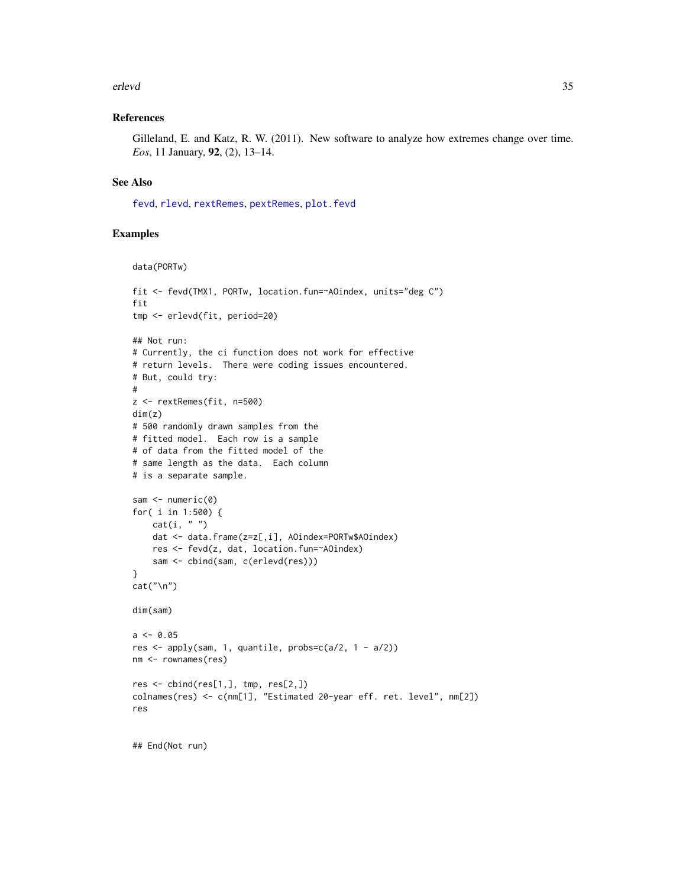## References

Gilleland, E. and Katz, R. W. (2011). New software to analyze how extremes change over time. *Eos*, 11 January, **92**, (2), 13–14.

## See Also

fevd, rlevd, rextRemes, pextRemes, plot.fevd

## Examples

```
data(PORTw)

fit <- fevd(TMX1, PORTw, location.fun=~AOindex, units="deg C")
fit
tmp <- erlevd(fit, period=20)

## Not run:
# Currently, the ci function does not work for effective
# return levels.  There were coding issues encountered.
# But, could try:
#
z <- rextRemes(fit, n=500)
dim(z)
# 500 randomly drawn samples from the
# fitted model.  Each row is a sample
# of data from the fitted model of the
# same length as the data.  Each column
# is a separate sample.

sam <- numeric(0)
for( i in 1:500) {
    cat(i, " ")
    dat <- data.frame(z=z[,i], AOindex=PORTw$AOindex)
    res <- fevd(z, dat, location.fun=~AOindex)
    sam <- cbind(sam, c(erlevd(res)))
}
cat("\n")

dim(sam)

a <- 0.05
res <- apply(sam, 1, quantile, probs=c(a/2, 1 - a/2))
nm <- rownames(res)

res <- cbind(res[1,], tmp, res[2,])
colnames(res) <- c(nm[1], "Estimated 20-year eff. ret. level", nm[2])
res


## End(Not run)
```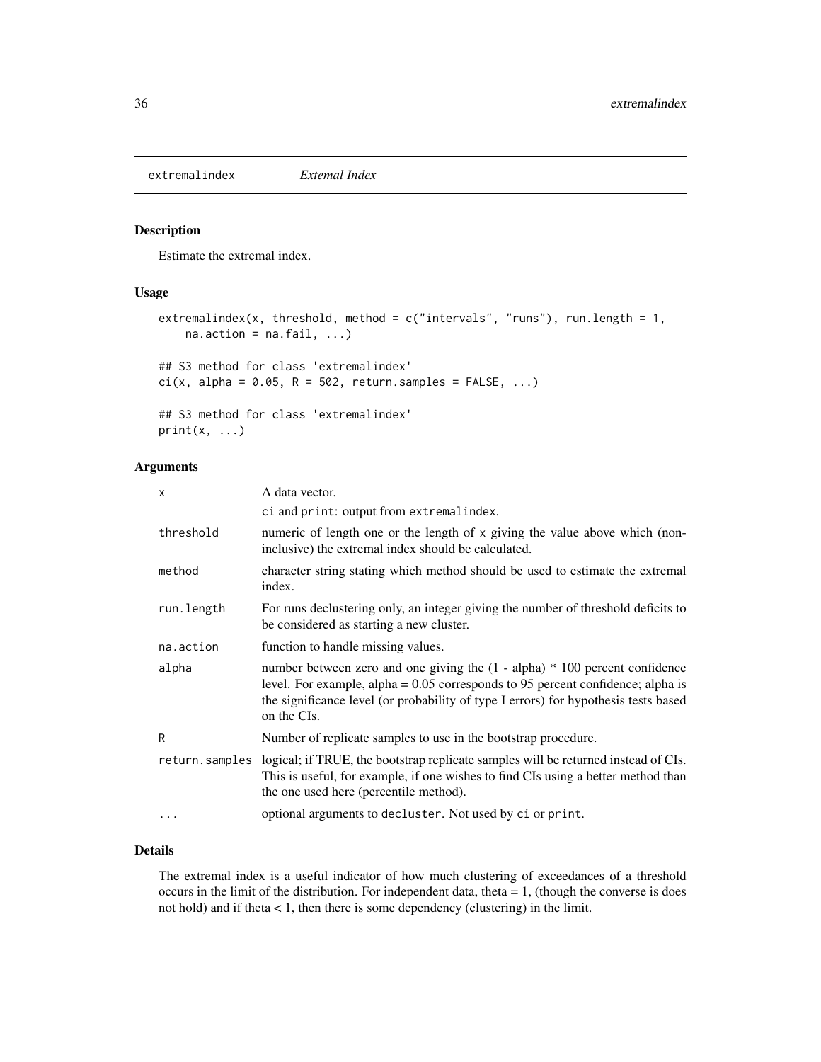extremalindex *Extemal Index*

## Description

Estimate the extremal index.

## Usage

```
extremalindex(x, threshold, method = c("intervals", "runs"), run.length = 1,
    na.action = na.fail, ...)

## S3 method for class 'extremalindex'
ci(x, alpha = 0.05, R = 502, return.samples = FALSE, ...)

## S3 method for class 'extremalindex'
print(x, ...)
```

## Arguments

| | |
|---|---|
| x | A data vector. ci and print: output from extremalindex. |
| threshold | numeric of length one or the length of x giving the value above which (non-inclusive) the extremal index should be calculated. |
| method | character string stating which method should be used to estimate the extremal index. |
| run.length | For runs declustering only, an integer giving the number of threshold deficits to be considered as starting a new cluster. |
| na.action | function to handle missing values. |
| alpha | number between zero and one giving the (1 - alpha) * 100 percent confidence level. For example, alpha = 0.05 corresponds to 95 percent confidence; alpha is the significance level (or probability of type I errors) for hypothesis tests based on the CIs. |
| R | Number of replicate samples to use in the bootstrap procedure. |
| return.samples | logical; if TRUE, the bootstrap replicate samples will be returned instead of CIs. This is useful, for example, if one wishes to find CIs using a better method than the one used here (percentile method). |
| ... | optional arguments to decluster. Not used by ci or print. |

## Details

The extremal index is a useful indicator of how much clustering of exceedances of a threshold occurs in the limit of the distribution. For independent data, theta = 1, (though the converse is does not hold) and if theta < 1, then there is some dependency (clustering) in the limit.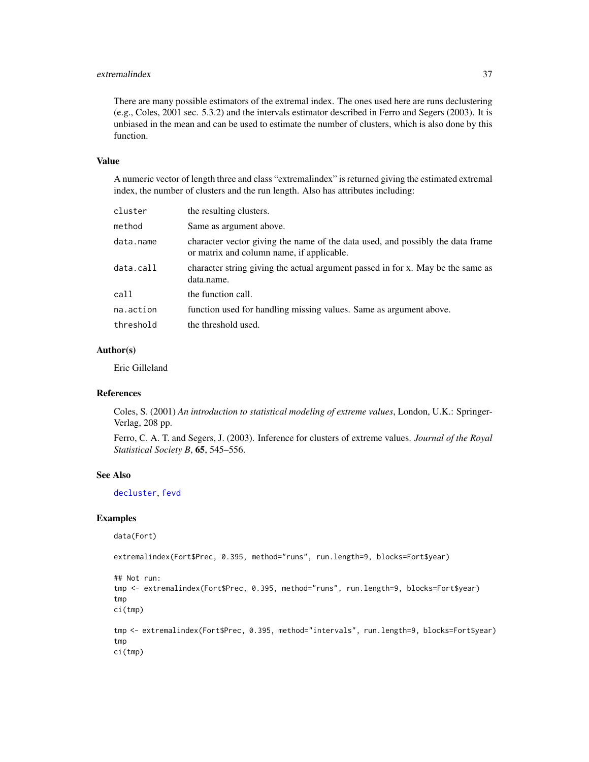There are many possible estimators of the extremal index. The ones used here are runs declustering (e.g., Coles, 2001 sec. 5.3.2) and the intervals estimator described in Ferro and Segers (2003). It is unbiased in the mean and can be used to estimate the number of clusters, which is also done by this function.

## Value

A numeric vector of length three and class "extremalindex" is returned giving the estimated extremal index, the number of clusters and the run length. Also has attributes including:

| | |
|---|---|
| `cluster` | the resulting clusters. |
| `method` | Same as argument above. |
| `data.name` | character vector giving the name of the data used, and possibly the data frame or matrix and column name, if applicable. |
| `data.call` | character string giving the actual argument passed in for x. May be the same as data.name. |
| `call` | the function call. |
| `na.action` | function used for handling missing values. Same as argument above. |
| `threshold` | the threshold used. |

## Author(s)

Eric Gilleland

## References

Coles, S. (2001) *An introduction to statistical modeling of extreme values*, London, U.K.: Springer-Verlag, 208 pp.

Ferro, C. A. T. and Segers, J. (2003). Inference for clusters of extreme values. *Journal of the Royal Statistical Society B*, **65**, 545–556.

## See Also

decluster, fevd

## Examples

```
data(Fort)

extremalindex(Fort$Prec, 0.395, method="runs", run.length=9, blocks=Fort$year)

## Not run:
tmp <- extremalindex(Fort$Prec, 0.395, method="runs", run.length=9, blocks=Fort$year)
tmp
ci(tmp)

tmp <- extremalindex(Fort$Prec, 0.395, method="intervals", run.length=9, blocks=Fort$year)
tmp
ci(tmp)
```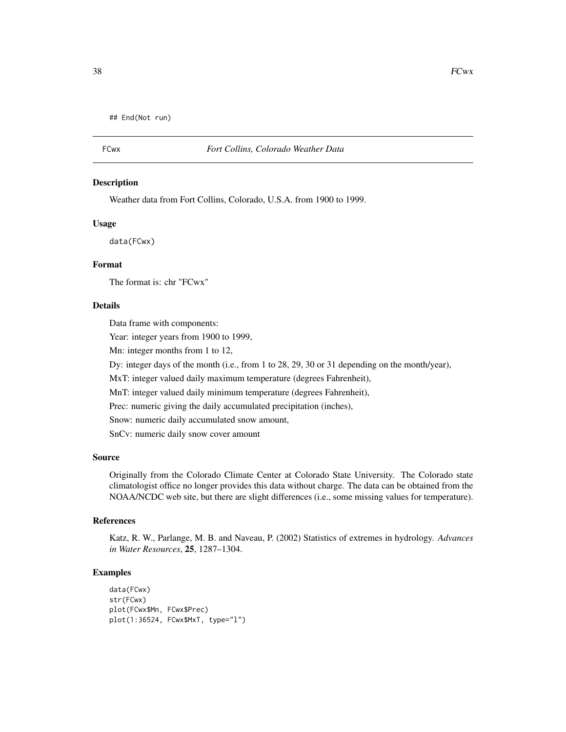```
## End(Not run)
```

---

FCwx *Fort Collins, Colorado Weather Data*

---

## Description

Weather data from Fort Collins, Colorado, U.S.A. from 1900 to 1999.

## Usage

```
data(FCwx)
```

## Format

The format is: chr "FCwx"

## Details

Data frame with components:

Year: integer years from 1900 to 1999,

Mn: integer months from 1 to 12,

Dy: integer days of the month (i.e., from 1 to 28, 29, 30 or 31 depending on the month/year),

MxT: integer valued daily maximum temperature (degrees Fahrenheit),

MnT: integer valued daily minimum temperature (degrees Fahrenheit),

Prec: numeric giving the daily accumulated precipitation (inches),

Snow: numeric daily accumulated snow amount,

SnCv: numeric daily snow cover amount

## Source

Originally from the Colorado Climate Center at Colorado State University. The Colorado state climatologist office no longer provides this data without charge. The data can be obtained from the NOAA/NCDC web site, but there are slight differences (i.e., some missing values for temperature).

## References

Katz, R. W., Parlange, M. B. and Naveau, P. (2002) Statistics of extremes in hydrology. *Advances in Water Resources*, **25**, 1287–1304.

## Examples

```
data(FCwx)
str(FCwx)
plot(FCwx$Mn, FCwx$Prec)
plot(1:36524, FCwx$MxT, type="l")
```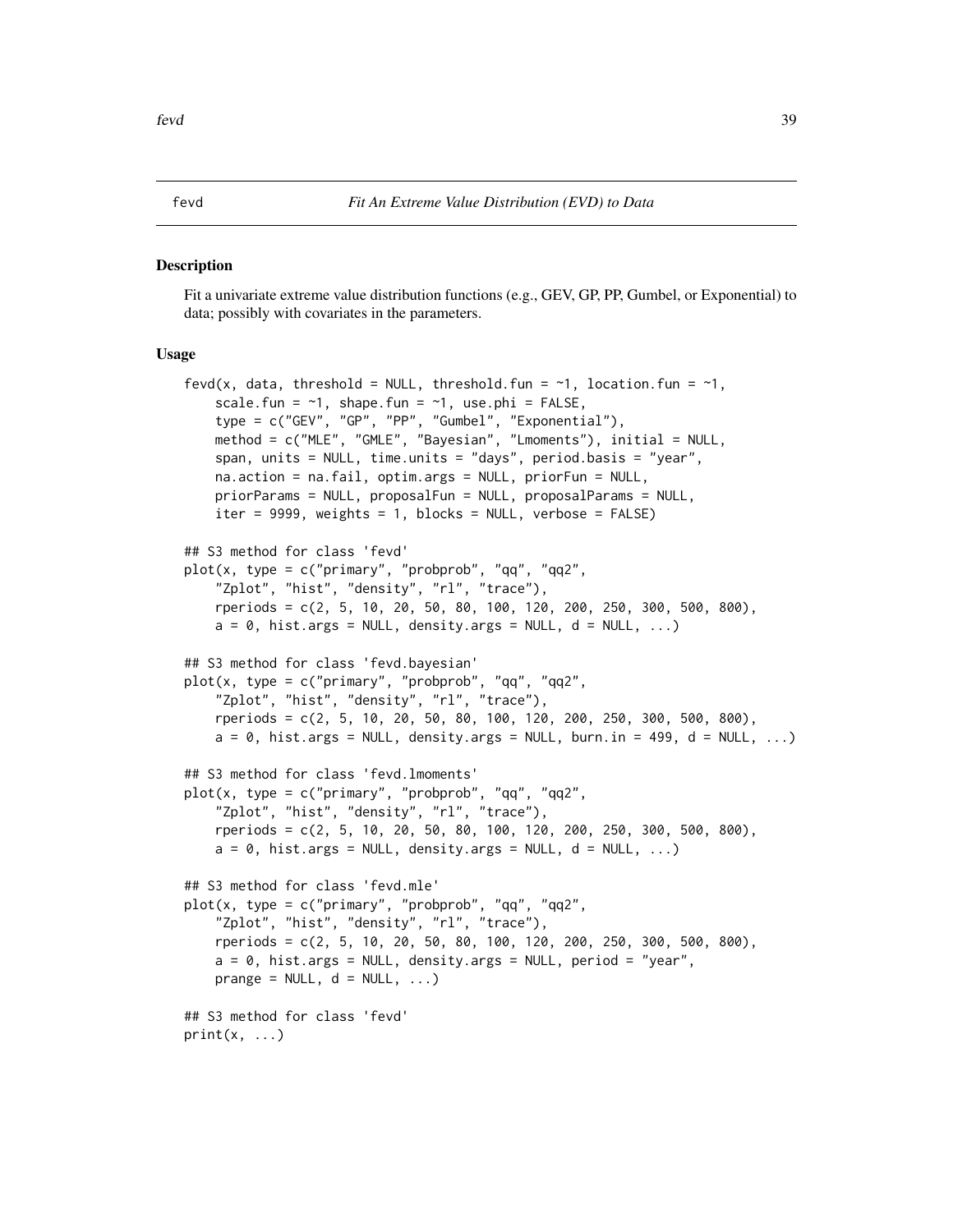fevd *Fit An Extreme Value Distribution (EVD) to Data*

## Description

Fit a univariate extreme value distribution functions (e.g., GEV, GP, PP, Gumbel, or Exponential) to data; possibly with covariates in the parameters.

## Usage

```
fevd(x, data, threshold = NULL, threshold.fun = ~1, location.fun = ~1,
    scale.fun = ~1, shape.fun = ~1, use.phi = FALSE,
    type = c("GEV", "GP", "PP", "Gumbel", "Exponential"),
    method = c("MLE", "GMLE", "Bayesian", "Lmoments"), initial = NULL,
    span, units = NULL, time.units = "days", period.basis = "year",
    na.action = na.fail, optim.args = NULL, priorFun = NULL,
    priorParams = NULL, proposalFun = NULL, proposalParams = NULL,
    iter = 9999, weights = 1, blocks = NULL, verbose = FALSE)

## S3 method for class 'fevd'
plot(x, type = c("primary", "probprob", "qq", "qq2",
    "Zplot", "hist", "density", "rl", "trace"),
    rperiods = c(2, 5, 10, 20, 50, 80, 100, 120, 200, 250, 300, 500, 800),
    a = 0, hist.args = NULL, density.args = NULL, d = NULL, ...)

## S3 method for class 'fevd.bayesian'
plot(x, type = c("primary", "probprob", "qq", "qq2",
    "Zplot", "hist", "density", "rl", "trace"),
    rperiods = c(2, 5, 10, 20, 50, 80, 100, 120, 200, 250, 300, 500, 800),
    a = 0, hist.args = NULL, density.args = NULL, burn.in = 499, d = NULL, ...)

## S3 method for class 'fevd.lmoments'
plot(x, type = c("primary", "probprob", "qq", "qq2",
    "Zplot", "hist", "density", "rl", "trace"),
    rperiods = c(2, 5, 10, 20, 50, 80, 100, 120, 200, 250, 300, 500, 800),
    a = 0, hist.args = NULL, density.args = NULL, d = NULL, ...)

## S3 method for class 'fevd.mle'
plot(x, type = c("primary", "probprob", "qq", "qq2",
    "Zplot", "hist", "density", "rl", "trace"),
    rperiods = c(2, 5, 10, 20, 50, 80, 100, 120, 200, 250, 300, 500, 800),
    a = 0, hist.args = NULL, density.args = NULL, period = "year",
    prange = NULL, d = NULL, ...)

## S3 method for class 'fevd'
print(x, ...)
```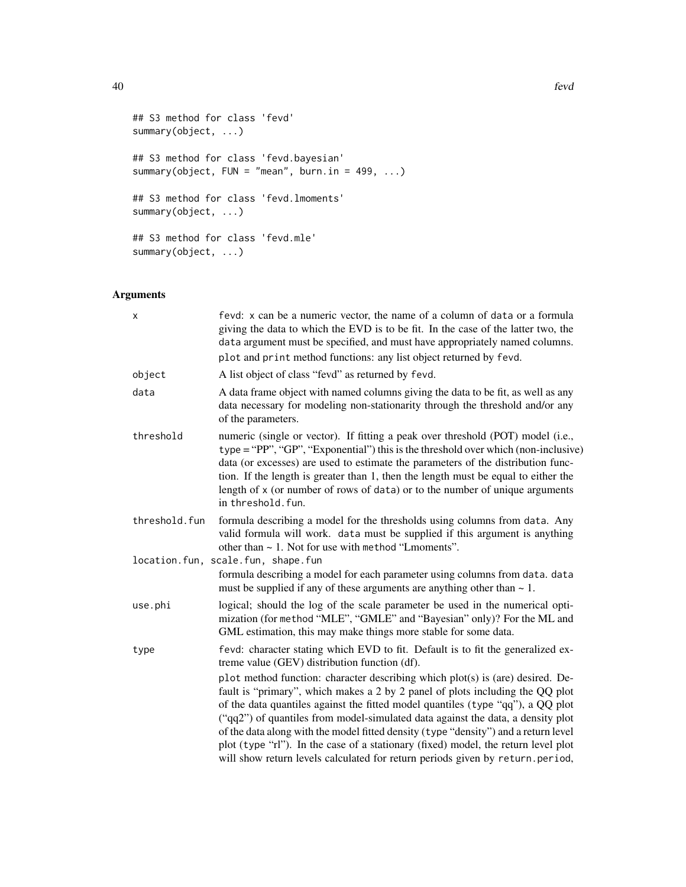```
## S3 method for class 'fevd'
summary(object, ...)

## S3 method for class 'fevd.bayesian'
summary(object, FUN = "mean", burn.in = 499, ...)

## S3 method for class 'fevd.lmoments'
summary(object, ...)

## S3 method for class 'fevd.mle'
summary(object, ...)
```

## Arguments

| Argument | Description |
|---|---|
| `x` | fevd: x can be a numeric vector, the name of a column of data or a formula giving the data to which the EVD is to be fit. In the case of the latter two, the data argument must be specified, and must have appropriately named columns. plot and print method functions: any list object returned by fevd. |
| `object` | A list object of class "fevd" as returned by fevd. |
| `data` | A data frame object with named columns giving the data to be fit, as well as any data necessary for modeling non-stationarity through the threshold and/or any of the parameters. |
| `threshold` | numeric (single or vector). If fitting a peak over threshold (POT) model (i.e., type = "PP", "GP", "Exponential") this is the threshold over which (non-inclusive) data (or excesses) are used to estimate the parameters of the distribution function. If the length is greater than 1, then the length must be equal to either the length of x (or number of rows of data) or to the number of unique arguments in threshold.fun. |
| `threshold.fun` | formula describing a model for the thresholds using columns from data. Any valid formula will work. data must be supplied if this argument is anything other than ~ 1. Not for use with method "Lmoments". |
| `location.fun, scale.fun, shape.fun` | formula describing a model for each parameter using columns from data. data must be supplied if any of these arguments are anything other than ~ 1. |
| `use.phi` | logical; should the log of the scale parameter be used in the numerical optimization (for method "MLE", "GMLE" and "Bayesian" only)? For the ML and GML estimation, this may make things more stable for some data. |
| `type` | fevd: character stating which EVD to fit. Default is to fit the generalized extreme value (GEV) distribution function (df). plot method function: character describing which plot(s) is (are) desired. Default is "primary", which makes a 2 by 2 panel of plots including the QQ plot of the data quantiles against the fitted model quantiles (type "qq"), a QQ plot ("qq2") of quantiles from model-simulated data against the data, a density plot of the data along with the model fitted density (type "density") and a return level plot (type "rl"). In the case of a stationary (fixed) model, the return level plot will show return levels calculated for return periods given by return.period, |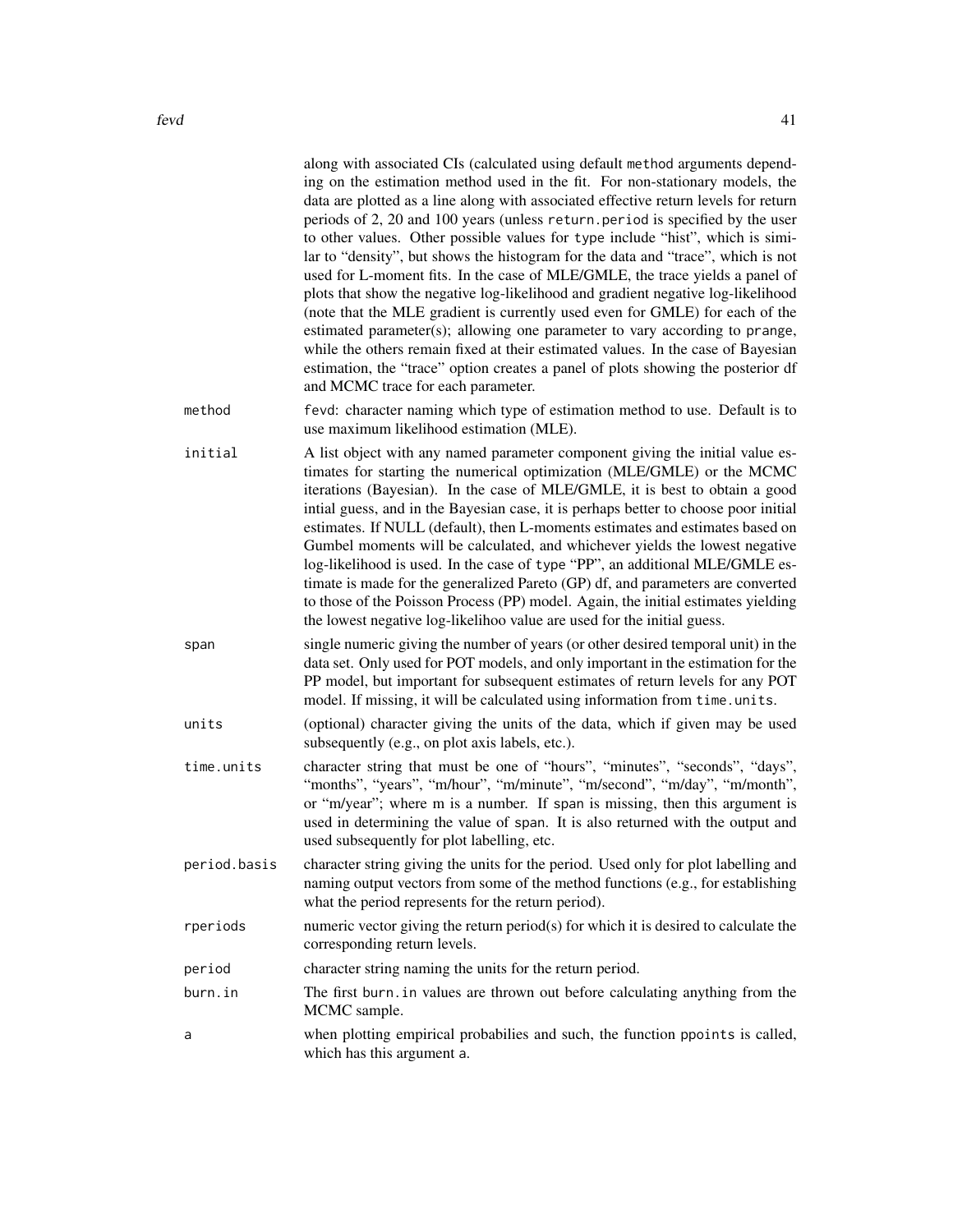along with associated CIs (calculated using default `method` arguments depending on the estimation method used in the fit. For non-stationary models, the data are plotted as a line along with associated effective return levels for return periods of 2, 20 and 100 years (unless `return.period` is specified by the user to other values. Other possible values for type include "hist", which is similar to "density", but shows the histogram for the data and "trace", which is not used for L-moment fits. In the case of MLE/GMLE, the trace yields a panel of plots that show the negative log-likelihood and gradient negative log-likelihood (note that the MLE gradient is currently used even for GMLE) for each of the estimated parameter(s); allowing one parameter to vary according to `prange`, while the others remain fixed at their estimated values. In the case of Bayesian estimation, the "trace" option creates a panel of plots showing the posterior df and MCMC trace for each parameter.

`method`
: `fevd`: character naming which type of estimation method to use. Default is to use maximum likelihood estimation (MLE).

`initial`
: A list object with any named parameter component giving the initial value estimates for starting the numerical optimization (MLE/GMLE) or the MCMC iterations (Bayesian). In the case of MLE/GMLE, it is best to obtain a good intial guess, and in the Bayesian case, it is perhaps better to choose poor initial estimates. If NULL (default), then L-moments estimates and estimates based on Gumbel moments will be calculated, and whichever yields the lowest negative log-likelihood is used. In the case of type "PP", an additional MLE/GMLE estimate is made for the generalized Pareto (GP) df, and parameters are converted to those of the Poisson Process (PP) model. Again, the initial estimates yielding the lowest negative log-likelihoo value are used for the initial guess.

`span`
: single numeric giving the number of years (or other desired temporal unit) in the data set. Only used for POT models, and only important in the estimation for the PP model, but important for subsequent estimates of return levels for any POT model. If missing, it will be calculated using information from `time.units`.

`units`
: (optional) character giving the units of the data, which if given may be used subsequently (e.g., on plot axis labels, etc.).

`time.units`
: character string that must be one of "hours", "minutes", "seconds", "days", "months", "years", "m/hour", "m/minute", "m/second", "m/day", "m/month", or "m/year"; where m is a number. If `span` is missing, then this argument is used in determining the value of `span`. It is also returned with the output and used subsequently for plot labelling, etc.

`period.basis`
: character string giving the units for the period. Used only for plot labelling and naming output vectors from some of the method functions (e.g., for establishing what the period represents for the return period).

`rperiods`
: numeric vector giving the return period(s) for which it is desired to calculate the corresponding return levels.

`period`
: character string naming the units for the return period.

`burn.in`
: The first `burn.in` values are thrown out before calculating anything from the MCMC sample.

`a`
: when plotting empirical probabilies and such, the function `ppoints` is called, which has this argument `a`.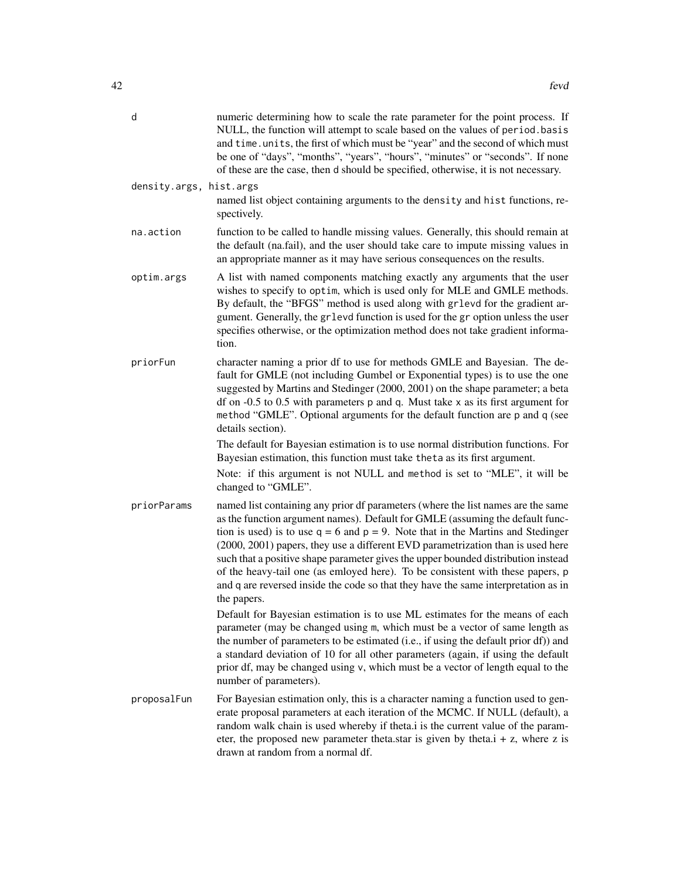d
: numeric determining how to scale the rate parameter for the point process. If NULL, the function will attempt to scale based on the values of `period.basis` and `time.units`, the first of which must be "year" and the second of which must be one of "days", "months", "years", "hours", "minutes" or "seconds". If none of these are the case, then d should be specified, otherwise, it is not necessary.

density.args, hist.args
: named list object containing arguments to the `density` and `hist` functions, respectively.

na.action
: function to be called to handle missing values. Generally, this should remain at the default (na.fail), and the user should take care to impute missing values in an appropriate manner as it may have serious consequences on the results.

optim.args
: A list with named components matching exactly any arguments that the user wishes to specify to `optim`, which is used only for MLE and GMLE methods. By default, the "BFGS" method is used along with `grlevd` for the gradient argument. Generally, the `grlevd` function is used for the `gr` option unless the user specifies otherwise, or the optimization method does not take gradient information.

priorFun
: character naming a prior df to use for methods GMLE and Bayesian. The default for GMLE (not including Gumbel or Exponential types) is to use the one suggested by Martins and Stedinger (2000, 2001) on the shape parameter; a beta df on -0.5 to 0.5 with parameters `p` and `q`. Must take `x` as its first argument for `method` "GMLE". Optional arguments for the default function are `p` and `q` (see details section).

  The default for Bayesian estimation is to use normal distribution functions. For Bayesian estimation, this function must take `theta` as its first argument.

  Note: if this argument is not NULL and `method` is set to "MLE", it will be changed to "GMLE".

priorParams
: named list containing any prior df parameters (where the list names are the same as the function argument names). Default for GMLE (assuming the default function is used) is to use `q` = 6 and `p` = 9. Note that in the Martins and Stedinger (2000, 2001) papers, they use a different EVD parametrization than is used here such that a positive shape parameter gives the upper bounded distribution instead of the heavy-tail one (as emloyed here). To be consistent with these papers, `p` and `q` are reversed inside the code so that they have the same interpretation as in the papers.

  Default for Bayesian estimation is to use ML estimates for the means of each parameter (may be changed using `m`, which must be a vector of same length as the number of parameters to be estimated (i.e., if using the default prior df)) and a standard deviation of 10 for all other parameters (again, if using the default prior df, may be changed using `v`, which must be a vector of length equal to the number of parameters).

proposalFun
: For Bayesian estimation only, this is a character naming a function used to generate proposal parameters at each iteration of the MCMC. If NULL (default), a random walk chain is used whereby if theta.i is the current value of the parameter, the proposed new parameter theta.star is given by theta.i + z, where z is drawn at random from a normal df.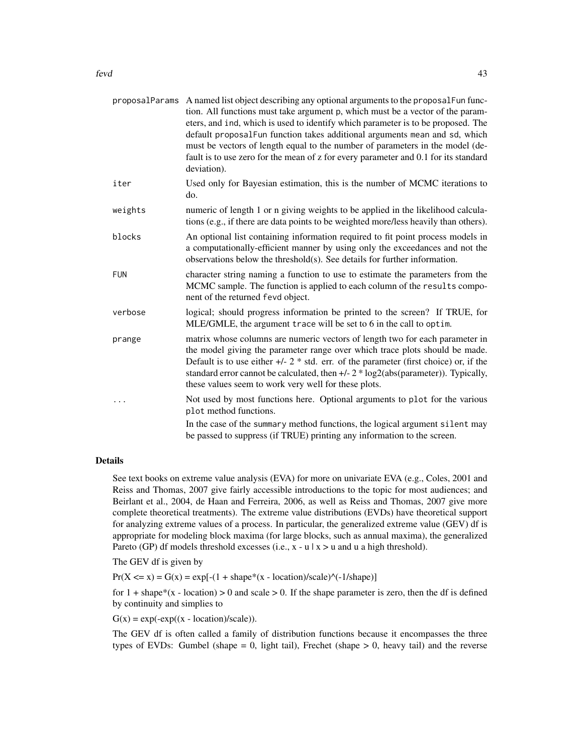| | |
|---|---|
| proposalParams | A named list object describing any optional arguments to the `proposalFun` function. All functions must take argument `p`, which must be a vector of the parameters, and `ind`, which is used to identify which parameter is to be proposed. The default `proposalFun` function takes additional arguments `mean` and `sd`, which must be vectors of length equal to the number of parameters in the model (default is to use zero for the mean of z for every parameter and 0.1 for its standard deviation). |
| iter | Used only for Bayesian estimation, this is the number of MCMC iterations to do. |
| weights | numeric of length 1 or n giving weights to be applied in the likelihood calculations (e.g., if there are data points to be weighted more/less heavily than others). |
| blocks | An optional list containing information required to fit point process models in a computationally-efficient manner by using only the exceedances and not the observations below the threshold(s). See details for further information. |
| FUN | character string naming a function to use to estimate the parameters from the MCMC sample. The function is applied to each column of the `results` component of the returned `fevd` object. |
| verbose | logical; should progress information be printed to the screen? If TRUE, for MLE/GMLE, the argument `trace` will be set to 6 in the call to `optim`. |
| prange | matrix whose columns are numeric vectors of length two for each parameter in the model giving the parameter range over which trace plots should be made. Default is to use either +/- 2 * std. err. of the parameter (first choice) or, if the standard error cannot be calculated, then +/- 2 * log2(abs(parameter)). Typically, these values seem to work very well for these plots. |
| ... | Not used by most functions here. Optional arguments to `plot` for the various `plot` method functions. In the case of the `summary` method functions, the logical argument `silent` may be passed to suppress (if TRUE) printing any information to the screen. |

## Details

See text books on extreme value analysis (EVA) for more on univariate EVA (e.g., Coles, 2001 and Reiss and Thomas, 2007 give fairly accessible introductions to the topic for most audiences; and Beirlant et al., 2004, de Haan and Ferreira, 2006, as well as Reiss and Thomas, 2007 give more complete theoretical treatments). The extreme value distributions (EVDs) have theoretical support for analyzing extreme values of a process. In particular, the generalized extreme value (GEV) df is appropriate for modeling block maxima (for large blocks, such as annual maxima), the generalized Pareto (GP) df models threshold excesses (i.e., x - u | x > u and u a high threshold).

The GEV df is given by

Pr(X <= x) = G(x) = exp[-(1 + shape*(x - location)/scale)^(-1/shape)]

for 1 + shape*(x - location) > 0 and scale > 0. If the shape parameter is zero, then the df is defined by continuity and simplies to

G(x) = exp(-exp((x - location)/scale)).

The GEV df is often called a family of distribution functions because it encompasses the three types of EVDs: Gumbel (shape = 0, light tail), Frechet (shape > 0, heavy tail) and the reverse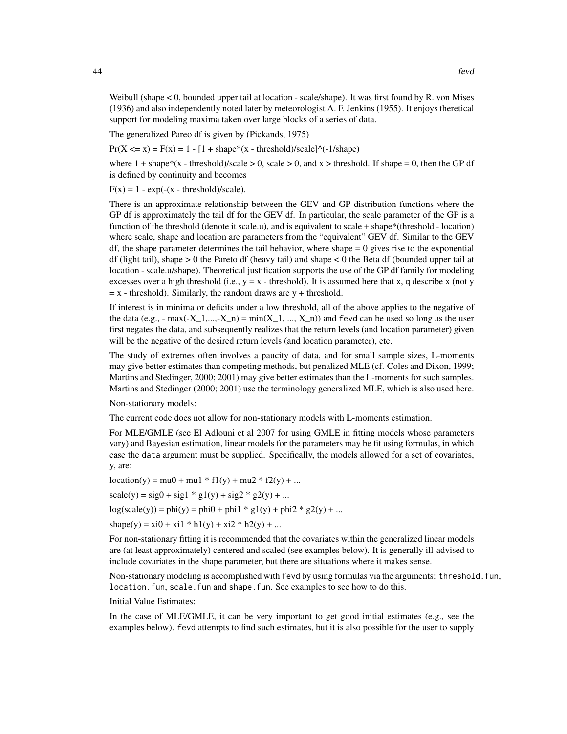Weibull (shape < 0, bounded upper tail at location - scale/shape). It was first found by R. von Mises (1936) and also independently noted later by meteorologist A. F. Jenkins (1955). It enjoys theretical support for modeling maxima taken over large blocks of a series of data.

The generalized Pareo df is given by (Pickands, 1975)

Pr(X <= x) = F(x) = 1 - [1 + shape*(x - threshold)/scale]^(-1/shape)

where 1 + shape*(x - threshold)/scale > 0, scale > 0, and x > threshold. If shape = 0, then the GP df is defined by continuity and becomes

F(x) = 1 - exp(-(x - threshold)/scale).

There is an approximate relationship between the GEV and GP distribution functions where the GP df is approximately the tail df for the GEV df. In particular, the scale parameter of the GP is a function of the threshold (denote it scale.u), and is equivalent to scale + shape*(threshold - location) where scale, shape and location are parameters from the "equivalent" GEV df. Similar to the GEV df, the shape parameter determines the tail behavior, where shape = 0 gives rise to the exponential df (light tail), shape > 0 the Pareto df (heavy tail) and shape < 0 the Beta df (bounded upper tail at location - scale.u/shape). Theoretical justification supports the use of the GP df family for modeling excesses over a high threshold (i.e., y = x - threshold). It is assumed here that `x`, `q` describe x (not y = x - threshold). Similarly, the random draws are y + threshold.

If interest is in minima or deficits under a low threshold, all of the above applies to the negative of the data (e.g., - max(-X_1,...,-X_n) = min(X_1, ..., X_n)) and `fevd` can be used so long as the user first negates the data, and subsequently realizes that the return levels (and location parameter) given will be the negative of the desired return levels (and location parameter), etc.

The study of extremes often involves a paucity of data, and for small sample sizes, L-moments may give better estimates than competing methods, but penalized MLE (cf. Coles and Dixon, 1999; Martins and Stedinger, 2000; 2001) may give better estimates than the L-moments for such samples. Martins and Stedinger (2000; 2001) use the terminology generalized MLE, which is also used here.

Non-stationary models:

The current code does not allow for non-stationary models with L-moments estimation.

For MLE/GMLE (see El Adlouni et al 2007 for using GMLE in fitting models whose parameters vary) and Bayesian estimation, linear models for the parameters may be fit using formulas, in which case the `data` argument must be supplied. Specifically, the models allowed for a set of covariates, y, are:

location(y) = mu0 + mu1 * f1(y) + mu2 * f2(y) + ...

scale(y) = sig0 + sig1 * g1(y) + sig2 * g2(y) + ...

log(scale(y)) = phi(y) = phi0 + phi1 * g1(y) + phi2 * g2(y) + ...

shape(y) = xi0 + xi1 * h1(y) + xi2 * h2(y) + ...

For non-stationary fitting it is recommended that the covariates within the generalized linear models are (at least approximately) centered and scaled (see examples below). It is generally ill-advised to include covariates in the shape parameter, but there are situations where it makes sense.

Non-stationary modeling is accomplished with `fevd` by using formulas via the arguments: `threshold.fun`, `location.fun`, `scale.fun` and `shape.fun`. See examples to see how to do this.

Initial Value Estimates:

In the case of MLE/GMLE, it can be very important to get good initial estimates (e.g., see the examples below). `fevd` attempts to find such estimates, but it is also possible for the user to supply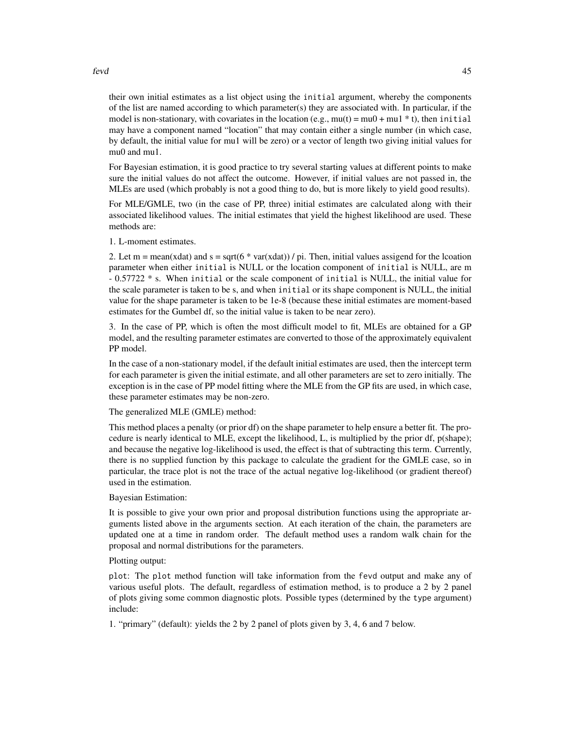their own initial estimates as a list object using the `initial` argument, whereby the components of the list are named according to which parameter(s) they are associated with. In particular, if the model is non-stationary, with covariates in the location (e.g., mu(t) = mu0 + mu1 * t), then `initial` may have a component named "location" that may contain either a single number (in which case, by default, the initial value for mu1 will be zero) or a vector of length two giving initial values for mu0 and mu1.

For Bayesian estimation, it is good practice to try several starting values at different points to make sure the initial values do not affect the outcome. However, if initial values are not passed in, the MLEs are used (which probably is not a good thing to do, but is more likely to yield good results).

For MLE/GMLE, two (in the case of PP, three) initial estimates are calculated along with their associated likelihood values. The initial estimates that yield the highest likelihood are used. These methods are:

1. L-moment estimates.

2. Let m = mean(xdat) and s = sqrt(6 * var(xdat)) / pi. Then, initial values assigend for the lcoation parameter when either `initial` is NULL or the location component of `initial` is NULL, are m - 0.57722 * s. When `initial` or the scale component of `initial` is NULL, the initial value for the scale parameter is taken to be s, and when `initial` or its shape component is NULL, the initial value for the shape parameter is taken to be 1e-8 (because these initial estimates are moment-based estimates for the Gumbel df, so the initial value is taken to be near zero).

3. In the case of PP, which is often the most difficult model to fit, MLEs are obtained for a GP model, and the resulting parameter estimates are converted to those of the approximately equivalent PP model.

In the case of a non-stationary model, if the default initial estimates are used, then the intercept term for each parameter is given the initial estimate, and all other parameters are set to zero initially. The exception is in the case of PP model fitting where the MLE from the GP fits are used, in which case, these parameter estimates may be non-zero.

The generalized MLE (GMLE) method:

This method places a penalty (or prior df) on the shape parameter to help ensure a better fit. The procedure is nearly identical to MLE, except the likelihood, L, is multiplied by the prior df, p(shape); and because the negative log-likelihood is used, the effect is that of subtracting this term. Currently, there is no supplied function by this package to calculate the gradient for the GMLE case, so in particular, the trace plot is not the trace of the actual negative log-likelihood (or gradient thereof) used in the estimation.

Bayesian Estimation:

It is possible to give your own prior and proposal distribution functions using the appropriate arguments listed above in the arguments section. At each iteration of the chain, the parameters are updated one at a time in random order. The default method uses a random walk chain for the proposal and normal distributions for the parameters.

Plotting output:

`plot`: The `plot` method function will take information from the `fevd` output and make any of various useful plots. The default, regardless of estimation method, is to produce a 2 by 2 panel of plots giving some common diagnostic plots. Possible types (determined by the `type` argument) include:

1. "primary" (default): yields the 2 by 2 panel of plots given by 3, 4, 6 and 7 below.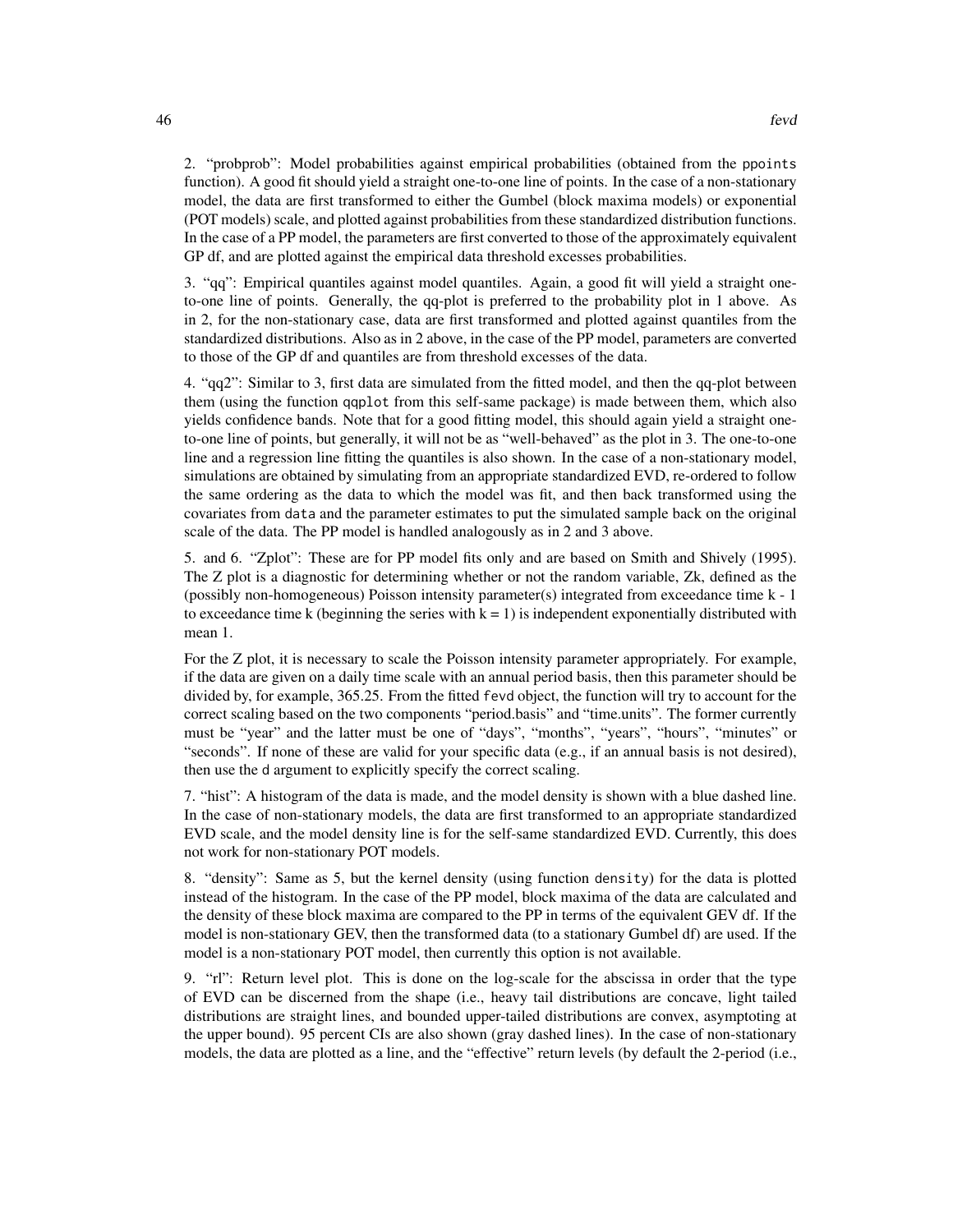2. “probprob”: Model probabilities against empirical probabilities (obtained from the `ppoints` function). A good fit should yield a straight one-to-one line of points. In the case of a non-stationary model, the data are first transformed to either the Gumbel (block maxima models) or exponential (POT models) scale, and plotted against probabilities from these standardized distribution functions. In the case of a PP model, the parameters are first converted to those of the approximately equivalent GP df, and are plotted against the empirical data threshold excesses probabilities.

3. “qq”: Empirical quantiles against model quantiles. Again, a good fit will yield a straight one-to-one line of points. Generally, the qq-plot is preferred to the probability plot in 1 above. As in 2, for the non-stationary case, data are first transformed and plotted against quantiles from the standardized distributions. Also as in 2 above, in the case of the PP model, parameters are converted to those of the GP df and quantiles are from threshold excesses of the data.

4. “qq2”: Similar to 3, first data are simulated from the fitted model, and then the qq-plot between them (using the function `qqplot` from this self-same package) is made between them, which also yields confidence bands. Note that for a good fitting model, this should again yield a straight one-to-one line of points, but generally, it will not be as “well-behaved” as the plot in 3. The one-to-one line and a regression line fitting the quantiles is also shown. In the case of a non-stationary model, simulations are obtained by simulating from an appropriate standardized EVD, re-ordered to follow the same ordering as the data to which the model was fit, and then back transformed using the covariates from `data` and the parameter estimates to put the simulated sample back on the original scale of the data. The PP model is handled analogously as in 2 and 3 above.

5. and 6. “Zplot”: These are for PP model fits only and are based on Smith and Shively (1995). The Z plot is a diagnostic for determining whether or not the random variable, Zk, defined as the (possibly non-homogeneous) Poisson intensity parameter(s) integrated from exceedance time k - 1 to exceedance time k (beginning the series with k = 1) is independent exponentially distributed with mean 1.

For the Z plot, it is necessary to scale the Poisson intensity parameter appropriately. For example, if the data are given on a daily time scale with an annual period basis, then this parameter should be divided by, for example, 365.25. From the fitted `fevd` object, the function will try to account for the correct scaling based on the two components “period.basis” and “time.units”. The former currently must be “year” and the latter must be one of “days”, “months”, “years”, “hours”, “minutes” or “seconds”. If none of these are valid for your specific data (e.g., if an annual basis is not desired), then use the `d` argument to explicitly specify the correct scaling.

7. “hist”: A histogram of the data is made, and the model density is shown with a blue dashed line. In the case of non-stationary models, the data are first transformed to an appropriate standardized EVD scale, and the model density line is for the self-same standardized EVD. Currently, this does not work for non-stationary POT models.

8. “density”: Same as 5, but the kernel density (using function `density`) for the data is plotted instead of the histogram. In the case of the PP model, block maxima of the data are calculated and the density of these block maxima are compared to the PP in terms of the equivalent GEV df. If the model is non-stationary GEV, then the transformed data (to a stationary Gumbel df) are used. If the model is a non-stationary POT model, then currently this option is not available.

9. “rl”: Return level plot. This is done on the log-scale for the abscissa in order that the type of EVD can be discerned from the shape (i.e., heavy tail distributions are concave, light tailed distributions are straight lines, and bounded upper-tailed distributions are convex, asymptoting at the upper bound). 95 percent CIs are also shown (gray dashed lines). In the case of non-stationary models, the data are plotted as a line, and the “effective” return levels (by default the 2-period (i.e.,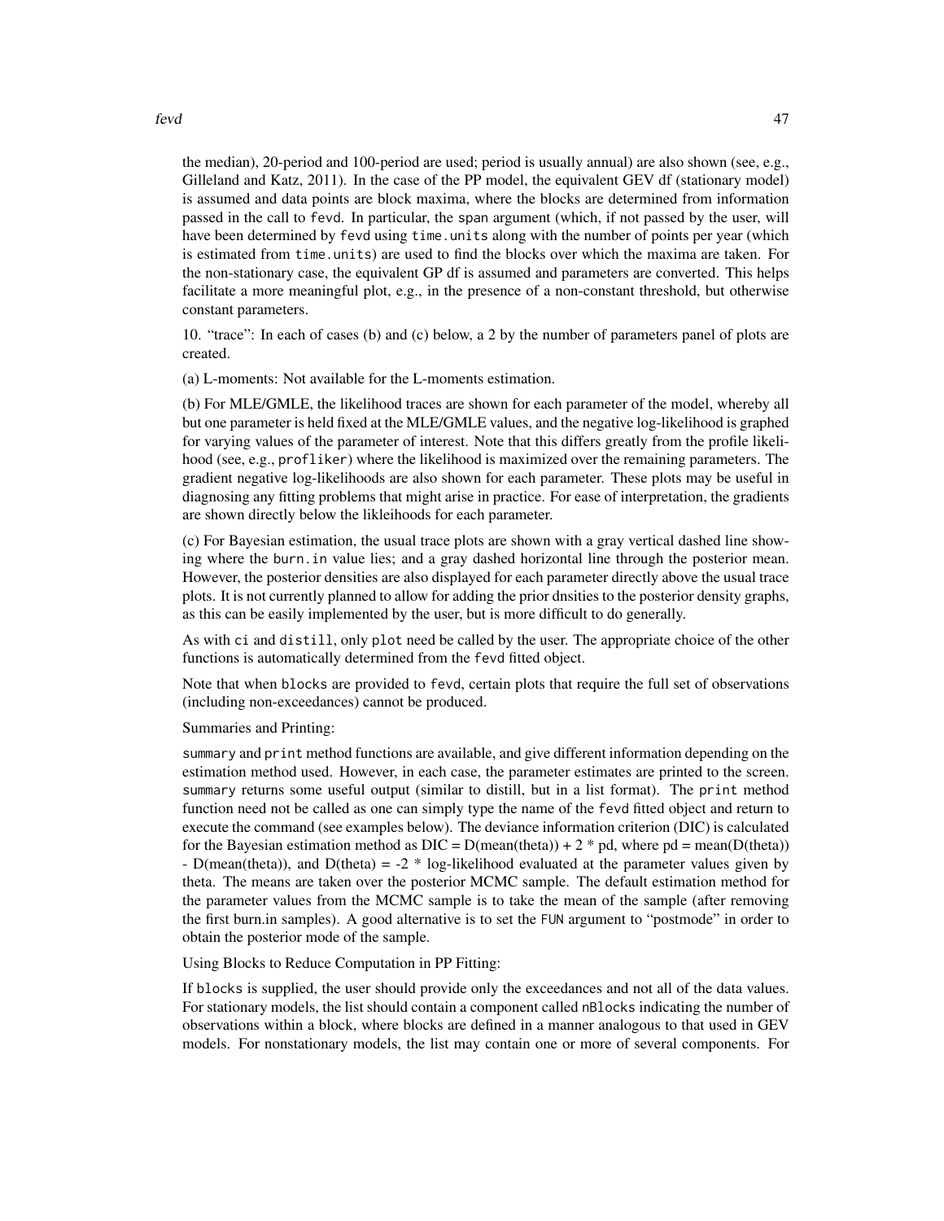the median), 20-period and 100-period are used; period is usually annual) are also shown (see, e.g., Gilleland and Katz, 2011). In the case of the PP model, the equivalent GEV df (stationary model) is assumed and data points are block maxima, where the blocks are determined from information passed in the call to fevd. In particular, the span argument (which, if not passed by the user, will have been determined by fevd using time.units along with the number of points per year (which is estimated from time.units) are used to find the blocks over which the maxima are taken. For the non-stationary case, the equivalent GP df is assumed and parameters are converted. This helps facilitate a more meaningful plot, e.g., in the presence of a non-constant threshold, but otherwise constant parameters.

10. "trace": In each of cases (b) and (c) below, a 2 by the number of parameters panel of plots are created.

(a) L-moments: Not available for the L-moments estimation.

(b) For MLE/GMLE, the likelihood traces are shown for each parameter of the model, whereby all but one parameter is held fixed at the MLE/GMLE values, and the negative log-likelihood is graphed for varying values of the parameter of interest. Note that this differs greatly from the profile likelihood (see, e.g., profliker) where the likelihood is maximized over the remaining parameters. The gradient negative log-likelihoods are also shown for each parameter. These plots may be useful in diagnosing any fitting problems that might arise in practice. For ease of interpretation, the gradients are shown directly below the likleihoods for each parameter.

(c) For Bayesian estimation, the usual trace plots are shown with a gray vertical dashed line showing where the burn.in value lies; and a gray dashed horizontal line through the posterior mean. However, the posterior densities are also displayed for each parameter directly above the usual trace plots. It is not currently planned to allow for adding the prior dnsities to the posterior density graphs, as this can be easily implemented by the user, but is more difficult to do generally.

As with ci and distill, only plot need be called by the user. The appropriate choice of the other functions is automatically determined from the fevd fitted object.

Note that when blocks are provided to fevd, certain plots that require the full set of observations (including non-exceedances) cannot be produced.

Summaries and Printing:

summary and print method functions are available, and give different information depending on the estimation method used. However, in each case, the parameter estimates are printed to the screen. summary returns some useful output (similar to distill, but in a list format). The print method function need not be called as one can simply type the name of the fevd fitted object and return to execute the command (see examples below). The deviance information criterion (DIC) is calculated for the Bayesian estimation method as DIC = D(mean(theta)) + 2 * pd, where pd = mean(D(theta)) - D(mean(theta)), and D(theta) = -2 * log-likelihood evaluated at the parameter values given by theta. The means are taken over the posterior MCMC sample. The default estimation method for the parameter values from the MCMC sample is to take the mean of the sample (after removing the first burn.in samples). A good alternative is to set the FUN argument to "postmode" in order to obtain the posterior mode of the sample.

Using Blocks to Reduce Computation in PP Fitting:

If blocks is supplied, the user should provide only the exceedances and not all of the data values. For stationary models, the list should contain a component called nBlocks indicating the number of observations within a block, where blocks are defined in a manner analogous to that used in GEV models. For nonstationary models, the list may contain one or more of several components. For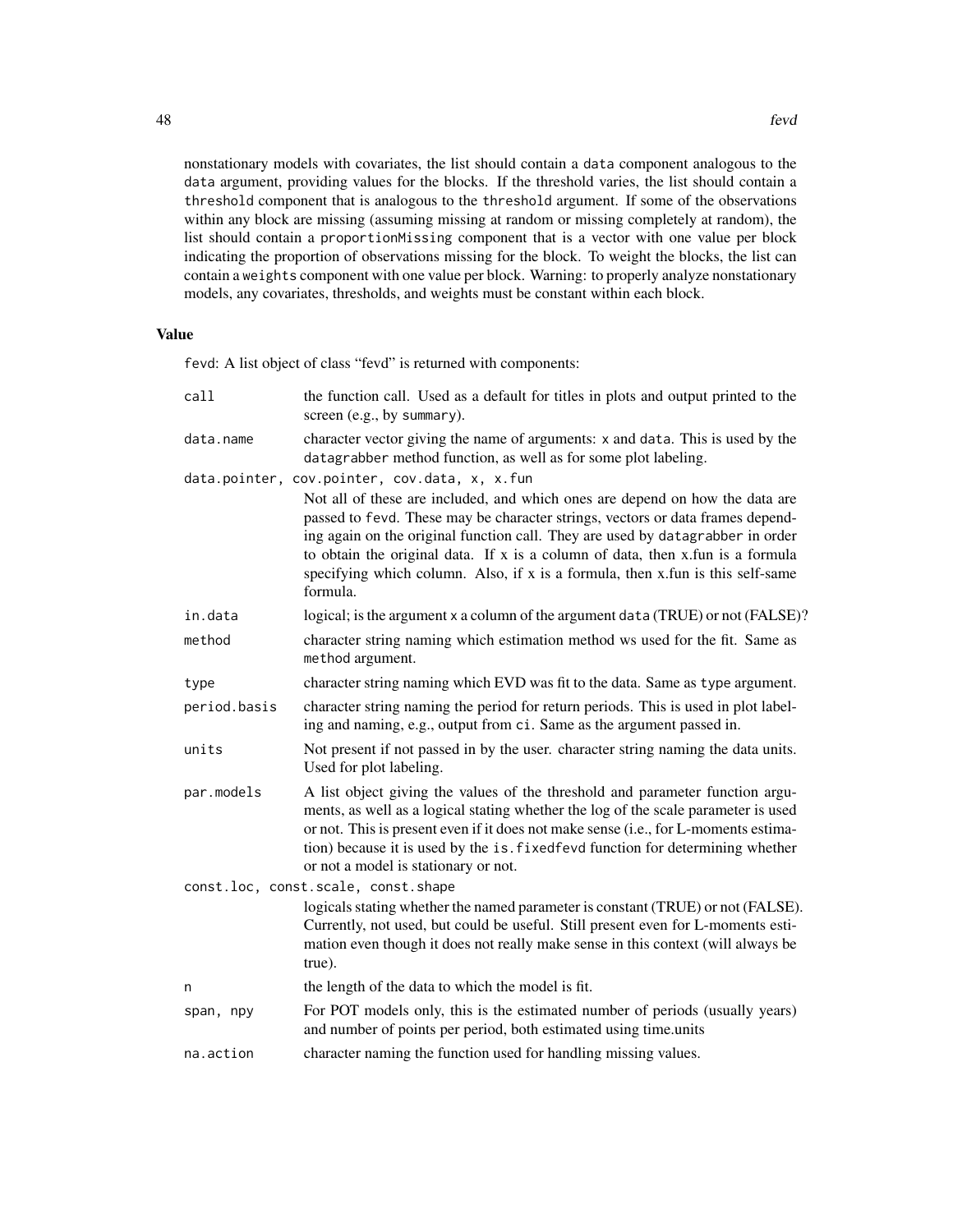nonstationary models with covariates, the list should contain a `data` component analogous to the `data` argument, providing values for the blocks. If the threshold varies, the list should contain a `threshold` component that is analogous to the `threshold` argument. If some of the observations within any block are missing (assuming missing at random or missing completely at random), the list should contain a `proportionMissing` component that is a vector with one value per block indicating the proportion of observations missing for the block. To weight the blocks, the list can contain a `weights` component with one value per block. Warning: to properly analyze nonstationary models, any covariates, thresholds, and weights must be constant within each block.

### Value

`fevd`: A list object of class "fevd" is returned with components:

- **`call`**: the function call. Used as a default for titles in plots and output printed to the screen (e.g., by `summary`).
- **`data.name`**: character vector giving the name of arguments: `x` and `data`. This is used by the `datagrabber` method function, as well as for some plot labeling.
- **`data.pointer, cov.pointer, cov.data, x, x.fun`**: Not all of these are included, and which ones are depend on how the data are passed to `fevd`. These may be character strings, vectors or data frames depending again on the original function call. They are used by `datagrabber` in order to obtain the original data. If x is a column of data, then x.fun is a formula specifying which column. Also, if x is a formula, then x.fun is this self-same formula.
- **`in.data`**: logical; is the argument `x` a column of the argument `data` (TRUE) or not (FALSE)?
- **`method`**: character string naming which estimation method ws used for the fit. Same as `method` argument.
- **`type`**: character string naming which EVD was fit to the data. Same as `type` argument.
- **`period.basis`**: character string naming the period for return periods. This is used in plot labeling and naming, e.g., output from `ci`. Same as the argument passed in.
- **`units`**: Not present if not passed in by the user. character string naming the data units. Used for plot labeling.
- **`par.models`**: A list object giving the values of the threshold and parameter function arguments, as well as a logical stating whether the log of the scale parameter is used or not. This is present even if it does not make sense (i.e., for L-moments estimation) because it is used by the `is.fixedfevd` function for determining whether or not a model is stationary or not.
- **`const.loc, const.scale, const.shape`**: logicals stating whether the named parameter is constant (TRUE) or not (FALSE). Currently, not used, but could be useful. Still present even for L-moments estimation even though it does not really make sense in this context (will always be true).
- **`n`**: the length of the data to which the model is fit.
- **`span, npy`**: For POT models only, this is the estimated number of periods (usually years) and number of points per period, both estimated using time.units
- **`na.action`**: character naming the function used for handling missing values.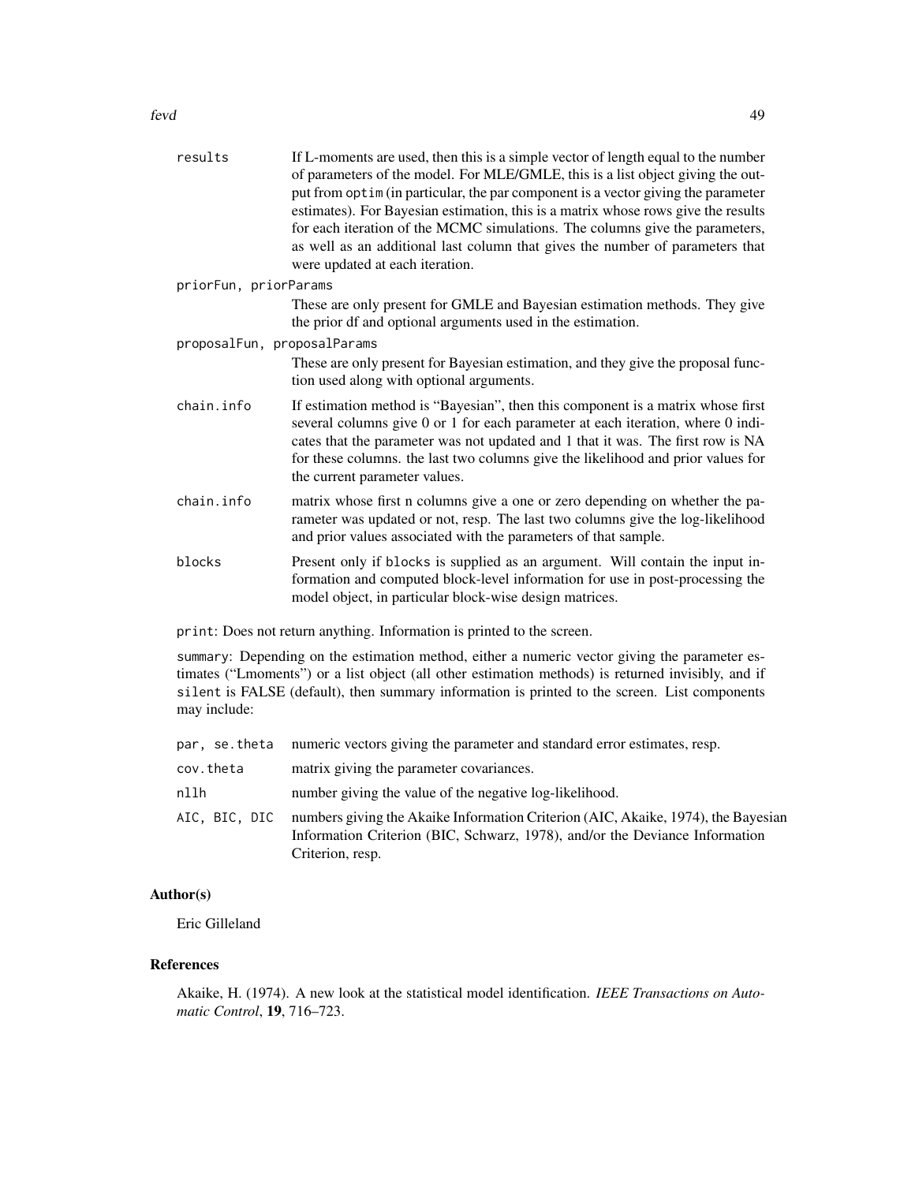`results` If L-moments are used, then this is a simple vector of length equal to the number of parameters of the model. For MLE/GMLE, this is a list object giving the output from `optim` (in particular, the par component is a vector giving the parameter estimates). For Bayesian estimation, this is a matrix whose rows give the results for each iteration of the MCMC simulations. The columns give the parameters, as well as an additional last column that gives the number of parameters that were updated at each iteration.

`priorFun, priorParams`
These are only present for GMLE and Bayesian estimation methods. They give the prior df and optional arguments used in the estimation.

`proposalFun, proposalParams`
These are only present for Bayesian estimation, and they give the proposal function used along with optional arguments.

`chain.info` If estimation method is "Bayesian", then this component is a matrix whose first several columns give 0 or 1 for each parameter at each iteration, where 0 indicates that the parameter was not updated and 1 that it was. The first row is NA for these columns. the last two columns give the likelihood and prior values for the current parameter values.

`chain.info` matrix whose first n columns give a one or zero depending on whether the parameter was updated or not, resp. The last two columns give the log-likelihood and prior values associated with the parameters of that sample.

`blocks` Present only if `blocks` is supplied as an argument. Will contain the input information and computed block-level information for use in post-processing the model object, in particular block-wise design matrices.

`print`: Does not return anything. Information is printed to the screen.

`summary`: Depending on the estimation method, either a numeric vector giving the parameter estimates ("Lmoments") or a list object (all other estimation methods) is returned invisibly, and if `silent` is FALSE (default), then summary information is printed to the screen. List components may include:

`par, se.theta` numeric vectors giving the parameter and standard error estimates, resp.

`cov.theta` matrix giving the parameter covariances.

`nllh` number giving the value of the negative log-likelihood.

`AIC, BIC, DIC` numbers giving the Akaike Information Criterion (AIC, Akaike, 1974), the Bayesian Information Criterion (BIC, Schwarz, 1978), and/or the Deviance Information Criterion, resp.

## Author(s)

Eric Gilleland

## References

Akaike, H. (1974). A new look at the statistical model identification. *IEEE Transactions on Automatic Control*, **19**, 716–723.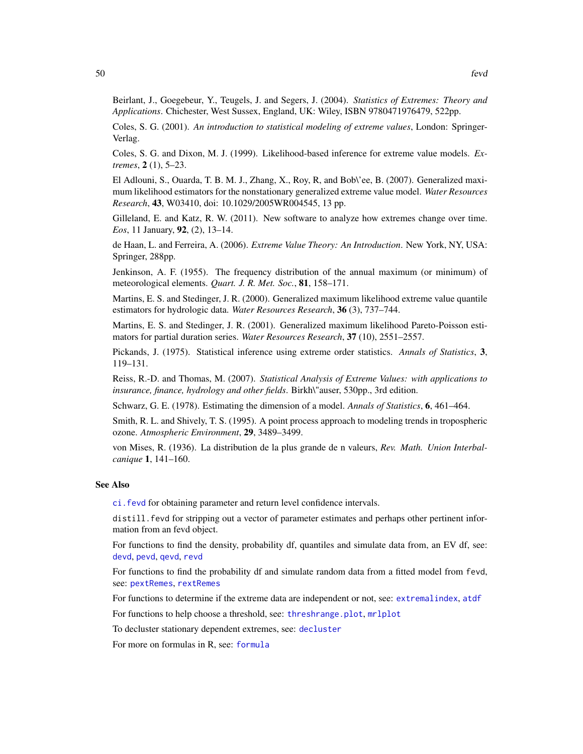Beirlant, J., Goegebeur, Y., Teugels, J. and Segers, J. (2004). *Statistics of Extremes: Theory and Applications*. Chichester, West Sussex, England, UK: Wiley, ISBN 9780471976479, 522pp.

Coles, S. G. (2001). *An introduction to statistical modeling of extreme values*, London: Springer-Verlag.

Coles, S. G. and Dixon, M. J. (1999). Likelihood-based inference for extreme value models. *Extremes*, **2** (1), 5–23.

El Adlouni, S., Ouarda, T. B. M. J., Zhang, X., Roy, R, and Bob\'ee, B. (2007). Generalized maximum likelihood estimators for the nonstationary generalized extreme value model. *Water Resources Research*, **43**, W03410, doi: 10.1029/2005WR004545, 13 pp.

Gilleland, E. and Katz, R. W. (2011). New software to analyze how extremes change over time. *Eos*, 11 January, **92**, (2), 13–14.

de Haan, L. and Ferreira, A. (2006). *Extreme Value Theory: An Introduction*. New York, NY, USA: Springer, 288pp.

Jenkinson, A. F. (1955). The frequency distribution of the annual maximum (or minimum) of meteorological elements. *Quart. J. R. Met. Soc.*, **81**, 158–171.

Martins, E. S. and Stedinger, J. R. (2000). Generalized maximum likelihood extreme value quantile estimators for hydrologic data. *Water Resources Research*, **36** (3), 737–744.

Martins, E. S. and Stedinger, J. R. (2001). Generalized maximum likelihood Pareto-Poisson estimators for partial duration series. *Water Resources Research*, **37** (10), 2551–2557.

Pickands, J. (1975). Statistical inference using extreme order statistics. *Annals of Statistics*, **3**, 119–131.

Reiss, R.-D. and Thomas, M. (2007). *Statistical Analysis of Extreme Values: with applications to insurance, finance, hydrology and other fields*. Birkh\"auser, 530pp., 3rd edition.

Schwarz, G. E. (1978). Estimating the dimension of a model. *Annals of Statistics*, **6**, 461–464.

Smith, R. L. and Shively, T. S. (1995). A point process approach to modeling trends in tropospheric ozone. *Atmospheric Environment*, **29**, 3489–3499.

von Mises, R. (1936). La distribution de la plus grande de n valeurs, *Rev. Math. Union Interbalcanique* **1**, 141–160.

## See Also

`ci.fevd` for obtaining parameter and return level confidence intervals.

`distill.fevd` for stripping out a vector of parameter estimates and perhaps other pertinent information from an fevd object.

For functions to find the density, probability df, quantiles and simulate data from, an EV df, see: `devd`, `pevd`, `qevd`, `revd`

For functions to find the probability df and simulate random data from a fitted model from `fevd`, see: `pextRemes`, `rextRemes`

For functions to determine if the extreme data are independent or not, see: `extremalindex`, `atdf`

For functions to help choose a threshold, see: `threshrange.plot`, `mrlplot`

To decluster stationary dependent extremes, see: `decluster`

For more on formulas in R, see: `formula`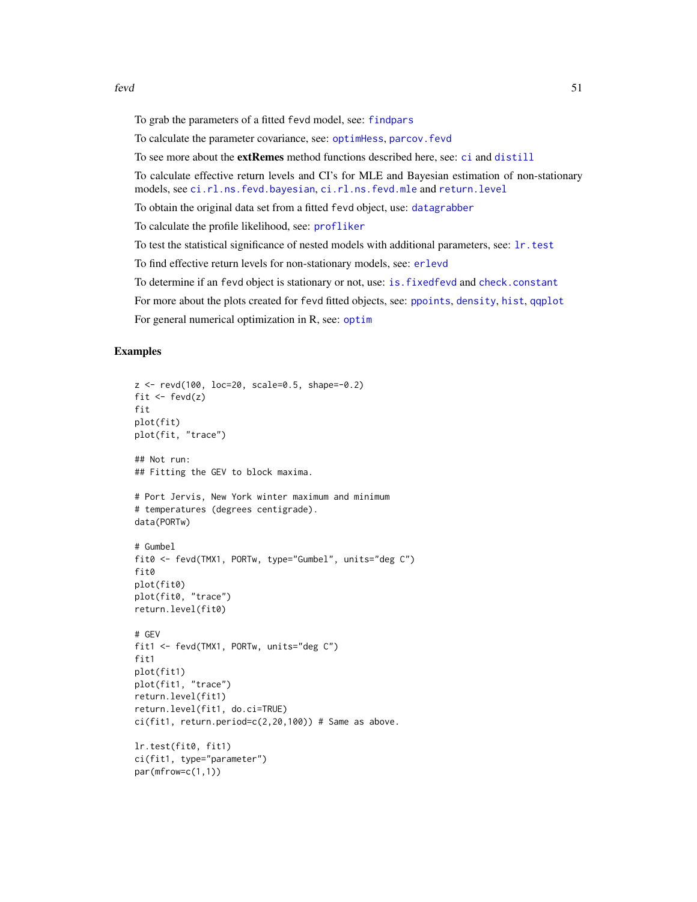To grab the parameters of a fitted fevd model, see: findpars

To calculate the parameter covariance, see: optimHess, parcov.fevd

To see more about the **extRemes** method functions described here, see: ci and distill

To calculate effective return levels and CI's for MLE and Bayesian estimation of non-stationary models, see ci.rl.ns.fevd.bayesian, ci.rl.ns.fevd.mle and return.level

To obtain the original data set from a fitted fevd object, use: datagrabber

To calculate the profile likelihood, see: profliker

To test the statistical significance of nested models with additional parameters, see: lr.test

To find effective return levels for non-stationary models, see: erlevd

To determine if an fevd object is stationary or not, use: is.fixedfevd and check.constant

For more about the plots created for fevd fitted objects, see: ppoints, density, hist, qqplot

For general numerical optimization in R, see: optim

## Examples

```
z <- revd(100, loc=20, scale=0.5, shape=-0.2)
fit <- fevd(z)
fit
plot(fit)
plot(fit, "trace")

## Not run:
## Fitting the GEV to block maxima.

# Port Jervis, New York winter maximum and minimum
# temperatures (degrees centigrade).
data(PORTw)

# Gumbel
fit0 <- fevd(TMX1, PORTw, type="Gumbel", units="deg C")
fit0
plot(fit0)
plot(fit0, "trace")
return.level(fit0)

# GEV
fit1 <- fevd(TMX1, PORTw, units="deg C")
fit1
plot(fit1)
plot(fit1, "trace")
return.level(fit1)
return.level(fit1, do.ci=TRUE)
ci(fit1, return.period=c(2,20,100)) # Same as above.

lr.test(fit0, fit1)
ci(fit1, type="parameter")
par(mfrow=c(1,1))
```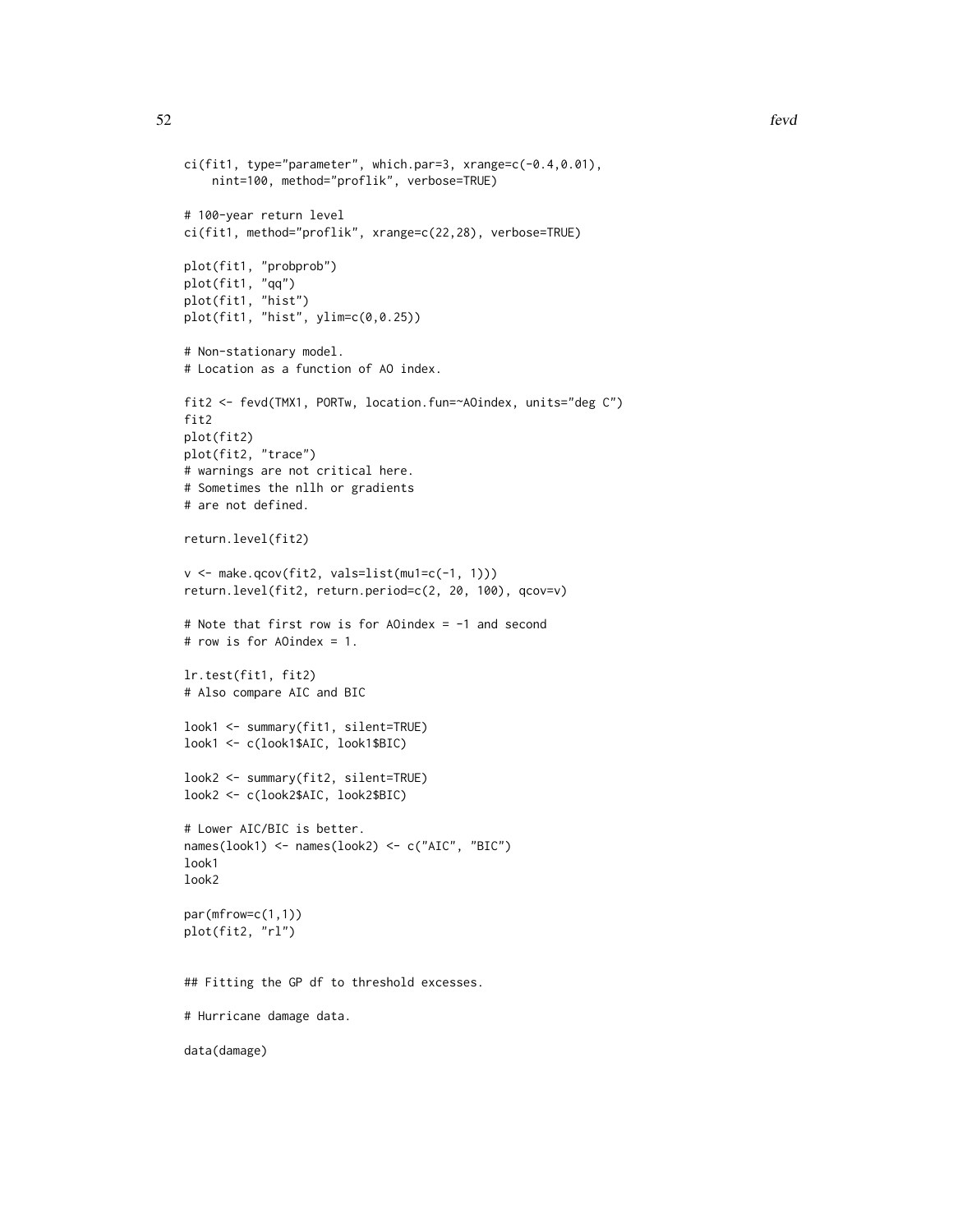```
ci(fit1, type="parameter", which.par=3, xrange=c(-0.4,0.01),
    nint=100, method="proflik", verbose=TRUE)

# 100-year return level
ci(fit1, method="proflik", xrange=c(22,28), verbose=TRUE)

plot(fit1, "probprob")
plot(fit1, "qq")
plot(fit1, "hist")
plot(fit1, "hist", ylim=c(0,0.25))

# Non-stationary model.
# Location as a function of AO index.

fit2 <- fevd(TMX1, PORTw, location.fun=~AOindex, units="deg C")
fit2
plot(fit2)
plot(fit2, "trace")
# warnings are not critical here.
# Sometimes the nllh or gradients
# are not defined.

return.level(fit2)

v <- make.qcov(fit2, vals=list(mu1=c(-1, 1)))
return.level(fit2, return.period=c(2, 20, 100), qcov=v)

# Note that first row is for AOindex = -1 and second
# row is for AOindex = 1.

lr.test(fit1, fit2)
# Also compare AIC and BIC

look1 <- summary(fit1, silent=TRUE)
look1 <- c(look1$AIC, look1$BIC)

look2 <- summary(fit2, silent=TRUE)
look2 <- c(look2$AIC, look2$BIC)

# Lower AIC/BIC is better.
names(look1) <- names(look2) <- c("AIC", "BIC")
look1
look2

par(mfrow=c(1,1))
plot(fit2, "rl")


## Fitting the GP df to threshold excesses.

# Hurricane damage data.

data(damage)
```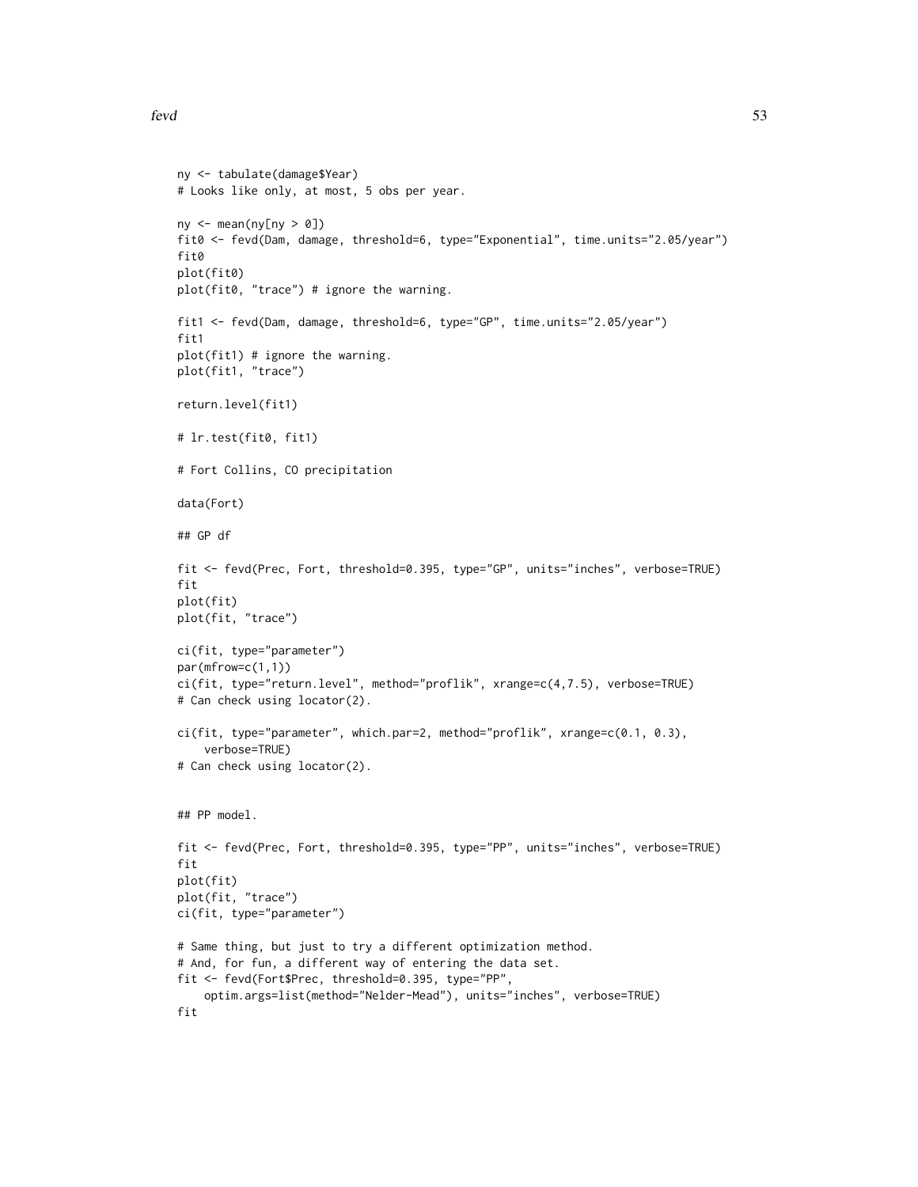```
ny <- tabulate(damage$Year)
# Looks like only, at most, 5 obs per year.

ny <- mean(ny[ny > 0])
fit0 <- fevd(Dam, damage, threshold=6, type="Exponential", time.units="2.05/year")
fit0
plot(fit0)
plot(fit0, "trace") # ignore the warning.

fit1 <- fevd(Dam, damage, threshold=6, type="GP", time.units="2.05/year")
fit1
plot(fit1) # ignore the warning.
plot(fit1, "trace")

return.level(fit1)

# lr.test(fit0, fit1)

# Fort Collins, CO precipitation

data(Fort)

## GP df

fit <- fevd(Prec, Fort, threshold=0.395, type="GP", units="inches", verbose=TRUE)
fit
plot(fit)
plot(fit, "trace")

ci(fit, type="parameter")
par(mfrow=c(1,1))
ci(fit, type="return.level", method="proflik", xrange=c(4,7.5), verbose=TRUE)
# Can check using locator(2).

ci(fit, type="parameter", which.par=2, method="proflik", xrange=c(0.1, 0.3),
    verbose=TRUE)
# Can check using locator(2).


## PP model.

fit <- fevd(Prec, Fort, threshold=0.395, type="PP", units="inches", verbose=TRUE)
fit
plot(fit)
plot(fit, "trace")
ci(fit, type="parameter")

# Same thing, but just to try a different optimization method.
# And, for fun, a different way of entering the data set.
fit <- fevd(Fort$Prec, threshold=0.395, type="PP",
    optim.args=list(method="Nelder-Mead"), units="inches", verbose=TRUE)
fit
```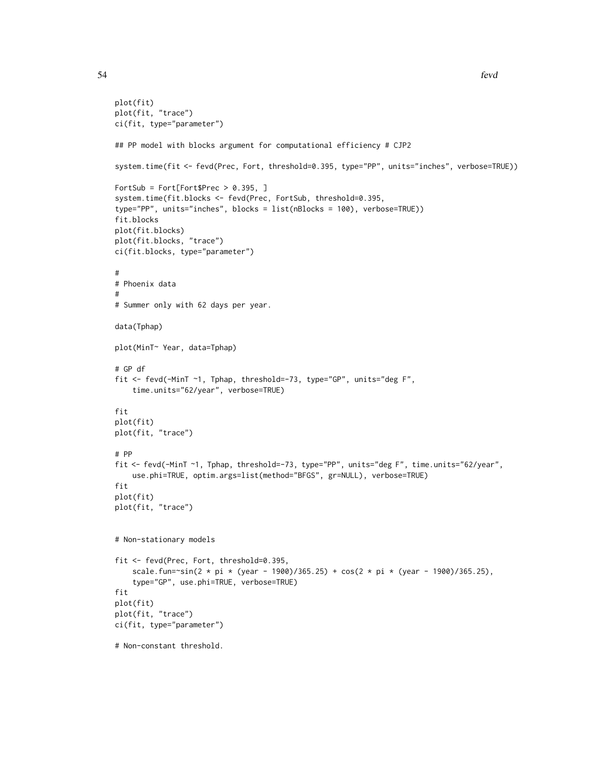```
plot(fit)
plot(fit, "trace")
ci(fit, type="parameter")

## PP model with blocks argument for computational efficiency # CJP2

system.time(fit <- fevd(Prec, Fort, threshold=0.395, type="PP", units="inches", verbose=TRUE))

FortSub = Fort[Fort$Prec > 0.395, ]
system.time(fit.blocks <- fevd(Prec, FortSub, threshold=0.395,
type="PP", units="inches", blocks = list(nBlocks = 100), verbose=TRUE))
fit.blocks
plot(fit.blocks)
plot(fit.blocks, "trace")
ci(fit.blocks, type="parameter")

#
# Phoenix data
#
# Summer only with 62 days per year.

data(Tphap)

plot(MinT~ Year, data=Tphap)

# GP df
fit <- fevd(-MinT ~1, Tphap, threshold=-73, type="GP", units="deg F",
    time.units="62/year", verbose=TRUE)

fit
plot(fit)
plot(fit, "trace")

# PP
fit <- fevd(-MinT ~1, Tphap, threshold=-73, type="PP", units="deg F", time.units="62/year",
    use.phi=TRUE, optim.args=list(method="BFGS", gr=NULL), verbose=TRUE)
fit
plot(fit)
plot(fit, "trace")


# Non-stationary models

fit <- fevd(Prec, Fort, threshold=0.395,
    scale.fun=~sin(2 * pi * (year - 1900)/365.25) + cos(2 * pi * (year - 1900)/365.25),
    type="GP", use.phi=TRUE, verbose=TRUE)
fit
plot(fit)
plot(fit, "trace")
ci(fit, type="parameter")

# Non-constant threshold.
```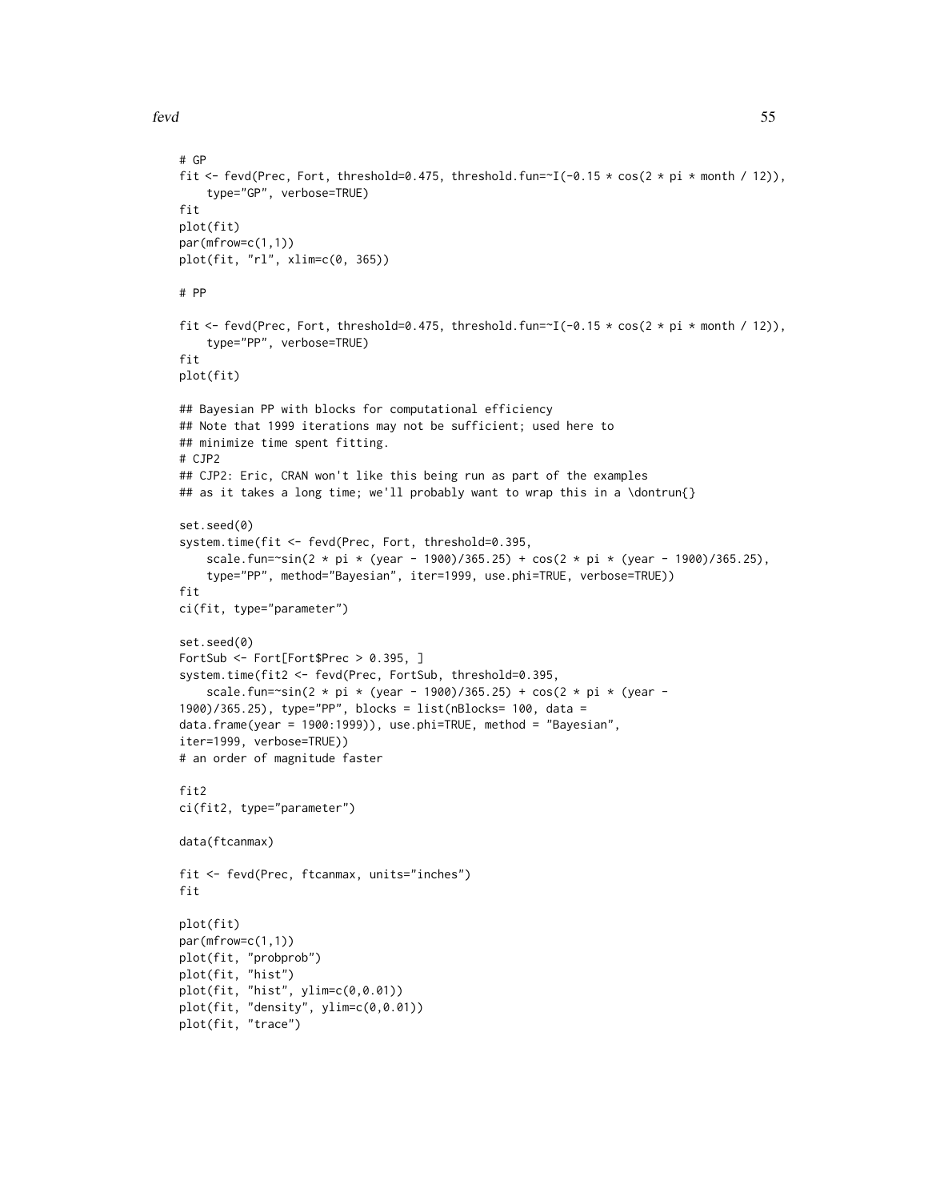```
# GP
fit <- fevd(Prec, Fort, threshold=0.475, threshold.fun=~I(-0.15 * cos(2 * pi * month / 12)),
    type="GP", verbose=TRUE)
fit
plot(fit)
par(mfrow=c(1,1))
plot(fit, "rl", xlim=c(0, 365))

# PP

fit <- fevd(Prec, Fort, threshold=0.475, threshold.fun=~I(-0.15 * cos(2 * pi * month / 12)),
    type="PP", verbose=TRUE)
fit
plot(fit)

## Bayesian PP with blocks for computational efficiency
## Note that 1999 iterations may not be sufficient; used here to
## minimize time spent fitting.
# CJP2
## CJP2: Eric, CRAN won't like this being run as part of the examples
## as it takes a long time; we'll probably want to wrap this in a \dontrun{}

set.seed(0)
system.time(fit <- fevd(Prec, Fort, threshold=0.395,
    scale.fun=~sin(2 * pi * (year - 1900)/365.25) + cos(2 * pi * (year - 1900)/365.25),
    type="PP", method="Bayesian", iter=1999, use.phi=TRUE, verbose=TRUE))
fit
ci(fit, type="parameter")

set.seed(0)
FortSub <- Fort[Fort$Prec > 0.395, ]
system.time(fit2 <- fevd(Prec, FortSub, threshold=0.395,
    scale.fun=~sin(2 * pi * (year - 1900)/365.25) + cos(2 * pi * (year -
1900)/365.25), type="PP", blocks = list(nBlocks= 100, data =
data.frame(year = 1900:1999)), use.phi=TRUE, method = "Bayesian",
iter=1999, verbose=TRUE))
# an order of magnitude faster

fit2
ci(fit2, type="parameter")

data(ftcanmax)

fit <- fevd(Prec, ftcanmax, units="inches")
fit

plot(fit)
par(mfrow=c(1,1))
plot(fit, "probprob")
plot(fit, "hist")
plot(fit, "hist", ylim=c(0,0.01))
plot(fit, "density", ylim=c(0,0.01))
plot(fit, "trace")
```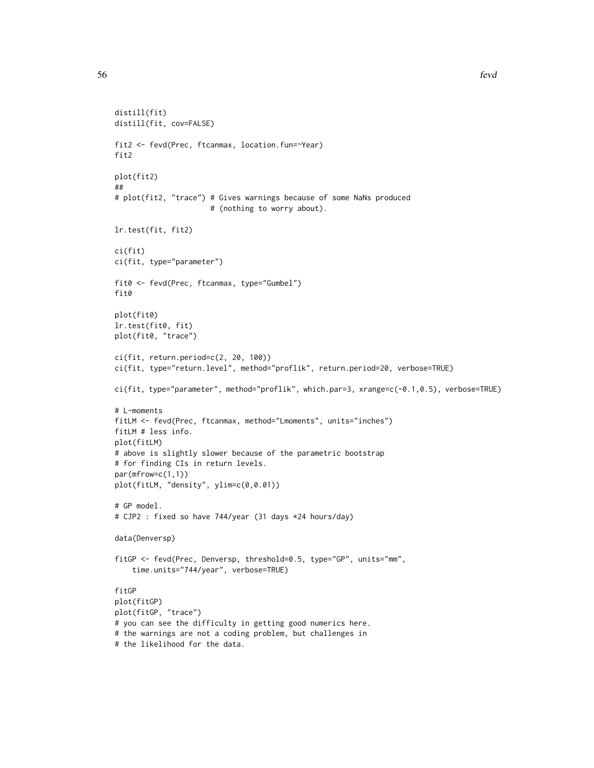```
distill(fit)
distill(fit, cov=FALSE)

fit2 <- fevd(Prec, ftcanmax, location.fun=~Year)
fit2

plot(fit2)
##
# plot(fit2, "trace") # Gives warnings because of some NaNs produced
                      # (nothing to worry about).

lr.test(fit, fit2)

ci(fit)
ci(fit, type="parameter")

fit0 <- fevd(Prec, ftcanmax, type="Gumbel")
fit0

plot(fit0)
lr.test(fit0, fit)
plot(fit0, "trace")

ci(fit, return.period=c(2, 20, 100))
ci(fit, type="return.level", method="proflik", return.period=20, verbose=TRUE)

ci(fit, type="parameter", method="proflik", which.par=3, xrange=c(-0.1,0.5), verbose=TRUE)

# L-moments
fitLM <- fevd(Prec, ftcanmax, method="Lmoments", units="inches")
fitLM # less info.
plot(fitLM)
# above is slightly slower because of the parametric bootstrap
# for finding CIs in return levels.
par(mfrow=c(1,1))
plot(fitLM, "density", ylim=c(0,0.01))

# GP model.
# CJP2 : fixed so have 744/year (31 days *24 hours/day)

data(Denversp)

fitGP <- fevd(Prec, Denversp, threshold=0.5, type="GP", units="mm",
    time.units="744/year", verbose=TRUE)

fitGP
plot(fitGP)
plot(fitGP, "trace")
# you can see the difficulty in getting good numerics here.
# the warnings are not a coding problem, but challenges in
# the likelihood for the data.
```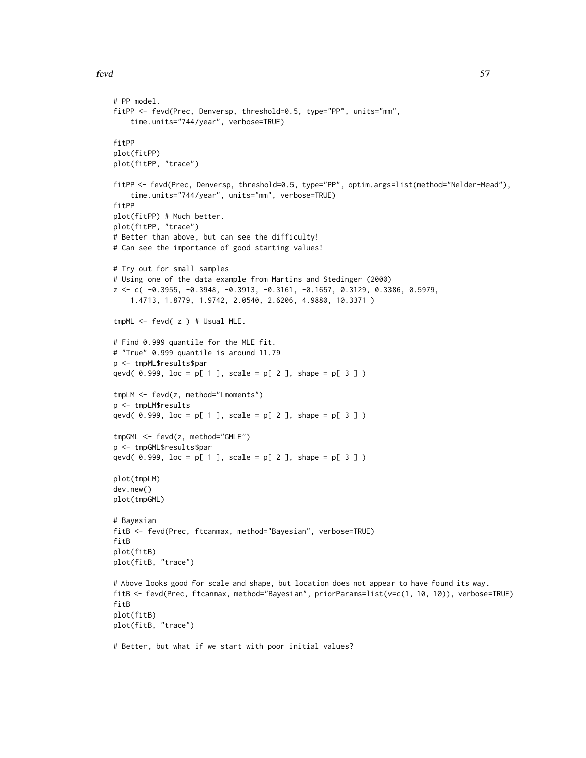```
# PP model.
fitPP <- fevd(Prec, Denversp, threshold=0.5, type="PP", units="mm",
    time.units="744/year", verbose=TRUE)

fitPP
plot(fitPP)
plot(fitPP, "trace")

fitPP <- fevd(Prec, Denversp, threshold=0.5, type="PP", optim.args=list(method="Nelder-Mead"),
    time.units="744/year", units="mm", verbose=TRUE)
fitPP
plot(fitPP) # Much better.
plot(fitPP, "trace")
# Better than above, but can see the difficulty!
# Can see the importance of good starting values!

# Try out for small samples
# Using one of the data example from Martins and Stedinger (2000)
z <- c( -0.3955, -0.3948, -0.3913, -0.3161, -0.1657, 0.3129, 0.3386, 0.5979,
    1.4713, 1.8779, 1.9742, 2.0540, 2.6206, 4.9880, 10.3371 )

tmpML <- fevd( z ) # Usual MLE.

# Find 0.999 quantile for the MLE fit.
# "True" 0.999 quantile is around 11.79
p <- tmpML$results$par
qevd( 0.999, loc = p[ 1 ], scale = p[ 2 ], shape = p[ 3 ] )

tmpLM <- fevd(z, method="Lmoments")
p <- tmpLM$results
qevd( 0.999, loc = p[ 1 ], scale = p[ 2 ], shape = p[ 3 ] )

tmpGML <- fevd(z, method="GMLE")
p <- tmpGML$results$par
qevd( 0.999, loc = p[ 1 ], scale = p[ 2 ], shape = p[ 3 ] )

plot(tmpLM)
dev.new()
plot(tmpGML)

# Bayesian
fitB <- fevd(Prec, ftcanmax, method="Bayesian", verbose=TRUE)
fitB
plot(fitB)
plot(fitB, "trace")

# Above looks good for scale and shape, but location does not appear to have found its way.
fitB <- fevd(Prec, ftcanmax, method="Bayesian", priorParams=list(v=c(1, 10, 10)), verbose=TRUE)
fitB
plot(fitB)
plot(fitB, "trace")

# Better, but what if we start with poor initial values?
```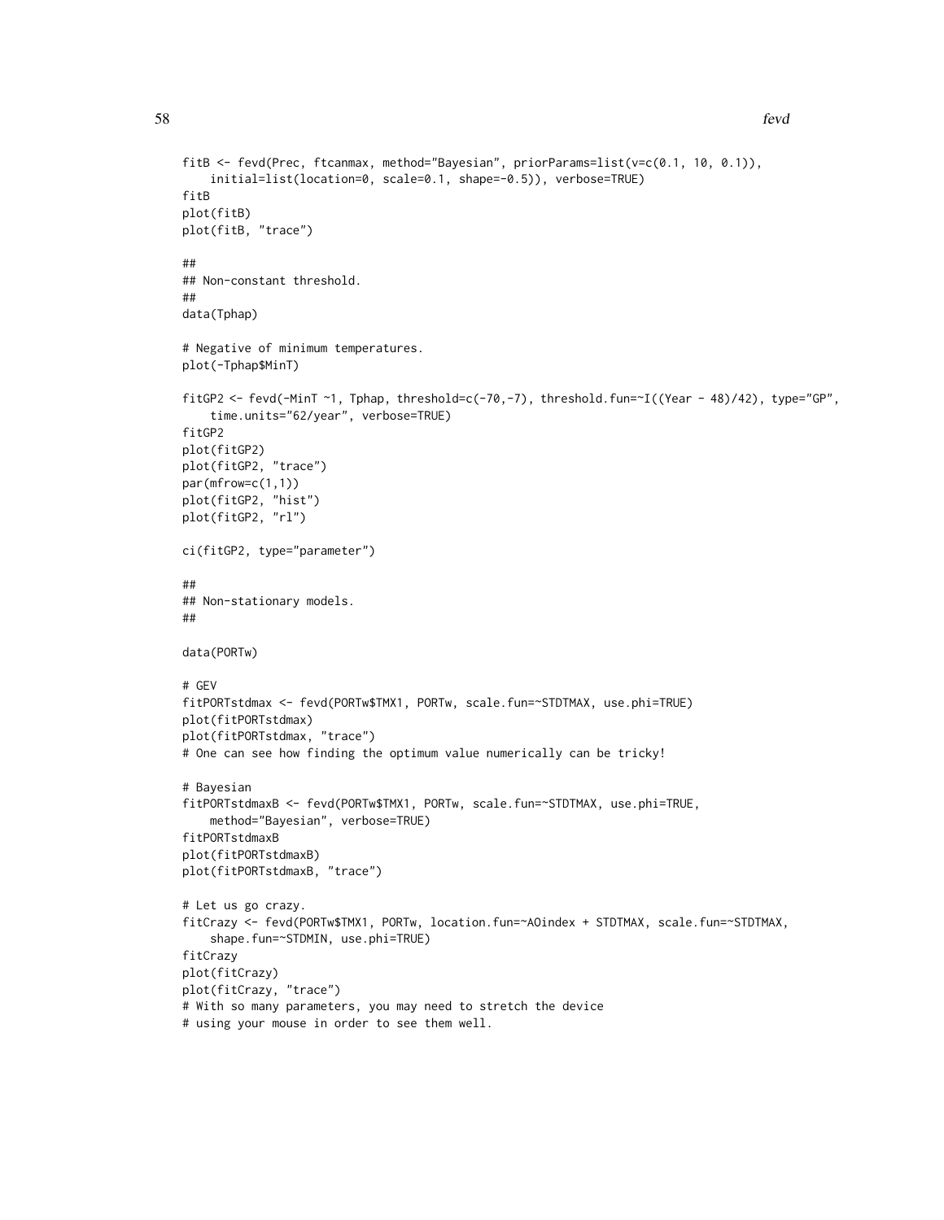```
fitB <- fevd(Prec, ftcanmax, method="Bayesian", priorParams=list(v=c(0.1, 10, 0.1)),
    initial=list(location=0, scale=0.1, shape=-0.5)), verbose=TRUE)
fitB
plot(fitB)
plot(fitB, "trace")

##
## Non-constant threshold.
##
data(Tphap)

# Negative of minimum temperatures.
plot(-Tphap$MinT)

fitGP2 <- fevd(-MinT ~1, Tphap, threshold=c(-70,-7), threshold.fun=~I((Year - 48)/42), type="GP",
    time.units="62/year", verbose=TRUE)
fitGP2
plot(fitGP2)
plot(fitGP2, "trace")
par(mfrow=c(1,1))
plot(fitGP2, "hist")
plot(fitGP2, "rl")

ci(fitGP2, type="parameter")

##
## Non-stationary models.
##

data(PORTw)

# GEV
fitPORTstdmax <- fevd(PORTw$TMX1, PORTw, scale.fun=~STDTMAX, use.phi=TRUE)
plot(fitPORTstdmax)
plot(fitPORTstdmax, "trace")
# One can see how finding the optimum value numerically can be tricky!

# Bayesian
fitPORTstdmaxB <- fevd(PORTw$TMX1, PORTw, scale.fun=~STDTMAX, use.phi=TRUE,
    method="Bayesian", verbose=TRUE)
fitPORTstdmaxB
plot(fitPORTstdmaxB)
plot(fitPORTstdmaxB, "trace")

# Let us go crazy.
fitCrazy <- fevd(PORTw$TMX1, PORTw, location.fun=~AOindex + STDTMAX, scale.fun=~STDTMAX,
    shape.fun=~STDMIN, use.phi=TRUE)
fitCrazy
plot(fitCrazy)
plot(fitCrazy, "trace")
# With so many parameters, you may need to stretch the device
# using your mouse in order to see them well.
```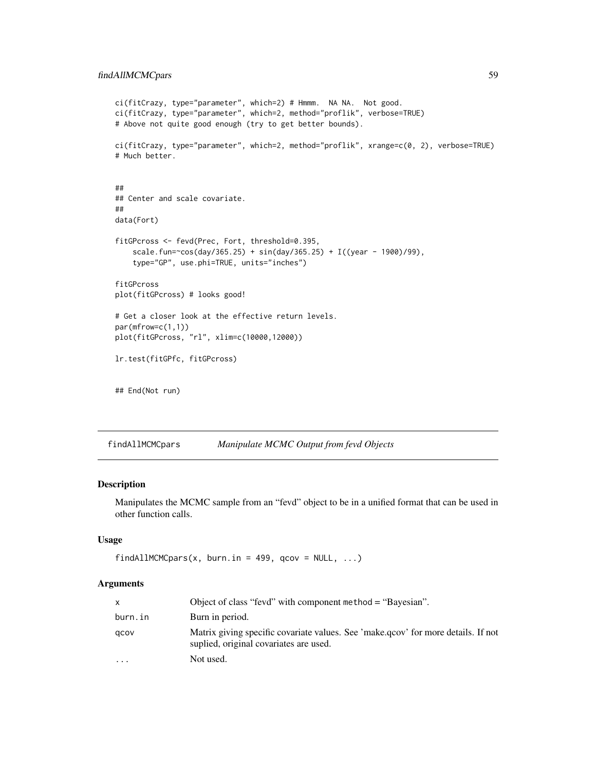```
ci(fitCrazy, type="parameter", which=2) # Hmmm.  NA NA.  Not good.
ci(fitCrazy, type="parameter", which=2, method="proflik", verbose=TRUE)
# Above not quite good enough (try to get better bounds).

ci(fitCrazy, type="parameter", which=2, method="proflik", xrange=c(0, 2), verbose=TRUE)
# Much better.


##
## Center and scale covariate.
##
data(Fort)

fitGPcross <- fevd(Prec, Fort, threshold=0.395,
    scale.fun=~cos(day/365.25) + sin(day/365.25) + I((year - 1900)/99),
    type="GP", use.phi=TRUE, units="inches")

fitGPcross
plot(fitGPcross) # looks good!

# Get a closer look at the effective return levels.
par(mfrow=c(1,1))
plot(fitGPcross, "rl", xlim=c(10000,12000))

lr.test(fitGPfc, fitGPcross)


## End(Not run)
```

---

## findAllMCMCpars — *Manipulate MCMC Output from fevd Objects*

### Description

Manipulates the MCMC sample from an "fevd" object to be in a unified format that can be used in other function calls.

### Usage

```
findAllMCMCpars(x, burn.in = 499, qcov = NULL, ...)
```

### Arguments

| | |
|---|---|
| x | Object of class "fevd" with component method = "Bayesian". |
| burn.in | Burn in period. |
| qcov | Matrix giving specific covariate values. See 'make.qcov' for more details. If not suplied, original covariates are used. |
| ... | Not used. |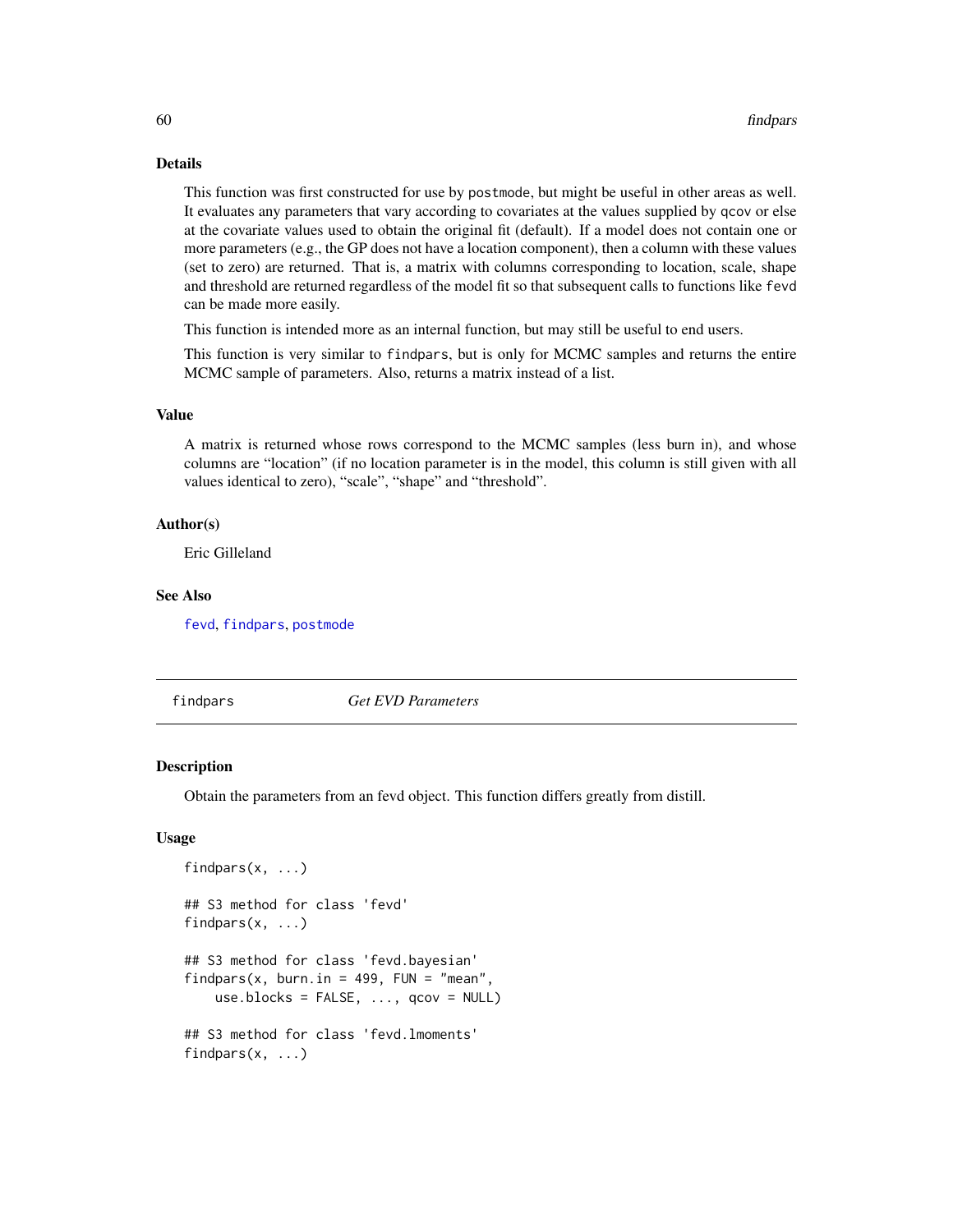### Details

This function was first constructed for use by postmode, but might be useful in other areas as well. It evaluates any parameters that vary according to covariates at the values supplied by qcov or else at the covariate values used to obtain the original fit (default). If a model does not contain one or more parameters (e.g., the GP does not have a location component), then a column with these values (set to zero) are returned. That is, a matrix with columns corresponding to location, scale, shape and threshold are returned regardless of the model fit so that subsequent calls to functions like fevd can be made more easily.

This function is intended more as an internal function, but may still be useful to end users.

This function is very similar to findpars, but is only for MCMC samples and returns the entire MCMC sample of parameters. Also, returns a matrix instead of a list.

### Value

A matrix is returned whose rows correspond to the MCMC samples (less burn in), and whose columns are “location” (if no location parameter is in the model, this column is still given with all values identical to zero), “scale”, “shape” and “threshold”.

### Author(s)

Eric Gilleland

### See Also

fevd, findpars, postmode

---

## findpars *Get EVD Parameters*

### Description

Obtain the parameters from an fevd object. This function differs greatly from distill.

### Usage

```
findpars(x, ...)

## S3 method for class 'fevd'
findpars(x, ...)

## S3 method for class 'fevd.bayesian'
findpars(x, burn.in = 499, FUN = "mean",
    use.blocks = FALSE, ..., qcov = NULL)

## S3 method for class 'fevd.lmoments'
findpars(x, ...)
```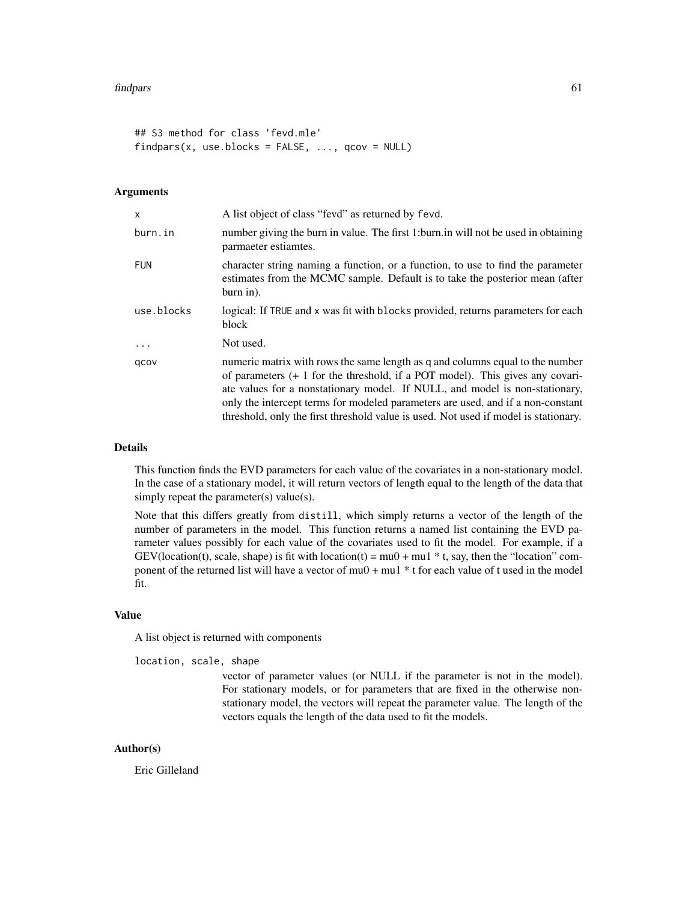```
## S3 method for class 'fevd.mle'
findpars(x, use.blocks = FALSE, ..., qcov = NULL)
```

### Arguments

| | |
|---|---|
| x | A list object of class "fevd" as returned by `fevd`. |
| burn.in | number giving the burn in value. The first 1:burn.in will not be used in obtaining parmaeter estiamtes. |
| FUN | character string naming a function, or a function, to use to find the parameter estimates from the MCMC sample. Default is to take the posterior mean (after burn in). |
| use.blocks | logical: If `TRUE` and `x` was fit with `blocks` provided, returns parameters for each block |
| ... | Not used. |
| qcov | numeric matrix with rows the same length as q and columns equal to the number of parameters (+ 1 for the threshold, if a POT model). This gives any covariate values for a nonstationary model. If NULL, and model is non-stationary, only the intercept terms for modeled parameters are used, and if a non-constant threshold, only the first threshold value is used. Not used if model is stationary. |

### Details

This function finds the EVD parameters for each value of the covariates in a non-stationary model. In the case of a stationary model, it will return vectors of length equal to the length of the data that simply repeat the parameter(s) value(s).

Note that this differs greatly from `distill`, which simply returns a vector of the length of the number of parameters in the model. This function returns a named list containing the EVD parameter values possibly for each value of the covariates used to fit the model. For example, if a GEV(location(t), scale, shape) is fit with location(t) = mu0 + mu1 * t, say, then the "location" component of the returned list will have a vector of mu0 + mu1 * t for each value of t used in the model fit.

### Value

A list object is returned with components

`location, scale, shape`
: vector of parameter values (or NULL if the parameter is not in the model). For stationary models, or for parameters that are fixed in the otherwise non-stationary model, the vectors will repeat the parameter value. The length of the vectors equals the length of the data used to fit the models.

### Author(s)

Eric Gilleland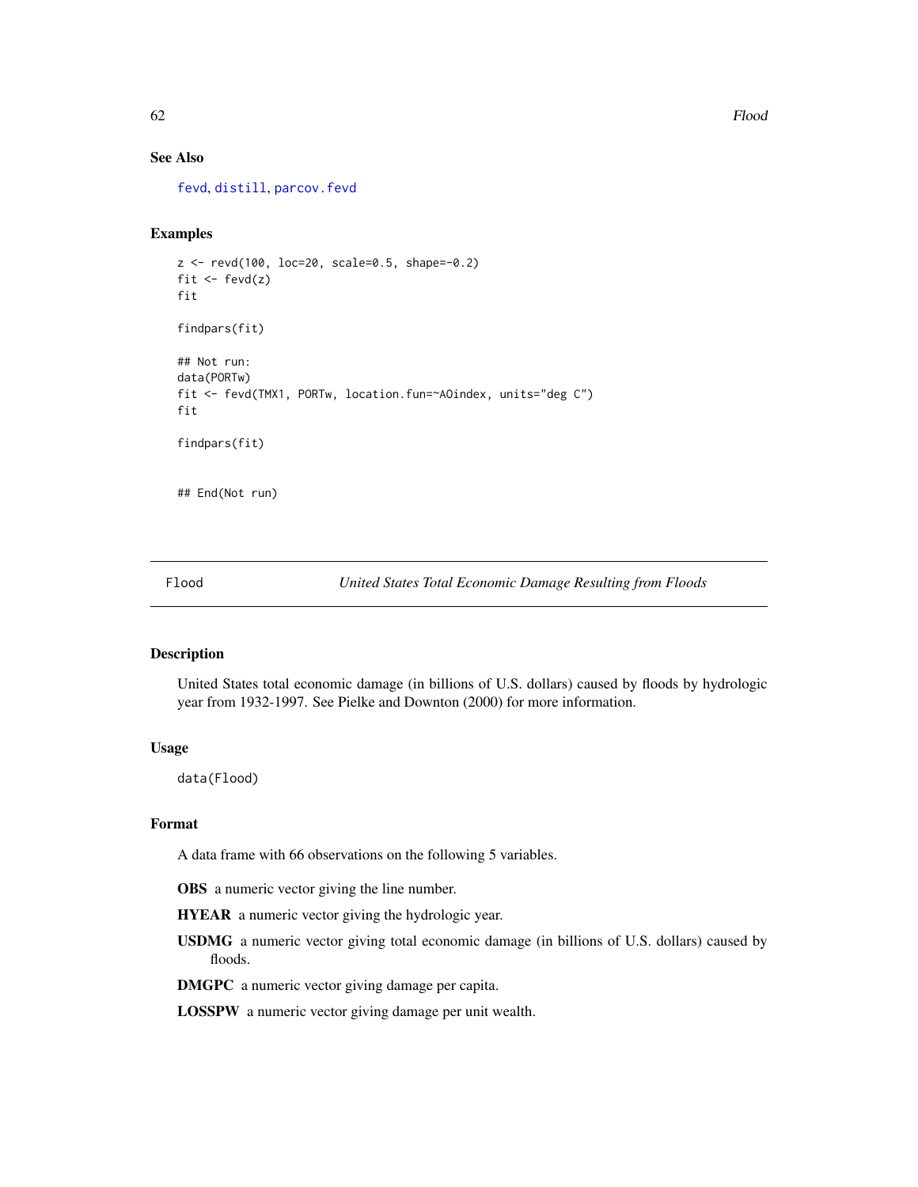### See Also

fevd, distill, parcov.fevd

### Examples

```
z <- revd(100, loc=20, scale=0.5, shape=-0.2)
fit <- fevd(z)
fit

findpars(fit)

## Not run:
data(PORTw)
fit <- fevd(TMX1, PORTw, location.fun=~AOindex, units="deg C")
fit

findpars(fit)


## End(Not run)
```

---

## Flood — *United States Total Economic Damage Resulting from Floods*

---

### Description

United States total economic damage (in billions of U.S. dollars) caused by floods by hydrologic year from 1932-1997. See Pielke and Downton (2000) for more information.

### Usage

```
data(Flood)
```

### Format

A data frame with 66 observations on the following 5 variables.

**OBS** a numeric vector giving the line number.

**HYEAR** a numeric vector giving the hydrologic year.

**USDMG** a numeric vector giving total economic damage (in billions of U.S. dollars) caused by floods.

**DMGPC** a numeric vector giving damage per capita.

**LOSSPW** a numeric vector giving damage per unit wealth.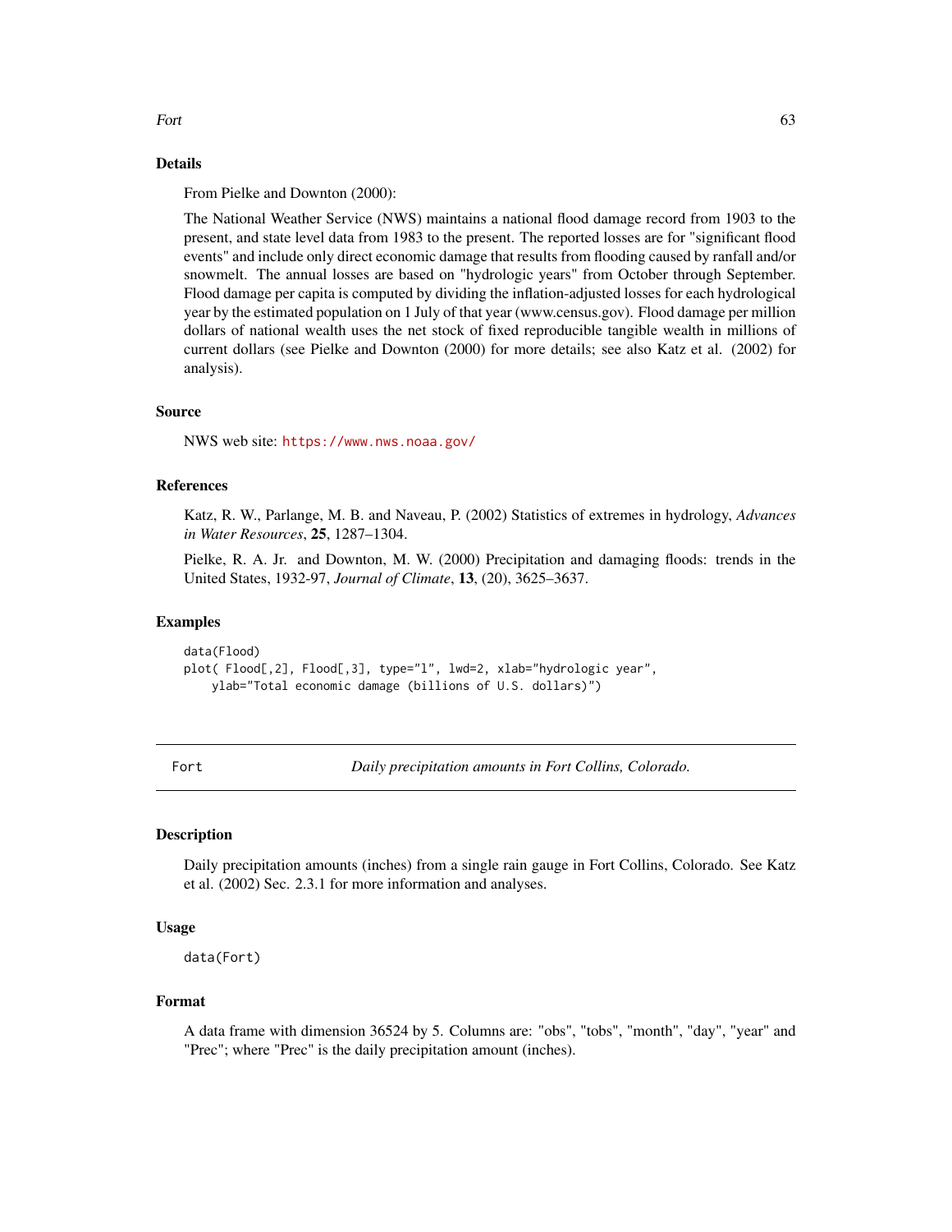### Details

From Pielke and Downton (2000):

The National Weather Service (NWS) maintains a national flood damage record from 1903 to the present, and state level data from 1983 to the present. The reported losses are for "significant flood events" and include only direct economic damage that results from flooding caused by ranfall and/or snowmelt. The annual losses are based on "hydrologic years" from October through September. Flood damage per capita is computed by dividing the inflation-adjusted losses for each hydrological year by the estimated population on 1 July of that year (www.census.gov). Flood damage per million dollars of national wealth uses the net stock of fixed reproducible tangible wealth in millions of current dollars (see Pielke and Downton (2000) for more details; see also Katz et al. (2002) for analysis).

### Source

NWS web site: https://www.nws.noaa.gov/

### References

Katz, R. W., Parlange, M. B. and Naveau, P. (2002) Statistics of extremes in hydrology, *Advances in Water Resources*, **25**, 1287–1304.

Pielke, R. A. Jr. and Downton, M. W. (2000) Precipitation and damaging floods: trends in the United States, 1932-97, *Journal of Climate*, **13**, (20), 3625–3637.

### Examples

```
data(Flood)
plot( Flood[,2], Flood[,3], type="l", lwd=2, xlab="hydrologic year",
    ylab="Total economic damage (billions of U.S. dollars)")
```

---

## Fort — *Daily precipitation amounts in Fort Collins, Colorado.*

### Description

Daily precipitation amounts (inches) from a single rain gauge in Fort Collins, Colorado. See Katz et al. (2002) Sec. 2.3.1 for more information and analyses.

### Usage

```
data(Fort)
```

### Format

A data frame with dimension 36524 by 5. Columns are: "obs", "tobs", "month", "day", "year" and "Prec"; where "Prec" is the daily precipitation amount (inches).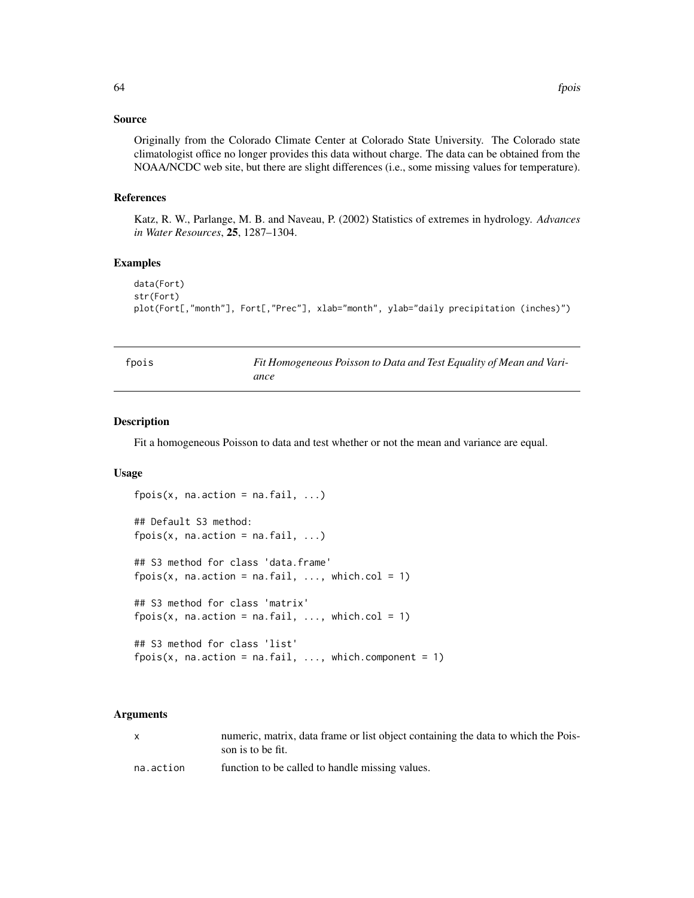## Source

Originally from the Colorado Climate Center at Colorado State University. The Colorado state climatologist office no longer provides this data without charge. The data can be obtained from the NOAA/NCDC web site, but there are slight differences (i.e., some missing values for temperature).

## References

Katz, R. W., Parlange, M. B. and Naveau, P. (2002) Statistics of extremes in hydrology. *Advances in Water Resources*, **25**, 1287–1304.

## Examples

```
data(Fort)
str(Fort)
plot(Fort[,"month"], Fort[,"Prec"], xlab="month", ylab="daily precipitation (inches)")
```

---

# fpois — *Fit Homogeneous Poisson to Data and Test Equality of Mean and Variance*

---

## Description

Fit a homogeneous Poisson to data and test whether or not the mean and variance are equal.

## Usage

```
fpois(x, na.action = na.fail, ...)

## Default S3 method:
fpois(x, na.action = na.fail, ...)

## S3 method for class 'data.frame'
fpois(x, na.action = na.fail, ..., which.col = 1)

## S3 method for class 'matrix'
fpois(x, na.action = na.fail, ..., which.col = 1)

## S3 method for class 'list'
fpois(x, na.action = na.fail, ..., which.component = 1)
```

## Arguments

| | |
|---|---|
| x | numeric, matrix, data frame or list object containing the data to which the Poisson is to be fit. |
| na.action | function to be called to handle missing values. |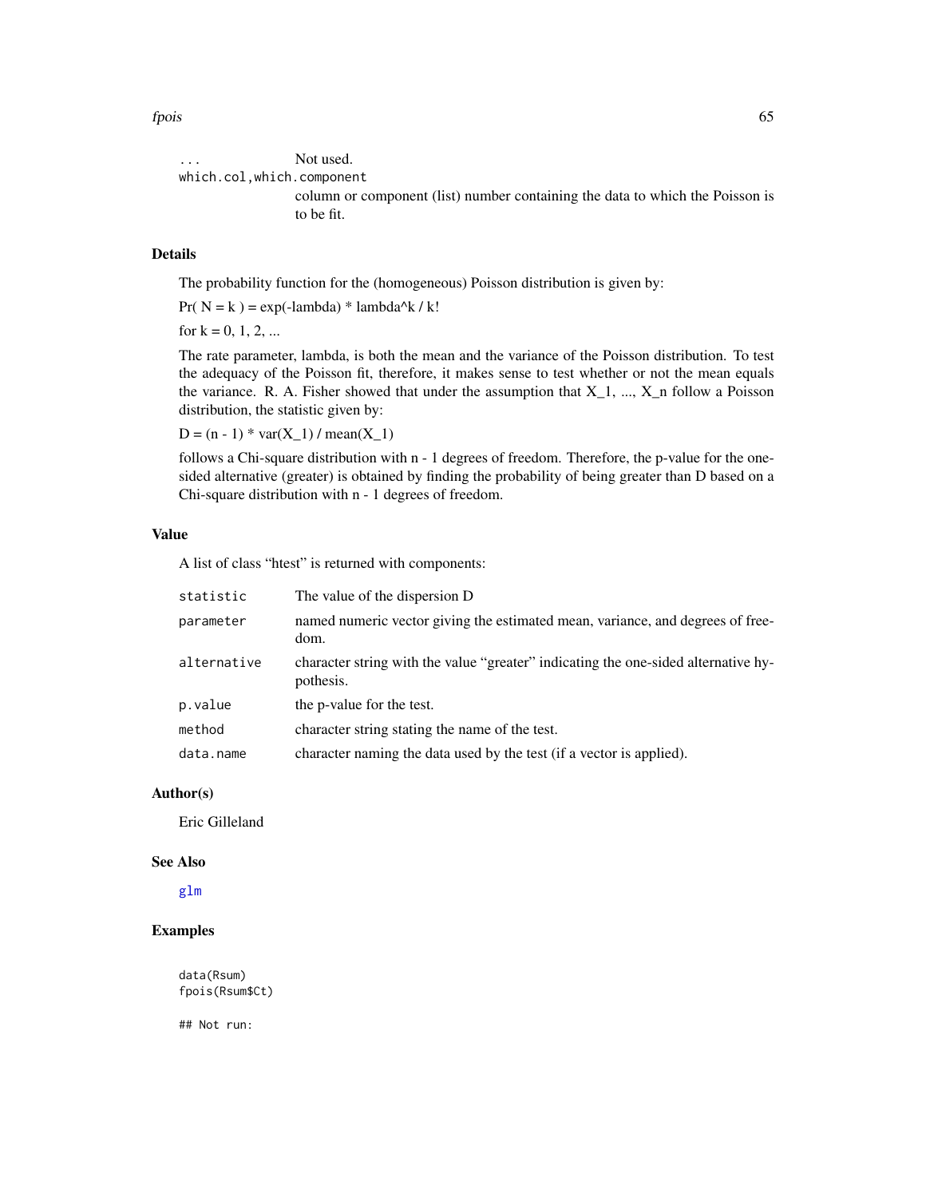| | |
|---|---|
| `...` | Not used. |
| `which.col,which.component` | column or component (list) number containing the data to which the Poisson is to be fit. |

## Details

The probability function for the (homogeneous) Poisson distribution is given by:

Pr( N = k ) = exp(-lambda) * lambda^k / k!

for k = 0, 1, 2, ...

The rate parameter, lambda, is both the mean and the variance of the Poisson distribution. To test the adequacy of the Poisson fit, therefore, it makes sense to test whether or not the mean equals the variance. R. A. Fisher showed that under the assumption that X_1, ..., X_n follow a Poisson distribution, the statistic given by:

D = (n - 1) * var(X_1) / mean(X_1)

follows a Chi-square distribution with n - 1 degrees of freedom. Therefore, the p-value for the one-sided alternative (greater) is obtained by finding the probability of being greater than D based on a Chi-square distribution with n - 1 degrees of freedom.

## Value

A list of class "htest" is returned with components:

| | |
|---|---|
| `statistic` | The value of the dispersion D |
| `parameter` | named numeric vector giving the estimated mean, variance, and degrees of freedom. |
| `alternative` | character string with the value "greater" indicating the one-sided alternative hypothesis. |
| `p.value` | the p-value for the test. |
| `method` | character string stating the name of the test. |
| `data.name` | character naming the data used by the test (if a vector is applied). |

## Author(s)

Eric Gilleland

## See Also

glm

## Examples

```
data(Rsum)
fpois(Rsum$Ct)

## Not run:
```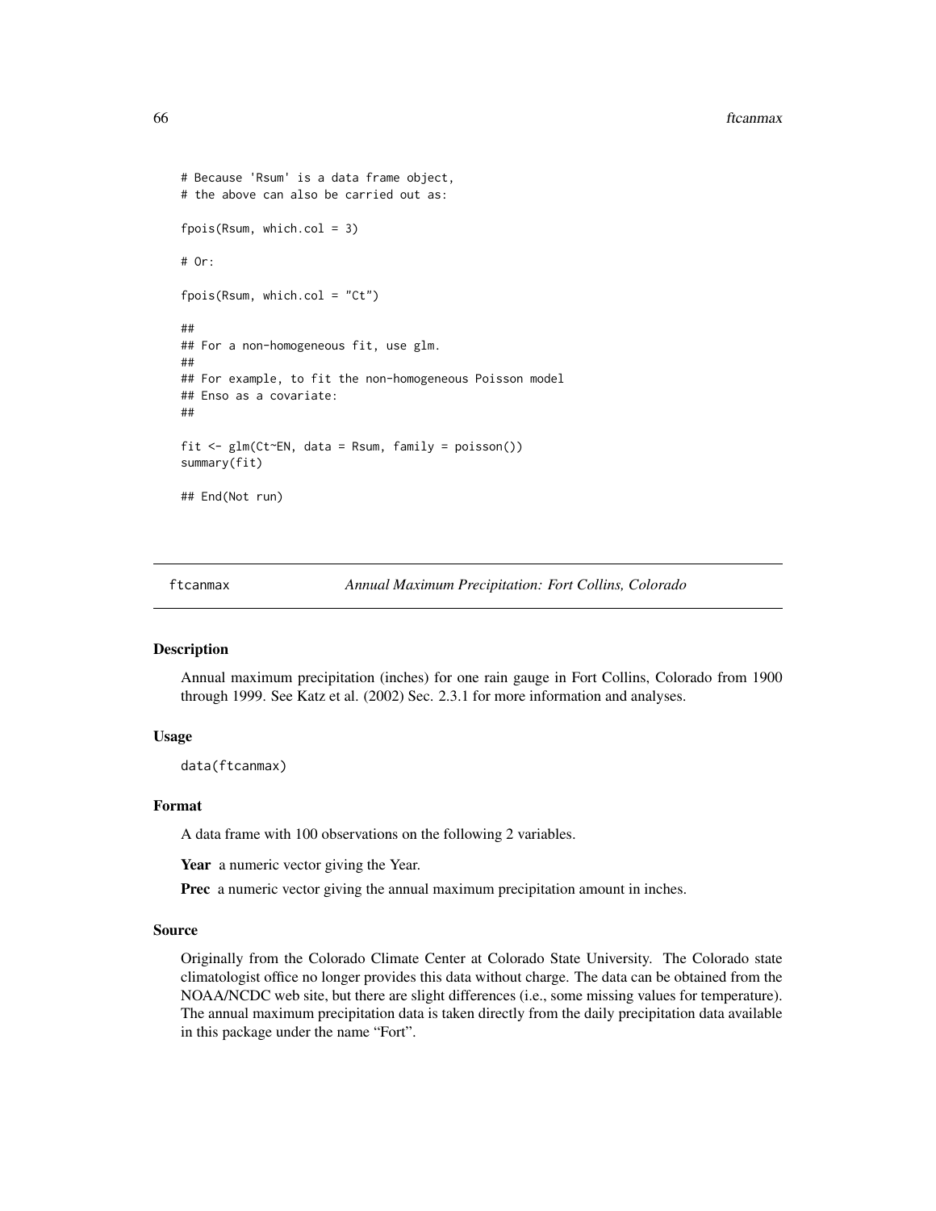```
# Because 'Rsum' is a data frame object,
# the above can also be carried out as:

fpois(Rsum, which.col = 3)

# Or:

fpois(Rsum, which.col = "Ct")

##
## For a non-homogeneous fit, use glm.
##
## For example, to fit the non-homogeneous Poisson model
## Enso as a covariate:
##

fit <- glm(Ct~EN, data = Rsum, family = poisson())
summary(fit)

## End(Not run)
```

---

## ftcanmax — *Annual Maximum Precipitation: Fort Collins, Colorado*

### Description

Annual maximum precipitation (inches) for one rain gauge in Fort Collins, Colorado from 1900 through 1999. See Katz et al. (2002) Sec. 2.3.1 for more information and analyses.

### Usage

```
data(ftcanmax)
```

### Format

A data frame with 100 observations on the following 2 variables.

**Year** a numeric vector giving the Year.

**Prec** a numeric vector giving the annual maximum precipitation amount in inches.

### Source

Originally from the Colorado Climate Center at Colorado State University. The Colorado state climatologist office no longer provides this data without charge. The data can be obtained from the NOAA/NCDC web site, but there are slight differences (i.e., some missing values for temperature). The annual maximum precipitation data is taken directly from the daily precipitation data available in this package under the name "Fort".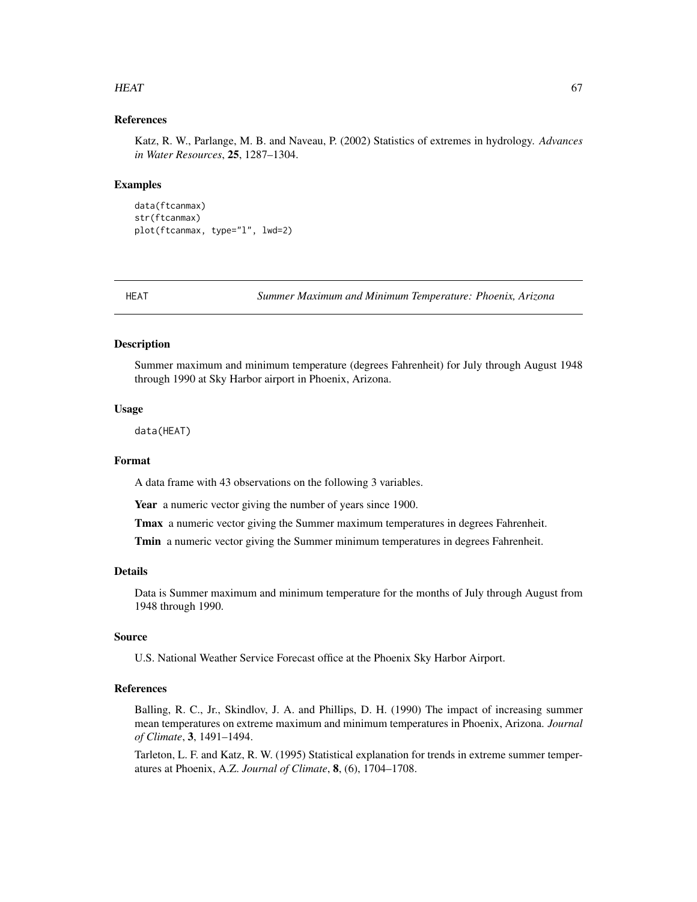### References

Katz, R. W., Parlange, M. B. and Naveau, P. (2002) Statistics of extremes in hydrology. *Advances in Water Resources*, **25**, 1287–1304.

### Examples

```
data(ftcanmax)
str(ftcanmax)
plot(ftcanmax, type="l", lwd=2)
```

---

## HEAT — *Summer Maximum and Minimum Temperature: Phoenix, Arizona*

---

### Description

Summer maximum and minimum temperature (degrees Fahrenheit) for July through August 1948 through 1990 at Sky Harbor airport in Phoenix, Arizona.

### Usage

```
data(HEAT)
```

### Format

A data frame with 43 observations on the following 3 variables.

**Year** a numeric vector giving the number of years since 1900.

**Tmax** a numeric vector giving the Summer maximum temperatures in degrees Fahrenheit.

**Tmin** a numeric vector giving the Summer minimum temperatures in degrees Fahrenheit.

### Details

Data is Summer maximum and minimum temperature for the months of July through August from 1948 through 1990.

### Source

U.S. National Weather Service Forecast office at the Phoenix Sky Harbor Airport.

### References

Balling, R. C., Jr., Skindlov, J. A. and Phillips, D. H. (1990) The impact of increasing summer mean temperatures on extreme maximum and minimum temperatures in Phoenix, Arizona. *Journal of Climate*, **3**, 1491–1494.

Tarleton, L. F. and Katz, R. W. (1995) Statistical explanation for trends in extreme summer temperatures at Phoenix, A.Z. *Journal of Climate*, **8**, (6), 1704–1708.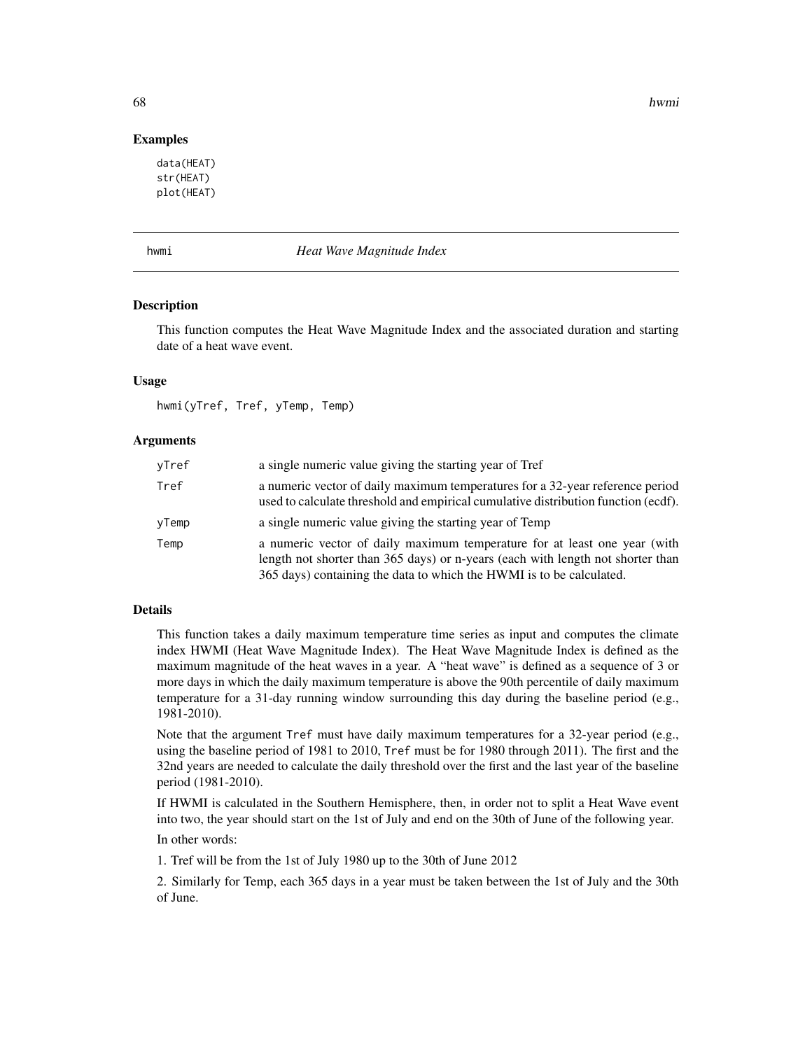### Examples

```
data(HEAT)
str(HEAT)
plot(HEAT)
```

---

## hwmi — *Heat Wave Magnitude Index*

### Description

This function computes the Heat Wave Magnitude Index and the associated duration and starting date of a heat wave event.

### Usage

```
hwmi(yTref, Tref, yTemp, Temp)
```

### Arguments

| | |
|---|---|
| yTref | a single numeric value giving the starting year of Tref |
| Tref | a numeric vector of daily maximum temperatures for a 32-year reference period used to calculate threshold and empirical cumulative distribution function (ecdf). |
| yTemp | a single numeric value giving the starting year of Temp |
| Temp | a numeric vector of daily maximum temperature for at least one year (with length not shorter than 365 days) or n-years (each with length not shorter than 365 days) containing the data to which the HWMI is to be calculated. |

### Details

This function takes a daily maximum temperature time series as input and computes the climate index HWMI (Heat Wave Magnitude Index). The Heat Wave Magnitude Index is defined as the maximum magnitude of the heat waves in a year. A "heat wave" is defined as a sequence of 3 or more days in which the daily maximum temperature is above the 90th percentile of daily maximum temperature for a 31-day running window surrounding this day during the baseline period (e.g., 1981-2010).

Note that the argument `Tref` must have daily maximum temperatures for a 32-year period (e.g., using the baseline period of 1981 to 2010, `Tref` must be for 1980 through 2011). The first and the 32nd years are needed to calculate the daily threshold over the first and the last year of the baseline period (1981-2010).

If HWMI is calculated in the Southern Hemisphere, then, in order not to split a Heat Wave event into two, the year should start on the 1st of July and end on the 30th of June of the following year.

In other words:

1. Tref will be from the 1st of July 1980 up to the 30th of June 2012

2. Similarly for Temp, each 365 days in a year must be taken between the 1st of July and the 30th of June.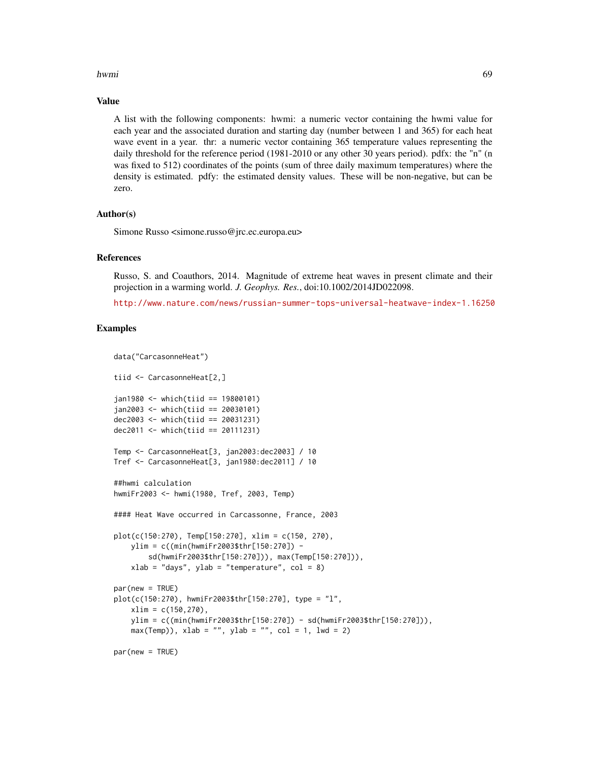## Value

A list with the following components: hwmi: a numeric vector containing the hwmi value for each year and the associated duration and starting day (number between 1 and 365) for each heat wave event in a year. thr: a numeric vector containing 365 temperature values representing the daily threshold for the reference period (1981-2010 or any other 30 years period). pdfx: the "n" (n was fixed to 512) coordinates of the points (sum of three daily maximum temperatures) where the density is estimated. pdfy: the estimated density values. These will be non-negative, but can be zero.

## Author(s)

Simone Russo <simone.russo@jrc.ec.europa.eu>

## References

Russo, S. and Coauthors, 2014. Magnitude of extreme heat waves in present climate and their projection in a warming world. *J. Geophys. Res.*, doi:10.1002/2014JD022098.

http://www.nature.com/news/russian-summer-tops-universal-heatwave-index-1.16250

## Examples

```
data("CarcasonneHeat")

tiid <- CarcasonneHeat[2,]

jan1980 <- which(tiid == 19800101)
jan2003 <- which(tiid == 20030101)
dec2003 <- which(tiid == 20031231)
dec2011 <- which(tiid == 20111231)

Temp <- CarcasonneHeat[3, jan2003:dec2003] / 10
Tref <- CarcasonneHeat[3, jan1980:dec2011] / 10

##hwmi calculation
hwmiFr2003 <- hwmi(1980, Tref, 2003, Temp)

#### Heat Wave occurred in Carcassonne, France, 2003

plot(c(150:270), Temp[150:270], xlim = c(150, 270),
    ylim = c((min(hwmiFr2003$thr[150:270]) -
        sd(hwmiFr2003$thr[150:270])), max(Temp[150:270])),
    xlab = "days", ylab = "temperature", col = 8)

par(new = TRUE)
plot(c(150:270), hwmiFr2003$thr[150:270], type = "l",
    xlim = c(150,270),
    ylim = c((min(hwmiFr2003$thr[150:270]) - sd(hwmiFr2003$thr[150:270])),
    max(Temp)), xlab = "", ylab = "", col = 1, lwd = 2)

par(new = TRUE)
```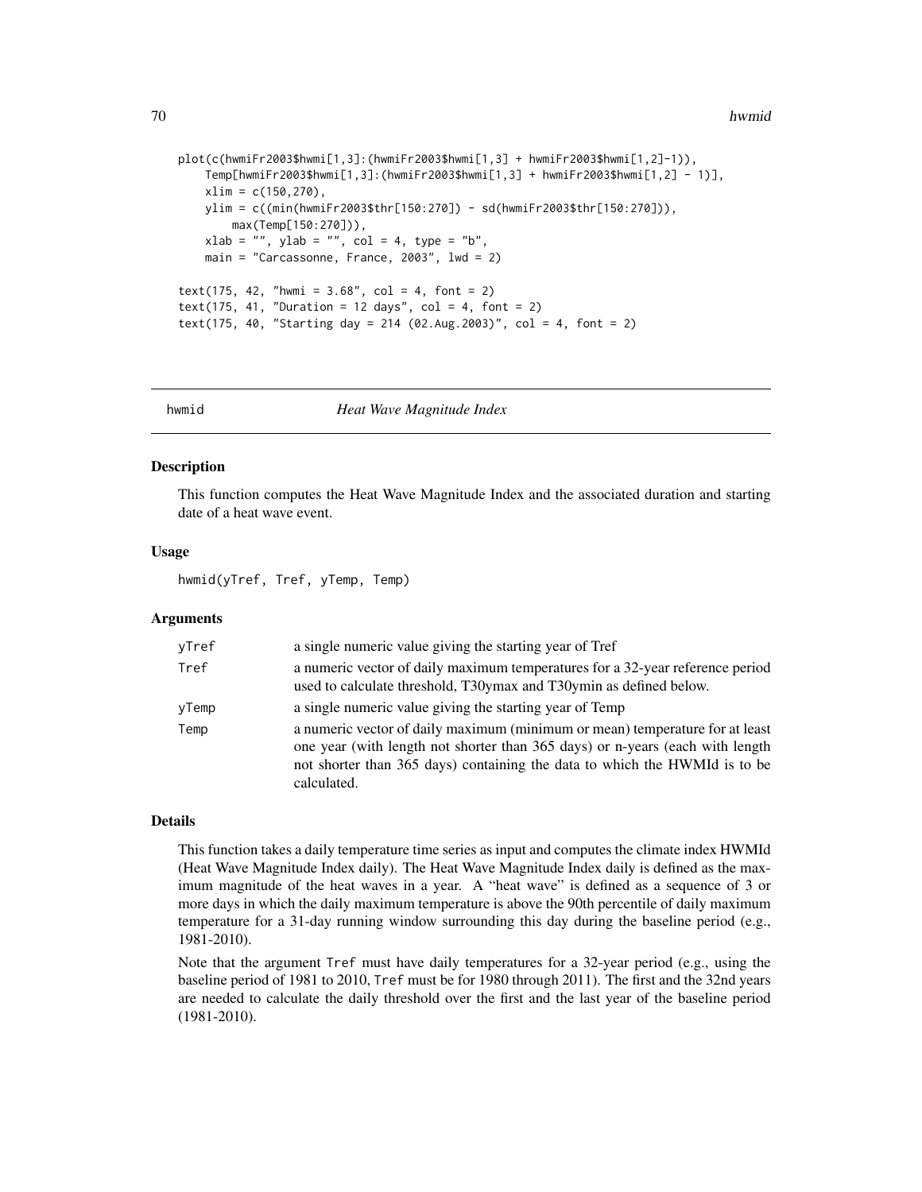```
plot(c(hwmiFr2003$hwmi[1,3]:(hwmiFr2003$hwmi[1,3] + hwmiFr2003$hwmi[1,2]-1)),
    Temp[hwmiFr2003$hwmi[1,3]:(hwmiFr2003$hwmi[1,3] + hwmiFr2003$hwmi[1,2] - 1)],
    xlim = c(150,270),
    ylim = c((min(hwmiFr2003$thr[150:270]) - sd(hwmiFr2003$thr[150:270])),
        max(Temp[150:270])),
    xlab = "", ylab = "", col = 4, type = "b",
    main = "Carcassonne, France, 2003", lwd = 2)

text(175, 42, "hwmi = 3.68", col = 4, font = 2)
text(175, 41, "Duration = 12 days", col = 4, font = 2)
text(175, 40, "Starting day = 214 (02.Aug.2003)", col = 4, font = 2)
```

## hwmid — *Heat Wave Magnitude Index*

### Description

This function computes the Heat Wave Magnitude Index and the associated duration and starting date of a heat wave event.

### Usage

```
hwmid(yTref, Tref, yTemp, Temp)
```

### Arguments

| | |
|---|---|
| yTref | a single numeric value giving the starting year of Tref |
| Tref | a numeric vector of daily maximum temperatures for a 32-year reference period used to calculate threshold, T30ymax and T30ymin as defined below. |
| yTemp | a single numeric value giving the starting year of Temp |
| Temp | a numeric vector of daily maximum (minimum or mean) temperature for at least one year (with length not shorter than 365 days) or n-years (each with length not shorter than 365 days) containing the data to which the HWMId is to be calculated. |

### Details

This function takes a daily temperature time series as input and computes the climate index HWMId (Heat Wave Magnitude Index daily). The Heat Wave Magnitude Index daily is defined as the maximum magnitude of the heat waves in a year. A "heat wave" is defined as a sequence of 3 or more days in which the daily maximum temperature is above the 90th percentile of daily maximum temperature for a 31-day running window surrounding this day during the baseline period (e.g., 1981-2010).

Note that the argument Tref must have daily temperatures for a 32-year period (e.g., using the baseline period of 1981 to 2010, Tref must be for 1980 through 2011). The first and the 32nd years are needed to calculate the daily threshold over the first and the last year of the baseline period (1981-2010).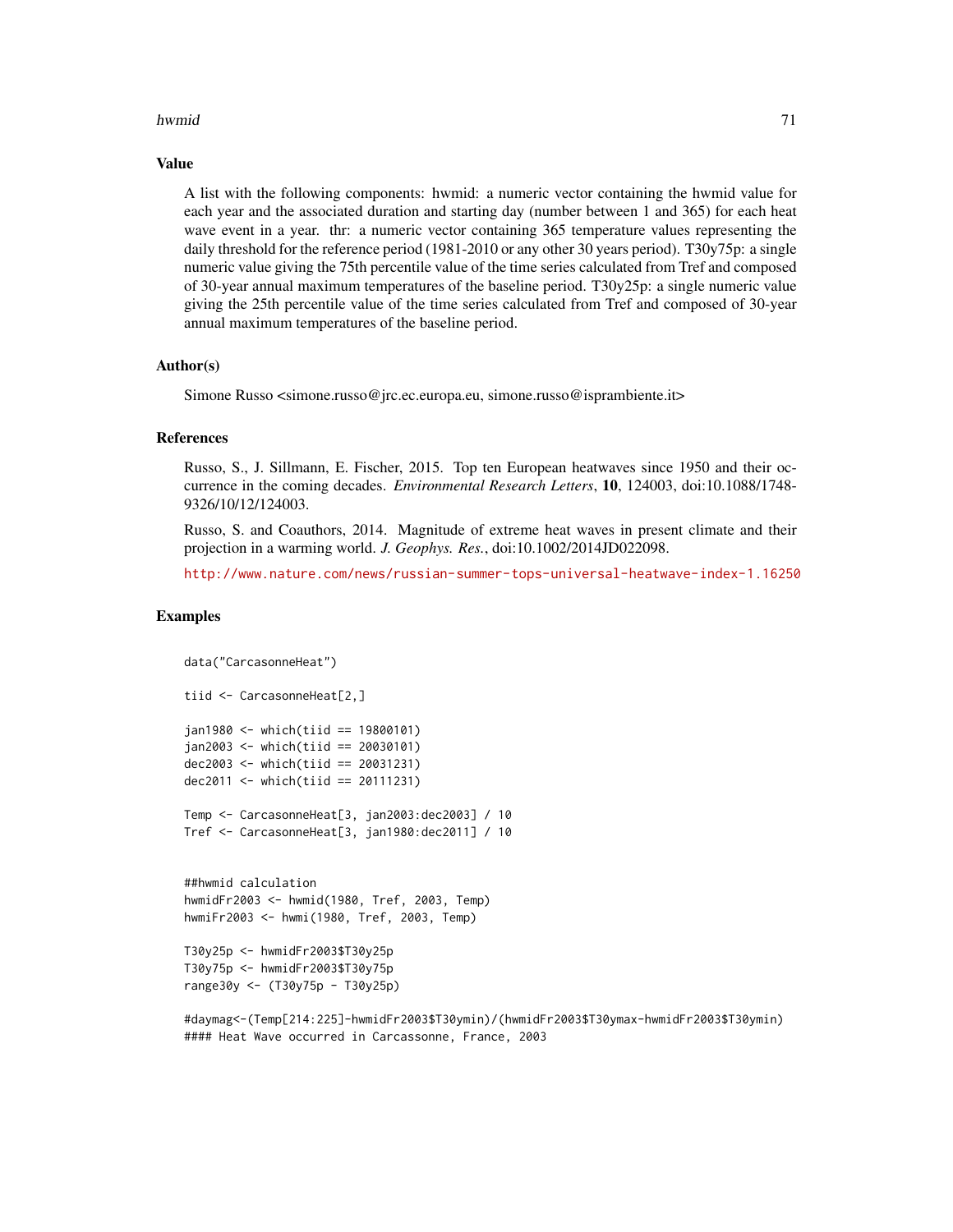### Value

A list with the following components: hwmid: a numeric vector containing the hwmid value for each year and the associated duration and starting day (number between 1 and 365) for each heat wave event in a year. thr: a numeric vector containing 365 temperature values representing the daily threshold for the reference period (1981-2010 or any other 30 years period). T30y75p: a single numeric value giving the 75th percentile value of the time series calculated from Tref and composed of 30-year annual maximum temperatures of the baseline period. T30y25p: a single numeric value giving the 25th percentile value of the time series calculated from Tref and composed of 30-year annual maximum temperatures of the baseline period.

### Author(s)

Simone Russo <simone.russo@jrc.ec.europa.eu, simone.russo@isprambiente.it>

### References

Russo, S., J. Sillmann, E. Fischer, 2015. Top ten European heatwaves since 1950 and their occurrence in the coming decades. *Environmental Research Letters*, **10**, 124003, doi:10.1088/1748-9326/10/12/124003.

Russo, S. and Coauthors, 2014. Magnitude of extreme heat waves in present climate and their projection in a warming world. *J. Geophys. Res.*, doi:10.1002/2014JD022098.

http://www.nature.com/news/russian-summer-tops-universal-heatwave-index-1.16250

### Examples

```
data("CarcasonneHeat")

tiid <- CarcasonneHeat[2,]

jan1980 <- which(tiid == 19800101)
jan2003 <- which(tiid == 20030101)
dec2003 <- which(tiid == 20031231)
dec2011 <- which(tiid == 20111231)

Temp <- CarcasonneHeat[3, jan2003:dec2003] / 10
Tref <- CarcasonneHeat[3, jan1980:dec2011] / 10


##hwmid calculation
hwmidFr2003 <- hwmid(1980, Tref, 2003, Temp)
hwmiFr2003 <- hwmi(1980, Tref, 2003, Temp)

T30y25p <- hwmidFr2003$T30y25p
T30y75p <- hwmidFr2003$T30y75p
range30y <- (T30y75p - T30y25p)

#daymag<-(Temp[214:225]-hwmidFr2003$T30ymin)/(hwmidFr2003$T30ymax-hwmidFr2003$T30ymin)
#### Heat Wave occurred in Carcassonne, France, 2003
```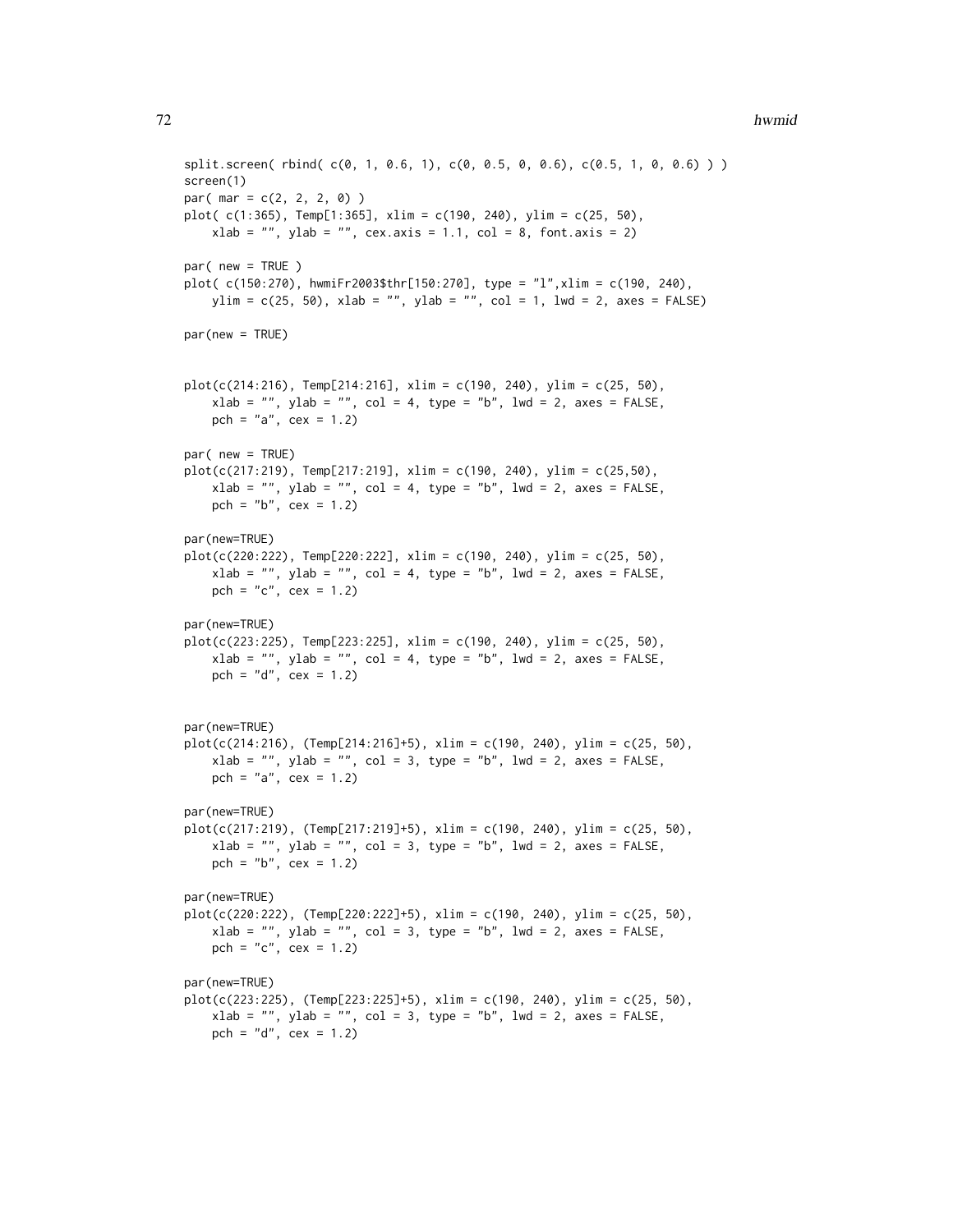```
split.screen( rbind( c(0, 1, 0.6, 1), c(0, 0.5, 0, 0.6), c(0.5, 1, 0, 0.6) ) )
screen(1)
par( mar = c(2, 2, 2, 0) )
plot( c(1:365), Temp[1:365], xlim = c(190, 240), ylim = c(25, 50),
    xlab = "", ylab = "", cex.axis = 1.1, col = 8, font.axis = 2)

par( new = TRUE )
plot( c(150:270), hwmiFr2003$thr[150:270], type = "l",xlim = c(190, 240),
    ylim = c(25, 50), xlab = "", ylab = "", col = 1, lwd = 2, axes = FALSE)

par(new = TRUE)


plot(c(214:216), Temp[214:216], xlim = c(190, 240), ylim = c(25, 50),
    xlab = "", ylab = "", col = 4, type = "b", lwd = 2, axes = FALSE,
    pch = "a", cex = 1.2)

par( new = TRUE)
plot(c(217:219), Temp[217:219], xlim = c(190, 240), ylim = c(25,50),
    xlab = "", ylab = "", col = 4, type = "b", lwd = 2, axes = FALSE,
    pch = "b", cex = 1.2)

par(new=TRUE)
plot(c(220:222), Temp[220:222], xlim = c(190, 240), ylim = c(25, 50),
    xlab = "", ylab = "", col = 4, type = "b", lwd = 2, axes = FALSE,
    pch = "c", cex = 1.2)

par(new=TRUE)
plot(c(223:225), Temp[223:225], xlim = c(190, 240), ylim = c(25, 50),
    xlab = "", ylab = "", col = 4, type = "b", lwd = 2, axes = FALSE,
    pch = "d", cex = 1.2)


par(new=TRUE)
plot(c(214:216), (Temp[214:216]+5), xlim = c(190, 240), ylim = c(25, 50),
    xlab = "", ylab = "", col = 3, type = "b", lwd = 2, axes = FALSE,
    pch = "a", cex = 1.2)

par(new=TRUE)
plot(c(217:219), (Temp[217:219]+5), xlim = c(190, 240), ylim = c(25, 50),
    xlab = "", ylab = "", col = 3, type = "b", lwd = 2, axes = FALSE,
    pch = "b", cex = 1.2)

par(new=TRUE)
plot(c(220:222), (Temp[220:222]+5), xlim = c(190, 240), ylim = c(25, 50),
    xlab = "", ylab = "", col = 3, type = "b", lwd = 2, axes = FALSE,
    pch = "c", cex = 1.2)

par(new=TRUE)
plot(c(223:225), (Temp[223:225]+5), xlim = c(190, 240), ylim = c(25, 50),
    xlab = "", ylab = "", col = 3, type = "b", lwd = 2, axes = FALSE,
    pch = "d", cex = 1.2)
```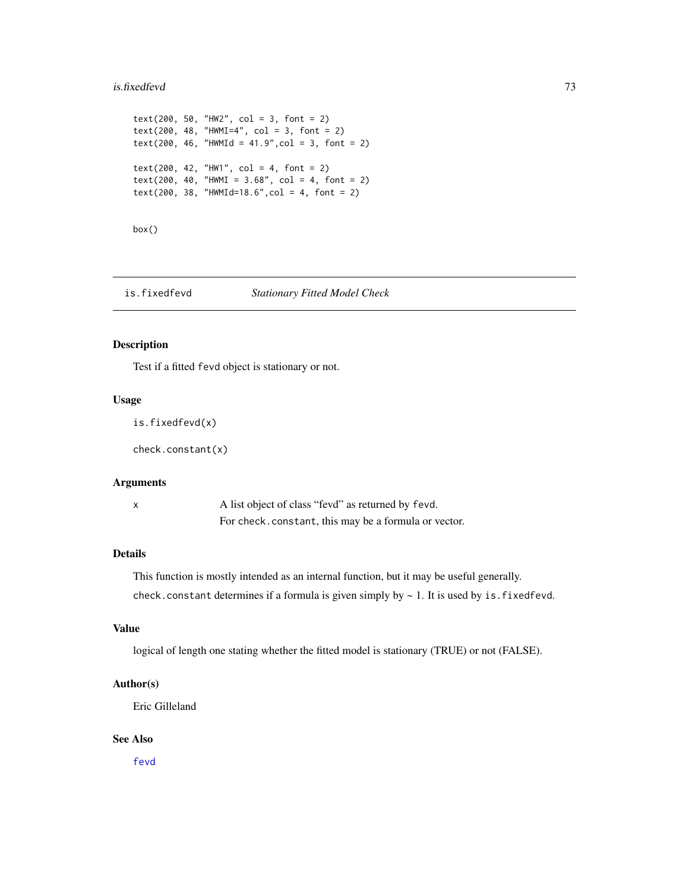```
text(200, 50, "HW2", col = 3, font = 2)
text(200, 48, "HWMI=4", col = 3, font = 2)
text(200, 46, "HWMId = 41.9",col = 3, font = 2)

text(200, 42, "HW1", col = 4, font = 2)
text(200, 40, "HWMI = 3.68", col = 4, font = 2)
text(200, 38, "HWMId=18.6",col = 4, font = 2)


box()
```

---

## is.fixedfevd — *Stationary Fitted Model Check*

---

### Description

Test if a fitted fevd object is stationary or not.

### Usage

```
is.fixedfevd(x)

check.constant(x)
```

### Arguments

| | |
|---|---|
| x | A list object of class "fevd" as returned by fevd. For check.constant, this may be a formula or vector. |

### Details

This function is mostly intended as an internal function, but it may be useful generally.

check.constant determines if a formula is given simply by ~ 1. It is used by is.fixedfevd.

### Value

logical of length one stating whether the fitted model is stationary (TRUE) or not (FALSE).

### Author(s)

Eric Gilleland

### See Also

fevd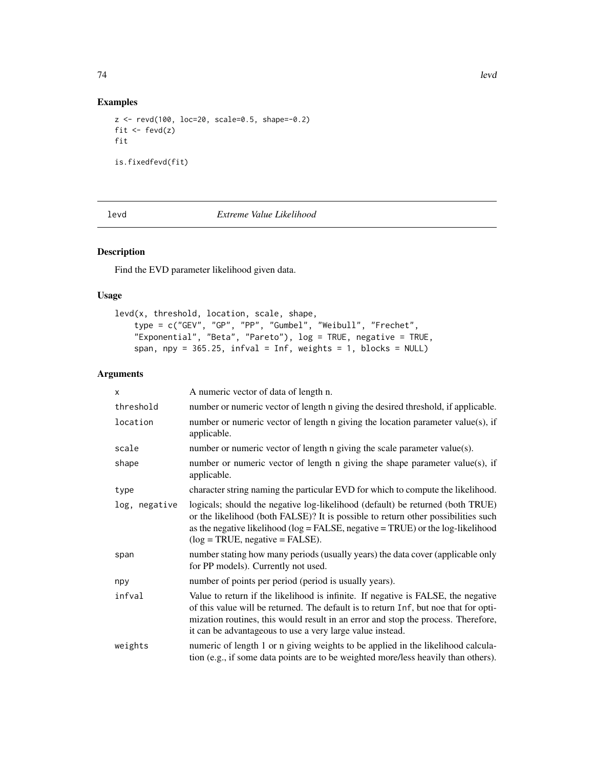## Examples

```
z <- revd(100, loc=20, scale=0.5, shape=-0.2)
fit <- fevd(z)
fit

is.fixedfevd(fit)
```

---

# levd *Extreme Value Likelihood*

## Description

Find the EVD parameter likelihood given data.

## Usage

```
levd(x, threshold, location, scale, shape,
    type = c("GEV", "GP", "PP", "Gumbel", "Weibull", "Frechet",
    "Exponential", "Beta", "Pareto"), log = TRUE, negative = TRUE,
    span, npy = 365.25, infval = Inf, weights = 1, blocks = NULL)
```

## Arguments

| | |
|---|---|
| x | A numeric vector of data of length n. |
| threshold | number or numeric vector of length n giving the desired threshold, if applicable. |
| location | number or numeric vector of length n giving the location parameter value(s), if applicable. |
| scale | number or numeric vector of length n giving the scale parameter value(s). |
| shape | number or numeric vector of length n giving the shape parameter value(s), if applicable. |
| type | character string naming the particular EVD for which to compute the likelihood. |
| log, negative | logicals; should the negative log-likelihood (default) be returned (both TRUE) or the likelihood (both FALSE)? It is possible to return other possibilities such as the negative likelihood (log = FALSE, negative = TRUE) or the log-likelihood (log = TRUE, negative = FALSE). |
| span | number stating how many periods (usually years) the data cover (applicable only for PP models). Currently not used. |
| npy | number of points per period (period is usually years). |
| infval | Value to return if the likelihood is infinite. If negative is FALSE, the negative of this value will be returned. The default is to return Inf, but noe that for optimization routines, this would result in an error and stop the process. Therefore, it can be advantageous to use a very large value instead. |
| weights | numeric of length 1 or n giving weights to be applied in the likelihood calculation (e.g., if some data points are to be weighted more/less heavily than others). |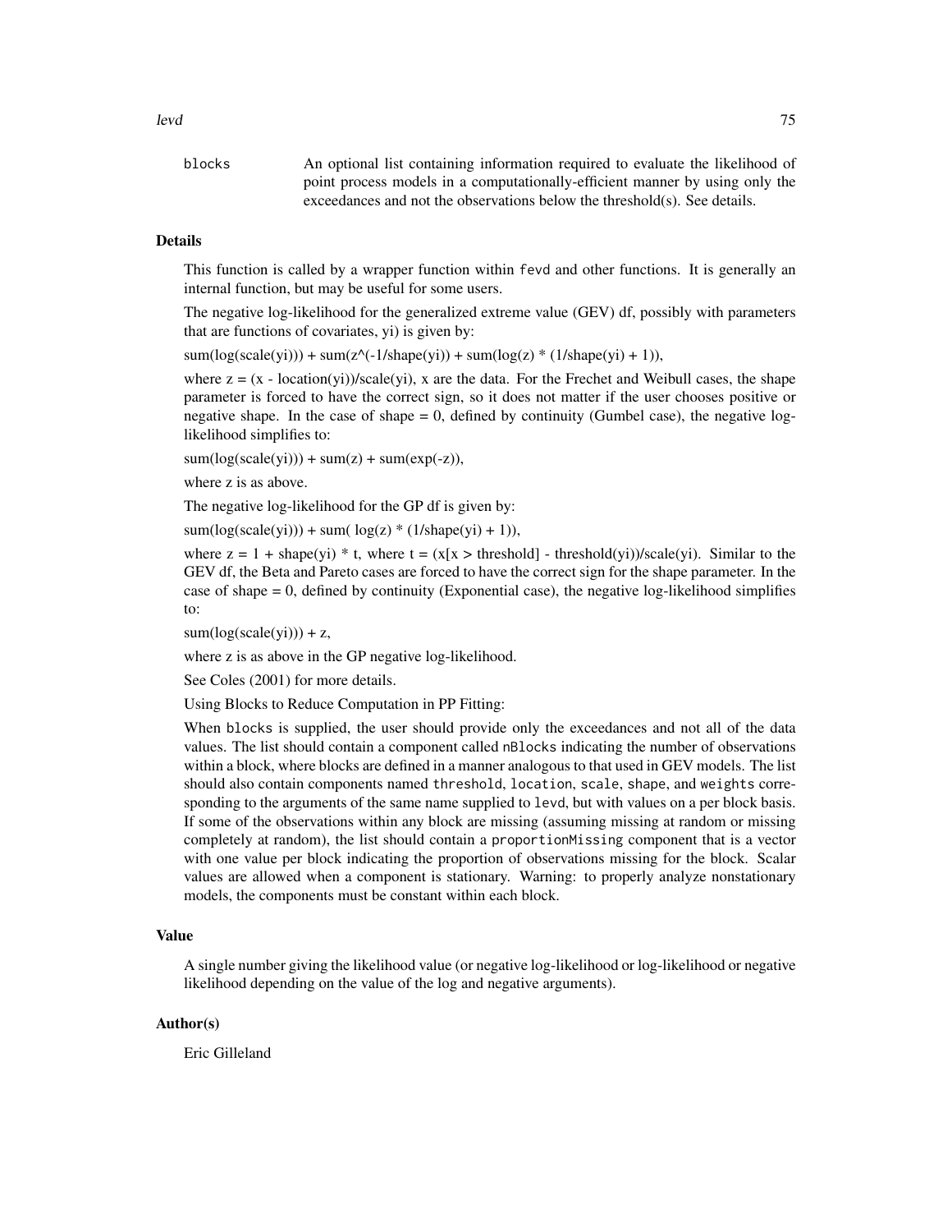blocks — An optional list containing information required to evaluate the likelihood of point process models in a computationally-efficient manner by using only the exceedances and not the observations below the threshold(s). See details.

### Details

This function is called by a wrapper function within `fevd` and other functions. It is generally an internal function, but may be useful for some users.

The negative log-likelihood for the generalized extreme value (GEV) df, possibly with parameters that are functions of covariates, yi) is given by:

sum(log(scale(yi))) + sum(z^(-1/shape(yi)) + sum(log(z) * (1/shape(yi) + 1)),

where z = (x - location(yi))/scale(yi), x are the data. For the Frechet and Weibull cases, the shape parameter is forced to have the correct sign, so it does not matter if the user chooses positive or negative shape. In the case of shape = 0, defined by continuity (Gumbel case), the negative log-likelihood simplifies to:

sum(log(scale(yi))) + sum(z) + sum(exp(-z)),

where z is as above.

The negative log-likelihood for the GP df is given by:

sum(log(scale(yi))) + sum( log(z) * (1/shape(yi) + 1)),

where z = 1 + shape(yi) * t, where t = (x[x > threshold] - threshold(yi))/scale(yi). Similar to the GEV df, the Beta and Pareto cases are forced to have the correct sign for the shape parameter. In the case of shape = 0, defined by continuity (Exponential case), the negative log-likelihood simplifies to:

sum(log(scale(yi))) + z,

where z is as above in the GP negative log-likelihood.

See Coles (2001) for more details.

Using Blocks to Reduce Computation in PP Fitting:

When `blocks` is supplied, the user should provide only the exceedances and not all of the data values. The list should contain a component called `nBlocks` indicating the number of observations within a block, where blocks are defined in a manner analogous to that used in GEV models. The list should also contain components named `threshold`, `location`, `scale`, `shape`, and `weights` corresponding to the arguments of the same name supplied to `levd`, but with values on a per block basis. If some of the observations within any block are missing (assuming missing at random or missing completely at random), the list should contain a `proportionMissing` component that is a vector with one value per block indicating the proportion of observations missing for the block. Scalar values are allowed when a component is stationary. Warning: to properly analyze nonstationary models, the components must be constant within each block.

### Value

A single number giving the likelihood value (or negative log-likelihood or log-likelihood or negative likelihood depending on the value of the log and negative arguments).

### Author(s)

Eric Gilleland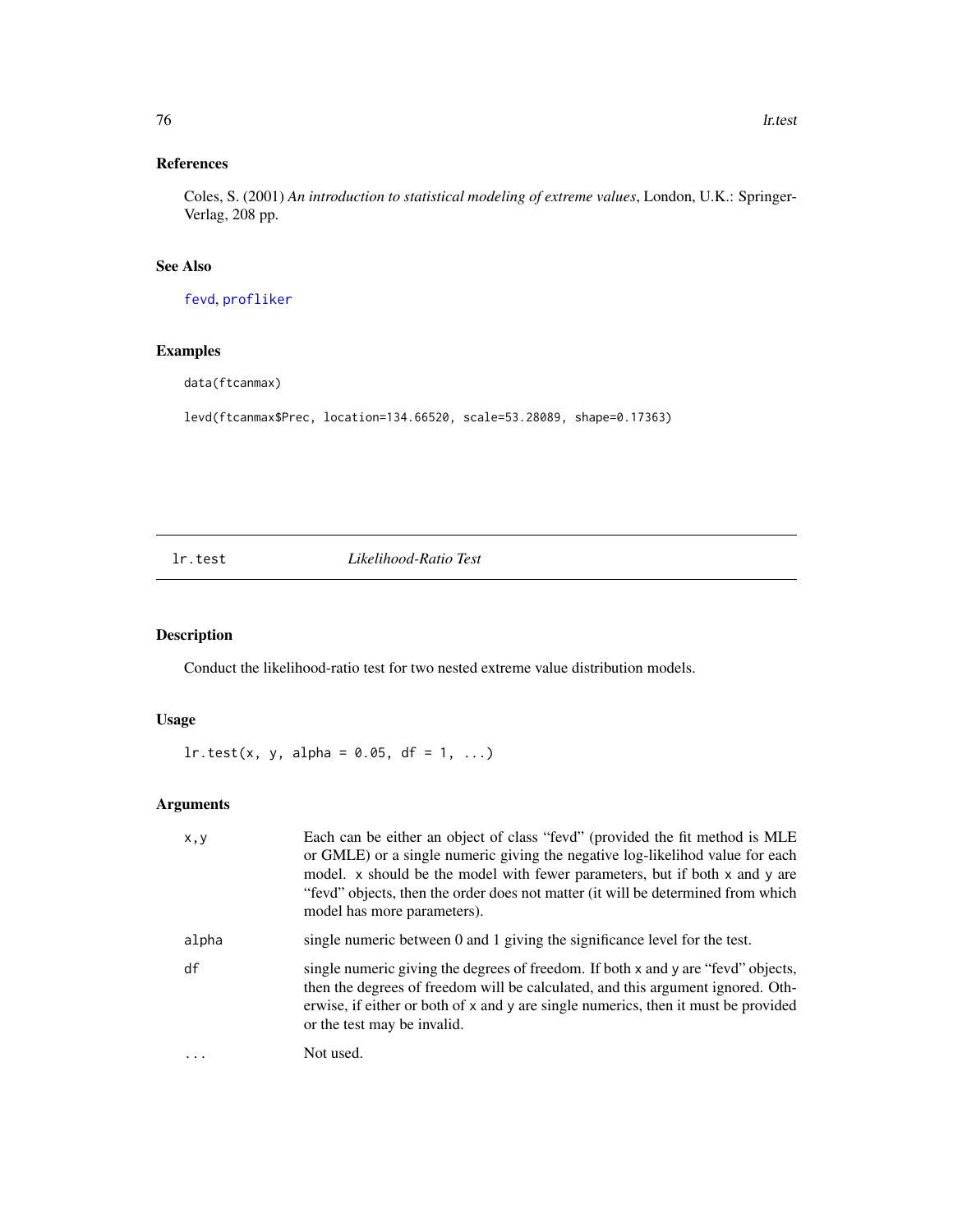## References

Coles, S. (2001) *An introduction to statistical modeling of extreme values*, London, U.K.: Springer-Verlag, 208 pp.

## See Also

fevd, profliker

## Examples

```
data(ftcanmax)

levd(ftcanmax$Prec, location=134.66520, scale=53.28089, shape=0.17363)
```

---

# lr.test    *Likelihood-Ratio Test*

---

## Description

Conduct the likelihood-ratio test for two nested extreme value distribution models.

## Usage

```
lr.test(x, y, alpha = 0.05, df = 1, ...)
```

## Arguments

| | |
|---|---|
| x,y | Each can be either an object of class "fevd" (provided the fit method is MLE or GMLE) or a single numeric giving the negative log-likelihod value for each model. x should be the model with fewer parameters, but if both x and y are "fevd" objects, then the order does not matter (it will be determined from which model has more parameters). |
| alpha | single numeric between 0 and 1 giving the significance level for the test. |
| df | single numeric giving the degrees of freedom. If both x and y are "fevd" objects, then the degrees of freedom will be calculated, and this argument ignored. Otherwise, if either or both of x and y are single numerics, then it must be provided or the test may be invalid. |
| ... | Not used. |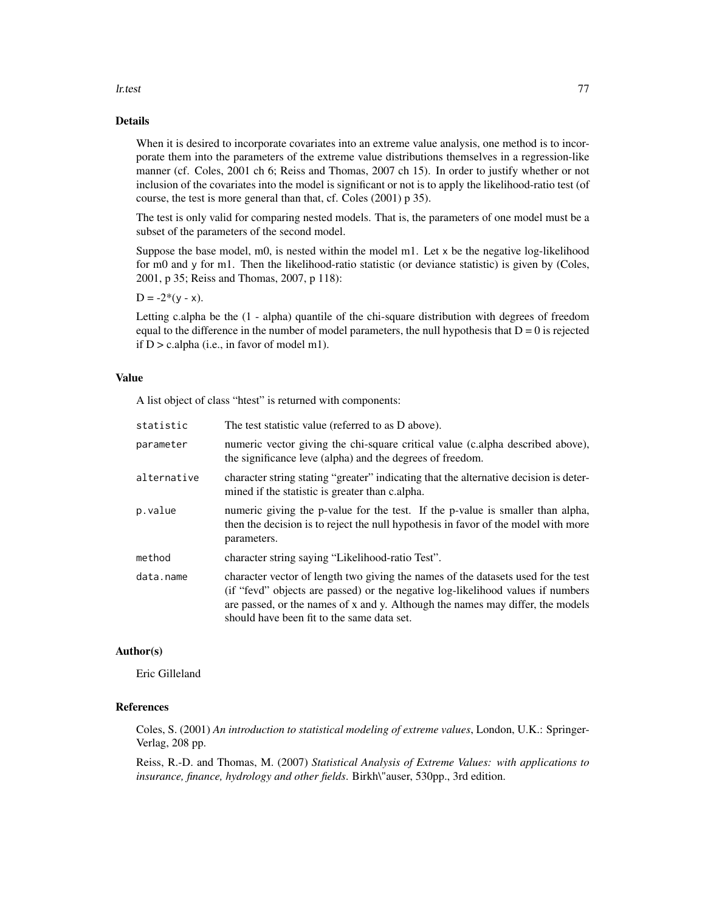## Details

When it is desired to incorporate covariates into an extreme value analysis, one method is to incorporate them into the parameters of the extreme value distributions themselves in a regression-like manner (cf. Coles, 2001 ch 6; Reiss and Thomas, 2007 ch 15). In order to justify whether or not inclusion of the covariates into the model is significant or not is to apply the likelihood-ratio test (of course, the test is more general than that, cf. Coles (2001) p 35).

The test is only valid for comparing nested models. That is, the parameters of one model must be a subset of the parameters of the second model.

Suppose the base model, m0, is nested within the model m1. Let `x` be the negative log-likelihood for m0 and `y` for m1. Then the likelihood-ratio statistic (or deviance statistic) is given by (Coles, 2001, p 35; Reiss and Thomas, 2007, p 118):

D = -2*(y - x).

Letting c.alpha be the (1 - alpha) quantile of the chi-square distribution with degrees of freedom equal to the difference in the number of model parameters, the null hypothesis that D = 0 is rejected if D > c.alpha (i.e., in favor of model m1).

## Value

A list object of class "htest" is returned with components:

| | |
|---|---|
| `statistic` | The test statistic value (referred to as D above). |
| `parameter` | numeric vector giving the chi-square critical value (c.alpha described above), the significance leve (alpha) and the degrees of freedom. |
| `alternative` | character string stating "greater" indicating that the alternative decision is determined if the statistic is greater than c.alpha. |
| `p.value` | numeric giving the p-value for the test. If the p-value is smaller than alpha, then the decision is to reject the null hypothesis in favor of the model with more parameters. |
| `method` | character string saying "Likelihood-ratio Test". |
| `data.name` | character vector of length two giving the names of the datasets used for the test (if "fevd" objects are passed) or the negative log-likelihood values if numbers are passed, or the names of x and y. Although the names may differ, the models should have been fit to the same data set. |

## Author(s)

Eric Gilleland

## References

Coles, S. (2001) *An introduction to statistical modeling of extreme values*, London, U.K.: Springer-Verlag, 208 pp.

Reiss, R.-D. and Thomas, M. (2007) *Statistical Analysis of Extreme Values: with applications to insurance, finance, hydrology and other fields*. Birkh\"auser, 530pp., 3rd edition.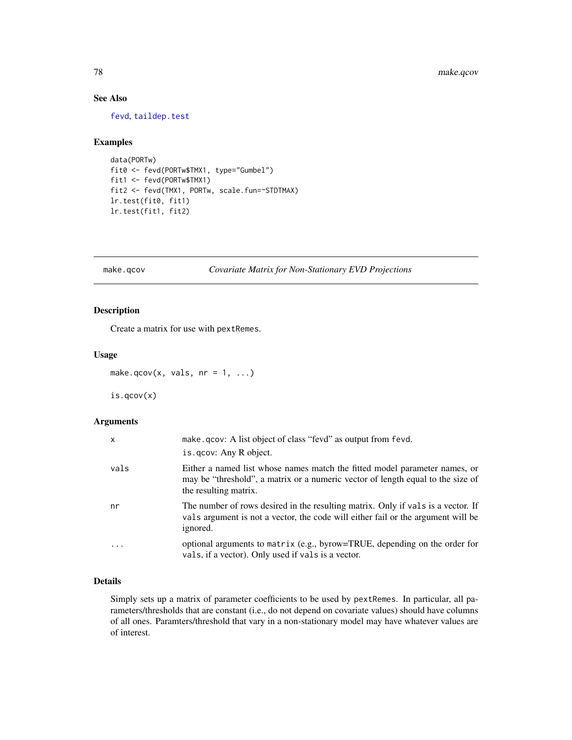### See Also

fevd, taildep.test

### Examples

```
data(PORTw)
fit0 <- fevd(PORTw$TMX1, type="Gumbel")
fit1 <- fevd(PORTw$TMX1)
fit2 <- fevd(TMX1, PORTw, scale.fun=~STDTMAX)
lr.test(fit0, fit1)
lr.test(fit1, fit2)
```

---

## make.qcov &nbsp;&nbsp;&nbsp; *Covariate Matrix for Non-Stationary EVD Projections*

---

### Description

Create a matrix for use with `pextRemes`.

### Usage

```
make.qcov(x, vals, nr = 1, ...)

is.qcov(x)
```

### Arguments

| | |
|---|---|
| x | `make.qcov`: A list object of class "fevd" as output from `fevd`. `is.qcov`: Any R object. |
| vals | Either a named list whose names match the fitted model parameter names, or may be "threshold", a matrix or a numeric vector of length equal to the size of the resulting matrix. |
| nr | The number of rows desired in the resulting matrix. Only if `vals` is a vector. If `vals` argument is not a vector, the code will either fail or the argument will be ignored. |
| ... | optional arguments to `matrix` (e.g., byrow=TRUE, depending on the order for `vals`, if a vector). Only used if `vals` is a vector. |

### Details

Simply sets up a matrix of parameter coefficients to be used by `pextRemes`. In particular, all parameters/thresholds that are constant (i.e., do not depend on covariate values) should have columns of all ones. Paramters/threshold that vary in a non-stationary model may have whatever values are of interest.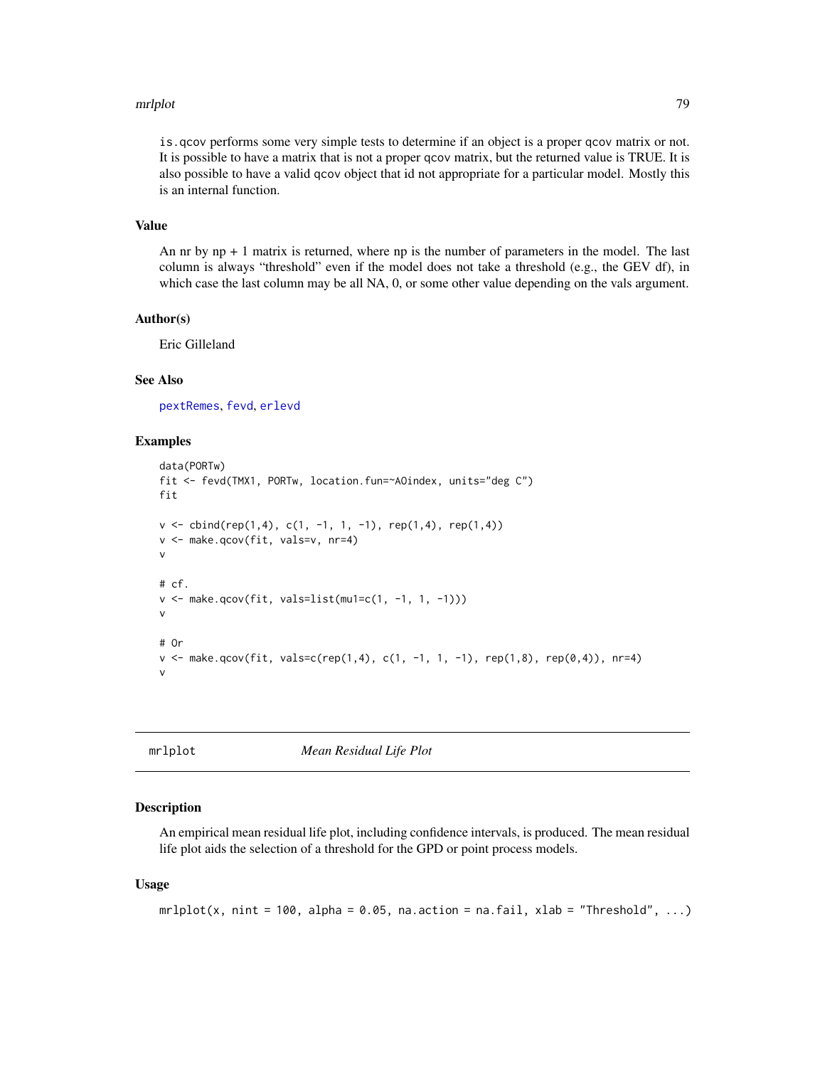is.qcov performs some very simple tests to determine if an object is a proper qcov matrix or not. It is possible to have a matrix that is not a proper qcov matrix, but the returned value is TRUE. It is also possible to have a valid qcov object that id not appropriate for a particular model. Mostly this is an internal function.

### Value

An nr by np + 1 matrix is returned, where np is the number of parameters in the model. The last column is always "threshold" even if the model does not take a threshold (e.g., the GEV df), in which case the last column may be all NA, 0, or some other value depending on the vals argument.

### Author(s)

Eric Gilleland

### See Also

pextRemes, fevd, erlevd

### Examples

```
data(PORTw)
fit <- fevd(TMX1, PORTw, location.fun=~AOindex, units="deg C")
fit

v <- cbind(rep(1,4), c(1, -1, 1, -1), rep(1,4), rep(1,4))
v <- make.qcov(fit, vals=v, nr=4)
v

# cf.
v <- make.qcov(fit, vals=list(mu1=c(1, -1, 1, -1)))
v

# Or
v <- make.qcov(fit, vals=c(rep(1,4), c(1, -1, 1, -1), rep(1,8), rep(0,4)), nr=4)
v
```

---

## mrlplot *Mean Residual Life Plot*

### Description

An empirical mean residual life plot, including confidence intervals, is produced. The mean residual life plot aids the selection of a threshold for the GPD or point process models.

### Usage

```
mrlplot(x, nint = 100, alpha = 0.05, na.action = na.fail, xlab = "Threshold", ...)
```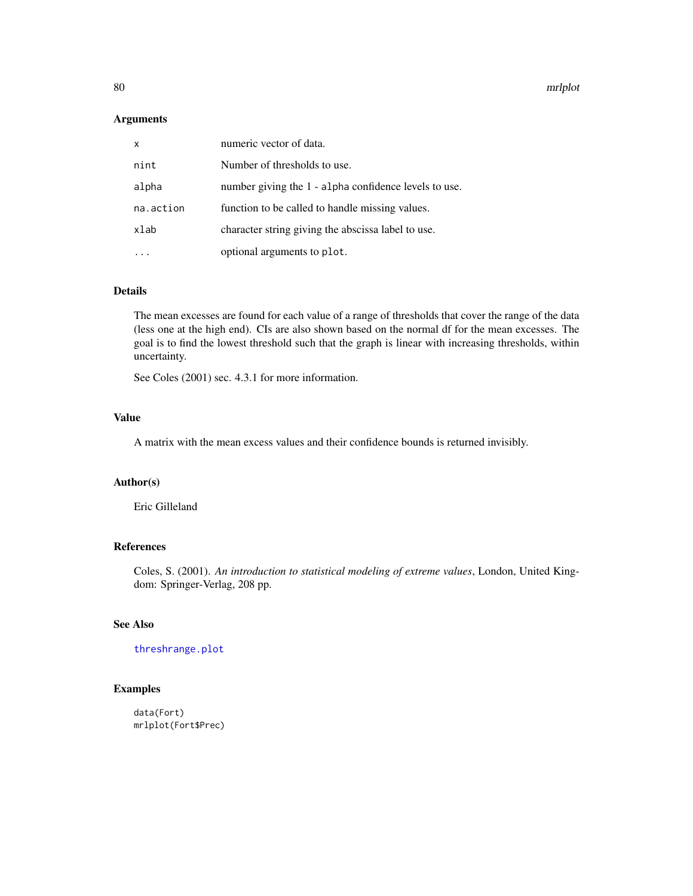## Arguments

| | |
|---|---|
| `x` | numeric vector of data. |
| `nint` | Number of thresholds to use. |
| `alpha` | number giving the 1 - `alpha` confidence levels to use. |
| `na.action` | function to be called to handle missing values. |
| `xlab` | character string giving the abscissa label to use. |
| `...` | optional arguments to `plot`. |

## Details

The mean excesses are found for each value of a range of thresholds that cover the range of the data (less one at the high end). CIs are also shown based on the normal df for the mean excesses. The goal is to find the lowest threshold such that the graph is linear with increasing thresholds, within uncertainty.

See Coles (2001) sec. 4.3.1 for more information.

## Value

A matrix with the mean excess values and their confidence bounds is returned invisibly.

## Author(s)

Eric Gilleland

## References

Coles, S. (2001). *An introduction to statistical modeling of extreme values*, London, United Kingdom: Springer-Verlag, 208 pp.

## See Also

`threshrange.plot`

## Examples

```
data(Fort)
mrlplot(Fort$Prec)
```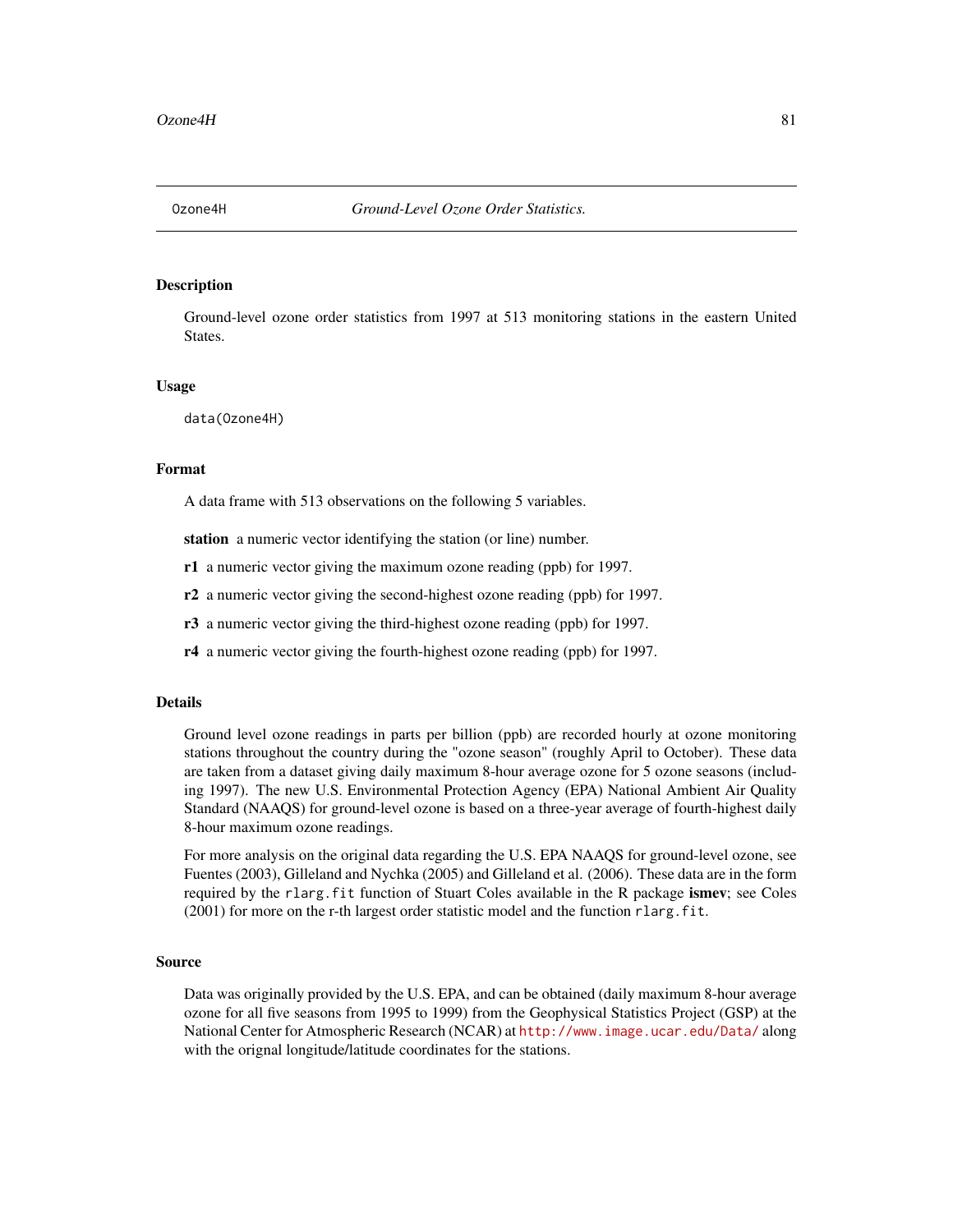## Ozone4H *Ground-Level Ozone Order Statistics.*

### Description

Ground-level ozone order statistics from 1997 at 513 monitoring stations in the eastern United States.

### Usage

```
data(Ozone4H)
```

### Format

A data frame with 513 observations on the following 5 variables.

**station** a numeric vector identifying the station (or line) number.

**r1** a numeric vector giving the maximum ozone reading (ppb) for 1997.

**r2** a numeric vector giving the second-highest ozone reading (ppb) for 1997.

**r3** a numeric vector giving the third-highest ozone reading (ppb) for 1997.

**r4** a numeric vector giving the fourth-highest ozone reading (ppb) for 1997.

### Details

Ground level ozone readings in parts per billion (ppb) are recorded hourly at ozone monitoring stations throughout the country during the "ozone season" (roughly April to October). These data are taken from a dataset giving daily maximum 8-hour average ozone for 5 ozone seasons (including 1997). The new U.S. Environmental Protection Agency (EPA) National Ambient Air Quality Standard (NAAQS) for ground-level ozone is based on a three-year average of fourth-highest daily 8-hour maximum ozone readings.

For more analysis on the original data regarding the U.S. EPA NAAQS for ground-level ozone, see Fuentes (2003), Gilleland and Nychka (2005) and Gilleland et al. (2006). These data are in the form required by the `rlarg.fit` function of Stuart Coles available in the R package **ismev**; see Coles (2001) for more on the r-th largest order statistic model and the function `rlarg.fit`.

### Source

Data was originally provided by the U.S. EPA, and can be obtained (daily maximum 8-hour average ozone for all five seasons from 1995 to 1999) from the Geophysical Statistics Project (GSP) at the National Center for Atmospheric Research (NCAR) at http://www.image.ucar.edu/Data/ along with the orignal longitude/latitude coordinates for the stations.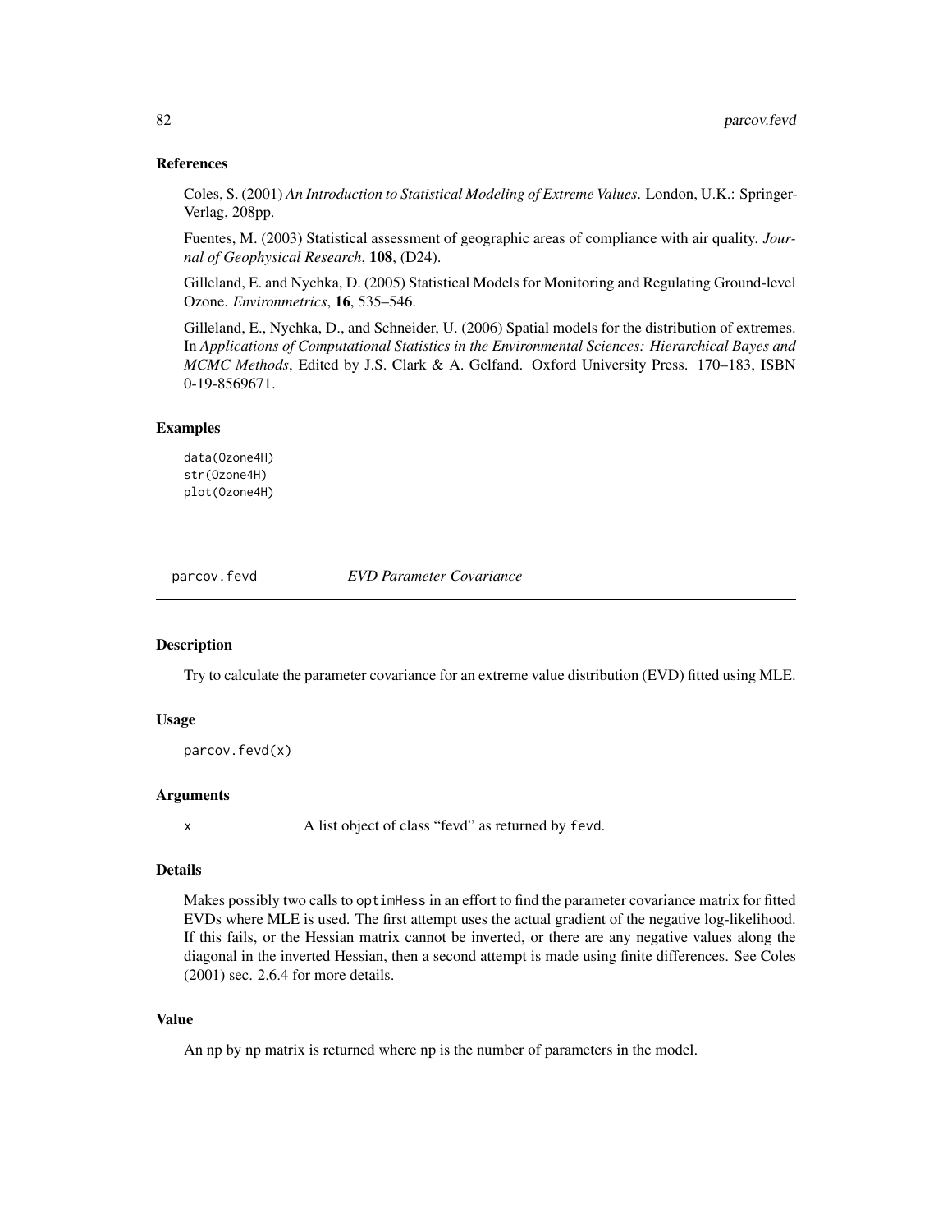## References

Coles, S. (2001) *An Introduction to Statistical Modeling of Extreme Values*. London, U.K.: Springer-Verlag, 208pp.

Fuentes, M. (2003) Statistical assessment of geographic areas of compliance with air quality. *Journal of Geophysical Research*, **108**, (D24).

Gilleland, E. and Nychka, D. (2005) Statistical Models for Monitoring and Regulating Ground-level Ozone. *Environmetrics*, **16**, 535–546.

Gilleland, E., Nychka, D., and Schneider, U. (2006) Spatial models for the distribution of extremes. In *Applications of Computational Statistics in the Environmental Sciences: Hierarchical Bayes and MCMC Methods*, Edited by J.S. Clark & A. Gelfand. Oxford University Press. 170–183, ISBN 0-19-8569671.

## Examples

```
data(Ozone4H)
str(Ozone4H)
plot(Ozone4H)
```

---

# parcov.fevd — *EVD Parameter Covariance*

## Description

Try to calculate the parameter covariance for an extreme value distribution (EVD) fitted using MLE.

## Usage

```
parcov.fevd(x)
```

## Arguments

| | |
|---|---|
| x | A list object of class "fevd" as returned by `fevd`. |

## Details

Makes possibly two calls to `optimHess` in an effort to find the parameter covariance matrix for fitted EVDs where MLE is used. The first attempt uses the actual gradient of the negative log-likelihood. If this fails, or the Hessian matrix cannot be inverted, or there are any negative values along the diagonal in the inverted Hessian, then a second attempt is made using finite differences. See Coles (2001) sec. 2.6.4 for more details.

## Value

An np by np matrix is returned where np is the number of parameters in the model.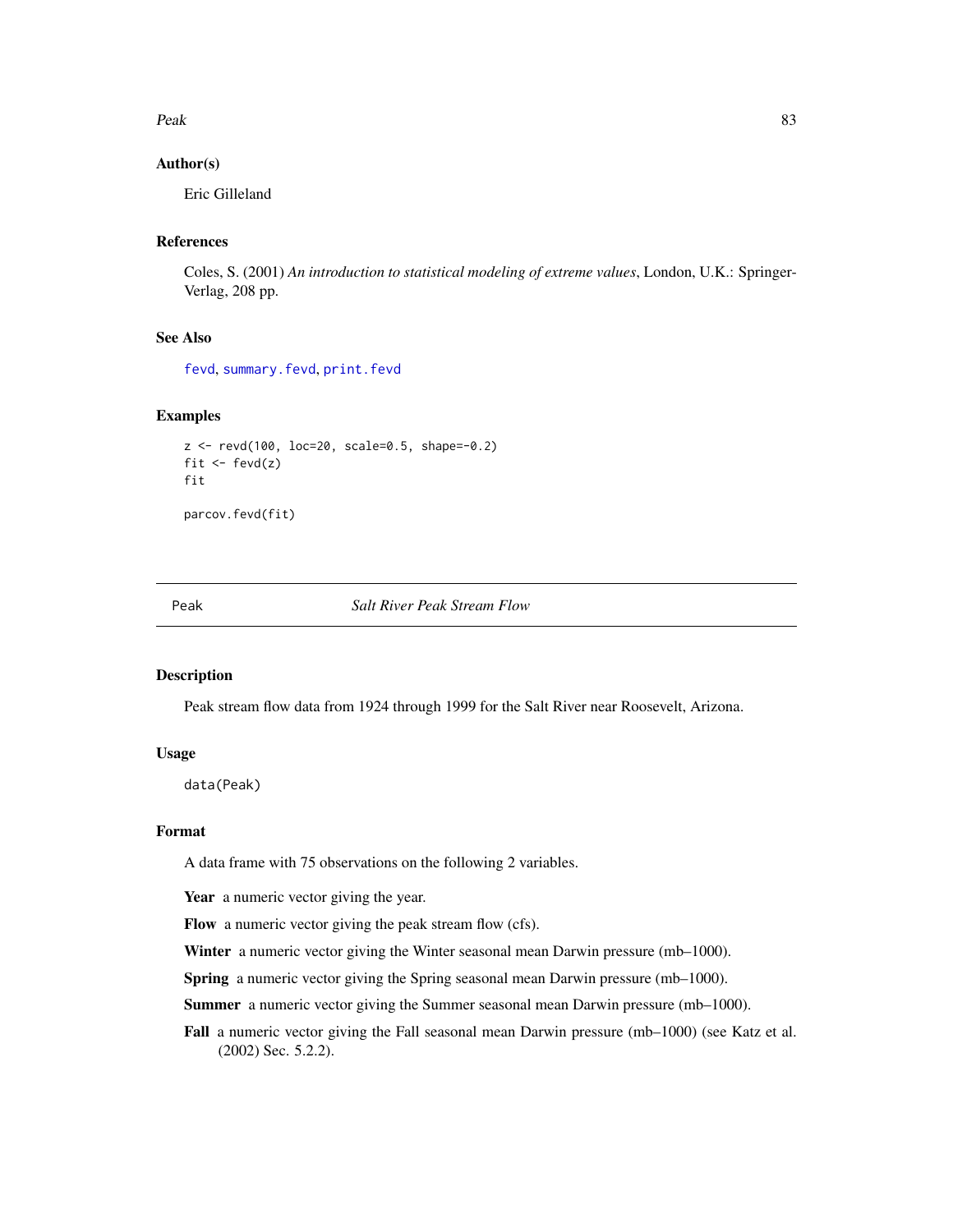## Author(s)

Eric Gilleland

## References

Coles, S. (2001) *An introduction to statistical modeling of extreme values*, London, U.K.: Springer-Verlag, 208 pp.

## See Also

fevd, summary.fevd, print.fevd

## Examples

```
z <- revd(100, loc=20, scale=0.5, shape=-0.2)
fit <- fevd(z)
fit

parcov.fevd(fit)
```

---

# Peak — *Salt River Peak Stream Flow*

## Description

Peak stream flow data from 1924 through 1999 for the Salt River near Roosevelt, Arizona.

## Usage

```
data(Peak)
```

## Format

A data frame with 75 observations on the following 2 variables.

**Year** a numeric vector giving the year.

**Flow** a numeric vector giving the peak stream flow (cfs).

**Winter** a numeric vector giving the Winter seasonal mean Darwin pressure (mb–1000).

**Spring** a numeric vector giving the Spring seasonal mean Darwin pressure (mb–1000).

**Summer** a numeric vector giving the Summer seasonal mean Darwin pressure (mb–1000).

**Fall** a numeric vector giving the Fall seasonal mean Darwin pressure (mb–1000) (see Katz et al. (2002) Sec. 5.2.2).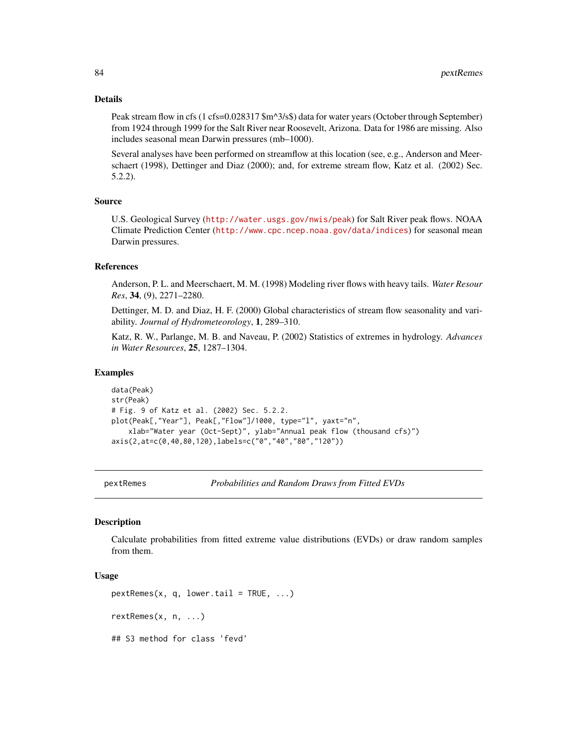## Details

Peak stream flow in cfs (1 cfs=0.028317 $m^3/s$) data for water years (October through September) from 1924 through 1999 for the Salt River near Roosevelt, Arizona. Data for 1986 are missing. Also includes seasonal mean Darwin pressures (mb–1000).

Several analyses have been performed on streamflow at this location (see, e.g., Anderson and Meerschaert (1998), Dettinger and Diaz (2000); and, for extreme stream flow, Katz et al. (2002) Sec. 5.2.2).

## Source

U.S. Geological Survey (http://water.usgs.gov/nwis/peak) for Salt River peak flows. NOAA Climate Prediction Center (http://www.cpc.ncep.noaa.gov/data/indices) for seasonal mean Darwin pressures.

## References

Anderson, P. L. and Meerschaert, M. M. (1998) Modeling river flows with heavy tails. *Water Resour Res*, **34**, (9), 2271–2280.

Dettinger, M. D. and Diaz, H. F. (2000) Global characteristics of stream flow seasonality and variability. *Journal of Hydrometeorology*, **1**, 289–310.

Katz, R. W., Parlange, M. B. and Naveau, P. (2002) Statistics of extremes in hydrology. *Advances in Water Resources*, **25**, 1287–1304.

## Examples

```
data(Peak)
str(Peak)
# Fig. 9 of Katz et al. (2002) Sec. 5.2.2.
plot(Peak[,"Year"], Peak[,"Flow"]/1000, type="l", yaxt="n",
    xlab="Water year (Oct-Sept)", ylab="Annual peak flow (thousand cfs)")
axis(2,at=c(0,40,80,120),labels=c("0","40","80","120"))
```

---

# pextRemes — *Probabilities and Random Draws from Fitted EVDs*

## Description

Calculate probabilities from fitted extreme value distributions (EVDs) or draw random samples from them.

## Usage

```
pextRemes(x, q, lower.tail = TRUE, ...)

rextRemes(x, n, ...)

## S3 method for class 'fevd'
```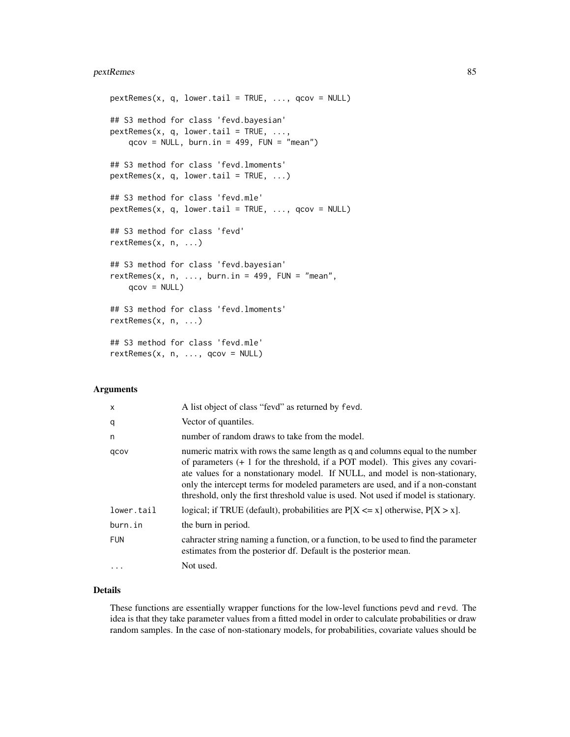```
pextRemes(x, q, lower.tail = TRUE, ..., qcov = NULL)

## S3 method for class 'fevd.bayesian'
pextRemes(x, q, lower.tail = TRUE, ...,
    qcov = NULL, burn.in = 499, FUN = "mean")

## S3 method for class 'fevd.lmoments'
pextRemes(x, q, lower.tail = TRUE, ...)

## S3 method for class 'fevd.mle'
pextRemes(x, q, lower.tail = TRUE, ..., qcov = NULL)

## S3 method for class 'fevd'
rextRemes(x, n, ...)

## S3 method for class 'fevd.bayesian'
rextRemes(x, n, ..., burn.in = 499, FUN = "mean",
    qcov = NULL)

## S3 method for class 'fevd.lmoments'
rextRemes(x, n, ...)

## S3 method for class 'fevd.mle'
rextRemes(x, n, ..., qcov = NULL)
```

## Arguments

| | |
|---|---|
| x | A list object of class "fevd" as returned by fevd. |
| q | Vector of quantiles. |
| n | number of random draws to take from the model. |
| qcov | numeric matrix with rows the same length as q and columns equal to the number of parameters (+ 1 for the threshold, if a POT model). This gives any covariate values for a nonstationary model. If NULL, and model is non-stationary, only the intercept terms for modeled parameters are used, and if a non-constant threshold, only the first threshold value is used. Not used if model is stationary. |
| lower.tail | logical; if TRUE (default), probabilities are P[X <= x] otherwise, P[X > x]. |
| burn.in | the burn in period. |
| FUN | cahracter string naming a function, or a function, to be used to find the parameter estimates from the posterior df. Default is the posterior mean. |
| ... | Not used. |

## Details

These functions are essentially wrapper functions for the low-level functions pevd and revd. The idea is that they take parameter values from a fitted model in order to calculate probabilities or draw random samples. In the case of non-stationary models, for probabilities, covariate values should be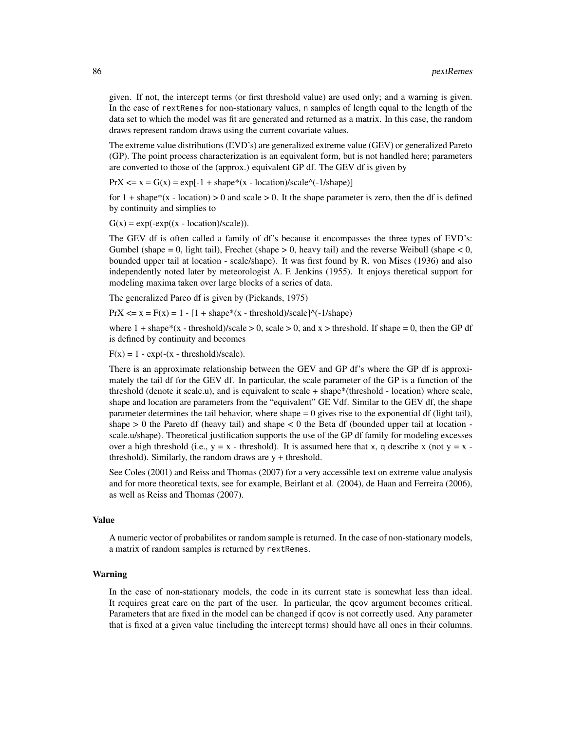given. If not, the intercept terms (or first threshold value) are used only; and a warning is given. In the case of `rextRemes` for non-stationary values, `n` samples of length equal to the length of the data set to which the model was fit are generated and returned as a matrix. In this case, the random draws represent random draws using the current covariate values.

The extreme value distributions (EVD's) are generalized extreme value (GEV) or generalized Pareto (GP). The point process characterization is an equivalent form, but is not handled here; parameters are converted to those of the (approx.) equivalent GP df. The GEV df is given by

PrX <= x = G(x) = exp[-1 + shape*(x - location)/scale^(-1/shape)]

for 1 + shape*(x - location) > 0 and scale > 0. It the shape parameter is zero, then the df is defined by continuity and simplies to

G(x) = exp(-exp((x - location)/scale)).

The GEV df is often called a family of df's because it encompasses the three types of EVD's: Gumbel (shape = 0, light tail), Frechet (shape > 0, heavy tail) and the reverse Weibull (shape < 0, bounded upper tail at location - scale/shape). It was first found by R. von Mises (1936) and also independently noted later by meteorologist A. F. Jenkins (1955). It enjoys theretical support for modeling maxima taken over large blocks of a series of data.

The generalized Pareo df is given by (Pickands, 1975)

PrX <= x = F(x) = 1 - [1 + shape*(x - threshold)/scale]^(-1/shape)

where 1 + shape*(x - threshold)/scale > 0, scale > 0, and x > threshold. If shape = 0, then the GP df is defined by continuity and becomes

F(x) = 1 - exp(-(x - threshold)/scale).

There is an approximate relationship between the GEV and GP df's where the GP df is approximately the tail df for the GEV df. In particular, the scale parameter of the GP is a function of the threshold (denote it scale.u), and is equivalent to scale + shape*(threshold - location) where scale, shape and location are parameters from the "equivalent" GE Vdf. Similar to the GEV df, the shape parameter determines the tail behavior, where shape = 0 gives rise to the exponential df (light tail), shape > 0 the Pareto df (heavy tail) and shape < 0 the Beta df (bounded upper tail at location - scale.u/shape). Theoretical justification supports the use of the GP df family for modeling excesses over a high threshold (i.e., y = x - threshold). It is assumed here that `x`, `q` describe x (not y = x - threshold). Similarly, the random draws are y + threshold.

See Coles (2001) and Reiss and Thomas (2007) for a very accessible text on extreme value analysis and for more theoretical texts, see for example, Beirlant et al. (2004), de Haan and Ferreira (2006), as well as Reiss and Thomas (2007).

### Value

A numeric vector of probabilites or random sample is returned. In the case of non-stationary models, a matrix of random samples is returned by `rextRemes`.

### Warning

In the case of non-stationary models, the code in its current state is somewhat less than ideal. It requires great care on the part of the user. In particular, the `qcov` argument becomes critical. Parameters that are fixed in the model can be changed if `qcov` is not correctly used. Any parameter that is fixed at a given value (including the intercept terms) should have all ones in their columns.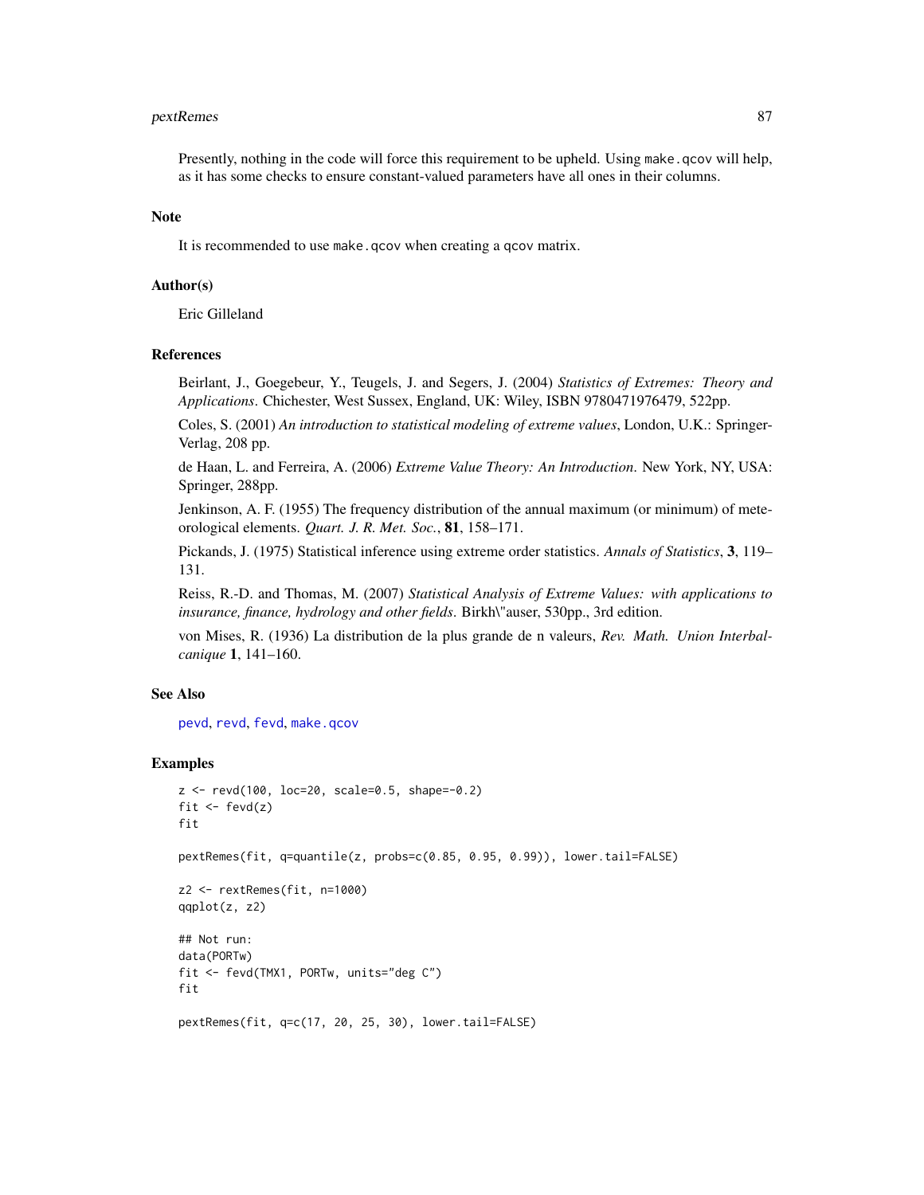Presently, nothing in the code will force this requirement to be upheld. Using make.qcov will help, as it has some checks to ensure constant-valued parameters have all ones in their columns.

## Note

It is recommended to use make.qcov when creating a qcov matrix.

## Author(s)

Eric Gilleland

## References

Beirlant, J., Goegebeur, Y., Teugels, J. and Segers, J. (2004) *Statistics of Extremes: Theory and Applications*. Chichester, West Sussex, England, UK: Wiley, ISBN 9780471976479, 522pp.

Coles, S. (2001) *An introduction to statistical modeling of extreme values*, London, U.K.: Springer-Verlag, 208 pp.

de Haan, L. and Ferreira, A. (2006) *Extreme Value Theory: An Introduction*. New York, NY, USA: Springer, 288pp.

Jenkinson, A. F. (1955) The frequency distribution of the annual maximum (or minimum) of meteorological elements. *Quart. J. R. Met. Soc.*, **81**, 158–171.

Pickands, J. (1975) Statistical inference using extreme order statistics. *Annals of Statistics*, **3**, 119–131.

Reiss, R.-D. and Thomas, M. (2007) *Statistical Analysis of Extreme Values: with applications to insurance, finance, hydrology and other fields*. Birkh\"auser, 530pp., 3rd edition.

von Mises, R. (1936) La distribution de la plus grande de n valeurs, *Rev. Math. Union Interbalcanique* **1**, 141–160.

## See Also

pevd, revd, fevd, make.qcov

## Examples

```
z <- revd(100, loc=20, scale=0.5, shape=-0.2)
fit <- fevd(z)
fit

pextRemes(fit, q=quantile(z, probs=c(0.85, 0.95, 0.99)), lower.tail=FALSE)

z2 <- rextRemes(fit, n=1000)
qqplot(z, z2)

## Not run:
data(PORTw)
fit <- fevd(TMX1, PORTw, units="deg C")
fit

pextRemes(fit, q=c(17, 20, 25, 30), lower.tail=FALSE)
```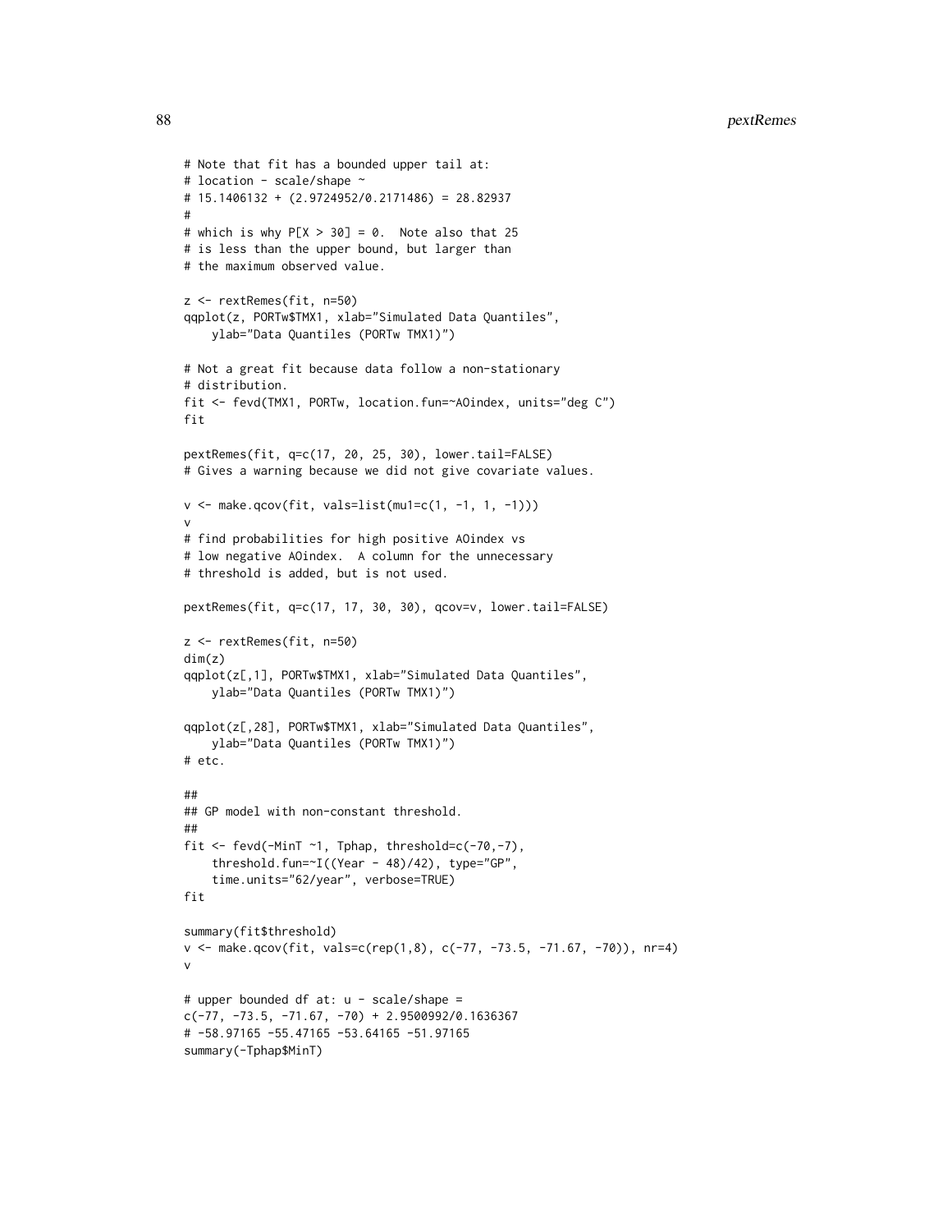```
# Note that fit has a bounded upper tail at:
# location - scale/shape ~
# 15.1406132 + (2.9724952/0.2171486) = 28.82937
#
# which is why P[X > 30] = 0.  Note also that 25
# is less than the upper bound, but larger than
# the maximum observed value.

z <- rextRemes(fit, n=50)
qqplot(z, PORTw$TMX1, xlab="Simulated Data Quantiles",
    ylab="Data Quantiles (PORTw TMX1)")

# Not a great fit because data follow a non-stationary
# distribution.
fit <- fevd(TMX1, PORTw, location.fun=~AOindex, units="deg C")
fit

pextRemes(fit, q=c(17, 20, 25, 30), lower.tail=FALSE)
# Gives a warning because we did not give covariate values.

v <- make.qcov(fit, vals=list(mu1=c(1, -1, 1, -1)))
v
# find probabilities for high positive AOindex vs
# low negative AOindex.  A column for the unnecessary
# threshold is added, but is not used.

pextRemes(fit, q=c(17, 17, 30, 30), qcov=v, lower.tail=FALSE)

z <- rextRemes(fit, n=50)
dim(z)
qqplot(z[,1], PORTw$TMX1, xlab="Simulated Data Quantiles",
    ylab="Data Quantiles (PORTw TMX1)")

qqplot(z[,28], PORTw$TMX1, xlab="Simulated Data Quantiles",
    ylab="Data Quantiles (PORTw TMX1)")
# etc.

##
## GP model with non-constant threshold.
##
fit <- fevd(-MinT ~1, Tphap, threshold=c(-70,-7),
    threshold.fun=~I((Year - 48)/42), type="GP",
    time.units="62/year", verbose=TRUE)
fit

summary(fit$threshold)
v <- make.qcov(fit, vals=c(rep(1,8), c(-77, -73.5, -71.67, -70)), nr=4)
v

# upper bounded df at: u - scale/shape =
c(-77, -73.5, -71.67, -70) + 2.9500992/0.1636367
# -58.97165 -55.47165 -53.64165 -51.97165
summary(-Tphap$MinT)
```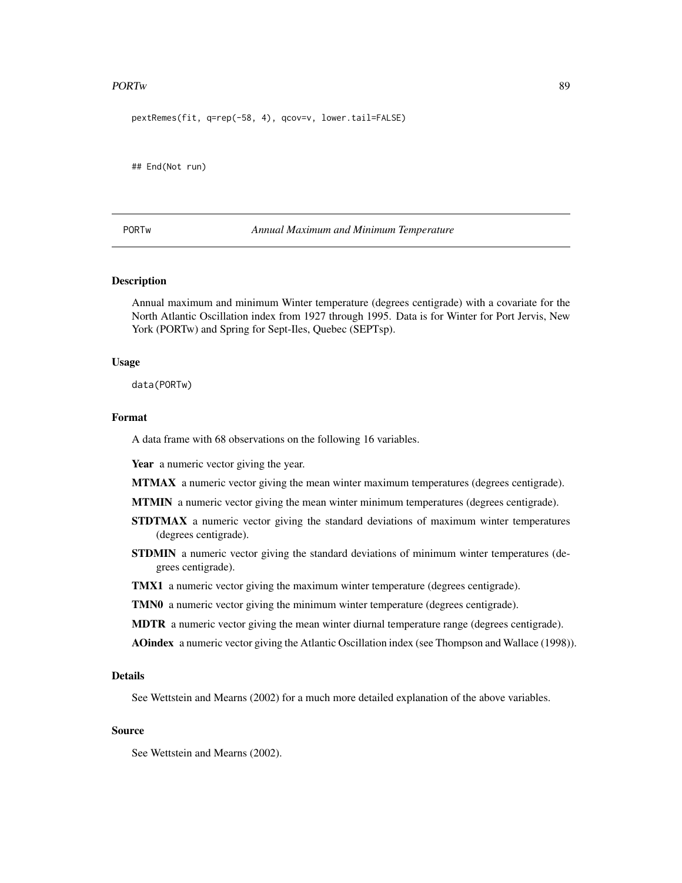```
pextRemes(fit, q=rep(-58, 4), qcov=v, lower.tail=FALSE)


## End(Not run)
```

---

PORTw *Annual Maximum and Minimum Temperature*

---

## Description

Annual maximum and minimum Winter temperature (degrees centigrade) with a covariate for the North Atlantic Oscillation index from 1927 through 1995. Data is for Winter for Port Jervis, New York (PORTw) and Spring for Sept-Iles, Quebec (SEPTsp).

## Usage

```
data(PORTw)
```

## Format

A data frame with 68 observations on the following 16 variables.

**Year** a numeric vector giving the year.

**MTMAX** a numeric vector giving the mean winter maximum temperatures (degrees centigrade).

**MTMIN** a numeric vector giving the mean winter minimum temperatures (degrees centigrade).

**STDTMAX** a numeric vector giving the standard deviations of maximum winter temperatures (degrees centigrade).

**STDMIN** a numeric vector giving the standard deviations of minimum winter temperatures (degrees centigrade).

**TMX1** a numeric vector giving the maximum winter temperature (degrees centigrade).

**TMN0** a numeric vector giving the minimum winter temperature (degrees centigrade).

**MDTR** a numeric vector giving the mean winter diurnal temperature range (degrees centigrade).

**AOindex** a numeric vector giving the Atlantic Oscillation index (see Thompson and Wallace (1998)).

## Details

See Wettstein and Mearns (2002) for a much more detailed explanation of the above variables.

## Source

See Wettstein and Mearns (2002).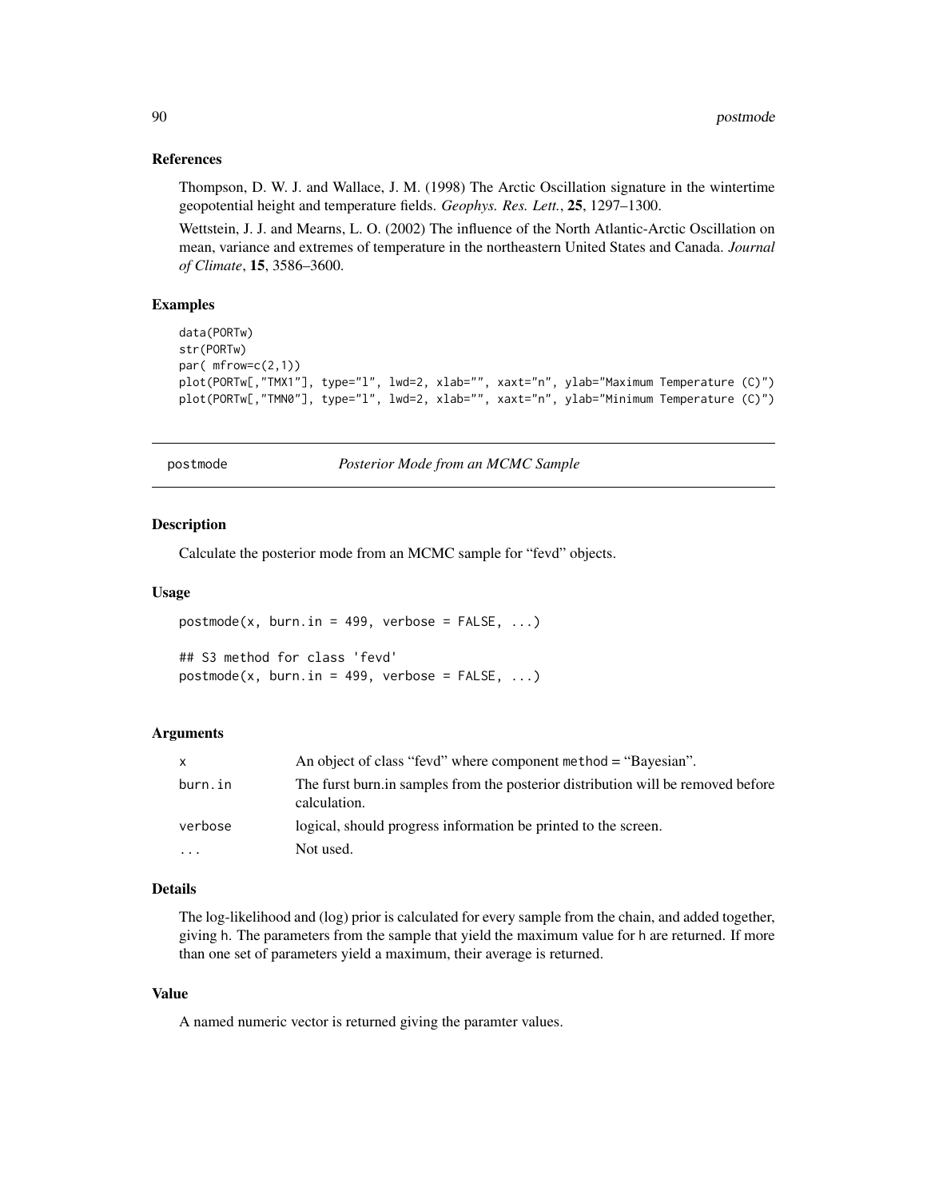### References

Thompson, D. W. J. and Wallace, J. M. (1998) The Arctic Oscillation signature in the wintertime geopotential height and temperature fields. *Geophys. Res. Lett.*, **25**, 1297–1300.

Wettstein, J. J. and Mearns, L. O. (2002) The influence of the North Atlantic-Arctic Oscillation on mean, variance and extremes of temperature in the northeastern United States and Canada. *Journal of Climate*, **15**, 3586–3600.

### Examples

```
data(PORTw)
str(PORTw)
par( mfrow=c(2,1))
plot(PORTw[,"TMX1"], type="l", lwd=2, xlab="", xaxt="n", ylab="Maximum Temperature (C)")
plot(PORTw[,"TMN0"], type="l", lwd=2, xlab="", xaxt="n", ylab="Minimum Temperature (C)")
```

---

## postmode — *Posterior Mode from an MCMC Sample*

### Description

Calculate the posterior mode from an MCMC sample for “fevd” objects.

### Usage

```
postmode(x, burn.in = 499, verbose = FALSE, ...)

## S3 method for class 'fevd'
postmode(x, burn.in = 499, verbose = FALSE, ...)
```

### Arguments

| | |
|---|---|
| x | An object of class “fevd” where component method = “Bayesian”. |
| burn.in | The furst burn.in samples from the posterior distribution will be removed before calculation. |
| verbose | logical, should progress information be printed to the screen. |
| ... | Not used. |

### Details

The log-likelihood and (log) prior is calculated for every sample from the chain, and added together, giving h. The parameters from the sample that yield the maximum value for h are returned. If more than one set of parameters yield a maximum, their average is returned.

### Value

A named numeric vector is returned giving the paramter values.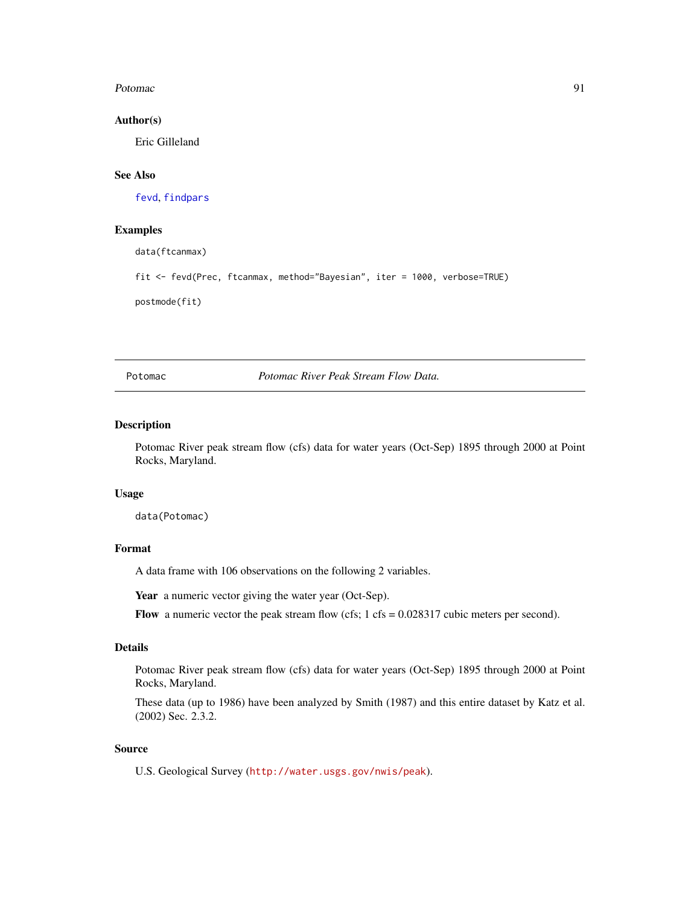### Author(s)

Eric Gilleland

### See Also

fevd, findpars

### Examples

```
data(ftcanmax)

fit <- fevd(Prec, ftcanmax, method="Bayesian", iter = 1000, verbose=TRUE)

postmode(fit)
```

---

## Potomac *Potomac River Peak Stream Flow Data.*

---

### Description

Potomac River peak stream flow (cfs) data for water years (Oct-Sep) 1895 through 2000 at Point Rocks, Maryland.

### Usage

```
data(Potomac)
```

### Format

A data frame with 106 observations on the following 2 variables.

**Year** a numeric vector giving the water year (Oct-Sep).

**Flow** a numeric vector the peak stream flow (cfs; 1 cfs = 0.028317 cubic meters per second).

### Details

Potomac River peak stream flow (cfs) data for water years (Oct-Sep) 1895 through 2000 at Point Rocks, Maryland.

These data (up to 1986) have been analyzed by Smith (1987) and this entire dataset by Katz et al. (2002) Sec. 2.3.2.

### Source

U.S. Geological Survey (http://water.usgs.gov/nwis/peak).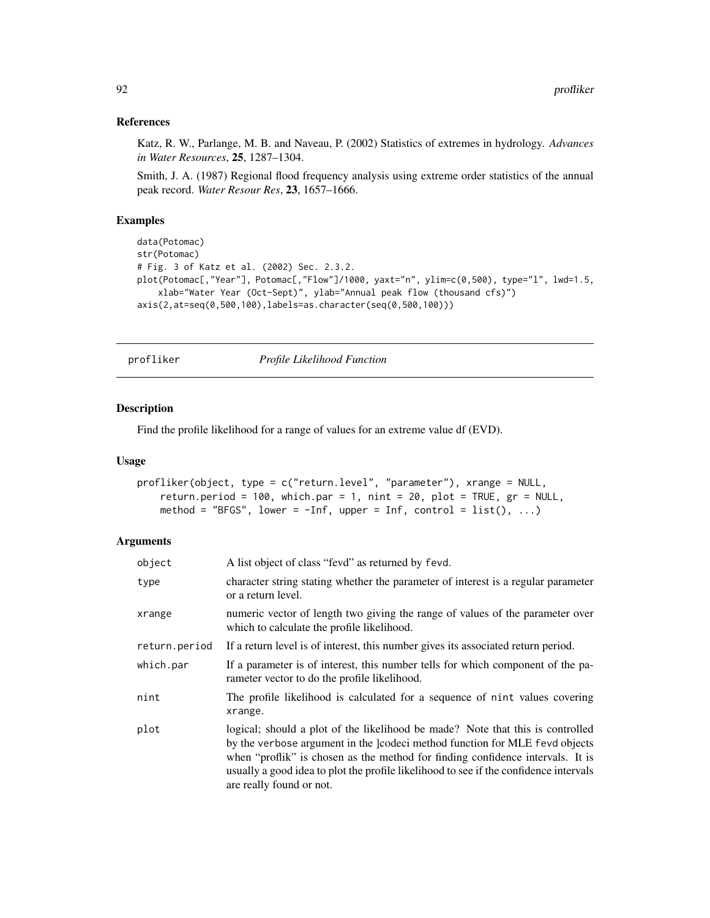## References

Katz, R. W., Parlange, M. B. and Naveau, P. (2002) Statistics of extremes in hydrology. *Advances in Water Resources*, **25**, 1287–1304.

Smith, J. A. (1987) Regional flood frequency analysis using extreme order statistics of the annual peak record. *Water Resour Res*, **23**, 1657–1666.

## Examples

```
data(Potomac)
str(Potomac)
# Fig. 3 of Katz et al. (2002) Sec. 2.3.2.
plot(Potomac[,"Year"], Potomac[,"Flow"]/1000, yaxt="n", ylim=c(0,500), type="l", lwd=1.5,
    xlab="Water Year (Oct-Sept)", ylab="Annual peak flow (thousand cfs)")
axis(2,at=seq(0,500,100),labels=as.character(seq(0,500,100)))
```

---

# profliker — *Profile Likelihood Function*

## Description

Find the profile likelihood for a range of values for an extreme value df (EVD).

## Usage

```
profliker(object, type = c("return.level", "parameter"), xrange = NULL,
    return.period = 100, which.par = 1, nint = 20, plot = TRUE, gr = NULL,
    method = "BFGS", lower = -Inf, upper = Inf, control = list(), ...)
```

## Arguments

| | |
|---|---|
| object | A list object of class "fevd" as returned by fevd. |
| type | character string stating whether the parameter of interest is a regular parameter or a return level. |
| xrange | numeric vector of length two giving the range of values of the parameter over which to calculate the profile likelihood. |
| return.period | If a return level is of interest, this number gives its associated return period. |
| which.par | If a parameter is of interest, this number tells for which component of the parameter vector to do the profile likelihood. |
| nint | The profile likelihood is calculated for a sequence of nint values covering xrange. |
| plot | logical; should a plot of the likelihood be made? Note that this is controlled by the verbose argument in the ]codeci method function for MLE fevd objects when "proflik" is chosen as the method for finding confidence intervals. It is usually a good idea to plot the profile likelihood to see if the confidence intervals are really found or not. |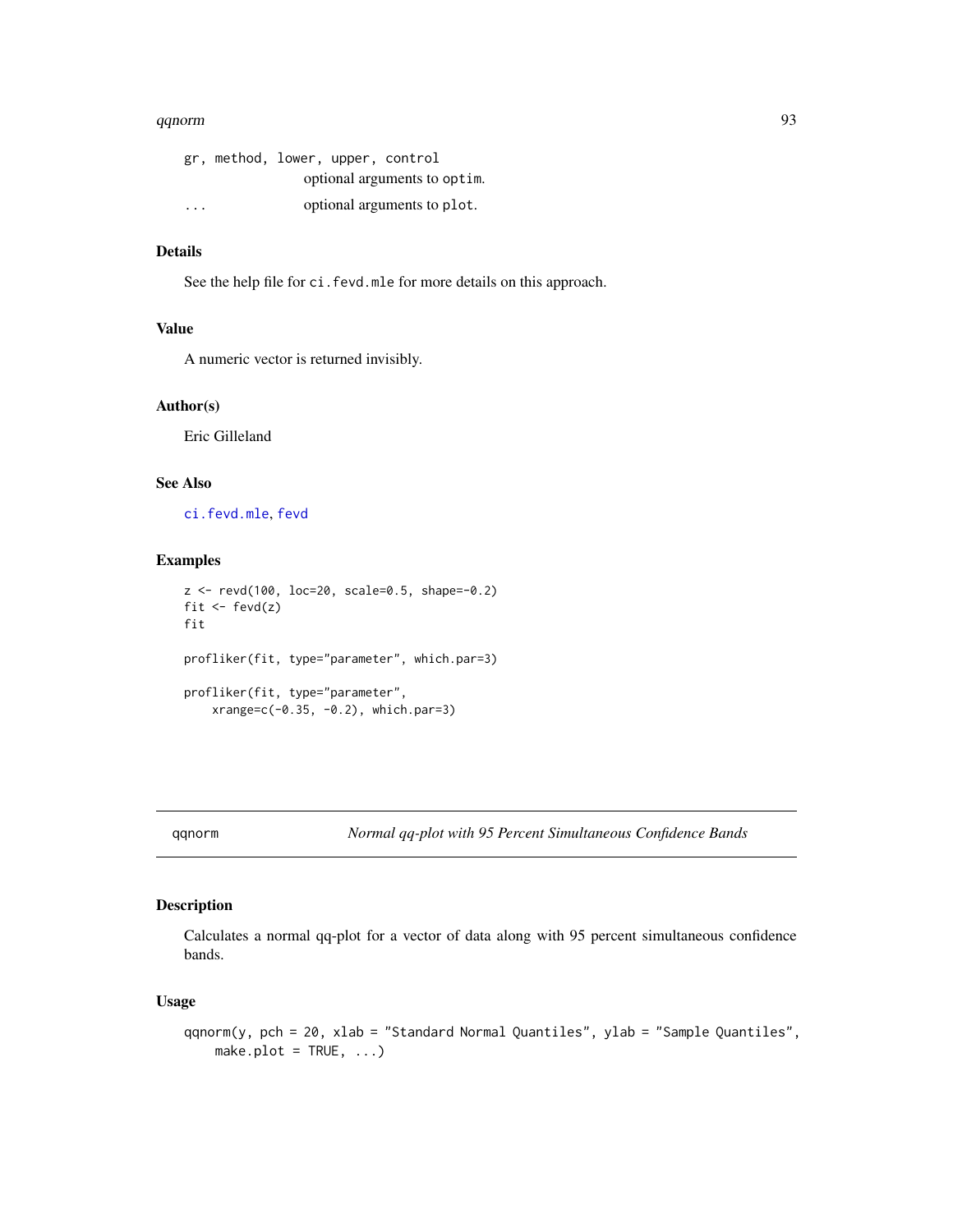gr, method, lower, upper, control
: optional arguments to `optim`.

...
: optional arguments to `plot`.

### Details

See the help file for `ci.fevd.mle` for more details on this approach.

### Value

A numeric vector is returned invisibly.

### Author(s)

Eric Gilleland

### See Also

`ci.fevd.mle`, `fevd`

### Examples

```
z <- revd(100, loc=20, scale=0.5, shape=-0.2)
fit <- fevd(z)
fit

profliker(fit, type="parameter", which.par=3)

profliker(fit, type="parameter",
    xrange=c(-0.35, -0.2), which.par=3)
```

---

## qqnorm — *Normal qq-plot with 95 Percent Simultaneous Confidence Bands*

---

### Description

Calculates a normal qq-plot for a vector of data along with 95 percent simultaneous confidence bands.

### Usage

```
qqnorm(y, pch = 20, xlab = "Standard Normal Quantiles", ylab = "Sample Quantiles",
    make.plot = TRUE, ...)
```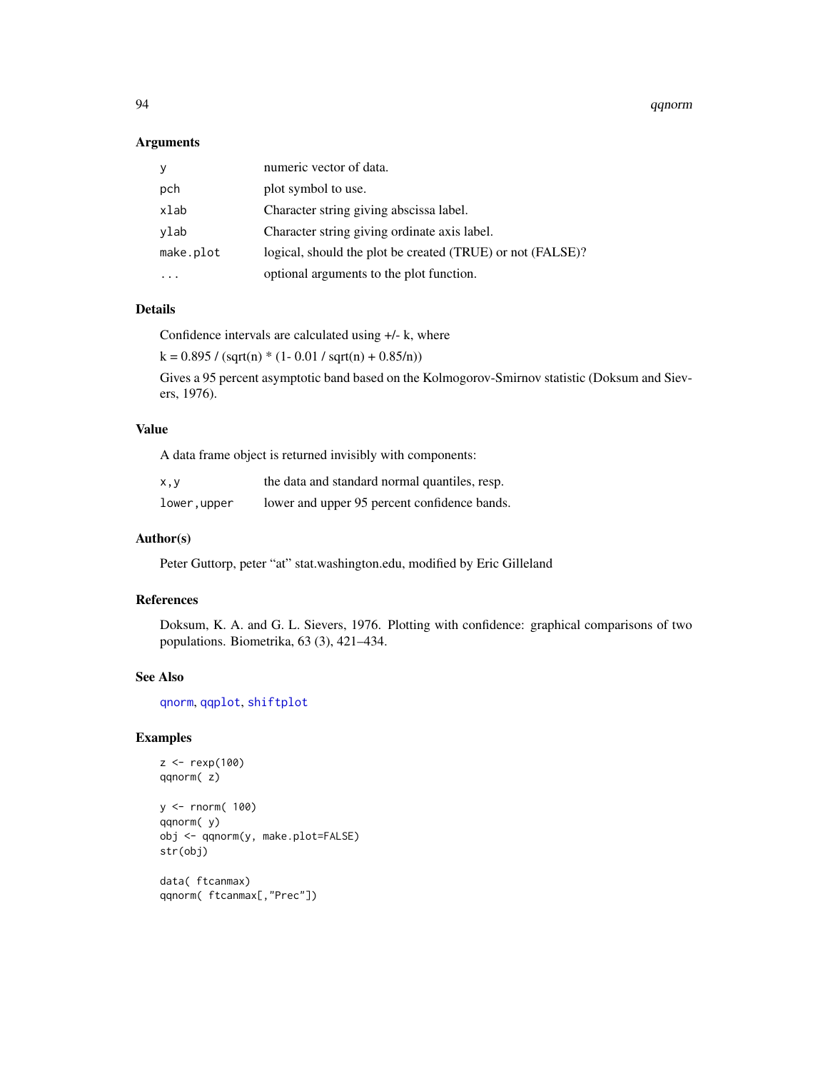### Arguments

| | |
|---|---|
| y | numeric vector of data. |
| pch | plot symbol to use. |
| xlab | Character string giving abscissa label. |
| ylab | Character string giving ordinate axis label. |
| make.plot | logical, should the plot be created (TRUE) or not (FALSE)? |
| ... | optional arguments to the plot function. |

### Details

Confidence intervals are calculated using +/- k, where

k = 0.895 / (sqrt(n) * (1- 0.01 / sqrt(n) + 0.85/n))

Gives a 95 percent asymptotic band based on the Kolmogorov-Smirnov statistic (Doksum and Sievers, 1976).

### Value

A data frame object is returned invisibly with components:

| | |
|---|---|
| x,y | the data and standard normal quantiles, resp. |
| lower,upper | lower and upper 95 percent confidence bands. |

### Author(s)

Peter Guttorp, peter "at" stat.washington.edu, modified by Eric Gilleland

### References

Doksum, K. A. and G. L. Sievers, 1976. Plotting with confidence: graphical comparisons of two populations. Biometrika, 63 (3), 421–434.

### See Also

qnorm, qqplot, shiftplot

### Examples

```
z <- rexp(100)
qqnorm( z)

y <- rnorm( 100)
qqnorm( y)
obj <- qqnorm(y, make.plot=FALSE)
str(obj)

data( ftcanmax)
qqnorm( ftcanmax[,"Prec"])
```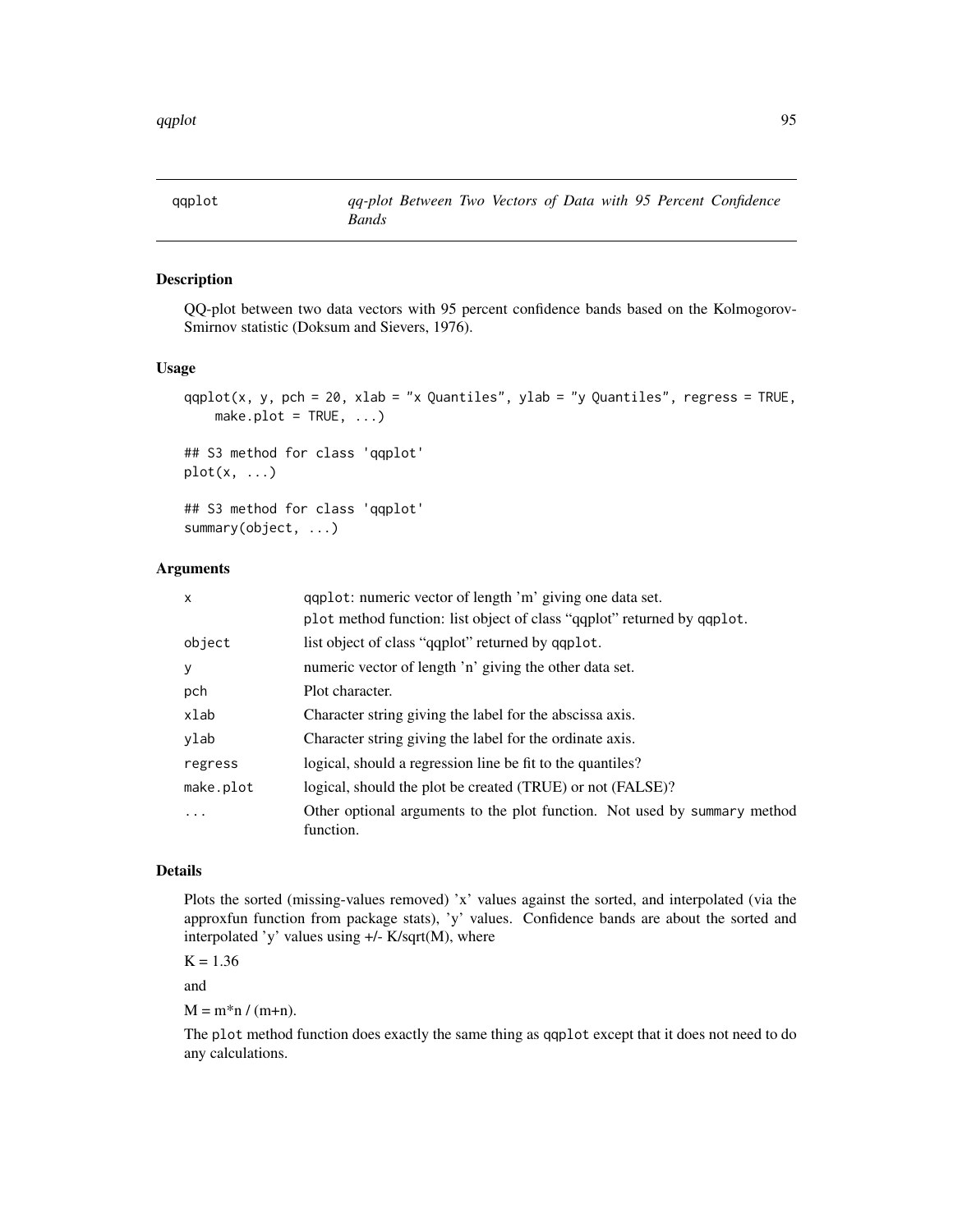# qqplot

*qq-plot Between Two Vectors of Data with 95 Percent Confidence Bands*

## Description

QQ-plot between two data vectors with 95 percent confidence bands based on the Kolmogorov-Smirnov statistic (Doksum and Sievers, 1976).

## Usage

```
qqplot(x, y, pch = 20, xlab = "x Quantiles", ylab = "y Quantiles", regress = TRUE,
    make.plot = TRUE, ...)

## S3 method for class 'qqplot'
plot(x, ...)

## S3 method for class 'qqplot'
summary(object, ...)
```

## Arguments

| | |
|---|---|
| `x` | `qqplot`: numeric vector of length 'm' giving one data set. `plot` method function: list object of class "qqplot" returned by `qqplot`. |
| `object` | list object of class "qqplot" returned by `qqplot`. |
| `y` | numeric vector of length 'n' giving the other data set. |
| `pch` | Plot character. |
| `xlab` | Character string giving the label for the abscissa axis. |
| `ylab` | Character string giving the label for the ordinate axis. |
| `regress` | logical, should a regression line be fit to the quantiles? |
| `make.plot` | logical, should the plot be created (TRUE) or not (FALSE)? |
| `...` | Other optional arguments to the plot function. Not used by `summary` method function. |

## Details

Plots the sorted (missing-values removed) 'x' values against the sorted, and interpolated (via the approxfun function from package stats), 'y' values. Confidence bands are about the sorted and interpolated 'y' values using +/- K/sqrt(M), where

K = 1.36

and

M = m*n / (m+n).

The `plot` method function does exactly the same thing as `qqplot` except that it does not need to do any calculations.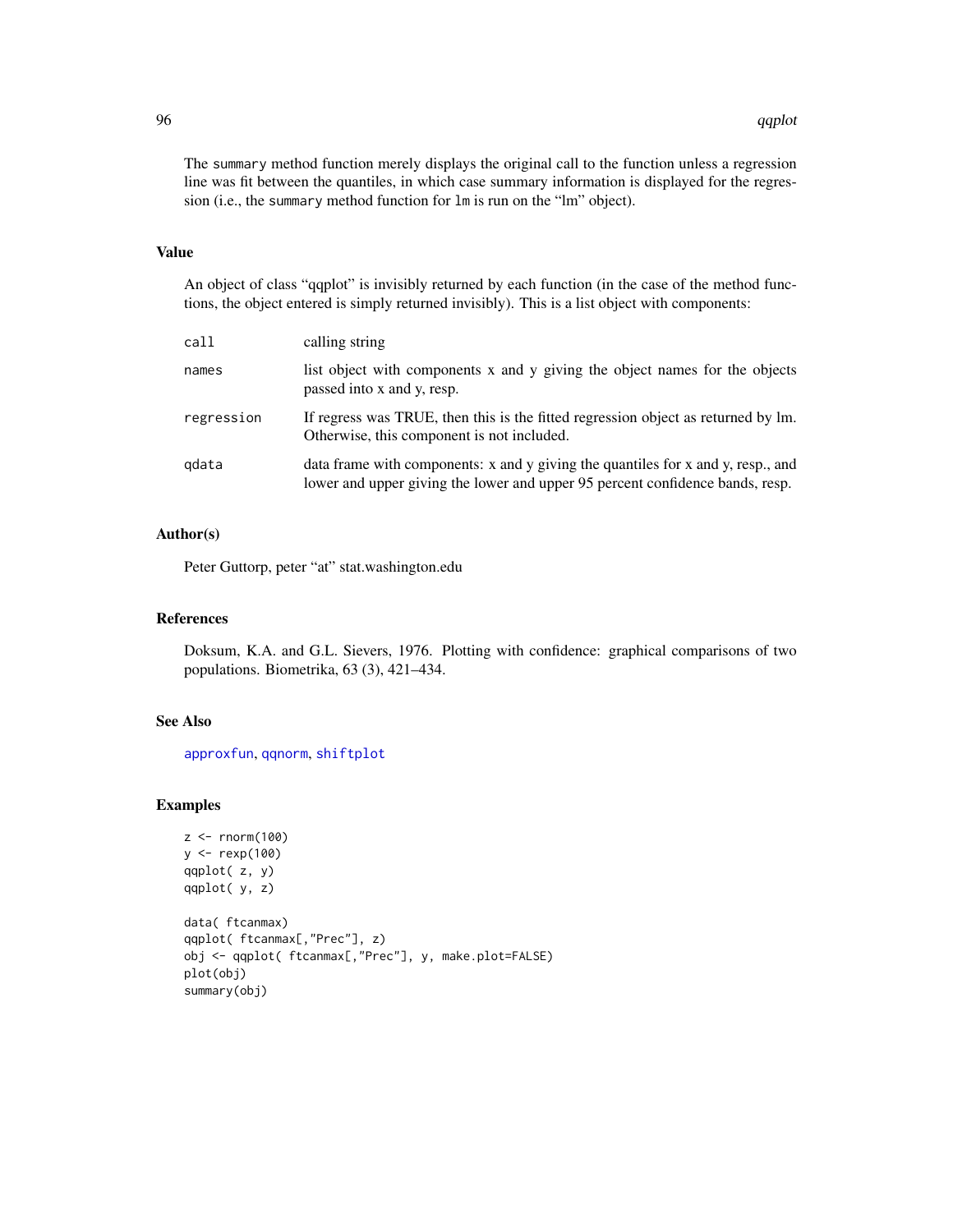The summary method function merely displays the original call to the function unless a regression line was fit between the quantiles, in which case summary information is displayed for the regression (i.e., the summary method function for lm is run on the "lm" object).

## Value

An object of class "qqplot" is invisibly returned by each function (in the case of the method functions, the object entered is simply returned invisibly). This is a list object with components:

| | |
|---|---|
| call | calling string |
| names | list object with components x and y giving the object names for the objects passed into x and y, resp. |
| regression | If regress was TRUE, then this is the fitted regression object as returned by lm. Otherwise, this component is not included. |
| qdata | data frame with components: x and y giving the quantiles for x and y, resp., and lower and upper giving the lower and upper 95 percent confidence bands, resp. |

## Author(s)

Peter Guttorp, peter "at" stat.washington.edu

## References

Doksum, K.A. and G.L. Sievers, 1976. Plotting with confidence: graphical comparisons of two populations. Biometrika, 63 (3), 421–434.

## See Also

approxfun, qqnorm, shiftplot

## Examples

```
z <- rnorm(100)
y <- rexp(100)
qqplot( z, y)
qqplot( y, z)

data( ftcanmax)
qqplot( ftcanmax[,"Prec"], z)
obj <- qqplot( ftcanmax[,"Prec"], y, make.plot=FALSE)
plot(obj)
summary(obj)
```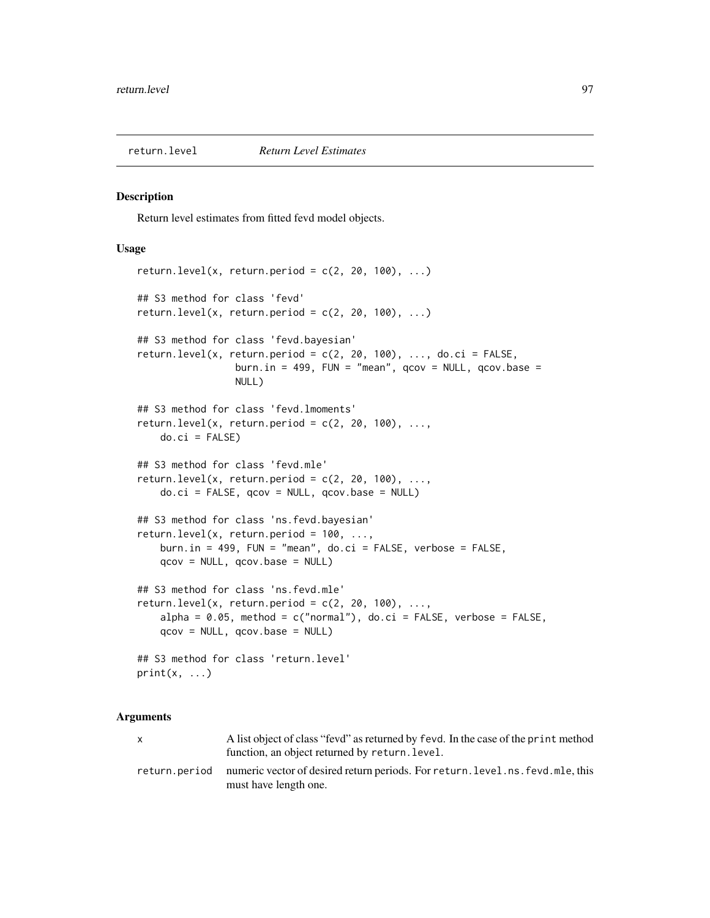## return.level *Return Level Estimates*

### Description

Return level estimates from fitted fevd model objects.

### Usage

```
return.level(x, return.period = c(2, 20, 100), ...)

## S3 method for class 'fevd'
return.level(x, return.period = c(2, 20, 100), ...)

## S3 method for class 'fevd.bayesian'
return.level(x, return.period = c(2, 20, 100), ..., do.ci = FALSE,
                 burn.in = 499, FUN = "mean", qcov = NULL, qcov.base =
                 NULL)

## S3 method for class 'fevd.lmoments'
return.level(x, return.period = c(2, 20, 100), ...,
    do.ci = FALSE)

## S3 method for class 'fevd.mle'
return.level(x, return.period = c(2, 20, 100), ...,
    do.ci = FALSE, qcov = NULL, qcov.base = NULL)

## S3 method for class 'ns.fevd.bayesian'
return.level(x, return.period = 100, ...,
    burn.in = 499, FUN = "mean", do.ci = FALSE, verbose = FALSE,
    qcov = NULL, qcov.base = NULL)

## S3 method for class 'ns.fevd.mle'
return.level(x, return.period = c(2, 20, 100), ...,
    alpha = 0.05, method = c("normal"), do.ci = FALSE, verbose = FALSE,
    qcov = NULL, qcov.base = NULL)

## S3 method for class 'return.level'
print(x, ...)
```

### Arguments

| | |
|---|---|
| x | A list object of class "fevd" as returned by `fevd`. In the case of the `print` method function, an object returned by `return.level`. |
| return.period | numeric vector of desired return periods. For `return.level.ns.fevd.mle`, this must have length one. |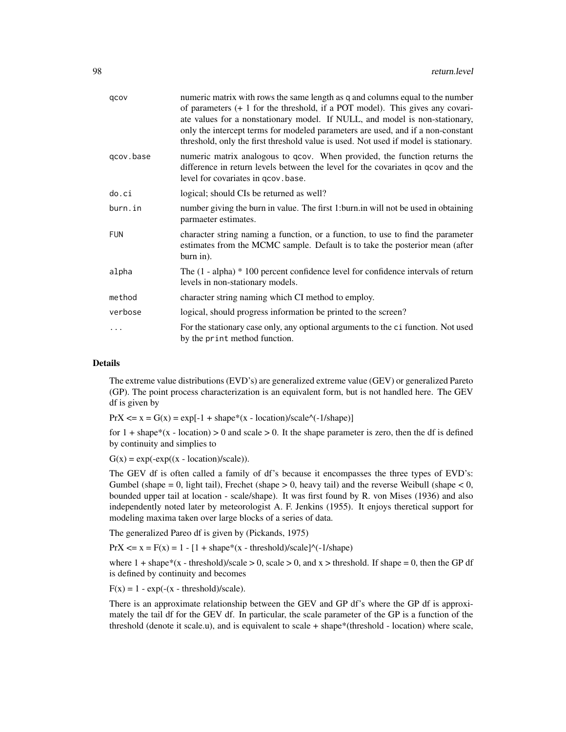| | |
|---|---|
| qcov | numeric matrix with rows the same length as q and columns equal to the number of parameters (+ 1 for the threshold, if a POT model). This gives any covariate values for a nonstationary model. If NULL, and model is non-stationary, only the intercept terms for modeled parameters are used, and if a non-constant threshold, only the first threshold value is used. Not used if model is stationary. |
| qcov.base | numeric matrix analogous to qcov. When provided, the function returns the difference in return levels between the level for the covariates in qcov and the level for covariates in qcov.base. |
| do.ci | logical; should CIs be returned as well? |
| burn.in | number giving the burn in value. The first 1:burn.in will not be used in obtaining parmaeter estimates. |
| FUN | character string naming a function, or a function, to use to find the parameter estimates from the MCMC sample. Default is to take the posterior mean (after burn in). |
| alpha | The (1 - alpha) * 100 percent confidence level for confidence intervals of return levels in non-stationary models. |
| method | character string naming which CI method to employ. |
| verbose | logical, should progress information be printed to the screen? |
| ... | For the stationary case only, any optional arguments to the ci function. Not used by the print method function. |

## Details

The extreme value distributions (EVD's) are generalized extreme value (GEV) or generalized Pareto (GP). The point process characterization is an equivalent form, but is not handled here. The GEV df is given by

PrX <= x = G(x) = exp[-1 + shape*(x - location)/scale^(-1/shape)]

for 1 + shape*(x - location) > 0 and scale > 0. It the shape parameter is zero, then the df is defined by continuity and simplies to

G(x) = exp(-exp((x - location)/scale)).

The GEV df is often called a family of df's because it encompasses the three types of EVD's: Gumbel (shape = 0, light tail), Frechet (shape > 0, heavy tail) and the reverse Weibull (shape < 0, bounded upper tail at location - scale/shape). It was first found by R. von Mises (1936) and also independently noted later by meteorologist A. F. Jenkins (1955). It enjoys theretical support for modeling maxima taken over large blocks of a series of data.

The generalized Pareo df is given by (Pickands, 1975)

PrX <= x = F(x) = 1 - [1 + shape*(x - threshold)/scale]^(-1/shape)

where 1 + shape*(x - threshold)/scale > 0, scale > 0, and x > threshold. If shape = 0, then the GP df is defined by continuity and becomes

F(x) = 1 - exp(-(x - threshold)/scale).

There is an approximate relationship between the GEV and GP df's where the GP df is approximately the tail df for the GEV df. In particular, the scale parameter of the GP is a function of the threshold (denote it scale.u), and is equivalent to scale + shape*(threshold - location) where scale,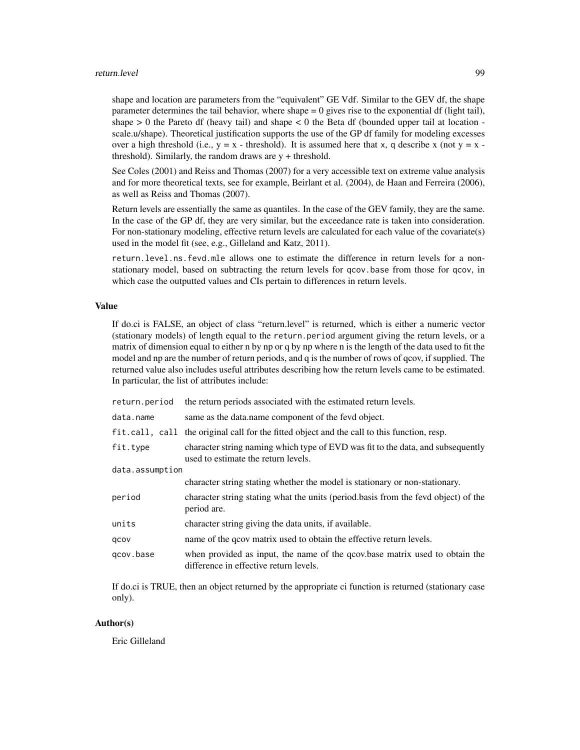shape and location are parameters from the "equivalent" GE Vdf. Similar to the GEV df, the shape parameter determines the tail behavior, where shape = 0 gives rise to the exponential df (light tail), shape > 0 the Pareto df (heavy tail) and shape < 0 the Beta df (bounded upper tail at location - scale.u/shape). Theoretical justification supports the use of the GP df family for modeling excesses over a high threshold (i.e., y = x - threshold). It is assumed here that `x`, `q` describe x (not y = x - threshold). Similarly, the random draws are y + threshold.

See Coles (2001) and Reiss and Thomas (2007) for a very accessible text on extreme value analysis and for more theoretical texts, see for example, Beirlant et al. (2004), de Haan and Ferreira (2006), as well as Reiss and Thomas (2007).

Return levels are essentially the same as quantiles. In the case of the GEV family, they are the same. In the case of the GP df, they are very similar, but the exceedance rate is taken into consideration. For non-stationary modeling, effective return levels are calculated for each value of the covariate(s) used in the model fit (see, e.g., Gilleland and Katz, 2011).

`return.level.ns.fevd.mle` allows one to estimate the difference in return levels for a non-stationary model, based on subtracting the return levels for `qcov.base` from those for `qcov`, in which case the outputted values and CIs pertain to differences in return levels.

### Value

If do.ci is FALSE, an object of class "return.level" is returned, which is either a numeric vector (stationary models) of length equal to the `return.period` argument giving the return levels, or a matrix of dimension equal to either n by np or q by np where n is the length of the data used to fit the model and np are the number of return periods, and q is the number of rows of qcov, if supplied. The returned value also includes useful attributes describing how the return levels came to be estimated. In particular, the list of attributes include:

| | |
|---|---|
| `return.period` | the return periods associated with the estimated return levels. |
| `data.name` | same as the data.name component of the fevd object. |
| `fit.call, call` | the original call for the fitted object and the call to this function, resp. |
| `fit.type` | character string naming which type of EVD was fit to the data, and subsequently used to estimate the return levels. |
| `data.assumption` | character string stating whether the model is stationary or non-stationary. |
| `period` | character string stating what the units (period.basis from the fevd object) of the period are. |
| `units` | character string giving the data units, if available. |
| `qcov` | name of the qcov matrix used to obtain the effective return levels. |
| `qcov.base` | when provided as input, the name of the qcov.base matrix used to obtain the difference in effective return levels. |

If do.ci is TRUE, then an object returned by the appropriate ci function is returned (stationary case only).

### Author(s)

Eric Gilleland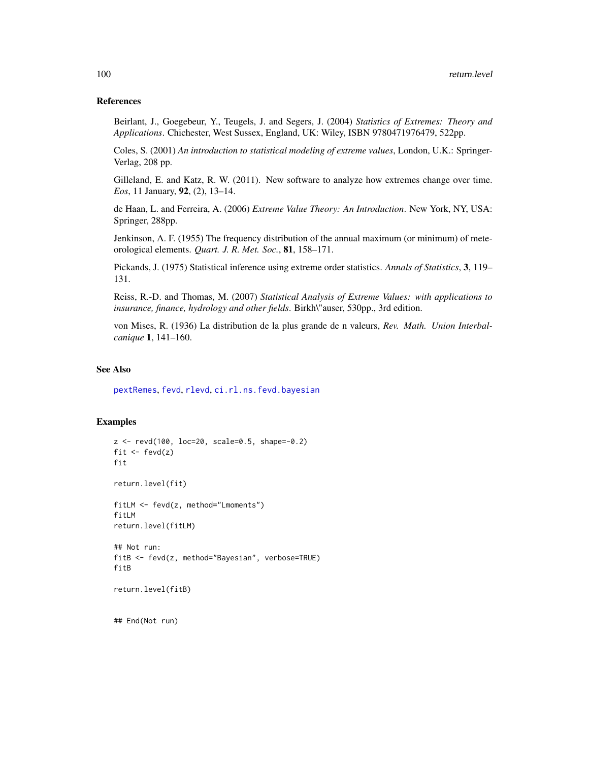## References

Beirlant, J., Goegebeur, Y., Teugels, J. and Segers, J. (2004) *Statistics of Extremes: Theory and Applications*. Chichester, West Sussex, England, UK: Wiley, ISBN 9780471976479, 522pp.

Coles, S. (2001) *An introduction to statistical modeling of extreme values*, London, U.K.: Springer-Verlag, 208 pp.

Gilleland, E. and Katz, R. W. (2011). New software to analyze how extremes change over time. *Eos*, 11 January, **92**, (2), 13–14.

de Haan, L. and Ferreira, A. (2006) *Extreme Value Theory: An Introduction*. New York, NY, USA: Springer, 288pp.

Jenkinson, A. F. (1955) The frequency distribution of the annual maximum (or minimum) of meteorological elements. *Quart. J. R. Met. Soc.*, **81**, 158–171.

Pickands, J. (1975) Statistical inference using extreme order statistics. *Annals of Statistics*, **3**, 119–131.

Reiss, R.-D. and Thomas, M. (2007) *Statistical Analysis of Extreme Values: with applications to insurance, finance, hydrology and other fields*. Birkh\"auser, 530pp., 3rd edition.

von Mises, R. (1936) La distribution de la plus grande de n valeurs, *Rev. Math. Union Interbalcanique* **1**, 141–160.

## See Also

pextRemes, fevd, rlevd, ci.rl.ns.fevd.bayesian

## Examples

```
z <- revd(100, loc=20, scale=0.5, shape=-0.2)
fit <- fevd(z)
fit

return.level(fit)

fitLM <- fevd(z, method="Lmoments")
fitLM
return.level(fitLM)

## Not run:
fitB <- fevd(z, method="Bayesian", verbose=TRUE)
fitB

return.level(fitB)


## End(Not run)
```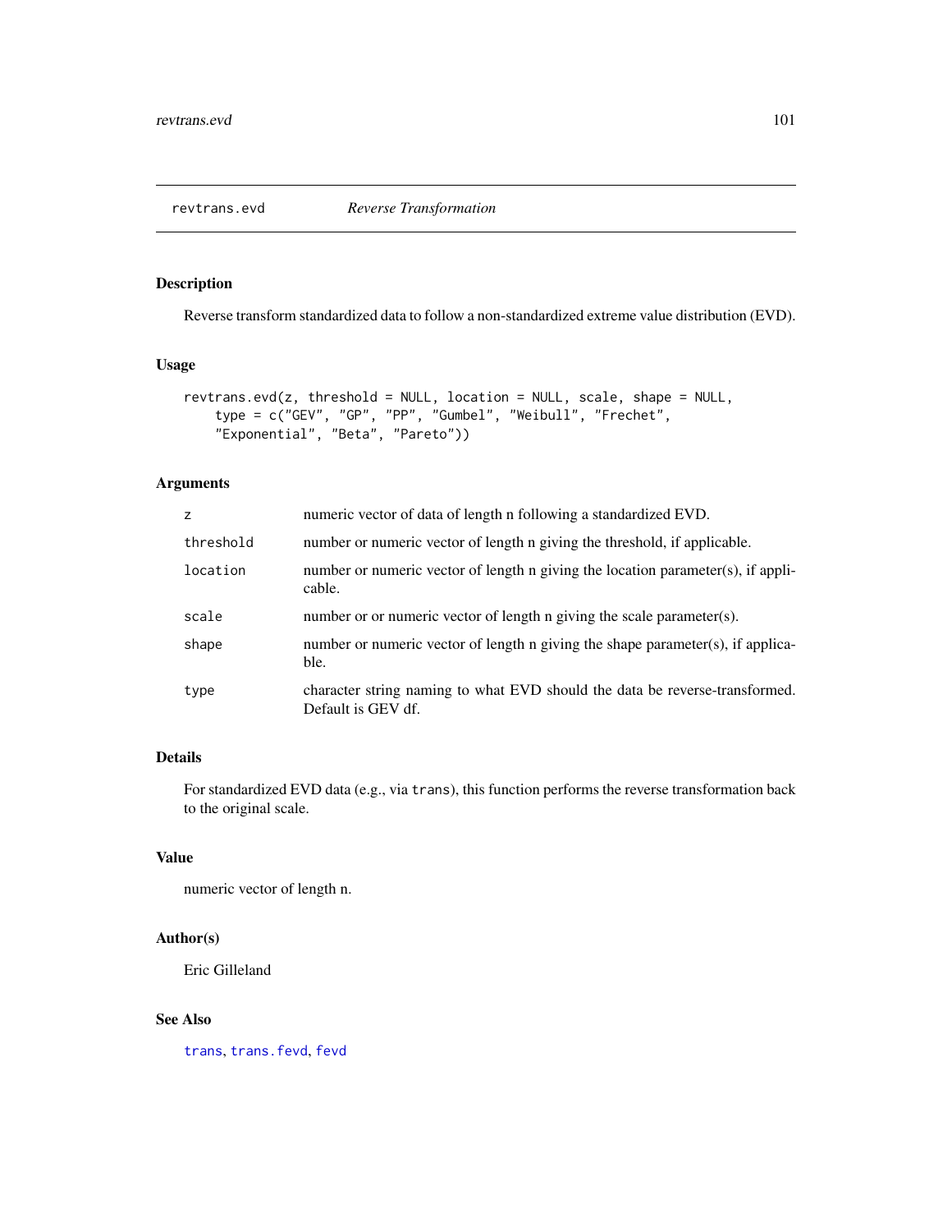## revtrans.evd *Reverse Transformation*

### Description

Reverse transform standardized data to follow a non-standardized extreme value distribution (EVD).

### Usage

```
revtrans.evd(z, threshold = NULL, location = NULL, scale, shape = NULL,
    type = c("GEV", "GP", "PP", "Gumbel", "Weibull", "Frechet",
    "Exponential", "Beta", "Pareto"))
```

### Arguments

| | |
|---|---|
| `z` | numeric vector of data of length n following a standardized EVD. |
| `threshold` | number or numeric vector of length n giving the threshold, if applicable. |
| `location` | number or numeric vector of length n giving the location parameter(s), if applicable. |
| `scale` | number or or numeric vector of length n giving the scale parameter(s). |
| `shape` | number or numeric vector of length n giving the shape parameter(s), if applicable. |
| `type` | character string naming to what EVD should the data be reverse-transformed. Default is GEV df. |

### Details

For standardized EVD data (e.g., via `trans`), this function performs the reverse transformation back to the original scale.

### Value

numeric vector of length n.

### Author(s)

Eric Gilleland

### See Also

`trans`, `trans.fevd`, `fevd`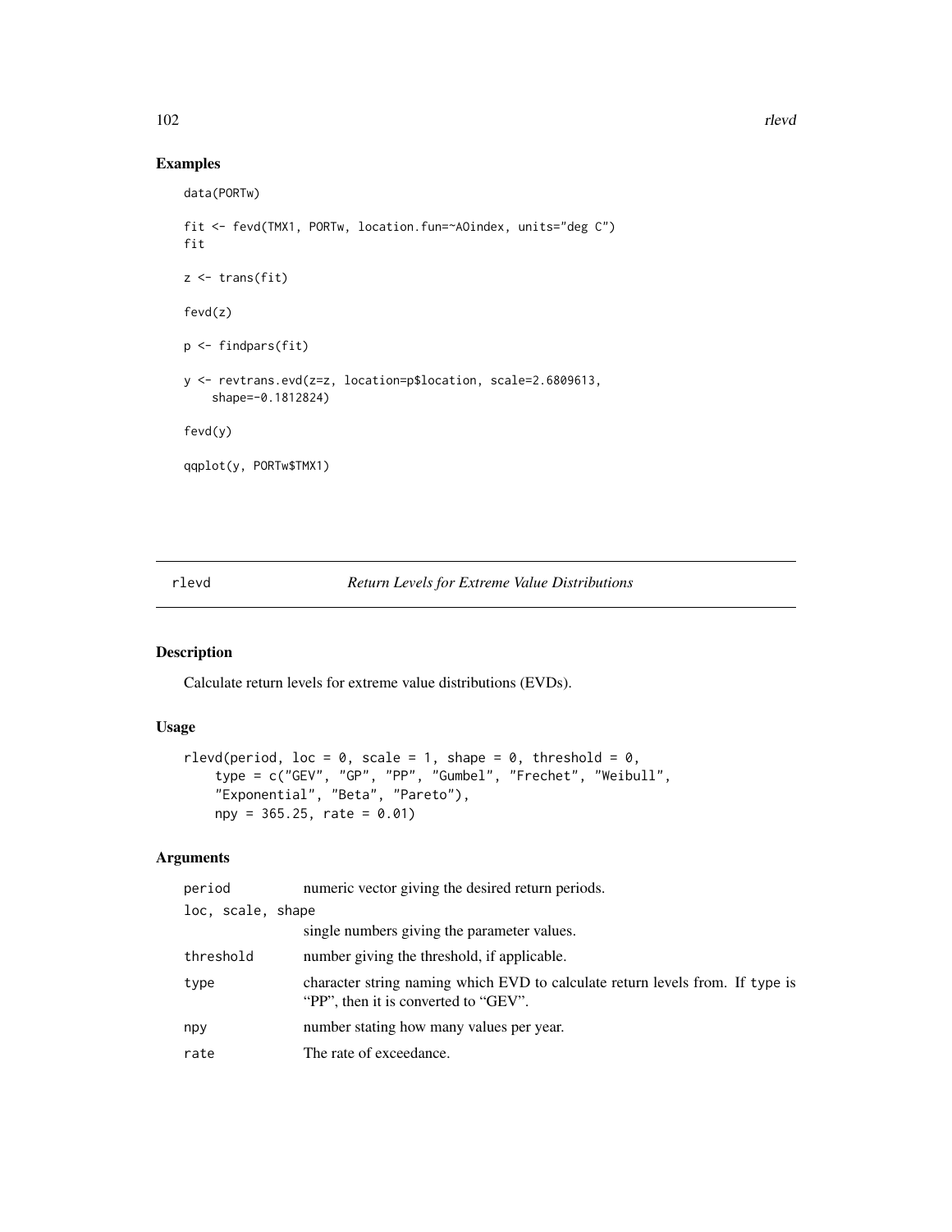## Examples

```
data(PORTw)

fit <- fevd(TMX1, PORTw, location.fun=~AOindex, units="deg C")
fit

z <- trans(fit)

fevd(z)

p <- findpars(fit)

y <- revtrans.evd(z=z, location=p$location, scale=2.6809613,
    shape=-0.1812824)

fevd(y)

qqplot(y, PORTw$TMX1)
```

---

# rlevd *Return Levels for Extreme Value Distributions*

## Description

Calculate return levels for extreme value distributions (EVDs).

## Usage

```
rlevd(period, loc = 0, scale = 1, shape = 0, threshold = 0,
    type = c("GEV", "GP", "PP", "Gumbel", "Frechet", "Weibull",
    "Exponential", "Beta", "Pareto"),
    npy = 365.25, rate = 0.01)
```

## Arguments

| | |
|---|---|
| `period` | numeric vector giving the desired return periods. |
| `loc, scale, shape` | single numbers giving the parameter values. |
| `threshold` | number giving the threshold, if applicable. |
| `type` | character string naming which EVD to calculate return levels from. If `type` is "PP", then it is converted to "GEV". |
| `npy` | number stating how many values per year. |
| `rate` | The rate of exceedance. |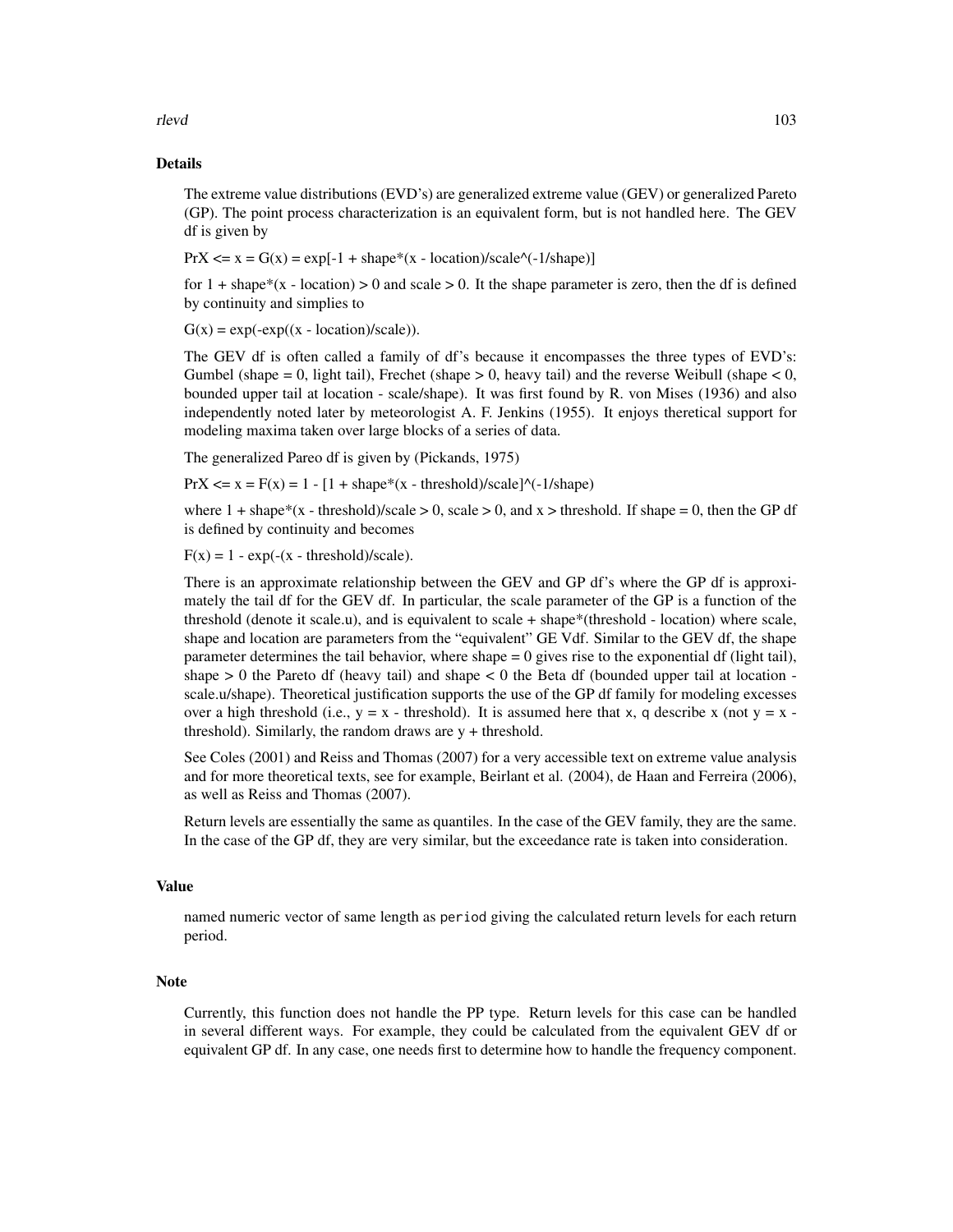## Details

The extreme value distributions (EVD's) are generalized extreme value (GEV) or generalized Pareto (GP). The point process characterization is an equivalent form, but is not handled here. The GEV df is given by

PrX <= x = G(x) = exp[-1 + shape*(x - location)/scale^(-1/shape)]

for 1 + shape*(x - location) > 0 and scale > 0. It the shape parameter is zero, then the df is defined by continuity and simplies to

G(x) = exp(-exp((x - location)/scale)).

The GEV df is often called a family of df's because it encompasses the three types of EVD's: Gumbel (shape = 0, light tail), Frechet (shape > 0, heavy tail) and the reverse Weibull (shape < 0, bounded upper tail at location - scale/shape). It was first found by R. von Mises (1936) and also independently noted later by meteorologist A. F. Jenkins (1955). It enjoys theretical support for modeling maxima taken over large blocks of a series of data.

The generalized Pareo df is given by (Pickands, 1975)

PrX <= x = F(x) = 1 - [1 + shape*(x - threshold)/scale]^(-1/shape)

where 1 + shape*(x - threshold)/scale > 0, scale > 0, and x > threshold. If shape = 0, then the GP df is defined by continuity and becomes

F(x) = 1 - exp(-(x - threshold)/scale).

There is an approximate relationship between the GEV and GP df's where the GP df is approximately the tail df for the GEV df. In particular, the scale parameter of the GP is a function of the threshold (denote it scale.u), and is equivalent to scale + shape*(threshold - location) where scale, shape and location are parameters from the "equivalent" GE Vdf. Similar to the GEV df, the shape parameter determines the tail behavior, where shape = 0 gives rise to the exponential df (light tail), shape > 0 the Pareto df (heavy tail) and shape < 0 the Beta df (bounded upper tail at location - scale.u/shape). Theoretical justification supports the use of the GP df family for modeling excesses over a high threshold (i.e., y = x - threshold). It is assumed here that `x`, `q` describe x (not y = x - threshold). Similarly, the random draws are y + threshold.

See Coles (2001) and Reiss and Thomas (2007) for a very accessible text on extreme value analysis and for more theoretical texts, see for example, Beirlant et al. (2004), de Haan and Ferreira (2006), as well as Reiss and Thomas (2007).

Return levels are essentially the same as quantiles. In the case of the GEV family, they are the same. In the case of the GP df, they are very similar, but the exceedance rate is taken into consideration.

## Value

named numeric vector of same length as `period` giving the calculated return levels for each return period.

## Note

Currently, this function does not handle the PP type. Return levels for this case can be handled in several different ways. For example, they could be calculated from the equivalent GEV df or equivalent GP df. In any case, one needs first to determine how to handle the frequency component.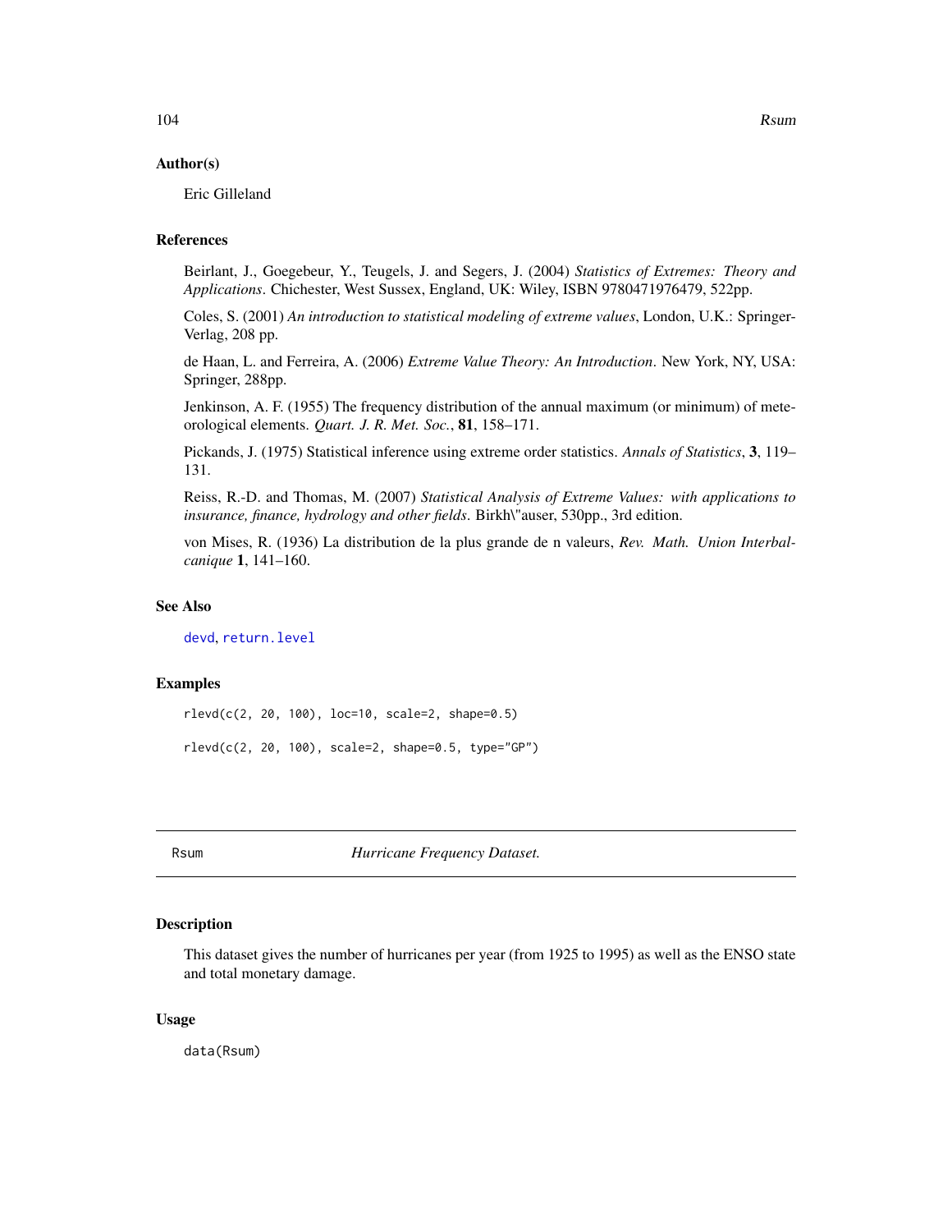## Author(s)

Eric Gilleland

## References

Beirlant, J., Goegebeur, Y., Teugels, J. and Segers, J. (2004) *Statistics of Extremes: Theory and Applications*. Chichester, West Sussex, England, UK: Wiley, ISBN 9780471976479, 522pp.

Coles, S. (2001) *An introduction to statistical modeling of extreme values*, London, U.K.: Springer-Verlag, 208 pp.

de Haan, L. and Ferreira, A. (2006) *Extreme Value Theory: An Introduction*. New York, NY, USA: Springer, 288pp.

Jenkinson, A. F. (1955) The frequency distribution of the annual maximum (or minimum) of meteorological elements. *Quart. J. R. Met. Soc.*, **81**, 158–171.

Pickands, J. (1975) Statistical inference using extreme order statistics. *Annals of Statistics*, **3**, 119–131.

Reiss, R.-D. and Thomas, M. (2007) *Statistical Analysis of Extreme Values: with applications to insurance, finance, hydrology and other fields*. Birkh\"auser, 530pp., 3rd edition.

von Mises, R. (1936) La distribution de la plus grande de n valeurs, *Rev. Math. Union Interbalcanique* **1**, 141–160.

## See Also

devd, return.level

## Examples

```
rlevd(c(2, 20, 100), loc=10, scale=2, shape=0.5)

rlevd(c(2, 20, 100), scale=2, shape=0.5, type="GP")
```

---

# Rsum — *Hurricane Frequency Dataset.*

## Description

This dataset gives the number of hurricanes per year (from 1925 to 1995) as well as the ENSO state and total monetary damage.

## Usage

```
data(Rsum)
```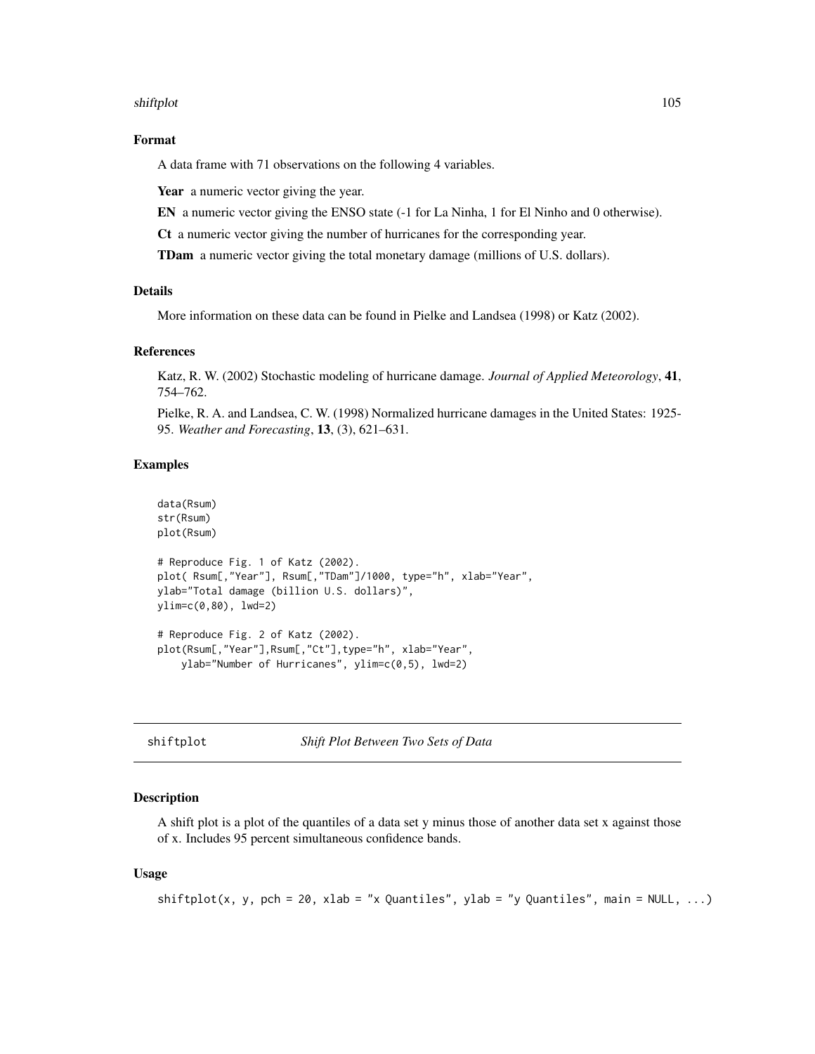### Format

A data frame with 71 observations on the following 4 variables.

**Year** a numeric vector giving the year.

**EN** a numeric vector giving the ENSO state (-1 for La Ninha, 1 for El Ninho and 0 otherwise).

**Ct** a numeric vector giving the number of hurricanes for the corresponding year.

**TDam** a numeric vector giving the total monetary damage (millions of U.S. dollars).

### Details

More information on these data can be found in Pielke and Landsea (1998) or Katz (2002).

### References

Katz, R. W. (2002) Stochastic modeling of hurricane damage. *Journal of Applied Meteorology*, **41**, 754–762.

Pielke, R. A. and Landsea, C. W. (1998) Normalized hurricane damages in the United States: 1925-95. *Weather and Forecasting*, **13**, (3), 621–631.

### Examples

```
data(Rsum)
str(Rsum)
plot(Rsum)

# Reproduce Fig. 1 of Katz (2002).
plot( Rsum[,"Year"], Rsum[,"TDam"]/1000, type="h", xlab="Year",
ylab="Total damage (billion U.S. dollars)",
ylim=c(0,80), lwd=2)

# Reproduce Fig. 2 of Katz (2002).
plot(Rsum[,"Year"],Rsum[,"Ct"],type="h", xlab="Year",
    ylab="Number of Hurricanes", ylim=c(0,5), lwd=2)
```

---

## shiftplot *Shift Plot Between Two Sets of Data*

### Description

A shift plot is a plot of the quantiles of a data set y minus those of another data set x against those of x. Includes 95 percent simultaneous confidence bands.

### Usage

```
shiftplot(x, y, pch = 20, xlab = "x Quantiles", ylab = "y Quantiles", main = NULL, ...)
```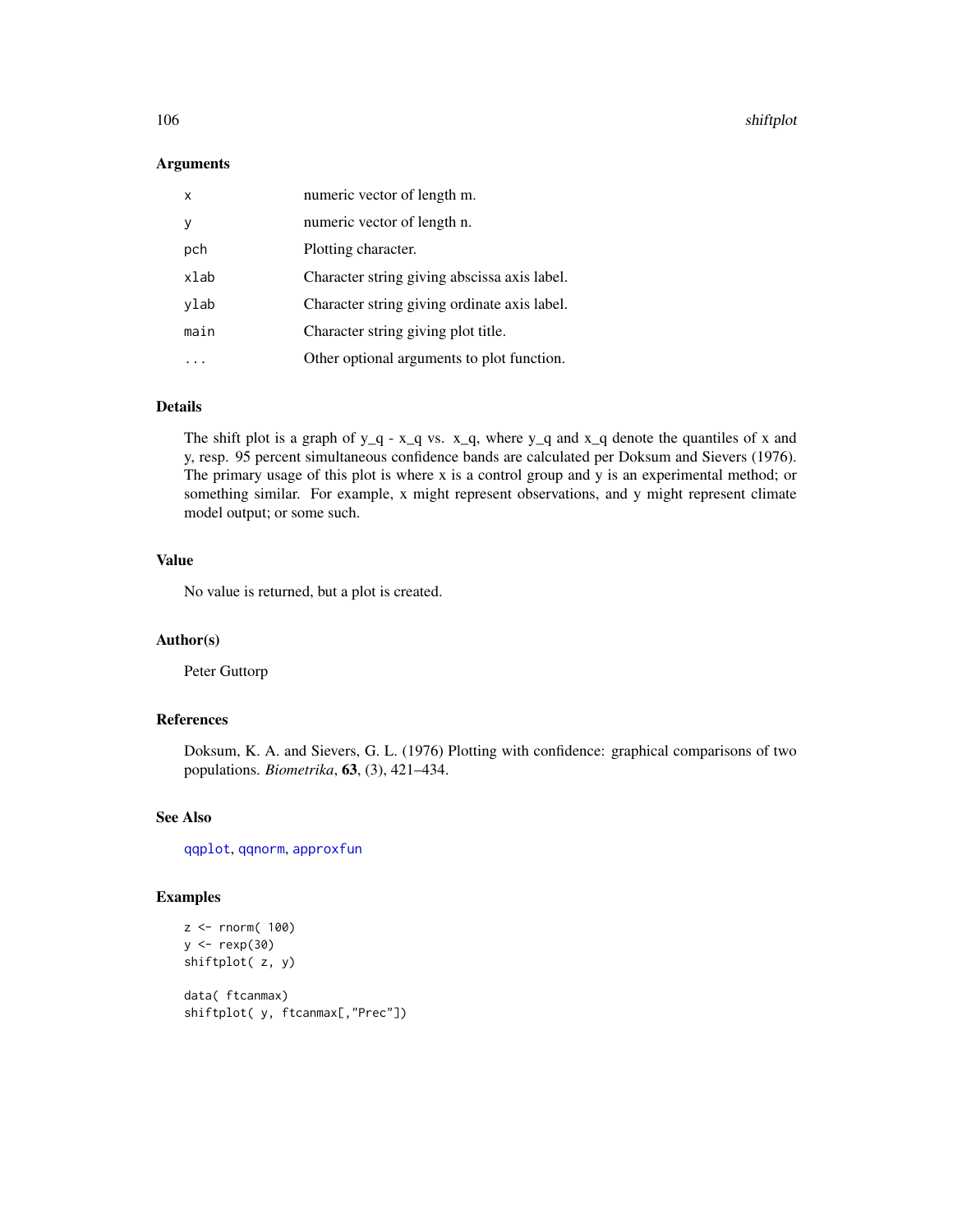## Arguments

| | |
|---|---|
| x | numeric vector of length m. |
| y | numeric vector of length n. |
| pch | Plotting character. |
| xlab | Character string giving abscissa axis label. |
| ylab | Character string giving ordinate axis label. |
| main | Character string giving plot title. |
| ... | Other optional arguments to plot function. |

## Details

The shift plot is a graph of y_q - x_q vs. x_q, where y_q and x_q denote the quantiles of x and y, resp. 95 percent simultaneous confidence bands are calculated per Doksum and Sievers (1976). The primary usage of this plot is where x is a control group and y is an experimental method; or something similar. For example, x might represent observations, and y might represent climate model output; or some such.

## Value

No value is returned, but a plot is created.

## Author(s)

Peter Guttorp

## References

Doksum, K. A. and Sievers, G. L. (1976) Plotting with confidence: graphical comparisons of two populations. *Biometrika*, **63**, (3), 421–434.

## See Also

qqplot, qqnorm, approxfun

## Examples

```
z <- rnorm( 100)
y <- rexp(30)
shiftplot( z, y)

data( ftcanmax)
shiftplot( y, ftcanmax[,"Prec"])
```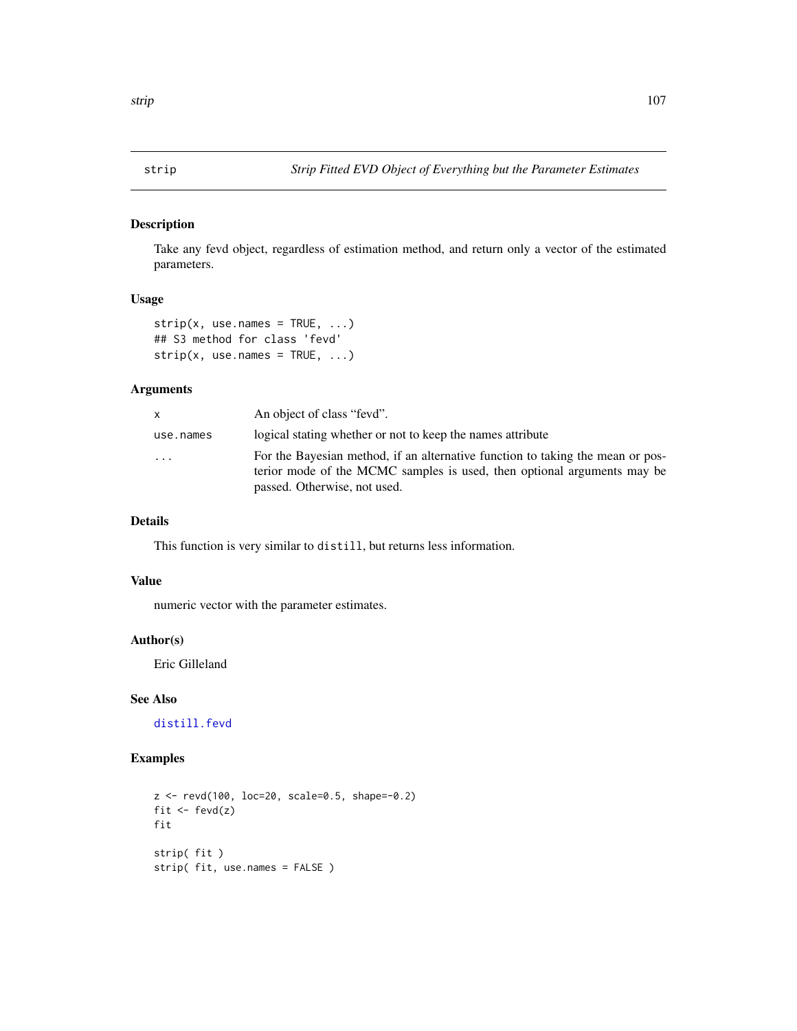# strip — *Strip Fitted EVD Object of Everything but the Parameter Estimates*

## Description

Take any fevd object, regardless of estimation method, and return only a vector of the estimated parameters.

## Usage

```
strip(x, use.names = TRUE, ...)
## S3 method for class 'fevd'
strip(x, use.names = TRUE, ...)
```

## Arguments

| | |
|---|---|
| `x` | An object of class "fevd". |
| `use.names` | logical stating whether or not to keep the names attribute |
| `...` | For the Bayesian method, if an alternative function to taking the mean or posterior mode of the MCMC samples is used, then optional arguments may be passed. Otherwise, not used. |

## Details

This function is very similar to `distill`, but returns less information.

## Value

numeric vector with the parameter estimates.

## Author(s)

Eric Gilleland

## See Also

`distill.fevd`

## Examples

```
z <- revd(100, loc=20, scale=0.5, shape=-0.2)
fit <- fevd(z)
fit

strip( fit )
strip( fit, use.names = FALSE )
```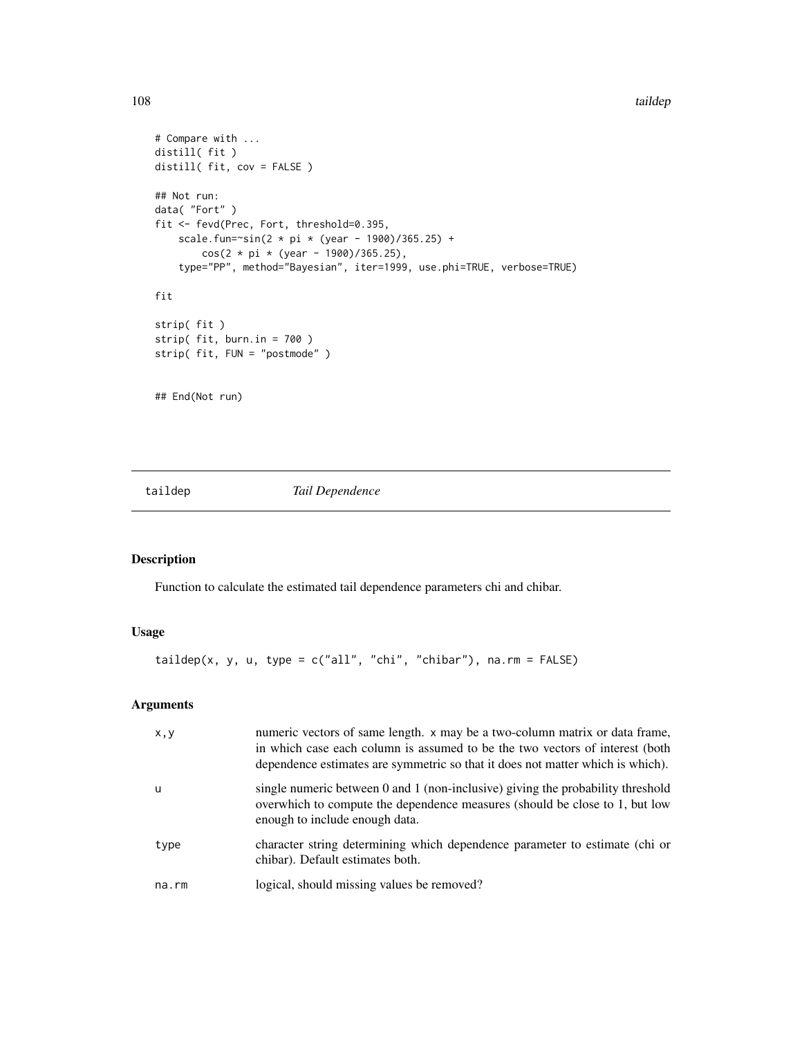```
# Compare with ...
distill( fit )
distill( fit, cov = FALSE )

## Not run:
data( "Fort" )
fit <- fevd(Prec, Fort, threshold=0.395,
    scale.fun=~sin(2 * pi * (year - 1900)/365.25) +
        cos(2 * pi * (year - 1900)/365.25),
    type="PP", method="Bayesian", iter=1999, use.phi=TRUE, verbose=TRUE)

fit

strip( fit )
strip( fit, burn.in = 700 )
strip( fit, FUN = "postmode" )


## End(Not run)
```

---

## taildep — *Tail Dependence*

### Description

Function to calculate the estimated tail dependence parameters chi and chibar.

### Usage

```
taildep(x, y, u, type = c("all", "chi", "chibar"), na.rm = FALSE)
```

### Arguments

| | |
|---|---|
| x,y | numeric vectors of same length. x may be a two-column matrix or data frame, in which case each column is assumed to be the two vectors of interest (both dependence estimates are symmetric so that it does not matter which is which). |
| u | single numeric between 0 and 1 (non-inclusive) giving the probability threshold overwhich to compute the dependence measures (should be close to 1, but low enough to include enough data. |
| type | character string determining which dependence parameter to estimate (chi or chibar). Default estimates both. |
| na.rm | logical, should missing values be removed? |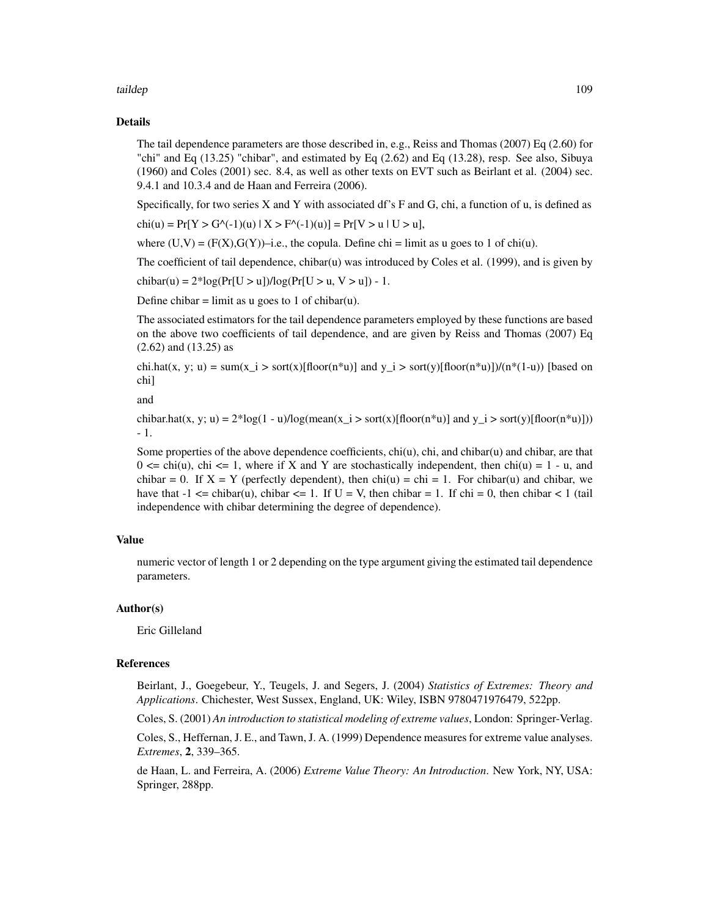## Details

The tail dependence parameters are those described in, e.g., Reiss and Thomas (2007) Eq (2.60) for "chi" and Eq (13.25) "chibar", and estimated by Eq (2.62) and Eq (13.28), resp. See also, Sibuya (1960) and Coles (2001) sec. 8.4, as well as other texts on EVT such as Beirlant et al. (2004) sec. 9.4.1 and 10.3.4 and de Haan and Ferreira (2006).

Specifically, for two series X and Y with associated df's F and G, chi, a function of u, is defined as

chi(u) = Pr[Y > G^(-1)(u) | X > F^(-1)(u)] = Pr[V > u | U > u],

where (U,V) = (F(X),G(Y))–i.e., the copula. Define chi = limit as u goes to 1 of chi(u).

The coefficient of tail dependence, chibar(u) was introduced by Coles et al. (1999), and is given by

chibar(u) = 2*log(Pr[U > u])/log(Pr[U > u, V > u]) - 1.

Define chibar = limit as u goes to 1 of chibar(u).

The associated estimators for the tail dependence parameters employed by these functions are based on the above two coefficients of tail dependence, and are given by Reiss and Thomas (2007) Eq (2.62) and (13.25) as

chi.hat(x, y; u) = sum(x_i > sort(x)[floor(n*u)] and y_i > sort(y)[floor(n*u)])/(n*(1-u)) [based on chi]

and

chibar.hat(x, y; u) = 2*log(1 - u)/log(mean(x_i > sort(x)[floor(n*u)] and y_i > sort(y)[floor(n*u)])) - 1.

Some properties of the above dependence coefficients, chi(u), chi, and chibar(u) and chibar, are that 0 <= chi(u), chi <= 1, where if X and Y are stochastically independent, then chi(u) = 1 - u, and chibar = 0. If X = Y (perfectly dependent), then chi(u) = chi = 1. For chibar(u) and chibar, we have that -1 <= chibar(u), chibar <= 1. If U = V, then chibar = 1. If chi = 0, then chibar < 1 (tail independence with chibar determining the degree of dependence).

## Value

numeric vector of length 1 or 2 depending on the type argument giving the estimated tail dependence parameters.

## Author(s)

Eric Gilleland

## References

Beirlant, J., Goegebeur, Y., Teugels, J. and Segers, J. (2004) *Statistics of Extremes: Theory and Applications*. Chichester, West Sussex, England, UK: Wiley, ISBN 9780471976479, 522pp.

Coles, S. (2001) *An introduction to statistical modeling of extreme values*, London: Springer-Verlag.

Coles, S., Heffernan, J. E., and Tawn, J. A. (1999) Dependence measures for extreme value analyses. *Extremes*, **2**, 339–365.

de Haan, L. and Ferreira, A. (2006) *Extreme Value Theory: An Introduction*. New York, NY, USA: Springer, 288pp.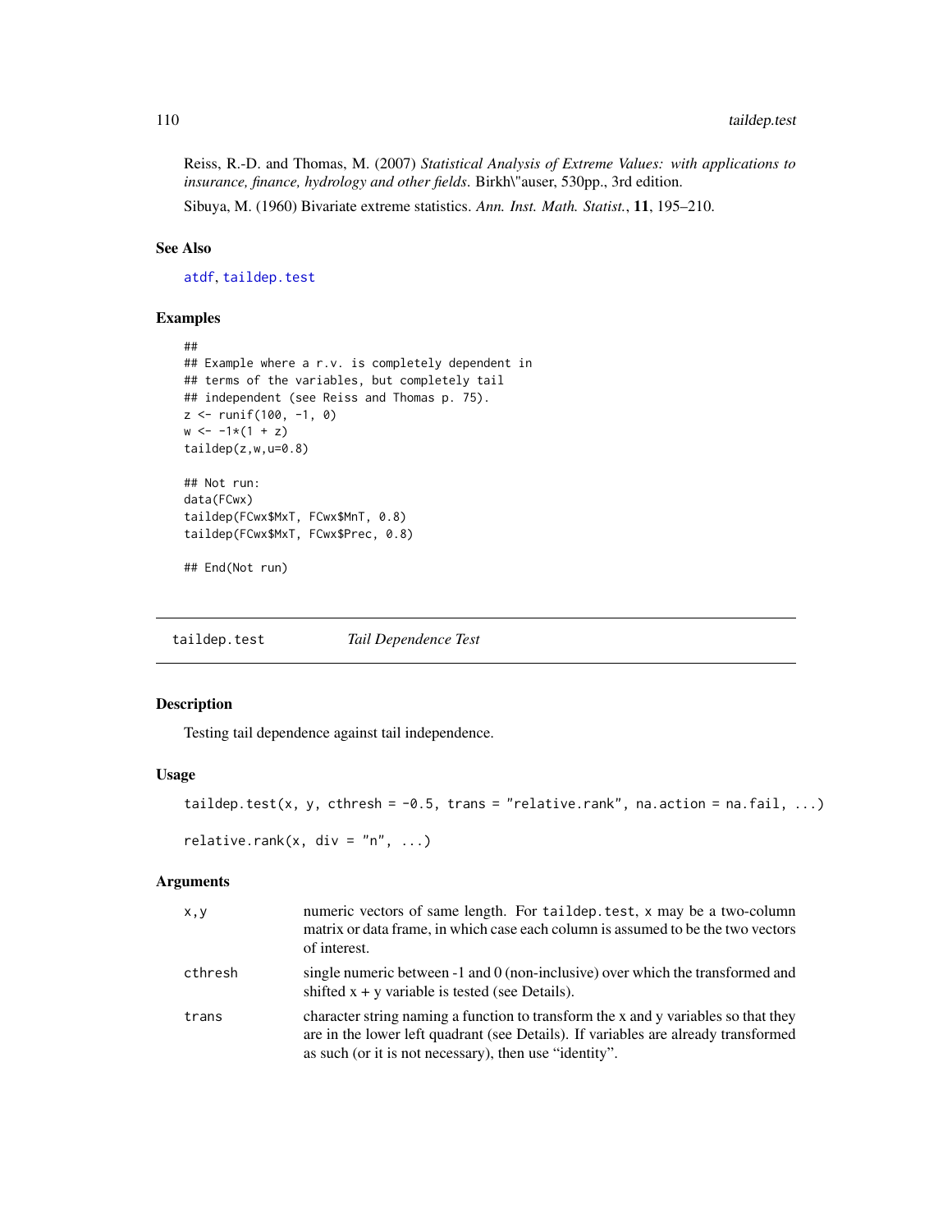Reiss, R.-D. and Thomas, M. (2007) *Statistical Analysis of Extreme Values: with applications to insurance, finance, hydrology and other fields*. Birkh\"auser, 530pp., 3rd edition.

Sibuya, M. (1960) Bivariate extreme statistics. *Ann. Inst. Math. Statist.*, **11**, 195–210.

### See Also

atdf, taildep.test

### Examples

```
##
## Example where a r.v. is completely dependent in
## terms of the variables, but completely tail
## independent (see Reiss and Thomas p. 75).
z <- runif(100, -1, 0)
w <- -1*(1 + z)
taildep(z,w,u=0.8)

## Not run:
data(FCwx)
taildep(FCwx$MxT, FCwx$MnT, 0.8)
taildep(FCwx$MxT, FCwx$Prec, 0.8)

## End(Not run)
```

---

## taildep.test — *Tail Dependence Test*

### Description

Testing tail dependence against tail independence.

### Usage

```
taildep.test(x, y, cthresh = -0.5, trans = "relative.rank", na.action = na.fail, ...)

relative.rank(x, div = "n", ...)
```

### Arguments

| | |
|---|---|
| x,y | numeric vectors of same length. For taildep.test, x may be a two-column matrix or data frame, in which case each column is assumed to be the two vectors of interest. |
| cthresh | single numeric between -1 and 0 (non-inclusive) over which the transformed and shifted x + y variable is tested (see Details). |
| trans | character string naming a function to transform the x and y variables so that they are in the lower left quadrant (see Details). If variables are already transformed as such (or it is not necessary), then use "identity". |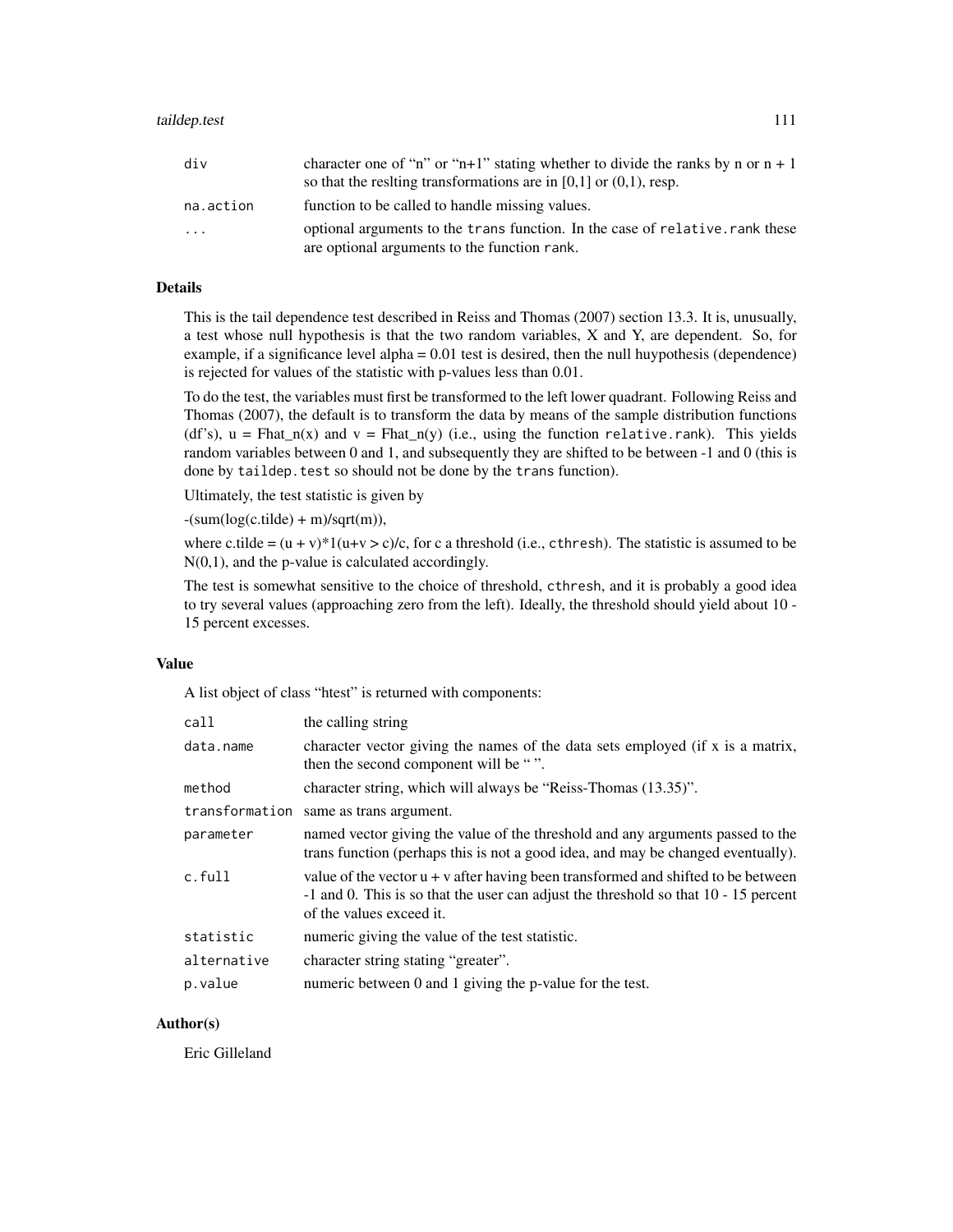| | |
|---|---|
| div | character one of "n" or "n+1" stating whether to divide the ranks by n or n + 1 so that the reslting transformations are in [0,1] or (0,1), resp. |
| na.action | function to be called to handle missing values. |
| ... | optional arguments to the trans function. In the case of relative.rank these are optional arguments to the function rank. |

### Details

This is the tail dependence test described in Reiss and Thomas (2007) section 13.3. It is, unusually, a test whose null hypothesis is that the two random variables, X and Y, are dependent. So, for example, if a significance level alpha = 0.01 test is desired, then the null huypothesis (dependence) is rejected for values of the statistic with p-values less than 0.01.

To do the test, the variables must first be transformed to the left lower quadrant. Following Reiss and Thomas (2007), the default is to transform the data by means of the sample distribution functions (df's), u = Fhat_n(x) and v = Fhat_n(y) (i.e., using the function relative.rank). This yields random variables between 0 and 1, and subsequently they are shifted to be between -1 and 0 (this is done by taildep.test so should not be done by the trans function).

Ultimately, the test statistic is given by

-(sum(log(c.tilde) + m)/sqrt(m)),

where c.tilde = (u + v)*1(u+v > c)/c, for c a threshold (i.e., cthresh). The statistic is assumed to be N(0,1), and the p-value is calculated accordingly.

The test is somewhat sensitive to the choice of threshold, cthresh, and it is probably a good idea to try several values (approaching zero from the left). Ideally, the threshold should yield about 10 - 15 percent excesses.

### Value

A list object of class "htest" is returned with components:

| | |
|---|---|
| call | the calling string |
| data.name | character vector giving the names of the data sets employed (if x is a matrix, then the second component will be " ". |
| method | character string, which will always be "Reiss-Thomas (13.35)". |
| transformation | same as trans argument. |
| parameter | named vector giving the value of the threshold and any arguments passed to the trans function (perhaps this is not a good idea, and may be changed eventually). |
| c.full | value of the vector u + v after having been transformed and shifted to be between -1 and 0. This is so that the user can adjust the threshold so that 10 - 15 percent of the values exceed it. |
| statistic | numeric giving the value of the test statistic. |
| alternative | character string stating "greater". |
| p.value | numeric between 0 and 1 giving the p-value for the test. |

### Author(s)

Eric Gilleland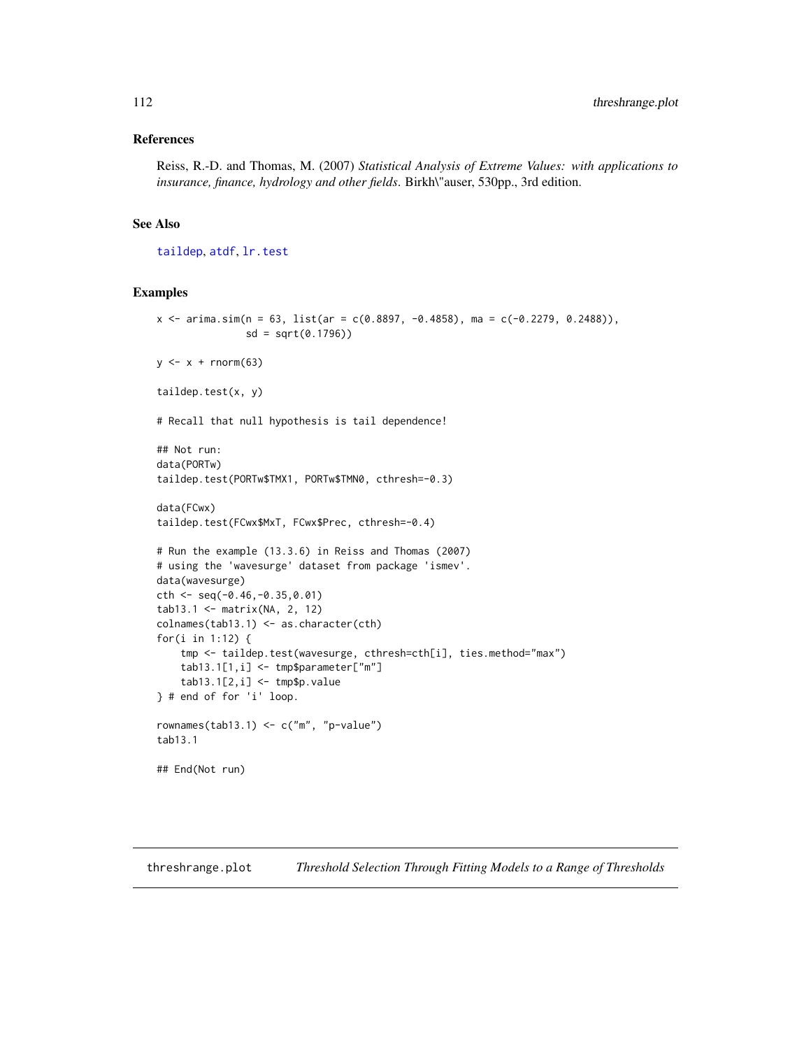## References

Reiss, R.-D. and Thomas, M. (2007) *Statistical Analysis of Extreme Values: with applications to insurance, finance, hydrology and other fields*. Birkh\"auser, 530pp., 3rd edition.

## See Also

taildep, atdf, lr.test

## Examples

```
x <- arima.sim(n = 63, list(ar = c(0.8897, -0.4858), ma = c(-0.2279, 0.2488)),
              sd = sqrt(0.1796))

y <- x + rnorm(63)

taildep.test(x, y)

# Recall that null hypothesis is tail dependence!

## Not run:
data(PORTw)
taildep.test(PORTw$TMX1, PORTw$TMN0, cthresh=-0.3)

data(FCwx)
taildep.test(FCwx$MxT, FCwx$Prec, cthresh=-0.4)

# Run the example (13.3.6) in Reiss and Thomas (2007)
# using the 'wavesurge' dataset from package 'ismev'.
data(wavesurge)
cth <- seq(-0.46,-0.35,0.01)
tab13.1 <- matrix(NA, 2, 12)
colnames(tab13.1) <- as.character(cth)
for(i in 1:12) {
    tmp <- taildep.test(wavesurge, cthresh=cth[i], ties.method="max")
    tab13.1[1,i] <- tmp$parameter["m"]
    tab13.1[2,i] <- tmp$p.value
} # end of for 'i' loop.

rownames(tab13.1) <- c("m", "p-value")
tab13.1

## End(Not run)
```

# threshrange.plot — *Threshold Selection Through Fitting Models to a Range of Thresholds*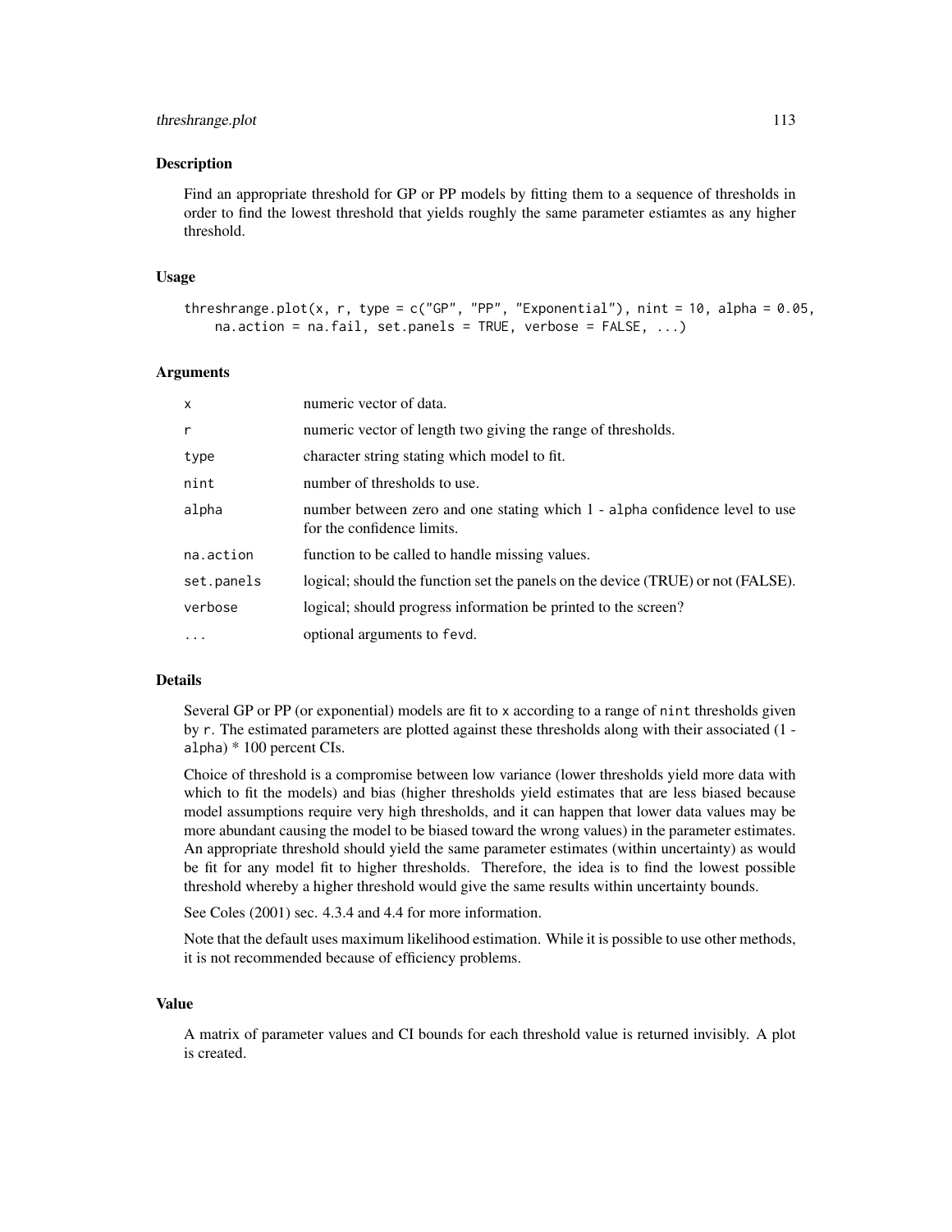## Description

Find an appropriate threshold for GP or PP models by fitting them to a sequence of thresholds in order to find the lowest threshold that yields roughly the same parameter estiamtes as any higher threshold.

## Usage

```
threshrange.plot(x, r, type = c("GP", "PP", "Exponential"), nint = 10, alpha = 0.05,
    na.action = na.fail, set.panels = TRUE, verbose = FALSE, ...)
```

## Arguments

| | |
|---|---|
| `x` | numeric vector of data. |
| `r` | numeric vector of length two giving the range of thresholds. |
| `type` | character string stating which model to fit. |
| `nint` | number of thresholds to use. |
| `alpha` | number between zero and one stating which 1 - `alpha` confidence level to use for the confidence limits. |
| `na.action` | function to be called to handle missing values. |
| `set.panels` | logical; should the function set the panels on the device (TRUE) or not (FALSE). |
| `verbose` | logical; should progress information be printed to the screen? |
| `...` | optional arguments to `fevd`. |

## Details

Several GP or PP (or exponential) models are fit to `x` according to a range of `nint` thresholds given by `r`. The estimated parameters are plotted against these thresholds along with their associated (1 - `alpha`) * 100 percent CIs.

Choice of threshold is a compromise between low variance (lower thresholds yield more data with which to fit the models) and bias (higher thresholds yield estimates that are less biased because model assumptions require very high thresholds, and it can happen that lower data values may be more abundant causing the model to be biased toward the wrong values) in the parameter estimates. An appropriate threshold should yield the same parameter estimates (within uncertainty) as would be fit for any model fit to higher thresholds. Therefore, the idea is to find the lowest possible threshold whereby a higher threshold would give the same results within uncertainty bounds.

See Coles (2001) sec. 4.3.4 and 4.4 for more information.

Note that the default uses maximum likelihood estimation. While it is possible to use other methods, it is not recommended because of efficiency problems.

## Value

A matrix of parameter values and CI bounds for each threshold value is returned invisibly. A plot is created.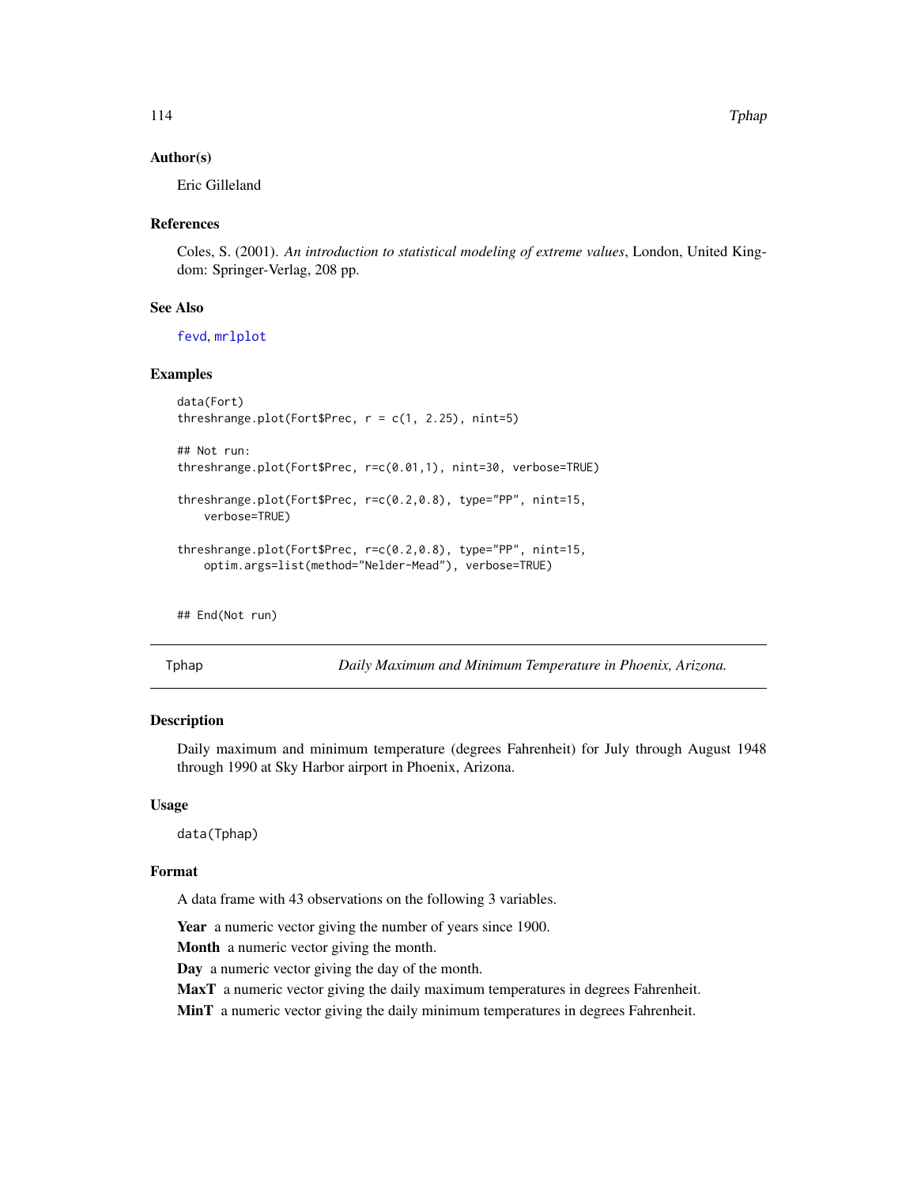### Author(s)

Eric Gilleland

### References

Coles, S. (2001). *An introduction to statistical modeling of extreme values*, London, United Kingdom: Springer-Verlag, 208 pp.

### See Also

fevd, mrlplot

### Examples

```
data(Fort)
threshrange.plot(Fort$Prec, r = c(1, 2.25), nint=5)

## Not run:
threshrange.plot(Fort$Prec, r=c(0.01,1), nint=30, verbose=TRUE)

threshrange.plot(Fort$Prec, r=c(0.2,0.8), type="PP", nint=15,
    verbose=TRUE)

threshrange.plot(Fort$Prec, r=c(0.2,0.8), type="PP", nint=15,
    optim.args=list(method="Nelder-Mead"), verbose=TRUE)


## End(Not run)
```

---

## Tphap — *Daily Maximum and Minimum Temperature in Phoenix, Arizona.*

---

### Description

Daily maximum and minimum temperature (degrees Fahrenheit) for July through August 1948 through 1990 at Sky Harbor airport in Phoenix, Arizona.

### Usage

```
data(Tphap)
```

### Format

A data frame with 43 observations on the following 3 variables.

**Year** a numeric vector giving the number of years since 1900.

**Month** a numeric vector giving the month.

**Day** a numeric vector giving the day of the month.

**MaxT** a numeric vector giving the daily maximum temperatures in degrees Fahrenheit.

**MinT** a numeric vector giving the daily minimum temperatures in degrees Fahrenheit.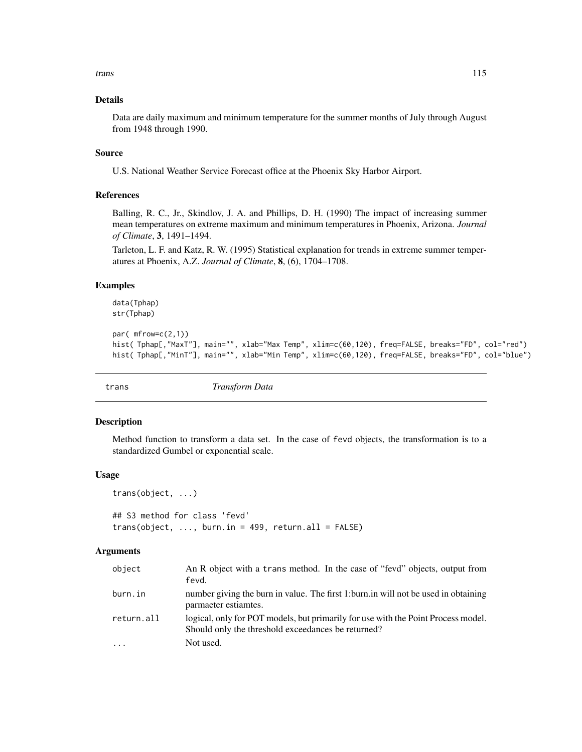## Details

Data are daily maximum and minimum temperature for the summer months of July through August from 1948 through 1990.

## Source

U.S. National Weather Service Forecast office at the Phoenix Sky Harbor Airport.

## References

Balling, R. C., Jr., Skindlov, J. A. and Phillips, D. H. (1990) The impact of increasing summer mean temperatures on extreme maximum and minimum temperatures in Phoenix, Arizona. *Journal of Climate*, **3**, 1491–1494.

Tarleton, L. F. and Katz, R. W. (1995) Statistical explanation for trends in extreme summer temperatures at Phoenix, A.Z. *Journal of Climate*, **8**, (6), 1704–1708.

## Examples

```
data(Tphap)
str(Tphap)

par( mfrow=c(2,1))
hist( Tphap[,"MaxT"], main="", xlab="Max Temp", xlim=c(60,120), freq=FALSE, breaks="FD", col="red")
hist( Tphap[,"MinT"], main="", xlab="Min Temp", xlim=c(60,120), freq=FALSE, breaks="FD", col="blue")
```

---

# trans — *Transform Data*

## Description

Method function to transform a data set. In the case of fevd objects, the transformation is to a standardized Gumbel or exponential scale.

## Usage

```
trans(object, ...)

## S3 method for class 'fevd'
trans(object, ..., burn.in = 499, return.all = FALSE)
```

## Arguments

| | |
|---|---|
| object | An R object with a trans method. In the case of "fevd" objects, output from fevd. |
| burn.in | number giving the burn in value. The first 1:burn.in will not be used in obtaining parmaeter estiamtes. |
| return.all | logical, only for POT models, but primarily for use with the Point Process model. Should only the threshold exceedances be returned? |
| ... | Not used. |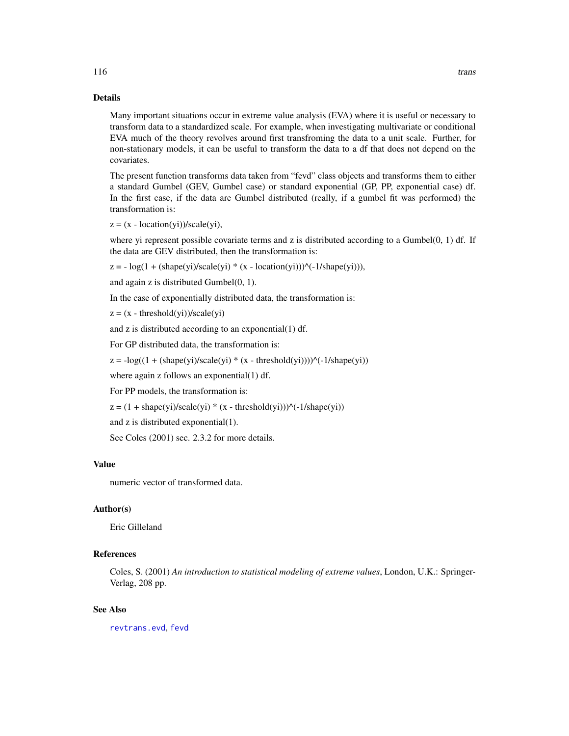## Details

Many important situations occur in extreme value analysis (EVA) where it is useful or necessary to transform data to a standardized scale. For example, when investigating multivariate or conditional EVA much of the theory revolves around first transfroming the data to a unit scale. Further, for non-stationary models, it can be useful to transform the data to a df that does not depend on the covariates.

The present function transforms data taken from "fevd" class objects and transforms them to either a standard Gumbel (GEV, Gumbel case) or standard exponential (GP, PP, exponential case) df. In the first case, if the data are Gumbel distributed (really, if a gumbel fit was performed) the transformation is:

z = (x - location(yi))/scale(yi),

where yi represent possible covariate terms and z is distributed according to a Gumbel(0, 1) df. If the data are GEV distributed, then the transformation is:

z = - log(1 + (shape(yi)/scale(yi) * (x - location(yi)))^(-1/shape(yi))),

and again z is distributed Gumbel(0, 1).

In the case of exponentially distributed data, the transformation is:

z = (x - threshold(yi))/scale(yi)

and z is distributed according to an exponential(1) df.

For GP distributed data, the transformation is:

z = -log((1 + (shape(yi)/scale(yi) * (x - threshold(yi))))^(-1/shape(yi))

where again z follows an exponential(1) df.

For PP models, the transformation is:

z = (1 + shape(yi)/scale(yi) * (x - threshold(yi)))^(-1/shape(yi))

and z is distributed exponential(1).

See Coles (2001) sec. 2.3.2 for more details.

## Value

numeric vector of transformed data.

## Author(s)

Eric Gilleland

## References

Coles, S. (2001) *An introduction to statistical modeling of extreme values*, London, U.K.: Springer-Verlag, 208 pp.

## See Also

revtrans.evd, fevd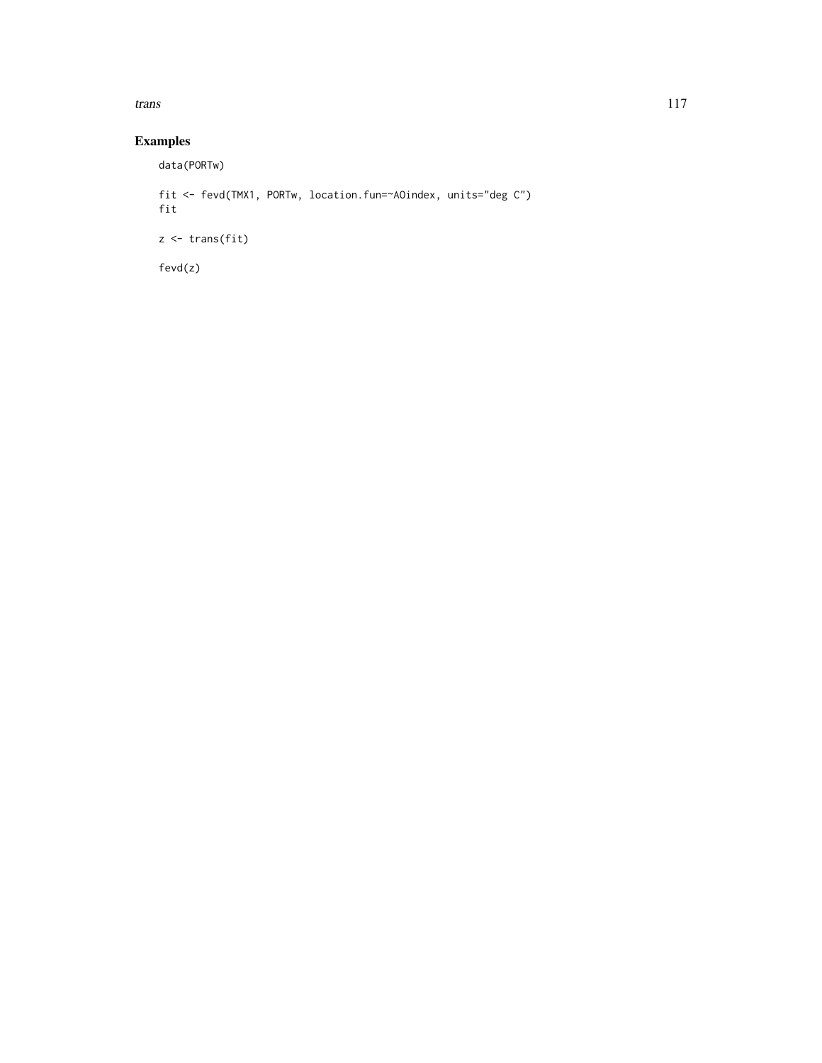## Examples

```
data(PORTw)

fit <- fevd(TMX1, PORTw, location.fun=~AOindex, units="deg C")
fit

z <- trans(fit)

fevd(z)
```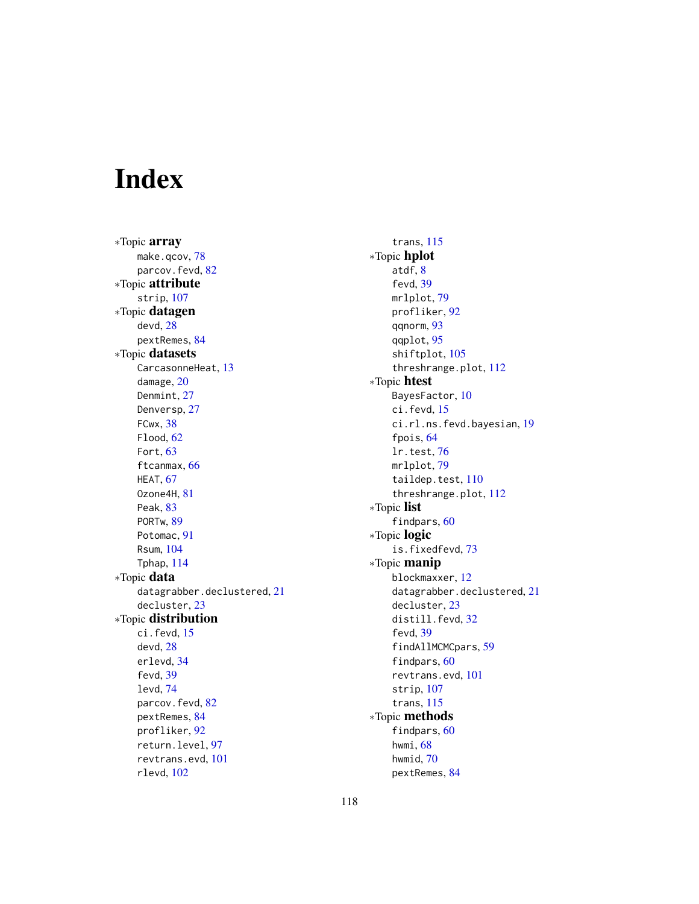# Index

*Topic **array**
make.qcov, 78
parcov.fevd, 82

*Topic **attribute**
strip, 107

*Topic **datagen**
devd, 28
pextRemes, 84

*Topic **datasets**
CarcasonneHeat, 13
damage, 20
Denmint, 27
Denversp, 27
FCwx, 38
Flood, 62
Fort, 63
ftcanmax, 66
HEAT, 67
Ozone4H, 81
Peak, 83
PORTw, 89
Potomac, 91
Rsum, 104
Tphap, 114

*Topic **data**
datagrabber.declustered, 21
decluster, 23

*Topic **distribution**
ci.fevd, 15
devd, 28
erlevd, 34
fevd, 39
levd, 74
parcov.fevd, 82
pextRemes, 84
profliker, 92
return.level, 97
revtrans.evd, 101
rlevd, 102
trans, 115

*Topic **hplot**
atdf, 8
fevd, 39
mrlplot, 79
profliker, 92
qqnorm, 93
qqplot, 95
shiftplot, 105
threshrange.plot, 112

*Topic **htest**
BayesFactor, 10
ci.fevd, 15
ci.rl.ns.fevd.bayesian, 19
fpois, 64
lr.test, 76
mrlplot, 79
taildep.test, 110
threshrange.plot, 112

*Topic **list**
findpars, 60

*Topic **logic**
is.fixedfevd, 73

*Topic **manip**
blockmaxxer, 12
datagrabber.declustered, 21
decluster, 23
distill.fevd, 32
fevd, 39
findAllMCMCpars, 59
findpars, 60
revtrans.evd, 101
strip, 107
trans, 115

*Topic **methods**
findpars, 60
hwmi, 68
hwmid, 70
pextRemes, 84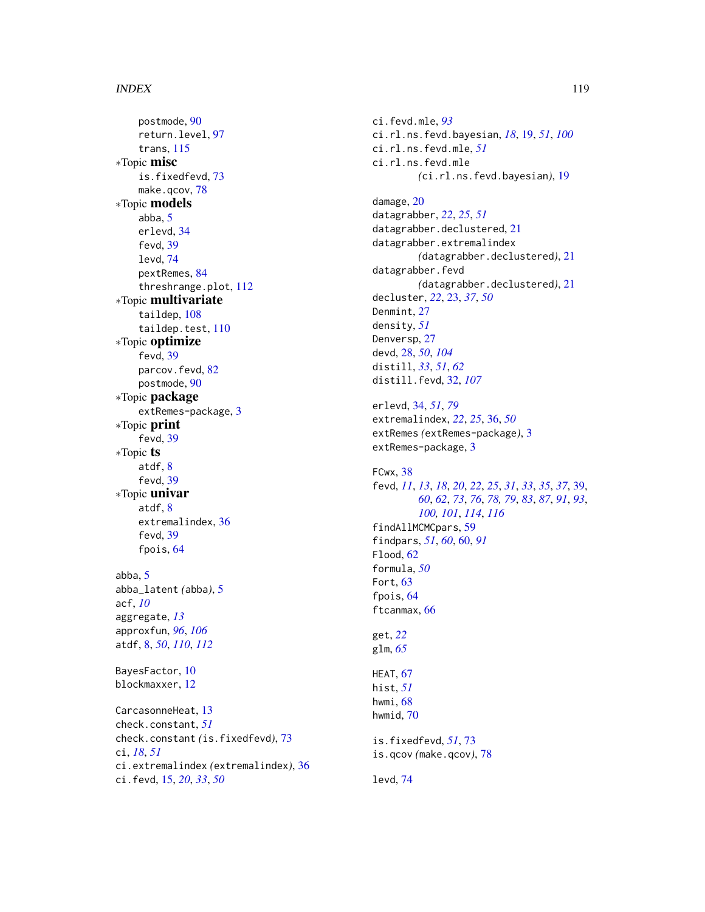postmode, 90
return.level, 97
trans, 115

*Topic **misc**
is.fixedfevd, 73
make.qcov, 78

*Topic **models**
abba, 5
erlevd, 34
fevd, 39
levd, 74
pextRemes, 84
threshrange.plot, 112

*Topic **multivariate**
taildep, 108
taildep.test, 110

*Topic **optimize**
fevd, 39
parcov.fevd, 82
postmode, 90

*Topic **package**
extRemes-package, 3

*Topic **print**
fevd, 39

*Topic **ts**
atdf, 8
fevd, 39

*Topic **univar**
atdf, 8
extremalindex, 36
fevd, 39
fpois, 64

abba, 5
abba_latent *(abba)*, 5
acf, *10*
aggregate, *13*
approxfun, *96*, *106*
atdf, 8, *50*, *110*, *112*

BayesFactor, 10
blockmaxxer, 12

CarcasonneHeat, 13
check.constant, *51*
check.constant *(is.fixedfevd)*, 73
ci, *18*, *51*
ci.extremalindex *(extremalindex)*, 36
ci.fevd, 15, *20*, *33*, *50*
ci.fevd.mle, *93*
ci.rl.ns.fevd.bayesian, *18*, 19, *51*, *100*
ci.rl.ns.fevd.mle, *51*
ci.rl.ns.fevd.mle *(ci.rl.ns.fevd.bayesian)*, 19

damage, 20
datagrabber, *22*, *25*, *51*
datagrabber.declustered, 21
datagrabber.extremalindex *(datagrabber.declustered)*, 21
datagrabber.fevd *(datagrabber.declustered)*, 21
decluster, *22*, 23, *37*, *50*
Denmint, 27
density, *51*
Denversp, 27
devd, 28, *50*, *104*
distill, *33*, *51*, *62*
distill.fevd, 32, *107*

erlevd, 34, *51*, *79*
extremalindex, *22*, *25*, 36, *50*
extRemes *(extRemes-package)*, 3
extRemes-package, 3

FCwx, 38
fevd, *11*, *13*, *18*, *20*, *22*, *25*, *31*, *33*, *35*, *37*, 39, *60*, *62*, *73*, *76*, *78*, *79*, *83*, *87*, *91*, *93*, *100*, *101*, *114*, *116*
findAllMCMCpars, 59
findpars, *51*, *60*, 60, *91*
Flood, 62
formula, *50*
Fort, 63
fpois, 64
ftcanmax, 66

get, *22*
glm, *65*

HEAT, 67
hist, *51*
hwmi, 68
hwmid, 70

is.fixedfevd, *51*, 73
is.qcov *(make.qcov)*, 78

levd, 74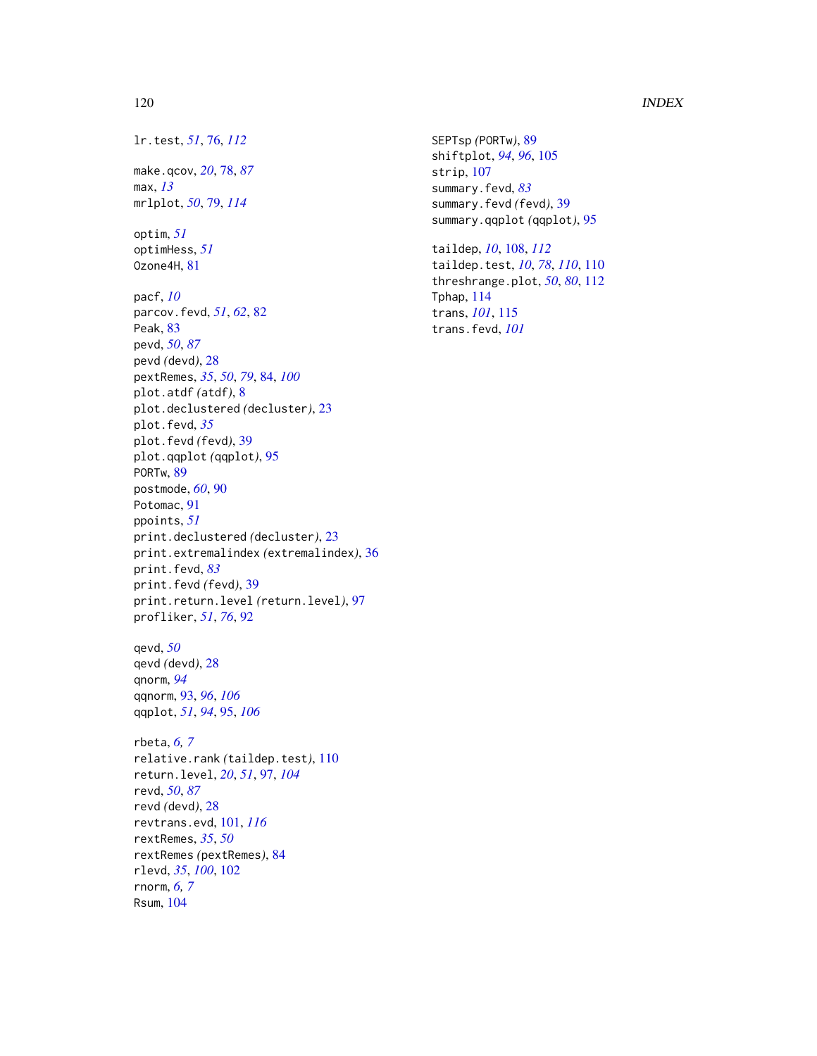lr.test, *51*, 76, *112*

make.qcov, *20*, 78, *87*
max, *13*
mrlplot, *50*, 79, *114*

optim, *51*
optimHess, *51*
Ozone4H, 81

pacf, *10*
parcov.fevd, *51*, *62*, 82
Peak, 83
pevd, *50*, *87*
pevd *(*devd*)*, 28
pextRemes, *35*, *50*, *79*, 84, *100*
plot.atdf *(*atdf*)*, 8
plot.declustered *(*decluster*)*, 23
plot.fevd, *35*
plot.fevd *(*fevd*)*, 39
plot.qqplot *(*qqplot*)*, 95
PORTw, 89
postmode, *60*, 90
Potomac, 91
ppoints, *51*
print.declustered *(*decluster*)*, 23
print.extremalindex *(*extremalindex*)*, 36
print.fevd, *83*
print.fevd *(*fevd*)*, 39
print.return.level *(*return.level*)*, 97
profliker, *51*, *76*, 92

qevd, *50*
qevd *(*devd*)*, 28
qnorm, *94*
qqnorm, 93, *96*, *106*
qqplot, *51*, *94*, 95, *106*

rbeta, *6, 7*
relative.rank *(*taildep.test*)*, 110
return.level, *20*, *51*, 97, *104*
revd, *50*, *87*
revd *(*devd*)*, 28
revtrans.evd, 101, *116*
rextRemes, *35*, *50*
rextRemes *(*pextRemes*)*, 84
rlevd, *35*, *100*, 102
rnorm, *6, 7*
Rsum, 104

SEPTsp *(*PORTw*)*, 89
shiftplot, *94*, *96*, 105
strip, 107
summary.fevd, *83*
summary.fevd *(*fevd*)*, 39
summary.qqplot *(*qqplot*)*, 95

taildep, *10*, 108, *112*
taildep.test, *10*, *78*, *110*, 110
threshrange.plot, *50*, *80*, 112
Tphap, 114
trans, *101*, 115
trans.fevd, *101*